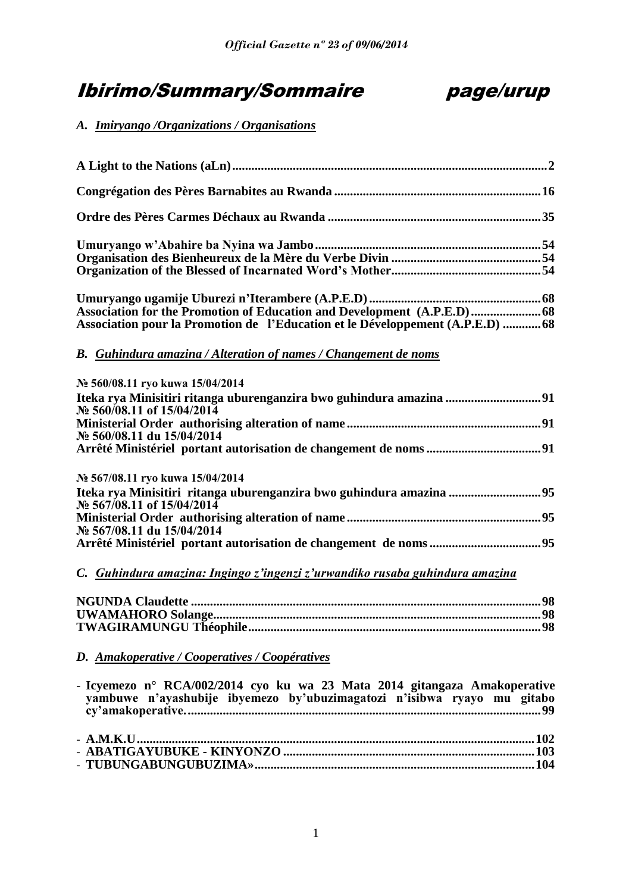# Ibirimo/Summary/Sommaire page/urup

## *A. Imiryango /Organizations / Organisations*

**A Light to the Nations (aLn)....................................................................................................2**

**Congrégation des Pères Barnabites au Rwanda.................................................................16**

**Ordre des Pères Carmes Déchaux au Rwanda ...................................................................35**

**Umuryango w'Abahire ba Nyina wa Jambo.......................................................................54**
**Organisation des Bienheureux de la Mère du Verbe Divin ...............................................54**
**Organization of the Blessed of Incarnated Word's Mother...............................................54**

**Umuryango ugamije Uburezi n'Iterambere (A.P.E.D)......................................................68**
**Association for the Promotion of Education and Development (A.P.E.D).....................68**
**Association pour la Promotion de l'Education et le Développement (A.P.E.D) ............68**

## *B. Guhindura amazina / Alteration of names / Changement de noms*

**№ 560/08.11 ryo kuwa 15/04/2014**
**Iteka rya Minisitiri ritanga uburenganzira bwo guhindura amazina ..............................91**
**№ 560/08.11 of 15/04/2014**
**Ministerial Order authorising alteration of name.............................................................91**
**№ 560/08.11 du 15/04/2014**
**Arrêté Ministériel portant autorisation de changement de noms....................................91**

**№ 567/08.11 ryo kuwa 15/04/2014**
**Iteka rya Minisitiri ritanga uburenganzira bwo guhindura amazina .............................95**
**№ 567/08.11 of 15/04/2014**
**Ministerial Order authorising alteration of name.............................................................95**
**№ 567/08.11 du 15/04/2014**
**Arrêté Ministériel portant autorisation de changement de noms...................................95**

## *C. Guhindura amazina: Ingingo z'ingenzi z'urwandiko rusaba guhindura amazina*

**NGUNDA Claudette .............................................................................................................98**
**UWAMAHORO Solange.......................................................................................................98**
**TWAGIRAMUNGU Théophile...........................................................................................98**

## *D. Amakoperative / Cooperatives / Coopératives*

- **Icyemezo n° RCA/002/2014 cyo ku wa 23 Mata 2014 gitangaza Amakoperative yambuwe n'ayashubije ibyemezo by'ubuzimagatozi n'isibwa ryayo mu gitabo cy'amakoperative..............................................................................................................99**

- **A.M.K.U.............................................................................................................................102**
- **ABATIGAYUBUKE - KINYONZO ...............................................................................103**
- **TUBUNGABUNGUBUZIMA».......................................................................................104**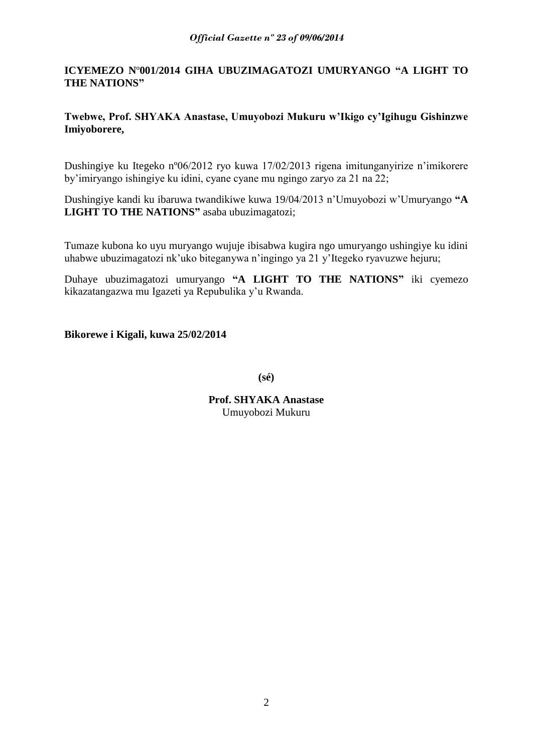**ICYEMEZO Nº001/2014 GIHA UBUZIMAGATOZI UMURYANGO "A LIGHT TO THE NATIONS"**

**Twebwe, Prof. SHYAKA Anastase, Umuyobozi Mukuru w'Ikigo cy'Igihugu Gishinzwe Imiyoborere,**

Dushingiye ku Itegeko nº06/2012 ryo kuwa 17/02/2013 rigena imitunganyirize n'imikorere by'imiryango ishingiye ku idini, cyane cyane mu ngingo zaryo za 21 na 22;

Dushingiye kandi ku ibaruwa twandikiwe kuwa 19/04/2013 n'Umuyobozi w'Umuryango **"A LIGHT TO THE NATIONS"** asaba ubuzimagatozi;

Tumaze kubona ko uyu muryango wujuje ibisabwa kugira ngo umuryango ushingiye ku idini uhabwe ubuzimagatozi nk'uko biteganywa n'ingingo ya 21 y'Itegeko ryavuzwe hejuru;

Duhaye ubuzimagatozi umuryango **"A LIGHT TO THE NATIONS"** iki cyemezo kikazatangazwa mu Igazeti ya Repubulika y'u Rwanda.

**Bikorewe i Kigali, kuwa 25/02/2014**

**(sé)**

**Prof. SHYAKA Anastase**
Umuyobozi Mukuru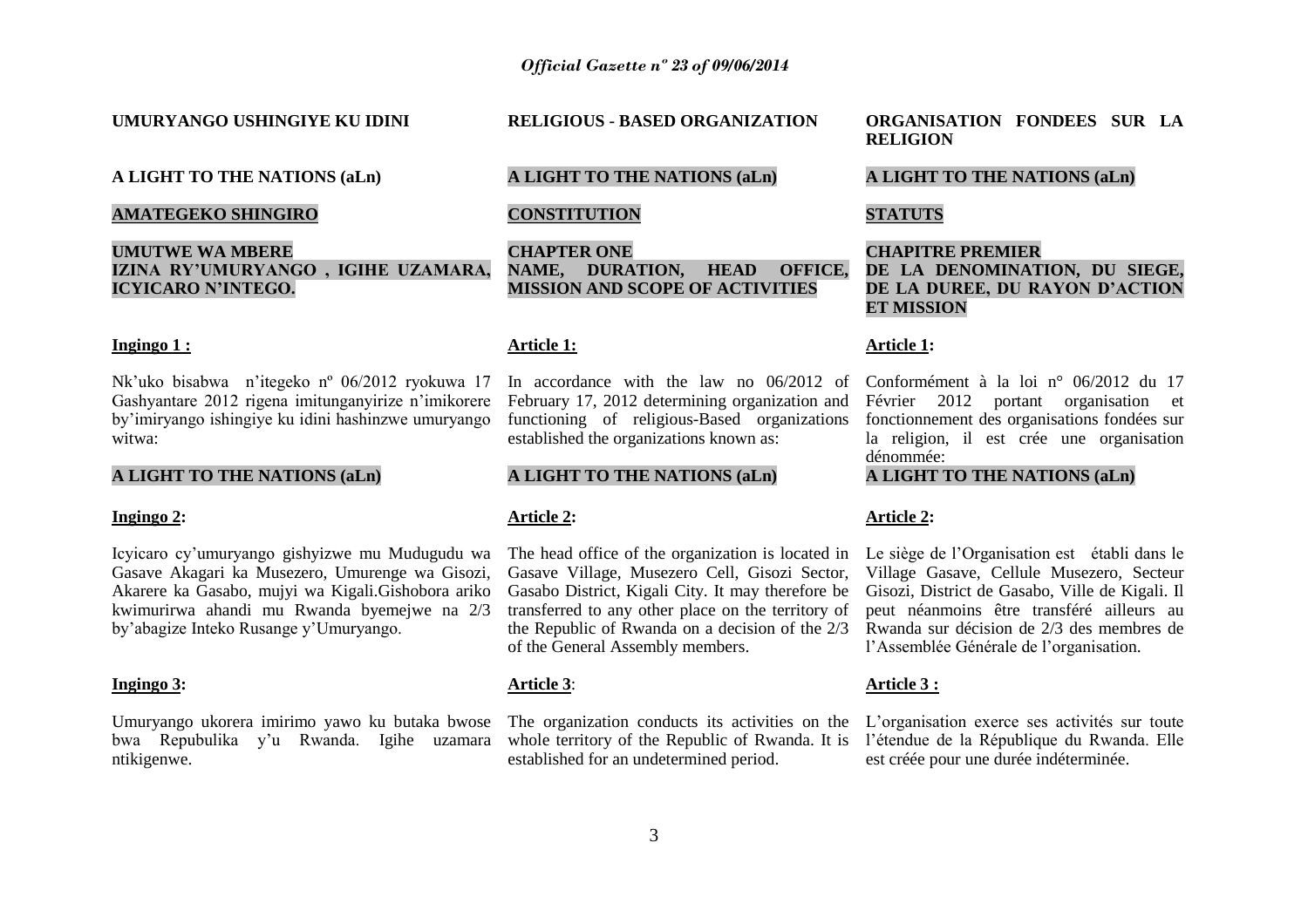**UMURYANGO USHINGIYE KU IDINI**

**A LIGHT TO THE NATIONS (aLn)**

**AMATEGEKO SHINGIRO**

**UMUTWE WA MBERE**
**IZINA RY'UMURYANGO , IGIHE UZAMARA, ICYICARO N'INTEGO.**

**Ingingo 1 :**

Nk'uko bisabwa n'itegeko nº 06/2012 ryokuwa 17 Gashyantare 2012 rigena imitunganyirize n'imikorere by'imiryango ishingiye ku idini hashinzwe umuryango witwa:

**A LIGHT TO THE NATIONS (aLn)**

**Ingingo 2:**

Icyicaro cy'umuryango gishyizwe mu Mudugudu wa Gasave Akagari ka Musezero, Umurenge wa Gisozi, Akarere ka Gasabo, mujyi wa Kigali.Gishobora ariko kwimurirwa ahandi mu Rwanda byemejwe na 2/3 by'abagize Inteko Rusange y'Umuryango.

**Ingingo 3:**

Umuryango ukorera imirimo yawo ku butaka bwose bwa Repubulika y'u Rwanda. Igihe uzamara ntikigenwe.

**RELIGIOUS - BASED ORGANIZATION**

**A LIGHT TO THE NATIONS (aLn)**

**CONSTITUTION**

**CHAPTER ONE**
**NAME, DURATION, HEAD OFFICE, MISSION AND SCOPE OF ACTIVITIES**

**Article 1:**

In accordance with the law no 06/2012 of February 17, 2012 determining organization and functioning of religious-Based organizations established the organizations known as:

**A LIGHT TO THE NATIONS (aLn)**

**Article 2:**

The head office of the organization is located in Gasave Village, Musezero Cell, Gisozi Sector, Gasabo District, Kigali City. It may therefore be transferred to any other place on the territory of the Republic of Rwanda on a decision of the 2/3 of the General Assembly members.

**Article 3**:

The organization conducts its activities on the whole territory of the Republic of Rwanda. It is established for an undetermined period.

**ORGANISATION FONDEES SUR LA RELIGION**

**A LIGHT TO THE NATIONS (aLn)**

**STATUTS**

**CHAPITRE PREMIER**
**DE LA DENOMINATION, DU SIEGE, DE LA DUREE, DU RAYON D'ACTION ET MISSION**

**Article 1:**

Conformément à la loi n° 06/2012 du 17 Février 2012 portant organisation et fonctionnement des organisations fondées sur la religion, il est crée une organisation dénommée:

**A LIGHT TO THE NATIONS (aLn)**

**Article 2:**

Le siège de l'Organisation est établi dans le Village Gasave, Cellule Musezero, Secteur Gisozi, District de Gasabo, Ville de Kigali. Il peut néanmoins être transféré ailleurs au Rwanda sur décision de 2/3 des membres de l'Assemblée Générale de l'organisation.

**Article 3 :**

L'organisation exerce ses activités sur toute l'étendue de la République du Rwanda. Elle est créée pour une durée indéterminée.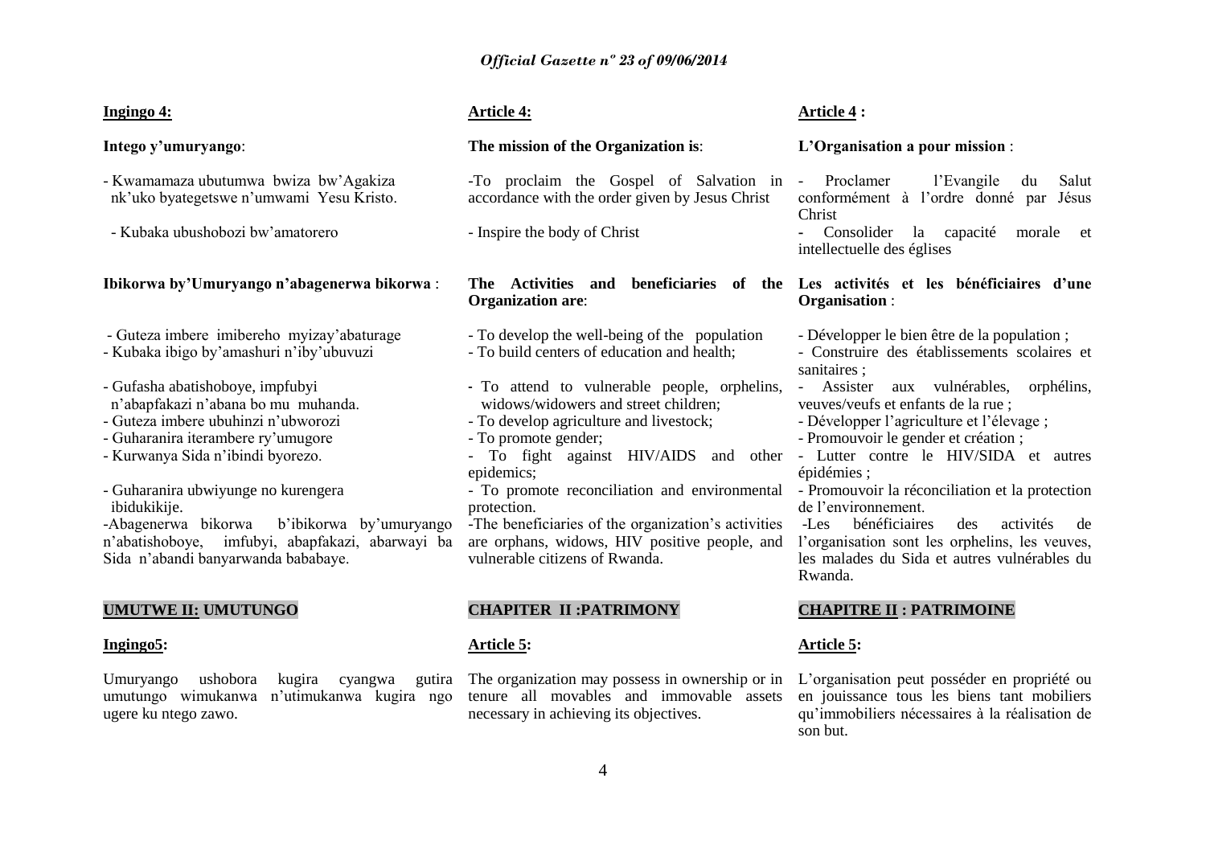**Ingingo 4:**

**Intego y'umuryango**:

- Kwamamaza ubutumwa bwiza bw'Agakiza nk'uko byategetswe n'umwami Yesu Kristo.

- Kubaka ubushobozi bw'amatorero

**Ibikorwa by'Umuryango n'abagenerwa bikorwa** :

- Guteza imbere imibereho myizay'abaturage
- Kubaka ibigo by'amashuri n'iby'ubuvuzi
- Gufasha abatishoboye, impfubyi n'abapfakazi n'abana bo mu muhanda.
- Guteza imbere ubuhinzi n'ubworozi
- Guharanira iterambere ry'umugore
- Kurwanya Sida n'ibindi byorezo.
- Guharanira ubwiyunge no kurengera ibidukikije.

-Abagenerwa bikorwa b'ibikorwa by'umuryango n'abatishoboye, imfubyi, abapfakazi, abarwayi ba Sida n'abandi banyarwanda bababaye.

**UMUTWE II: UMUTUNGO**

**Ingingo5:**

Umuryango ushobora kugira cyangwa gutira umutungo wimukanwa n'utimukanwa kugira ngo ugere ku ntego zawo.

**Article 4:**

**The mission of the Organization is**:

-To proclaim the Gospel of Salvation in accordance with the order given by Jesus Christ

- Inspire the body of Christ

**The Activities and beneficiaries of the Organization are**:

- To develop the well-being of the population
- To build centers of education and health;
- To attend to vulnerable people, orphelins, widows/widowers and street children;
- To develop agriculture and livestock;
- To promote gender;
- To fight against HIV/AIDS and other epidemics;
- To promote reconciliation and environmental protection.

-The beneficiaries of the organization's activities are orphans, widows, HIV positive people, and vulnerable citizens of Rwanda.

**CHAPITER II :PATRIMONY**

**Article 5:**

The organization may possess in ownership or in tenure all movables and immovable assets necessary in achieving its objectives.

**Article 4 :**

**L'Organisation a pour mission** :

- Proclamer l'Evangile du Salut conformément à l'ordre donné par Jésus Christ
- Consolider la capacité morale et intellectuelle des églises

**Les activités et les bénéficiaires d'une Organisation** :

- Développer le bien être de la population ;
- Construire des établissements scolaires et sanitaires ;
- Assister aux vulnérables, orphélins, veuves/veufs et enfants de la rue ;
- Développer l'agriculture et l'élevage ;
- Promouvoir le gender et création ;
- Lutter contre le HIV/SIDA et autres épidémies ;
- Promouvoir la réconciliation et la protection de l'environnement.

-Les bénéficiaires des activités de l'organisation sont les orphelins, les veuves, les malades du Sida et autres vulnérables du Rwanda.

**CHAPITRE II : PATRIMOINE**

**Article 5:**

L'organisation peut posséder en propriété ou en jouissance tous les biens tant mobiliers qu'immobiliers nécessaires à la réalisation de son but.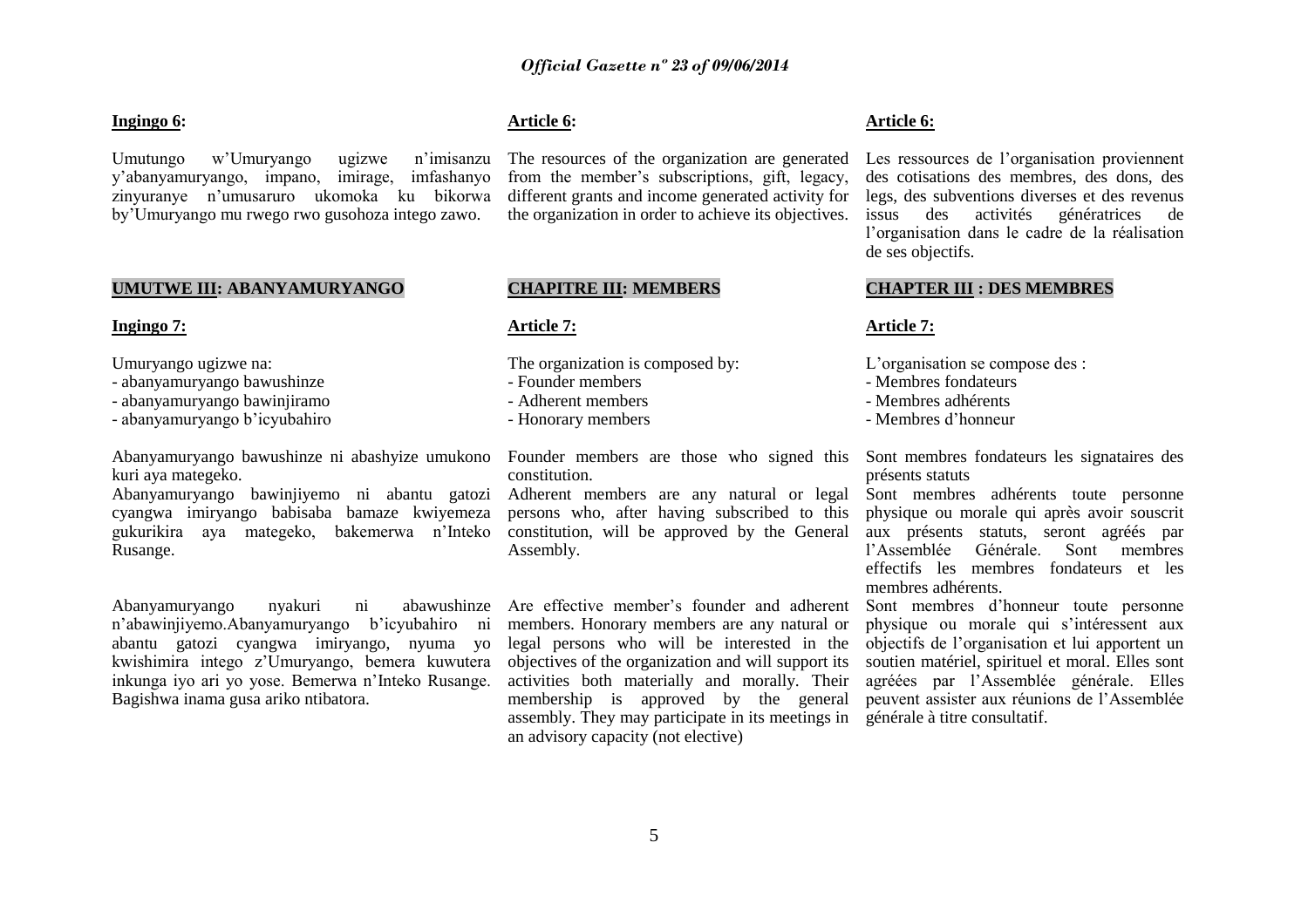**Ingingo 6:**

Umutungo w'Umuryango ugizwe n'imisanzu y'abanyamuryango, impano, imirage, imfashanyo zinyuranye n'umusaruro ukomoka ku bikorwa by'Umuryango mu rwego rwo gusohoza intego zawo.

**UMUTWE III: ABANYAMURYANGO**

**Ingingo 7:**

Umuryango ugizwe na:
- abanyamuryango bawushinze
- abanyamuryango bawinjiramo
- abanyamuryango b'icyubahiro

Abanyamuryango bawushinze ni abashyize umukono kuri aya mategeko.
Abanyamuryango bawinjiyemo ni abantu gatozi cyangwa imiryango babisaba bamaze kwiyemeza gukurikira aya mategeko, bakemerwa n'Inteko Rusange.

Abanyamuryango nyakuri ni abawushinze n'abawinjiyemo.Abanyamuryango b'icyubahiro ni abantu gatozi cyangwa imiryango, nyuma yo kwishimira intego z'Umuryango, bemera kuwutera inkunga iyo ari yo yose. Bemerwa n'Inteko Rusange. Bagishwa inama gusa ariko ntibatora.

**Article 6:**

The resources of the organization are generated from the member's subscriptions, gift, legacy, different grants and income generated activity for the organization in order to achieve its objectives.

**CHAPITRE III: MEMBERS**

**Article 7:**

The organization is composed by:
- Founder members
- Adherent members
- Honorary members

Founder members are those who signed this constitution.
Adherent members are any natural or legal persons who, after having subscribed to this constitution, will be approved by the General Assembly.

Are effective member's founder and adherent members. Honorary members are any natural or legal persons who will be interested in the objectives of the organization and will support its activities both materially and morally. Their membership is approved by the general assembly. They may participate in its meetings in an advisory capacity (not elective)

**Article 6:**

Les ressources de l'organisation proviennent des cotisations des membres, des dons, des legs, des subventions diverses et des revenus issus des activités génératrices de l'organisation dans le cadre de la réalisation de ses objectifs.

**CHAPTER III : DES MEMBRES**

**Article 7:**

L'organisation se compose des :
- Membres fondateurs
- Membres adhérents
- Membres d'honneur

Sont membres fondateurs les signataires des présents statuts
Sont membres adhérents toute personne physique ou morale qui après avoir souscrit aux présents statuts, seront agréés par l'Assemblée Générale. Sont membres effectifs les membres fondateurs et les membres adhérents.
Sont membres d'honneur toute personne physique ou morale qui s'intéressent aux objectifs de l'organisation et lui apportent un soutien matériel, spirituel et moral. Elles sont agréées par l'Assemblée générale. Elles peuvent assister aux réunions de l'Assemblée générale à titre consultatif.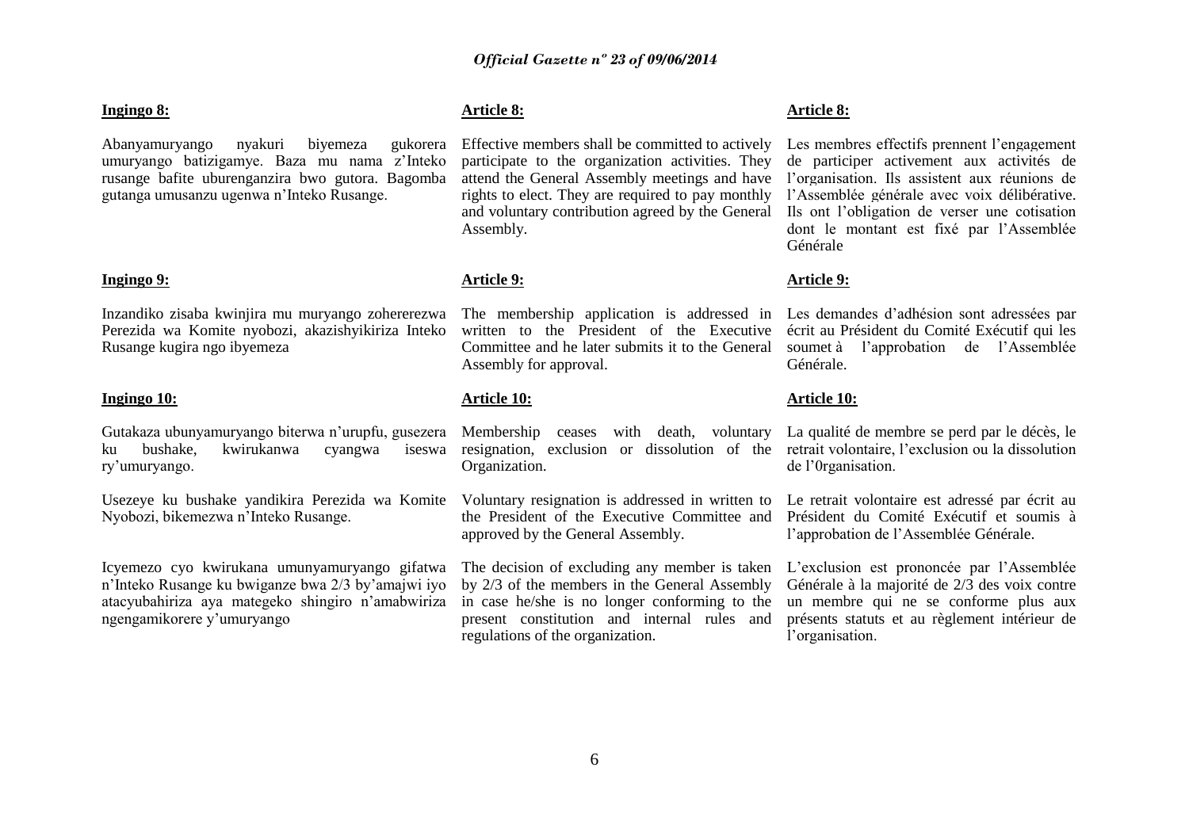**Ingingo 8:**

Abanyamuryango nyakuri biyemeza gukorera umuryango batizigamye. Baza mu nama z'Inteko rusange bafite uburenganzira bwo gutora. Bagomba gutanga umusanzu ugenwa n'Inteko Rusange.

**Ingingo 9:**

Inzandiko zisaba kwinjira mu muryango zohererezwa Perezida wa Komite nyobozi, akazishyikiriza Inteko Rusange kugira ngo ibyemeza

**Ingingo 10:**

Gutakaza ubunyamuryango biterwa n'urupfu, gusezera ku bushake, kwirukanwa cyangwa iseswa ry'umuryango.

Usezeye ku bushake yandikira Perezida wa Komite Nyobozi, bikemezwa n'Inteko Rusange.

Icyemezo cyo kwirukana umunyamuryango gifatwa n'Inteko Rusange ku bwiganze bwa 2/3 by'amajwi iyo atacyubahiriza aya mategeko shingiro n'amabwiriza ngengamikorere y'umuryango

**Article 8:**

Effective members shall be committed to actively participate to the organization activities. They attend the General Assembly meetings and have rights to elect. They are required to pay monthly and voluntary contribution agreed by the General Assembly.

**Article 9:**

The membership application is addressed in written to the President of the Executive Committee and he later submits it to the General Assembly for approval.

**Article 10:**

Membership ceases with death, voluntary resignation, exclusion or dissolution of the Organization.

Voluntary resignation is addressed in written to the President of the Executive Committee and approved by the General Assembly.

The decision of excluding any member is taken by 2/3 of the members in the General Assembly in case he/she is no longer conforming to the present constitution and internal rules and regulations of the organization.

**Article 8:**

Les membres effectifs prennent l'engagement de participer activement aux activités de l'organisation. Ils assistent aux réunions de l'Assemblée générale avec voix délibérative. Ils ont l'obligation de verser une cotisation dont le montant est fixé par l'Assemblée Générale

**Article 9:**

Les demandes d'adhésion sont adressées par écrit au Président du Comité Exécutif qui les soumet à l'approbation de l'Assemblée Générale.

**Article 10:**

La qualité de membre se perd par le décès, le retrait volontaire, l'exclusion ou la dissolution de l'0rganisation.

Le retrait volontaire est adressé par écrit au Président du Comité Exécutif et soumis à l'approbation de l'Assemblée Générale.

L'exclusion est prononcée par l'Assemblée Générale à la majorité de 2/3 des voix contre un membre qui ne se conforme plus aux présents statuts et au règlement intérieur de l'organisation.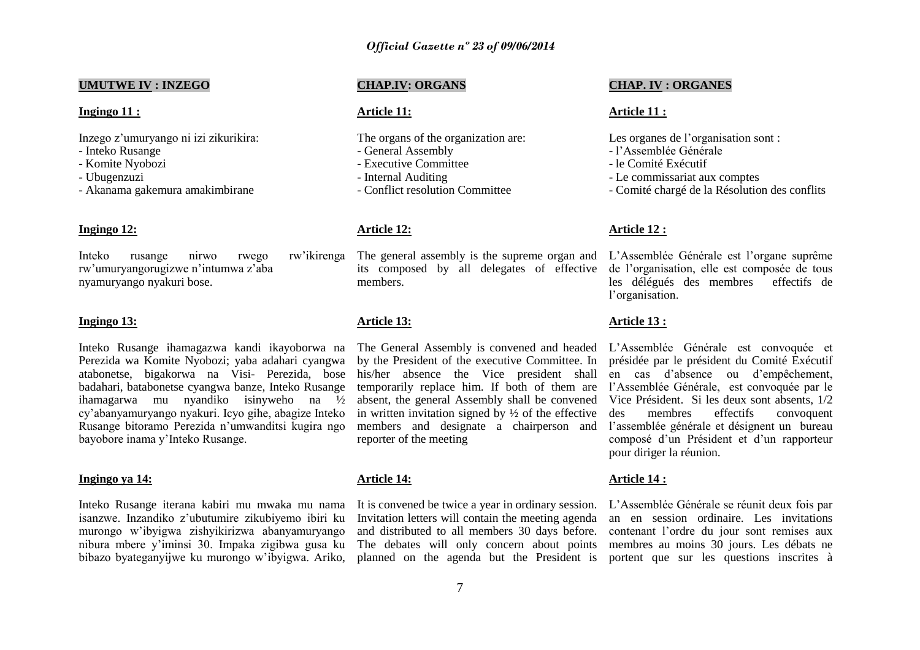**UMUTWE IV : INZEGO**

**Ingingo 11 :**

Inzego z'umuryango ni izi zikurikira:
- Inteko Rusange
- Komite Nyobozi
- Ubugenzuzi
- Akanama gakemura amakimbirane

**Ingingo 12:**

Inteko rusange nirwo rwego rw'ikirenga rw'umuryangorugizwe n'intumwa z'aba nyamuryango nyakuri bose.

**Ingingo 13:**

Inteko Rusange ihamagazwa kandi ikayoborwa na Perezida wa Komite Nyobozi; yaba adahari cyangwa atabonetse, bigakorwa na Visi- Perezida, bose badahari, batabonetse cyangwa banze, Inteko Rusange ihamagarwa mu nyandiko isinyweho na ½ cy'abanyamuryango nyakuri. Icyo gihe, abagize Inteko Rusange bitoramo Perezida n'umwanditsi kugira ngo bayobore inama y'Inteko Rusange.

**Ingingo ya 14:**

Inteko Rusange iterana kabiri mu mwaka mu nama isanzwe. Inzandiko z'ubutumire zikubiyemo ibiri ku murongo w'ibyigwa zishyikirizwa abanyamuryango nibura mbere y'iminsi 30. Impaka zigibwa gusa ku bibazo byateganyijwe ku murongo w'ibyigwa. Ariko,

**CHAP.IV: ORGANS**

**Article 11:**

The organs of the organization are:
- General Assembly
- Executive Committee
- Internal Auditing
- Conflict resolution Committee

**Article 12:**

The general assembly is the supreme organ and its composed by all delegates of effective members.

**Article 13:**

The General Assembly is convened and headed by the President of the executive Committee. In his/her absence the Vice president shall temporarily replace him. If both of them are absent, the general Assembly shall be convened in written invitation signed by ½ of the effective members and designate a chairperson and reporter of the meeting

**Article 14:**

It is convened be twice a year in ordinary session. Invitation letters will contain the meeting agenda and distributed to all members 30 days before. The debates will only concern about points planned on the agenda but the President is

**CHAP. IV : ORGANES**

**Article 11 :**

Les organes de l'organisation sont :
- l'Assemblée Générale
- le Comité Exécutif
- Le commissariat aux comptes
- Comité chargé de la Résolution des conflits

**Article 12 :**

L'Assemblée Générale est l'organe suprême de l'organisation, elle est composée de tous les délégués des membres effectifs de l'organisation.

**Article 13 :**

L'Assemblée Générale est convoquée et présidée par le président du Comité Exécutif en cas d'absence ou d'empêchement, l'Assemblée Générale, est convoquée par le Vice Président. Si les deux sont absents, 1/2 des membres effectifs convoquent l'assemblée générale et désignent un bureau composé d'un Président et d'un rapporteur pour diriger la réunion.

**Article 14 :**

L'Assemblée Générale se réunit deux fois par an en session ordinaire. Les invitations contenant l'ordre du jour sont remises aux membres au moins 30 jours. Les débats ne portent que sur les questions inscrites à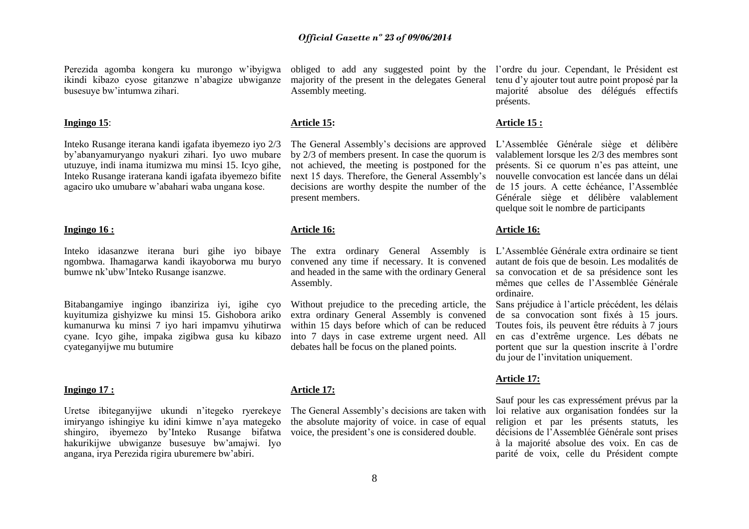Perezida agomba kongera ku murongo w'ibyigwa ikindi kibazo cyose gitanzwe n'abagize ubwiganze busesuye bw'intumwa zihari.

**Ingingo 15**:

Inteko Rusange iterana kandi igafata ibyemezo iyo 2/3 by'abanyamuryango nyakuri zihari. Iyo uwo mubare utuzuye, indi inama itumizwa mu minsi 15. Icyo gihe, Inteko Rusange iraterana kandi igafata ibyemezo bifite agaciro uko umubare w'abahari waba ungana kose.

**Ingingo 16 :**

Inteko idasanzwe iterana buri gihe iyo bibaye ngombwa. Ihamagarwa kandi ikayoborwa mu buryo bumwe nk'ubw'Inteko Rusange isanzwe.

Bitabangamiye ingingo ibanziriza iyi, igihe cyo kuyitumiza gishyizwe ku minsi 15. Gishobora ariko kumanurwa ku minsi 7 iyo hari impamvu yihutirwa cyane. Icyo gihe, impaka zigibwa gusa ku kibazo cyateganyijwe mu butumire

**Ingingo 17 :**

Uretse ibiteganyijwe ukundi n'itegeko ryerekeye imiryango ishingiye ku idini kimwe n'aya mategeko shingiro, ibyemezo by'Inteko Rusange bifatwa hakurikijwe ubwiganze busesuye bw'amajwi. Iyo angana, irya Perezida rigira uburemere bw'abiri.

obliged to add any suggested point by the majority of the present in the delegates General Assembly meeting.

**Article 15:**

The General Assembly's decisions are approved by 2/3 of members present. In case the quorum is not achieved, the meeting is postponed for the next 15 days. Therefore, the General Assembly's decisions are worthy despite the number of the present members.

**Article 16:**

The extra ordinary General Assembly is convened any time if necessary. It is convened and headed in the same with the ordinary General Assembly.

Without prejudice to the preceding article, the extra ordinary General Assembly is convened within 15 days before which of can be reduced into 7 days in case extreme urgent need. All debates hall be focus on the planed points.

**Article 17:**

The General Assembly's decisions are taken with the absolute majority of voice. in case of equal voice, the president's one is considered double.

l'ordre du jour. Cependant, le Président est tenu d'y ajouter tout autre point proposé par la majorité absolue des délégués effectifs présents.

**Article 15 :**

L'Assemblée Générale siège et délibère valablement lorsque les 2/3 des membres sont présents. Si ce quorum n'es pas atteint, une nouvelle convocation est lancée dans un délai de 15 jours. A cette échéance, l'Assemblée Générale siège et délibère valablement quelque soit le nombre de participants

**Article 16:**

L'Assemblée Générale extra ordinaire se tient autant de fois que de besoin. Les modalités de sa convocation et de sa présidence sont les mêmes que celles de l'Assemblée Générale ordinaire.

Sans préjudice à l'article précédent, les délais de sa convocation sont fixés à 15 jours. Toutes fois, ils peuvent être réduits à 7 jours en cas d'extrême urgence. Les débats ne portent que sur la question inscrite à l'ordre du jour de l'invitation uniquement.

**Article 17:**

Sauf pour les cas expressément prévus par la loi relative aux organisation fondées sur la religion et par les présents statuts, les décisions de l'Assemblée Générale sont prises à la majorité absolue des voix. En cas de parité de voix, celle du Président compte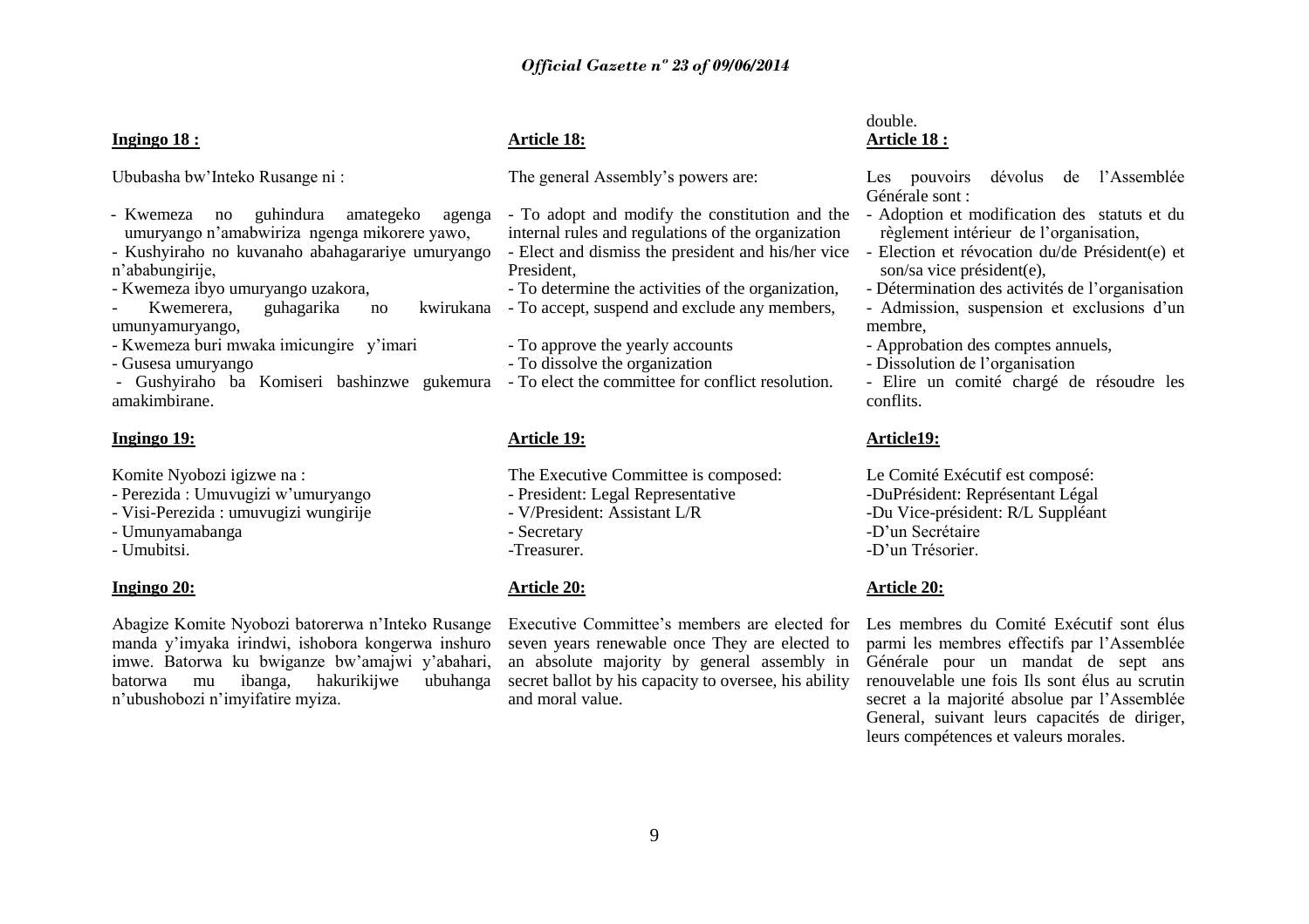**Ingingo 18 :**

Ububasha bw'Inteko Rusange ni :

- Kwemeza no guhindura amategeko agenga umuryango n'amabwiriza ngenga mikorere yawo,
- Kushyiraho no kuvanaho abahagarariye umuryango n'ababungirije,
- Kwemeza ibyo umuryango uzakora,
- Kwemerera, guhagarika no kwirukana umunyamuryango,
- Kwemeza buri mwaka imicungire y'imari
- Gusesa umuryango
- Gushyiraho ba Komiseri bashinzwe gukemura amakimbirane.

**Ingingo 19:**

Komite Nyobozi igizwe na :

- Perezida : Umuvugizi w'umuryango
- Visi-Perezida : umuvugizi wungirije
- Umunyamabanga
- Umubitsi.

**Ingingo 20:**

Abagize Komite Nyobozi batorerwa n'Inteko Rusange manda y'imyaka irindwi, ishobora kongerwa inshuro imwe. Batorwa ku bwiganze bw'amajwi y'abahari, batorwa mu ibanga, hakurikijwe ubuhanga n'ubushobozi n'imyifatire myiza.

**Article 18:**

The general Assembly's powers are:

- To adopt and modify the constitution and the internal rules and regulations of the organization
- Elect and dismiss the president and his/her vice President,
- To determine the activities of the organization,
- To accept, suspend and exclude any members,
- To approve the yearly accounts
- To dissolve the organization
- To elect the committee for conflict resolution.

**Article 19:**

The Executive Committee is composed:

- President: Legal Representative
- V/President: Assistant L/R
- Secretary
- Treasurer.

**Article 20:**

Executive Committee's members are elected for seven years renewable once They are elected to an absolute majority by general assembly in secret ballot by his capacity to oversee, his ability and moral value.

double.

**Article 18 :**

Les pouvoirs dévolus de l'Assemblée Générale sont :

- Adoption et modification des statuts et du règlement intérieur de l'organisation,
- Election et révocation du/de Président(e) et son/sa vice président(e),
- Détermination des activités de l'organisation
- Admission, suspension et exclusions d'un membre,
- Approbation des comptes annuels,
- Dissolution de l'organisation
- Elire un comité chargé de résoudre les conflits.

**Article19:**

Le Comité Exécutif est composé:

- DuPrésident: Représentant Légal
- Du Vice-président: R/L Suppléant
- D'un Secrétaire
- D'un Trésorier.

**Article 20:**

Les membres du Comité Exécutif sont élus parmi les membres effectifs par l'Assemblée Générale pour un mandat de sept ans renouvelable une fois Ils sont élus au scrutin secret a la majorité absolue par l'Assemblée General, suivant leurs capacités de diriger, leurs compétences et valeurs morales.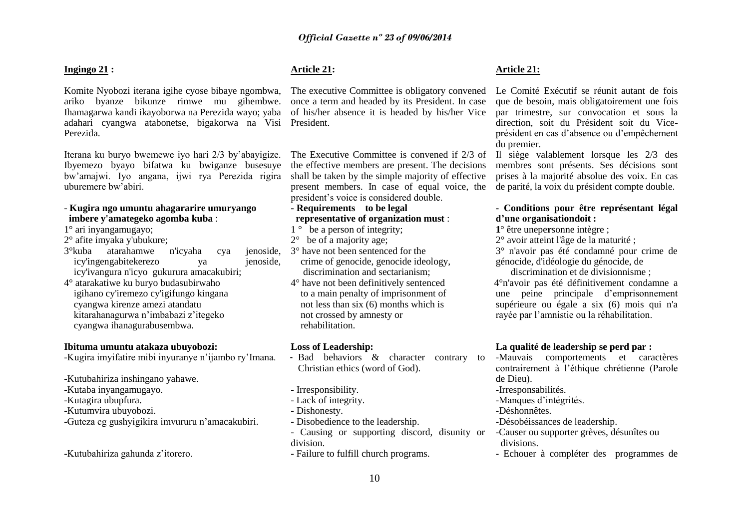**Ingingo 21 :**

Komite Nyobozi iterana igihe cyose bibaye ngombwa, ariko byanze bikunze rimwe mu gihembwe. Ihamagarwa kandi ikayoborwa na Perezida wayo; yaba adahari cyangwa atabonetse, bigakorwa na Visi Perezida.

Iterana ku buryo bwemewe iyo hari 2/3 by'abayigize. Ibyemezo byayo bifatwa ku bwiganze busesuye bw'amajwi. Iyo angana, ijwi rya Perezida rigira uburemere bw'abiri.

- **Kugira ngo umuntu ahagararire umuryango imbere y'amategeko agomba kuba** :

1° ari inyangamugayo;
2° afite imyaka y'ubukure;
3°kuba atarahamwe n'icyaha cya jenoside, icy'ingengabitekerezo ya jenoside, icy'ivangura n'icyo gukurura amacakubiri;
4° atarakatiwe ku buryo budasubirwaho igihano cy'iremezo cy'igifungo kingana cyangwa kirenze amezi atandatu kitarahanagurwa n'imbabazi z'itegeko cyangwa ihanagurabusembwa.

**Ibituma umuntu atakaza ubuyobozi:**

-Kugira imyifatire mibi inyuranye n'ijambo ry'Imana.

-Kutubahiriza inshingano yahawe.
-Kutaba inyangamugayo.
-Kutagira ubupfura.
-Kutumvira ubuyobozi.
-Guteza cg gushyigikira imvururu n'amacakubiri.

-Kutubahiriza gahunda z'itorero.

**Article 21:**

The executive Committee is obligatory convened once a term and headed by its President. In case of his/her absence it is headed by his/her Vice President.

The Executive Committee is convened if 2/3 of the effective members are present. The decisions shall be taken by the simple majority of effective present members. In case of equal voice, the president's voice is considered double.

- **Requirements to be legal representative of organization must** :

1 ° be a person of integrity;
2° be of a majority age;
3° have not been sentenced for the crime of genocide, genocide ideology, discrimination and sectarianism;
4° have not been definitively sentenced to a main penalty of imprisonment of not less than six (6) months which is not crossed by amnesty or rehabilitation.

**Loss of Leadership:**

- Bad behaviors & character contrary to Christian ethics (word of God).

- Irresponsibility.
- Lack of integrity.
- Dishonesty.
- Disobedience to the leadership.
- Causing or supporting discord, disunity or division.
- Failure to fulfill church programs.

**Article 21:**

Le Comité Exécutif se réunit autant de fois que de besoin, mais obligatoirement une fois par trimestre, sur convocation et sous la direction, soit du Président soit du Vice-président en cas d'absence ou d'empêchement du premier.

Il siège valablement lorsque les 2/3 des membres sont présents. Ses décisions sont prises à la majorité absolue des voix. En cas de parité, la voix du président compte double.

- **Conditions pour être représentant légal d'une organisationdoit :**

**1**° être unepe**r**sonne intègre ;
2° avoir atteint l'âge de la maturité ;
3° n'avoir pas été condamné pour crime de génocide, d'idéologie du génocide, de discrimination et de divisionnisme ;
4°n'avoir pas été définitivement condamne a une peine principale d'emprisonnement supérieure ou égale a six (6) mois qui n'a rayée par l'amnistie ou la réhabilitation.

**La qualité de leadership se perd par :**

-Mauvais comportements et caractères contrairement à l'éthique chrétienne (Parole de Dieu).
-Irresponsabilités.
-Manques d'intégrités.
-Déshonnêtes.
-Désobéissances de leadership.
-Causer ou supporter grèves, désunîtes ou divisions.
- Echouer à compléter des programmes de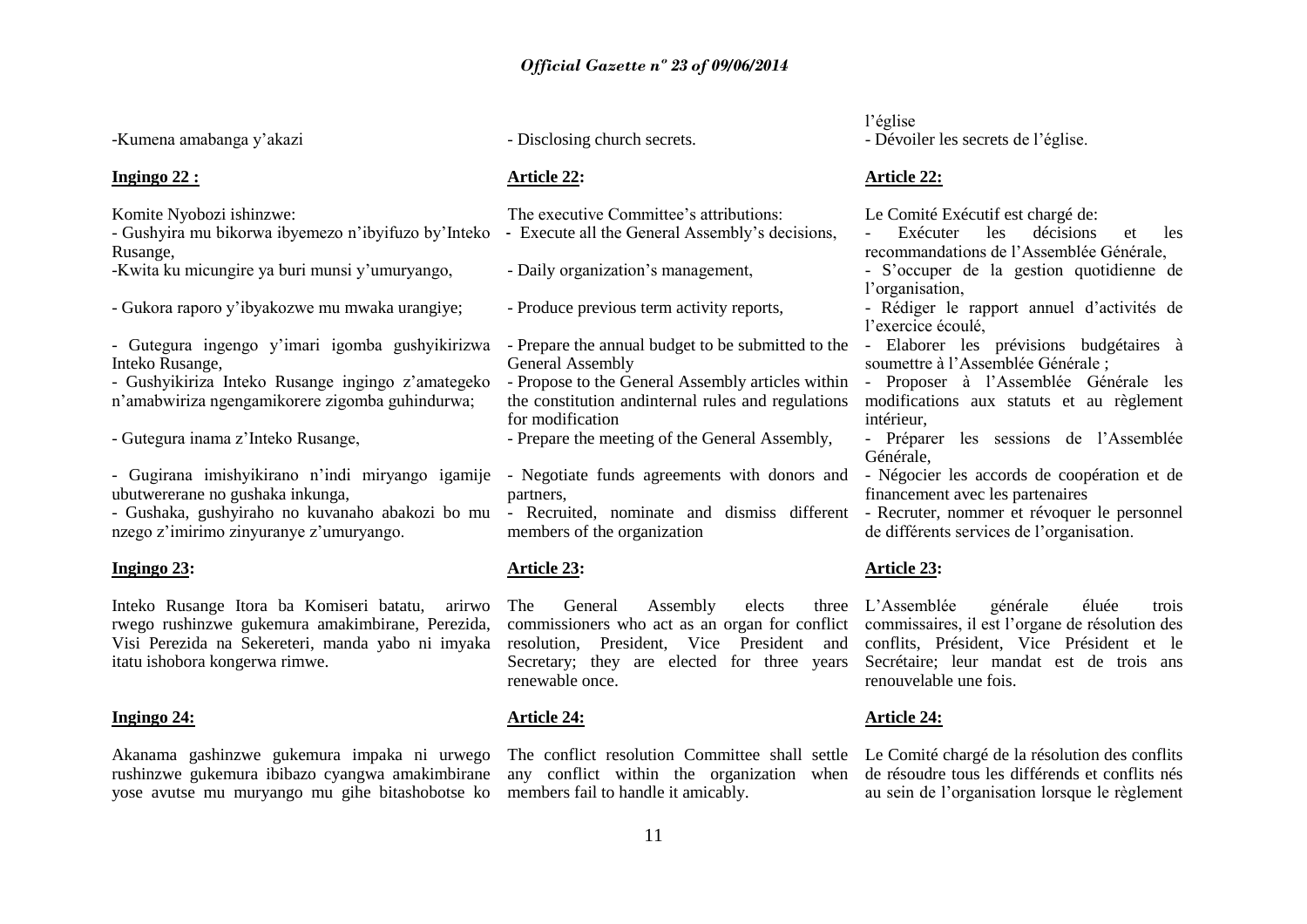-Kumena amabanga y'akazi

**Ingingo 22 :**

Komite Nyobozi ishinzwe:
- Gushyira mu bikorwa ibyemezo n'ibyifuzo by'Inteko Rusange,
-Kwita ku micungire ya buri munsi y'umuryango,

- Gukora raporo y'ibyakozwe mu mwaka urangiye;

- Gutegura ingengo y'imari igomba gushyikirizwa Inteko Rusange,
- Gushyikiriza Inteko Rusange ingingo z'amategeko n'amabwiriza ngengamikorere zigomba guhindurwa;

- Gutegura inama z'Inteko Rusange,

- Gugirana imishyikirano n'indi miryango igamije ubutwererane no gushaka inkunga,
- Gushaka, gushyiraho no kuvanaho abakozi bo mu nzego z'imirimo zinyuranye z'umuryango.

**Ingingo 23:**

Inteko Rusange Itora ba Komiseri batatu, arirwo rwego rushinzwe gukemura amakimbirane, Perezida, Visi Perezida na Sekereteri, manda yabo ni imyaka itatu ishobora kongerwa rimwe.

**Ingingo 24:**

Akanama gashinzwe gukemura impaka ni urwego rushinzwe gukemura ibibazo cyangwa amakimbirane yose avutse mu muryango mu gihe bitashobotse ko

- Disclosing church secrets.

**Article 22:**

The executive Committee's attributions:
- Execute all the General Assembly's decisions,

- Daily organization's management,

- Produce previous term activity reports,

- Prepare the annual budget to be submitted to the General Assembly
- Propose to the General Assembly articles within the constitution andinternal rules and regulations for modification
- Prepare the meeting of the General Assembly,

- Negotiate funds agreements with donors and partners,
- Recruited, nominate and dismiss different members of the organization

**Article 23:**

The General Assembly elects three commissioners who act as an organ for conflict resolution, President, Vice President and Secretary; they are elected for three years renewable once.

**Article 24:**

The conflict resolution Committee shall settle any conflict within the organization when members fail to handle it amicably.

l'église
- Dévoiler les secrets de l'église.

**Article 22:**

Le Comité Exécutif est chargé de:
- Exécuter les décisions et les recommandations de l'Assemblée Générale,
- S'occuper de la gestion quotidienne de l'organisation,
- Rédiger le rapport annuel d'activités de l'exercice écoulé,
- Elaborer les prévisions budgétaires à soumettre à l'Assemblée Générale ;
- Proposer à l'Assemblée Générale les modifications aux statuts et au règlement intérieur,
- Préparer les sessions de l'Assemblée Générale,
- Négocier les accords de coopération et de financement avec les partenaires
- Recruter, nommer et révoquer le personnel de différents services de l'organisation.

**Article 23:**

L'Assemblée générale éluée trois commissaires, il est l'organe de résolution des conflits, Président, Vice Président et le Secrétaire; leur mandat est de trois ans renouvelable une fois.

**Article 24:**

Le Comité chargé de la résolution des conflits de résoudre tous les différends et conflits nés au sein de l'organisation lorsque le règlement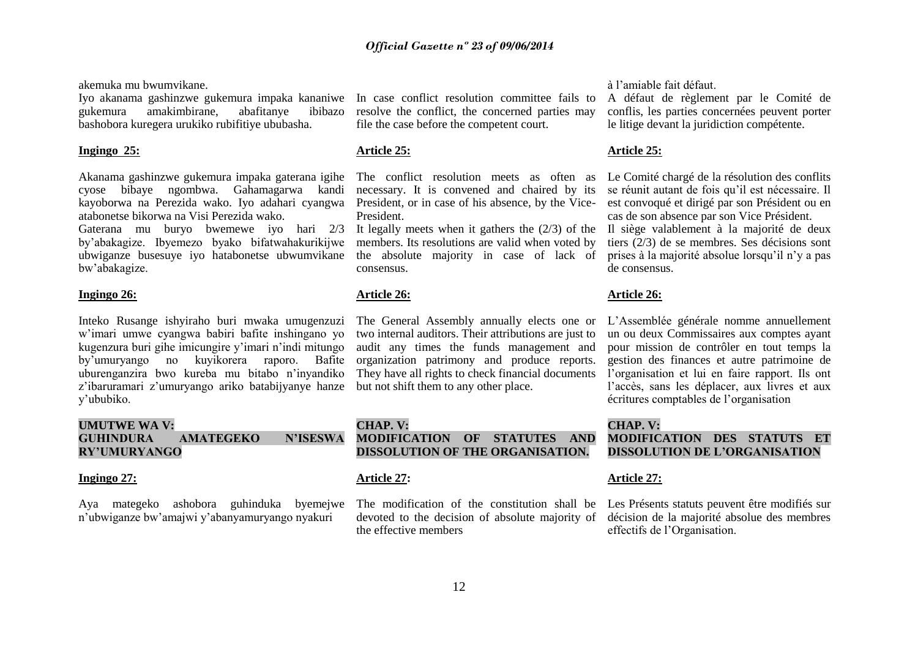akemuka mu bwumvikane.

Iyo akanama gashinzwe gukemura impaka kananiwe gukemura amakimbirane, abafitanye ibibazo bashobora kuregera urukiko rubifitiye ububasha.

**Ingingo 25:**

Akanama gashinzwe gukemura impaka gaterana igihe cyose bibaye ngombwa. Gahamagarwa kandi kayoborwa na Perezida wako. Iyo adahari cyangwa atabonetse bikorwa na Visi Perezida wako.

Gaterana mu buryo bwemewe iyo hari 2/3 by'abakagize. Ibyemezo byako bifatwahakurikijwe ubwiganze busesuye iyo hatabonetse ubwumvikane bw'abakagize.

**Ingingo 26:**

Inteko Rusange ishyiraho buri mwaka umugenzuzi w'imari umwe cyangwa babiri bafite inshingano yo kugenzura buri gihe imicungire y'imari n'indi mitungo by'umuryango no kuyikorera raporo. Bafite uburenganzira bwo kureba mu bitabo n'inyandiko z'ibaruramari z'umuryango ariko batabijyanye hanze y'ububiko.

**UMUTWE WA V: GUHINDURA AMATEGEKO N'ISESWA RY'UMURYANGO**

**Ingingo 27:**

Aya mategeko ashobora guhinduka byemejwe n'ubwiganze bw'amajwi y'abanyamuryango nyakuri

In case conflict resolution committee fails to resolve the conflict, the concerned parties may file the case before the competent court.

**Article 25:**

The conflict resolution meets as often as necessary. It is convened and chaired by its President, or in case of his absence, by the Vice-President.

It legally meets when it gathers the (2/3) of the members. Its resolutions are valid when voted by the absolute majority in case of lack of consensus.

**Article 26:**

The General Assembly annually elects one or two internal auditors. Their attributions are just to audit any times the funds management and organization patrimony and produce reports. They have all rights to check financial documents but not shift them to any other place.

**CHAP. V: MODIFICATION OF STATUTES AND DISSOLUTION OF THE ORGANISATION.**

**Article 27:**

The modification of the constitution shall be devoted to the decision of absolute majority of the effective members

à l'amiable fait défaut.

A défaut de règlement par le Comité de conflis, les parties concernées peuvent porter le litige devant la juridiction compétente.

**Article 25:**

Le Comité chargé de la résolution des conflits se réunit autant de fois qu'il est nécessaire. Il est convoqué et dirigé par son Président ou en cas de son absence par son Vice Président.

Il siège valablement à la majorité de deux tiers (2/3) de se membres. Ses décisions sont prises à la majorité absolue lorsqu'il n'y a pas de consensus.

**Article 26:**

L'Assemblée générale nomme annuellement un ou deux Commissaires aux comptes ayant pour mission de contrôler en tout temps la gestion des finances et autre patrimoine de l'organisation et lui en faire rapport. Ils ont l'accès, sans les déplacer, aux livres et aux écritures comptables de l'organisation

**CHAP. V: MODIFICATION DES STATUTS ET DISSOLUTION DE L'ORGANISATION**

**Article 27:**

Les Présents statuts peuvent être modifiés sur décision de la majorité absolue des membres effectifs de l'Organisation.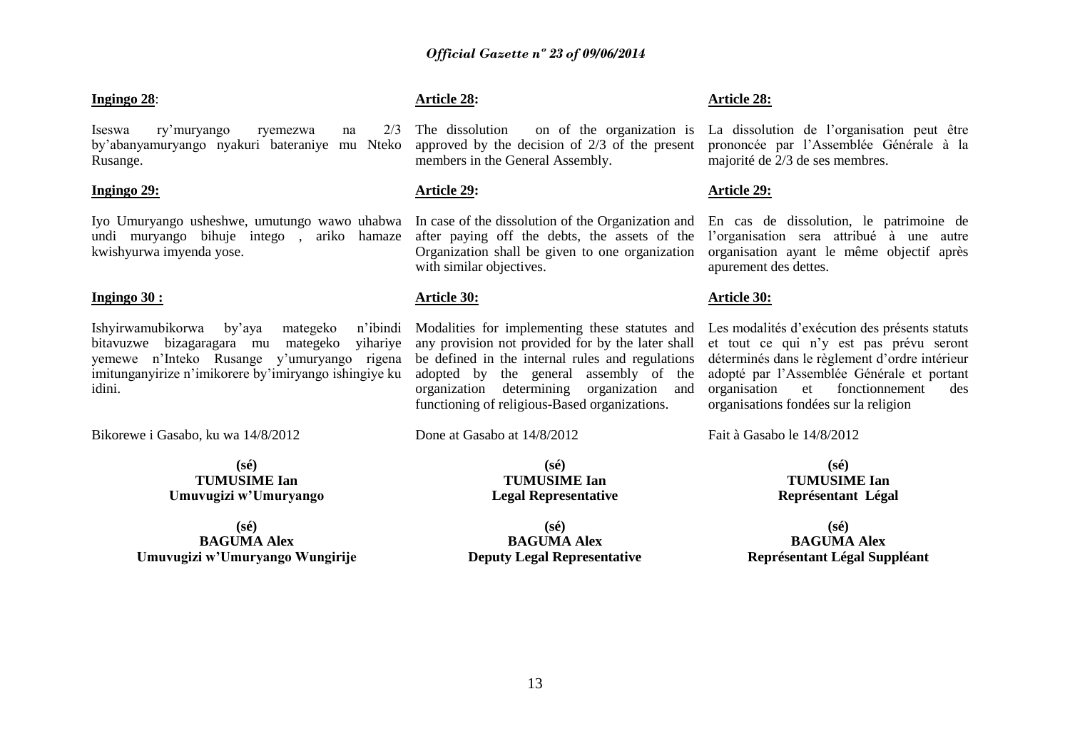**Ingingo 28**:

Iseswa ry'muryango ryemezwa na 2/3 by'abanyamuryango nyakuri bateraniye mu Nteko Rusange.

**Ingingo 29:**

Iyo Umuryango usheshwe, umutungo wawo uhabwa undi muryango bihuje intego , ariko hamaze kwishyurwa imyenda yose.

**Ingingo 30 :**

Ishyirwamubikorwa by'aya mategeko n'ibindi bitavuzwe bizagaragara mu mategeko yihariye yemewe n'Inteko Rusange y'umuryango rigena imitunganyirize n'imikorere by'imiryango ishingiye ku idini.

Bikorewe i Gasabo, ku wa 14/8/2012

**(sé)**
**TUMUSIME Ian**
**Umuvugizi w'Umuryango**

**(sé)**
**BAGUMA Alex**
**Umuvugizi w'Umuryango Wungirije**

**Article 28:**

The dissolution on of the organization is approved by the decision of 2/3 of the present members in the General Assembly.

**Article 29:**

In case of the dissolution of the Organization and after paying off the debts, the assets of the Organization shall be given to one organization with similar objectives.

**Article 30:**

Modalities for implementing these statutes and any provision not provided for by the later shall be defined in the internal rules and regulations adopted by the general assembly of the organization determining organization and functioning of religious-Based organizations.

Done at Gasabo at 14/8/2012

**(sé)**
**TUMUSIME Ian**
**Legal Representative**

**(sé)**
**BAGUMA Alex**
**Deputy Legal Representative**

**Article 28:**

La dissolution de l'organisation peut être prononcée par l'Assemblée Générale à la majorité de 2/3 de ses membres.

**Article 29:**

En cas de dissolution, le patrimoine de l'organisation sera attribué à une autre organisation ayant le même objectif après apurement des dettes.

**Article 30:**

Les modalités d'exécution des présents statuts et tout ce qui n'y est pas prévu seront déterminés dans le règlement d'ordre intérieur adopté par l'Assemblée Générale et portant organisation et fonctionnement des organisations fondées sur la religion

Fait à Gasabo le 14/8/2012

**(sé)**
**TUMUSIME Ian**
**Représentant Légal**

**(sé)**
**BAGUMA Alex**
**Représentant Légal Suppléant**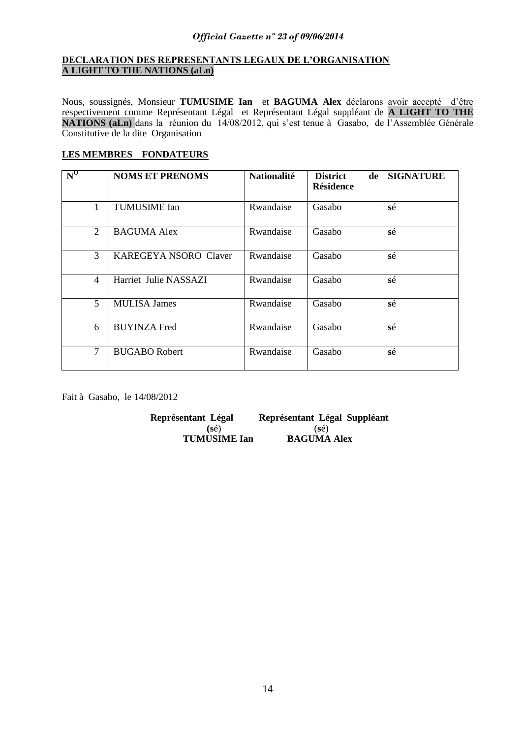**DECLARATION DES REPRESENTANTS LEGAUX DE L'ORGANISATION A LIGHT TO THE NATIONS (aLn)**

Nous, soussignés, Monsieur **TUMUSIME Ian** et **BAGUMA Alex** déclarons avoir accepté d'être respectivement comme Représentant Légal et Représentant Légal suppléant de **A LIGHT TO THE NATIONS (aLn)** dans la réunion du 14/08/2012, qui s'est tenue à Gasabo, de l'Assemblée Générale Constitutive de la dite Organisation

**LES MEMBRES FONDATEURS**

| N<sup>O</sup> | NOMS ET PRENOMS | Nationalité | District de Résidence | SIGNATURE |
|---|---|---|---|---|
| 1 | TUMUSIME Ian | Rwandaise | Gasabo | sé |
| 2 | BAGUMA Alex | Rwandaise | Gasabo | sé |
| 3 | KAREGEYA NSORO Claver | Rwandaise | Gasabo | sé |
| 4 | Harriet Julie NASSAZI | Rwandaise | Gasabo | sé |
| 5 | MULISA James | Rwandaise | Gasabo | sé |
| 6 | BUYINZA Fred | Rwandaise | Gasabo | sé |
| 7 | BUGABO Robert | Rwandaise | Gasabo | sé |

Fait à Gasabo, le 14/08/2012

**Représentant Légal**
(sé)
**TUMUSIME Ian**

**Représentant Légal Suppléant**
(sé)
**BAGUMA Alex**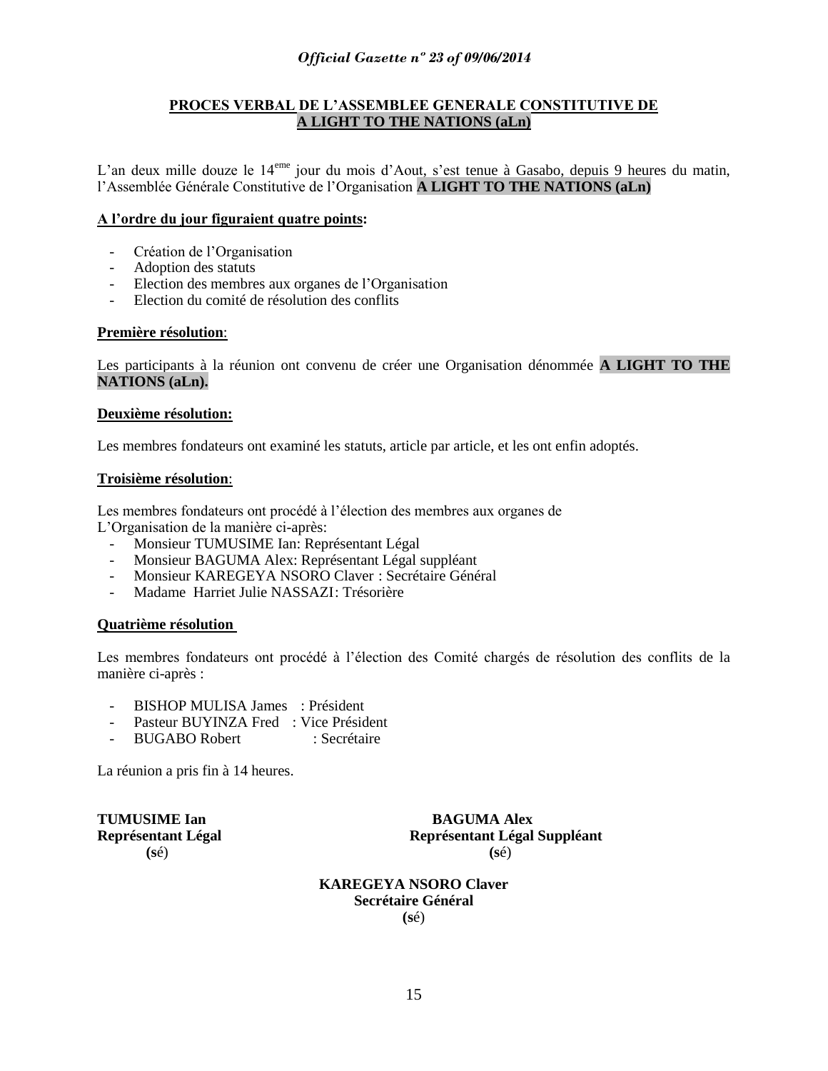**PROCES VERBAL DE L'ASSEMBLEE GENERALE CONSTITUTIVE DE A LIGHT TO THE NATIONS (aLn)**

L'an deux mille douze le 14[eme] jour du mois d'Aout, s'est tenue à Gasabo, depuis 9 heures du matin, l'Assemblée Générale Constitutive de l'Organisation **A LIGHT TO THE NATIONS (aLn)**

**A l'ordre du jour figuraient quatre points:**

- Création de l'Organisation
- Adoption des statuts
- Election des membres aux organes de l'Organisation
- Election du comité de résolution des conflits

**Première résolution**:

Les participants à la réunion ont convenu de créer une Organisation dénommée **A LIGHT TO THE NATIONS (aLn).**

**Deuxième résolution:**

Les membres fondateurs ont examiné les statuts, article par article, et les ont enfin adoptés.

**Troisième résolution**:

Les membres fondateurs ont procédé à l'élection des membres aux organes de L'Organisation de la manière ci-après:

- Monsieur TUMUSIME Ian: Représentant Légal
- Monsieur BAGUMA Alex: Représentant Légal suppléant
- Monsieur KAREGEYA NSORO Claver : Secrétaire Général
- Madame Harriet Julie NASSAZI: Trésorière

**Quatrième résolution**

Les membres fondateurs ont procédé à l'élection des Comité chargés de résolution des conflits de la manière ci-après :

- BISHOP MULISA James : Président
- Pasteur BUYINZA Fred : Vice Président
- BUGABO Robert : Secrétaire

La réunion a pris fin à 14 heures.

**TUMUSIME Ian**
**Représentant Légal**
**(s**é)

**BAGUMA Alex**
**Représentant Légal Suppléant**
**(s**é)

**KAREGEYA NSORO Claver**
**Secrétaire Général**
**(s**é)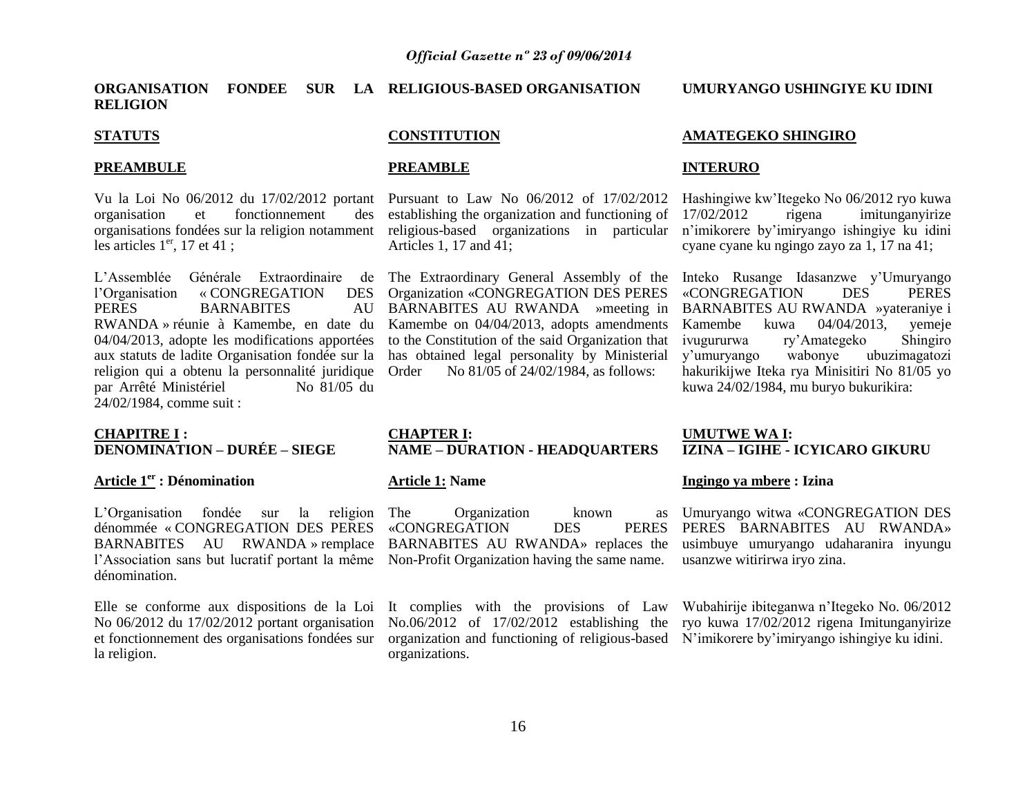**ORGANISATION FONDEE SUR LA RELIGION**

**STATUTS**

**PREAMBULE**

Vu la Loi No 06/2012 du 17/02/2012 portant organisation et fonctionnement des organisations fondées sur la religion notamment les articles 1[er], 17 et 41 ;

L'Assemblée Générale Extraordinaire de l'Organisation « CONGREGATION DES PERES BARNABITES AU RWANDA » réunie à Kamembe, en date du 04/04/2013, adopte les modifications apportées aux statuts de ladite Organisation fondée sur la religion qui a obtenu la personnalité juridique par Arrêté Ministériel No 81/05 du 24/02/1984, comme suit :

**CHAPITRE I : DENOMINATION – DURÉE – SIEGE**

**Article 1[er] : Dénomination**

L'Organisation fondée sur la religion dénommée « CONGREGATION DES PERES BARNABITES AU RWANDA » remplace l'Association sans but lucratif portant la même dénomination.

Elle se conforme aux dispositions de la Loi No 06/2012 du 17/02/2012 portant organisation et fonctionnement des organisations fondées sur la religion.

**RELIGIOUS-BASED ORGANISATION**

**CONSTITUTION**

**PREAMBLE**

Pursuant to Law No 06/2012 of 17/02/2012 establishing the organization and functioning of religious-based organizations in particular Articles 1, 17 and 41;

The Extraordinary General Assembly of the Organization «CONGREGATION DES PERES BARNABITES AU RWANDA »meeting in Kamembe on 04/04/2013, adopts amendments to the Constitution of the said Organization that has obtained legal personality by Ministerial Order No 81/05 of 24/02/1984, as follows:

**CHAPTER I: NAME – DURATION - HEADQUARTERS**

**Article 1: Name**

The Organization known as «CONGREGATION DES PERES BARNABITES AU RWANDA» replaces the Non-Profit Organization having the same name.

It complies with the provisions of Law No.06/2012 of 17/02/2012 establishing the organization and functioning of religious-based organizations.

**UMURYANGO USHINGIYE KU IDINI**

**AMATEGEKO SHINGIRO**

**INTERURO**

Hashingiwe kw'Itegeko No 06/2012 ryo kuwa 17/02/2012 rigena imitunganyirize n'imikorere by'imiryango ishingiye ku idini cyane cyane ku ngingo zayo za 1, 17 na 41;

Inteko Rusange Idasanzwe y'Umuryango «CONGREGATION DES PERES BARNABITES AU RWANDA »yateraniye i Kamembe kuwa 04/04/2013, yemeje ivugururwa ry'Amategeko Shingiro y'umuryango wabonye ubuzimagatozi hakurikijwe Iteka rya Minisitiri No 81/05 yo kuwa 24/02/1984, mu buryo bukurikira:

**UMUTWE WA I: IZINA – IGIHE - ICYICARO GIKURU**

**Ingingo ya mbere : Izina**

Umuryango witwa «CONGREGATION DES PERES BARNABITES AU RWANDA» usimbuye umuryango udaharanira inyungu usanzwe witirirwa iryo zina.

Wubahirije ibiteganwa n'Itegeko No. 06/2012 ryo kuwa 17/02/2012 rigena Imitunganyirize N'imikorere by'imiryango ishingiye ku idini.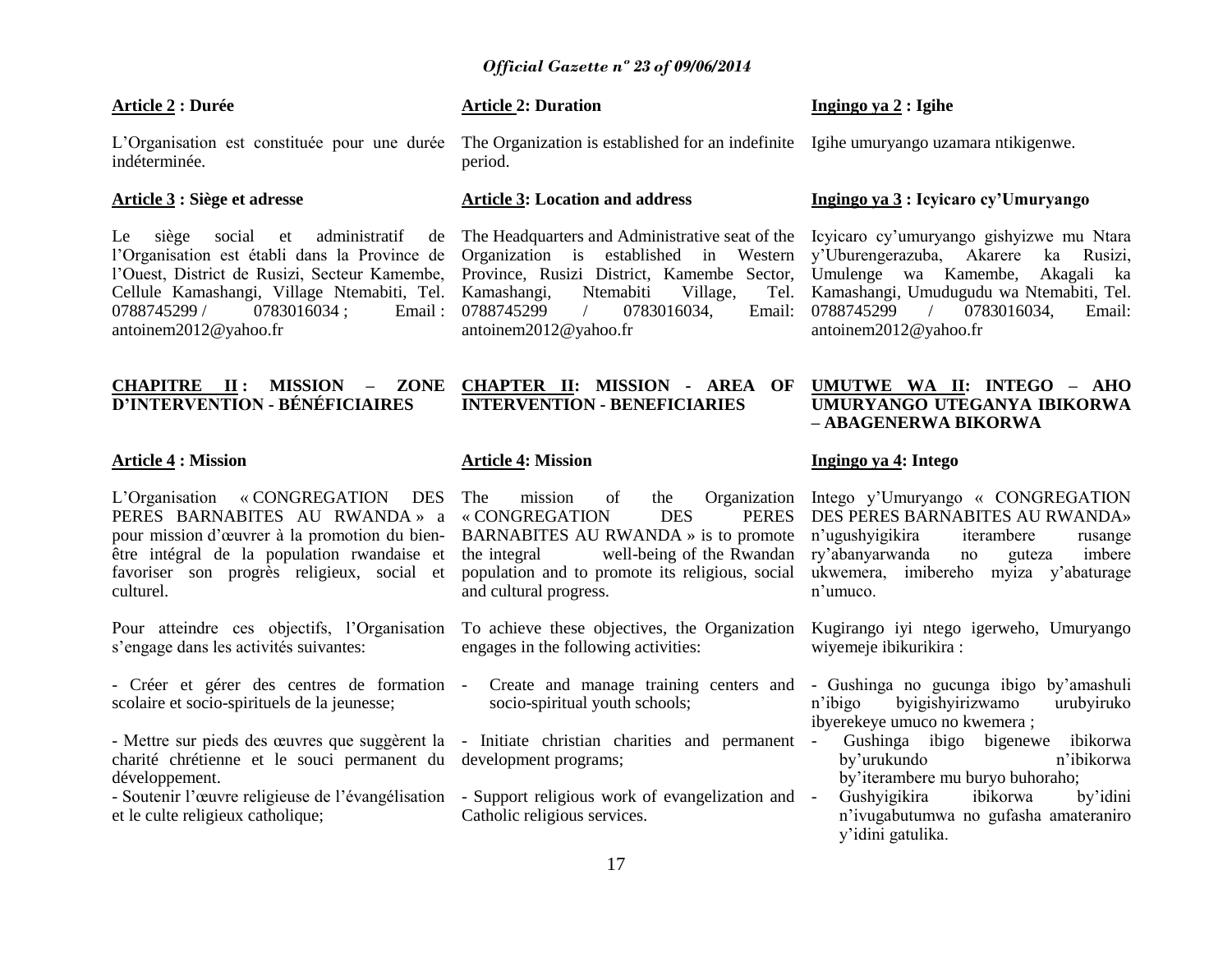**Article 2 : Durée**

L'Organisation est constituée pour une durée indéterminée.

**Article 3 : Siège et adresse**

Le siège social et administratif de l'Organisation est établi dans la Province de l'Ouest, District de Rusizi, Secteur Kamembe, Cellule Kamashangi, Village Ntemabiti, Tel. 0788745299 / 0783016034 ; Email : antoinem2012@yahoo.fr

**CHAPITRE II : MISSION – ZONE D'INTERVENTION - BÉNÉFICIAIRES**

**Article 4 : Mission**

L'Organisation « CONGREGATION DES PERES BARNABITES AU RWANDA » a pour mission d'œuvrer à la promotion du bien-être intégral de la population rwandaise et favoriser son progrès religieux, social et culturel.

Pour atteindre ces objectifs, l'Organisation s'engage dans les activités suivantes:

- Créer et gérer des centres de formation scolaire et socio-spirituels de la jeunesse;
- Mettre sur pieds des œuvres que suggèrent la charité chrétienne et le souci permanent du développement.
- Soutenir l'œuvre religieuse de l'évangélisation et le culte religieux catholique;

**Article 2: Duration**

The Organization is established for an indefinite period.

**Article 3: Location and address**

The Headquarters and Administrative seat of the Organization is established in Western Province, Rusizi District, Kamembe Sector, Kamashangi, Ntemabiti Village, Tel. 0788745299 / 0783016034, Email: antoinem2012@yahoo.fr

**CHAPTER II: MISSION - AREA OF INTERVENTION - BENEFICIARIES**

**Article 4: Mission**

The mission of the Organization « CONGREGATION DES PERES BARNABITES AU RWANDA » is to promote the integral well-being of the Rwandan population and to promote its religious, social and cultural progress.

To achieve these objectives, the Organization engages in the following activities:

- Create and manage training centers and socio-spiritual youth schools;
- Initiate christian charities and permanent development programs;
- Support religious work of evangelization and Catholic religious services.

**Ingingo ya 2 : Igihe**

Igihe umuryango uzamara ntikigenwe.

**Ingingo ya 3 : Icyicaro cy'Umuryango**

Icyicaro cy'umuryango gishyizwe mu Ntara y'Uburengerazuba, Akarere ka Rusizi, Umulenge wa Kamembe, Akagali ka Kamashangi, Umudugudu wa Ntemabiti, Tel. 0788745299 / 0783016034, Email: antoinem2012@yahoo.fr

**UMUTWE WA II: INTEGO – AHO UMURYANGO UTEGANYA IBIKORWA – ABAGENERWA BIKORWA**

**Ingingo ya 4: Intego**

Intego y'Umuryango « CONGREGATION DES PERES BARNABITES AU RWANDA» n'ugushyigikira iterambere rusange ry'abanyarwanda no guteza imbere ukwemera, imibereho myiza y'abaturage n'umuco.

Kugirango iyi ntego igerweho, Umuryango wiyemeje ibikurikira :

- Gushinga no gucunga ibigo by'amashuli n'ibigo byigishyirizwamo urubyiruko ibyerekeye umuco no kwemera ;
- Gushinga ibigo bigenewe ibikorwa by'urukundo n'ibikorwa by'iterambere mu buryo buhoraho;
- Gushyigikira ibikorwa by'idini n'ivugabutumwa no gufasha amateraniro y'idini gatulika.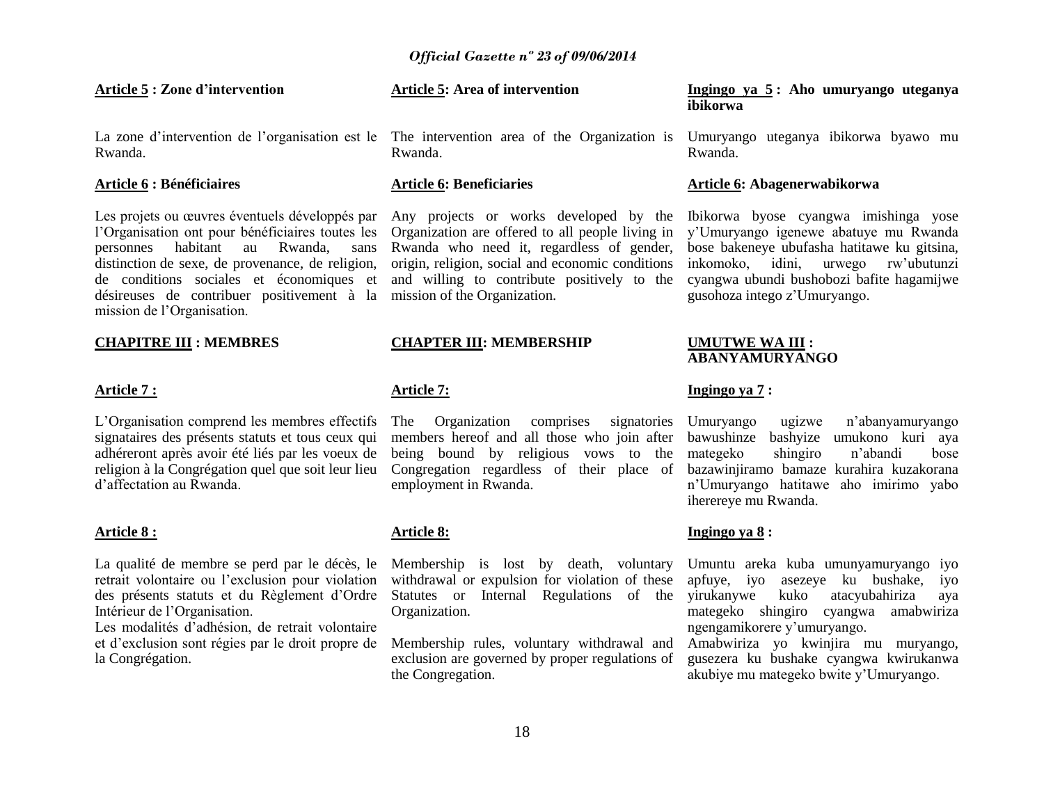**Article 5 : Zone d'intervention**

La zone d'intervention de l'organisation est le Rwanda.

**Article 6 : Bénéficiaires**

Les projets ou œuvres éventuels développés par l'Organisation ont pour bénéficiaires toutes les personnes habitant au Rwanda, sans distinction de sexe, de provenance, de religion, de conditions sociales et économiques et désireuses de contribuer positivement à la mission de l'Organisation.

**CHAPITRE III : MEMBRES**

**Article 7 :**

L'Organisation comprend les membres effectifs signataires des présents statuts et tous ceux qui adhéreront après avoir été liés par les voeux de religion à la Congrégation quel que soit leur lieu d'affectation au Rwanda.

**Article 8 :**

La qualité de membre se perd par le décès, le retrait volontaire ou l'exclusion pour violation des présents statuts et du Règlement d'Ordre Intérieur de l'Organisation.

Les modalités d'adhésion, de retrait volontaire et d'exclusion sont régies par le droit propre de la Congrégation.

**Article 5: Area of intervention**

The intervention area of the Organization is Rwanda.

**Article 6: Beneficiaries**

Any projects or works developed by the Organization are offered to all people living in Rwanda who need it, regardless of gender, origin, religion, social and economic conditions and willing to contribute positively to the mission of the Organization.

**CHAPTER III: MEMBERSHIP**

**Article 7:**

The Organization comprises signatories members hereof and all those who join after being bound by religious vows to the Congregation regardless of their place of employment in Rwanda.

**Article 8:**

Membership is lost by death, voluntary withdrawal or expulsion for violation of these Statutes or Internal Regulations of the Organization.

Membership rules, voluntary withdrawal and exclusion are governed by proper regulations of the Congregation.

**Ingingo ya 5 : Aho umuryango uteganya ibikorwa**

Umuryango uteganya ibikorwa byawo mu Rwanda.

**Article 6: Abagenerwabikorwa**

Ibikorwa byose cyangwa imishinga yose y'Umuryango igenewe abatuye mu Rwanda bose bakeneye ubufasha hatitawe ku gitsina, inkomoko, idini, urwego rw'ubutunzi cyangwa ubundi bushobozi bafite hagamijwe gusohoza intego z'Umuryango.

**UMUTWE WA III : ABANYAMURYANGO**

**Ingingo ya 7 :**

Umuryango ugizwe n'abanyamuryango bawushinze bashyize umukono kuri aya mategeko shingiro n'abandi bose bazawinjiramo bamaze kurahira kuzakorana n'Umuryango hatitawe aho imirimo yabo iherereye mu Rwanda.

**Ingingo ya 8 :**

Umuntu areka kuba umunyamuryango iyo apfuye, iyo asezeye ku bushake, iyo yirukanywe kuko atacyubahiriza aya mategeko shingiro cyangwa amabwiriza ngengamikorere y'umuryango.

Amabwiriza yo kwinjira mu muryango, gusezera ku bushake cyangwa kwirukanwa akubiye mu mategeko bwite y'Umuryango.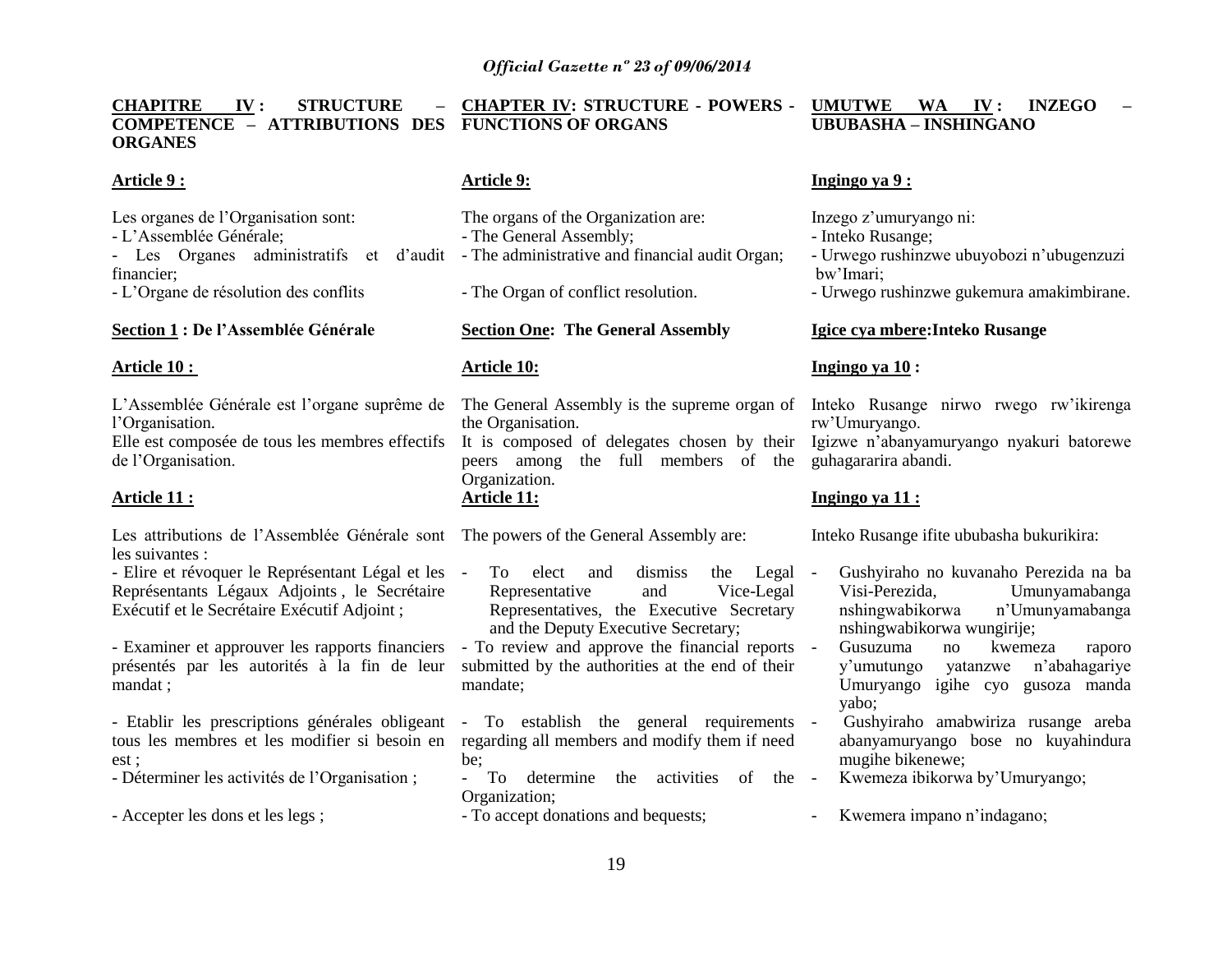**CHAPITRE IV : STRUCTURE – COMPETENCE – ATTRIBUTIONS DES ORGANES**

**Article 9 :**

Les organes de l'Organisation sont:
- L'Assemblée Générale;
- Les Organes administratifs et d'audit financier;
- L'Organe de résolution des conflits

**Section 1 : De l'Assemblée Générale**

**Article 10 :**

L'Assemblée Générale est l'organe suprême de l'Organisation.
Elle est composée de tous les membres effectifs de l'Organisation.

**Article 11 :**

Les attributions de l'Assemblée Générale sont les suivantes :
- Elire et révoquer le Représentant Légal et les Représentants Légaux Adjoints , le Secrétaire Exécutif et le Secrétaire Exécutif Adjoint ;
- Examiner et approuver les rapports financiers présentés par les autorités à la fin de leur mandat ;
- Etablir les prescriptions générales obligeant tous les membres et les modifier si besoin en est ;
- Déterminer les activités de l'Organisation ;
- Accepter les dons et les legs ;

**CHAPTER IV: STRUCTURE - POWERS - FUNCTIONS OF ORGANS**

**Article 9:**

The organs of the Organization are:
- The General Assembly;
- The administrative and financial audit Organ;
- The Organ of conflict resolution.

**Section One: The General Assembly**

**Article 10:**

The General Assembly is the supreme organ of the Organisation.
It is composed of delegates chosen by their peers among the full members of the Organization.

**Article 11:**

The powers of the General Assembly are:
- To elect and dismiss the Legal Representative and Vice-Legal Representatives, the Executive Secretary and the Deputy Executive Secretary;
- To review and approve the financial reports submitted by the authorities at the end of their mandate;
- To establish the general requirements regarding all members and modify them if need be;
- To determine the activities of the Organization;
- To accept donations and bequests;

**UMUTWE WA IV : INZEGO – UBUBASHA – INSHINGANO**

**Ingingo ya 9 :**

Inzego z'umuryango ni:
- Inteko Rusange;
- Urwego rushinzwe ubuyobozi n'ubugenzuzi bw'Imari;
- Urwego rushinzwe gukemura amakimbirane.

**Igice cya mbere:Inteko Rusange**

**Ingingo ya 10 :**

Inteko Rusange nirwo rwego rw'ikirenga rw'Umuryango.
Igizwe n'abanyamuryango nyakuri batorewe guhagararira abandi.

**Ingingo ya 11 :**

Inteko Rusange ifite ububasha bukurikira:
- Gushyiraho no kuvanaho Perezida na ba Visi-Perezida, Umunyamabanga nshingwabikorwa n'Umunyamabanga nshingwabikorwa wungirije;
- Gusuzuma no kwemeza raporo y'umutungo yatanzwe n'abahagariye Umuryango igihe cyo gusoza manda yabo;
- Gushyiraho amabwiriza rusange areba abanyamuryango bose no kuyahindura mugihe bikenewe;
- Kwemeza ibikorwa by'Umuryango;
- Kwemera impano n'indagano;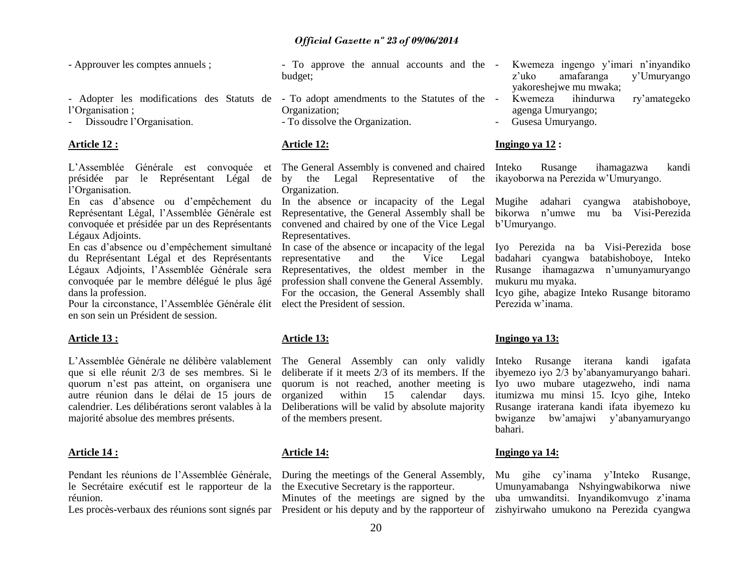- Approuver les comptes annuels ;

- Adopter les modifications des Statuts de l'Organisation ;
- Dissoudre l'Organisation.

**Article 12 :**

L'Assemblée Générale est convoquée et présidée par le Représentant Légal de l'Organisation.
En cas d'absence ou d'empêchement du Représentant Légal, l'Assemblée Générale est convoquée et présidée par un des Représentants Légaux Adjoints.
En cas d'absence ou d'empêchement simultané du Représentant Légal et des Représentants Légaux Adjoints, l'Assemblée Générale sera convoquée par le membre délégué le plus âgé dans la profession.
Pour la circonstance, l'Assemblée Générale élit en son sein un Président de session.

**Article 13 :**

L'Assemblée Générale ne délibère valablement que si elle réunit 2/3 de ses membres. Si le quorum n'est pas atteint, on organisera une autre réunion dans le délai de 15 jours de calendrier. Les délibérations seront valables à la majorité absolue des membres présents.

**Article 14 :**

Pendant les réunions de l'Assemblée Générale, le Secrétaire exécutif est le rapporteur de la réunion.
Les procès-verbaux des réunions sont signés par

- To approve the annual accounts and the budget;
- To adopt amendments to the Statutes of the Organization;
- To dissolve the Organization.

**Article 12:**

The General Assembly is convened and chaired by the Legal Representative of the Organization.
In the absence or incapacity of the Legal Representative, the General Assembly shall be convened and chaired by one of the Vice Legal Representatives.
In case of the absence or incapacity of the legal representative and the Vice Legal Representatives, the oldest member in the profession shall convene the General Assembly.
For the occasion, the General Assembly shall elect the President of session.

**Article 13:**

The General Assembly can only validly deliberate if it meets 2/3 of its members. If the quorum is not reached, another meeting is organized within 15 calendar days. Deliberations will be valid by absolute majority of the members present.

**Article 14:**

During the meetings of the General Assembly, the Executive Secretary is the rapporteur.
Minutes of the meetings are signed by the President or his deputy and by the rapporteur of

- Kwemeza ingengo y'imari n'inyandiko z'uko amafaranga y'Umuryango yakoreshejwe mu mwaka;
- Kwemeza ihindurwa ry'amategeko agenga Umuryango;
- Gusesa Umuryango.

**Ingingo ya 12 :**

Inteko Rusange ihamagazwa kandi ikayoborwa na Perezida w'Umuryango.

Mugihe adahari cyangwa atabishoboye, bikorwa n'umwe mu ba Visi-Perezida b'Umuryango.

Iyo Perezida na ba Visi-Perezida bose badahari cyangwa batabishoboye, Inteko Rusange ihamagazwa n'umunyamuryango mukuru mu myaka.
Icyo gihe, abagize Inteko Rusange bitoramo Perezida w'inama.

**Ingingo ya 13:**

Inteko Rusange iterana kandi igafata ibyemezo iyo 2/3 by'abanyamuryango bahari. Iyo uwo mubare utagezweho, indi nama itumizwa mu minsi 15. Icyo gihe, Inteko Rusange iraterana kandi ifata ibyemezo ku bwiganze bw'amajwi y'abanyamuryango bahari.

**Ingingo ya 14:**

Mu gihe cy'inama y'Inteko Rusange, Umunyamabanga Nshyingwabikorwa niwe uba umwanditsi. Inyandikomvugo z'inama zishyirwaho umukono na Perezida cyangwa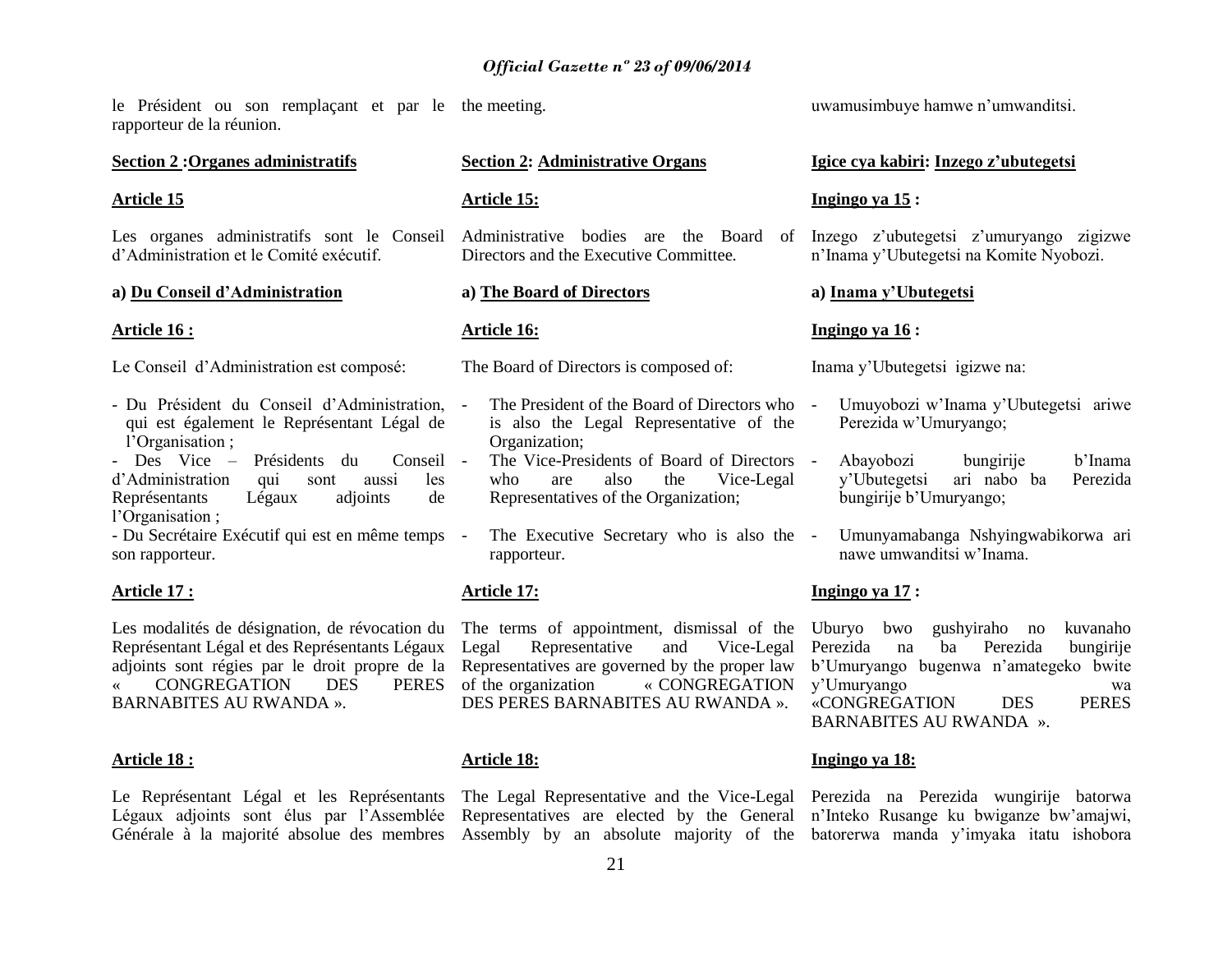le Président ou son remplaçant et par le rapporteur de la réunion.

**Section 2 :Organes administratifs**

**Article 15**

Les organes administratifs sont le Conseil d'Administration et le Comité exécutif.

**a) Du Conseil d'Administration**

**Article 16 :**

Le Conseil d'Administration est composé:

- Du Président du Conseil d'Administration, qui est également le Représentant Légal de l'Organisation ;
- Des Vice – Présidents du Conseil d'Administration qui sont aussi les Représentants Légaux adjoints de l'Organisation ;
- Du Secrétaire Exécutif qui est en même temps son rapporteur.

**Article 17 :**

Les modalités de désignation, de révocation du Représentant Légal et des Représentants Légaux adjoints sont régies par le droit propre de la « CONGREGATION DES PERES BARNABITES AU RWANDA ».

**Article 18 :**

Le Représentant Légal et les Représentants Légaux adjoints sont élus par l'Assemblée Générale à la majorité absolue des membres

the meeting.

**Section 2: Administrative Organs**

**Article 15:**

Administrative bodies are the Board of Directors and the Executive Committee.

**a) The Board of Directors**

**Article 16:**

The Board of Directors is composed of:

- The President of the Board of Directors who is also the Legal Representative of the Organization;
- The Vice-Presidents of Board of Directors who are also the Vice-Legal Representatives of the Organization;
- The Executive Secretary who is also the rapporteur.

**Article 17:**

The terms of appointment, dismissal of the Legal Representative and Vice-Legal Representatives are governed by the proper law of the organization « CONGREGATION DES PERES BARNABITES AU RWANDA ».

**Article 18:**

The Legal Representative and the Vice-Legal Representatives are elected by the General Assembly by an absolute majority of the

uwamusimbuye hamwe n'umwanditsi.

**Igice cya kabiri: Inzego z'ubutegetsi**

**Ingingo ya 15 :**

Inzego z'ubutegetsi z'umuryango zigizwe n'Inama y'Ubutegetsi na Komite Nyobozi.

**a) Inama y'Ubutegetsi**

**Ingingo ya 16 :**

Inama y'Ubutegetsi igizwe na:

- Umuyobozi w'Inama y'Ubutegetsi ariwe Perezida w'Umuryango;
- Abayobozi bungirije b'Inama y'Ubutegetsi ari nabo ba Perezida bungirije b'Umuryango;
- Umunyamabanga Nshyingwabikorwa ari nawe umwanditsi w'Inama.

**Ingingo ya 17 :**

Uburyo bwo gushyiraho no kuvanaho Perezida na ba Perezida bungirije b'Umuryango bugenwa n'amategeko bwite y'Umuryango wa «CONGREGATION DES PERES BARNABITES AU RWANDA ».

**Ingingo ya 18:**

Perezida na Perezida wungirije batorwa n'Inteko Rusange ku bwiganze bw'amajwi, batorerwa manda y'imyaka itatu ishobora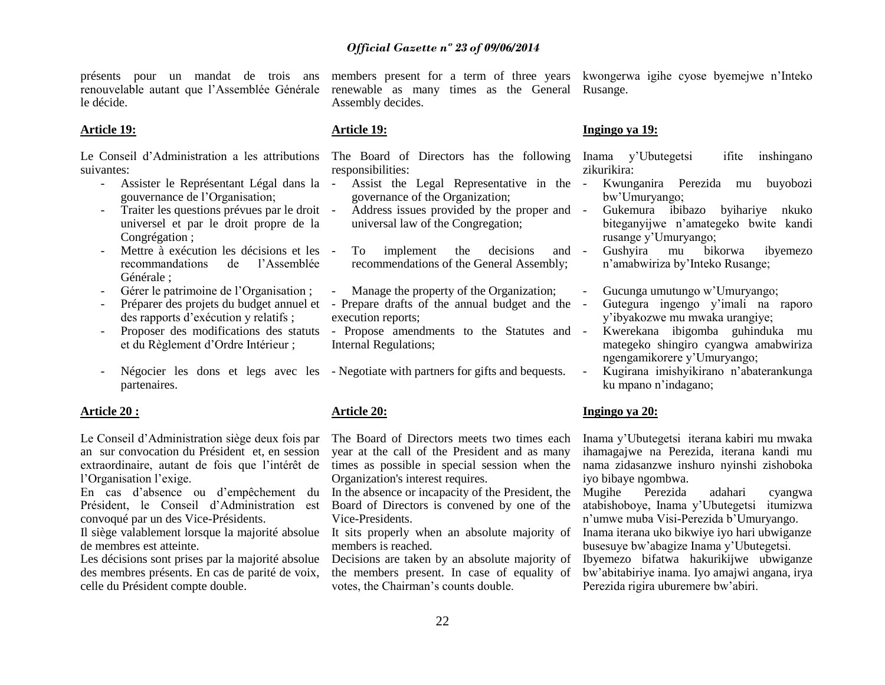présents pour un mandat de trois ans renouvelable autant que l'Assemblée Générale le décide.

**Article 19:**

Le Conseil d'Administration a les attributions suivantes:

- Assister le Représentant Légal dans la gouvernance de l'Organisation;
- Traiter les questions prévues par le droit universel et par le droit propre de la Congrégation ;
- Mettre à exécution les décisions et les recommandations de l'Assemblée Générale ;
- Gérer le patrimoine de l'Organisation ;
- Préparer des projets du budget annuel et des rapports d'exécution y relatifs ;
- Proposer des modifications des statuts et du Règlement d'Ordre Intérieur ;
- Négocier les dons et legs avec les partenaires.

**Article 20 :**

Le Conseil d'Administration siège deux fois par an sur convocation du Président et, en session extraordinaire, autant de fois que l'intérêt de l'Organisation l'exige.

En cas d'absence ou d'empêchement du Président, le Conseil d'Administration est convoqué par un des Vice-Présidents.

Il siège valablement lorsque la majorité absolue de membres est atteinte.

Les décisions sont prises par la majorité absolue des membres présents. En cas de parité de voix, celle du Président compte double.

members present for a term of three years renewable as many times as the General Assembly decides.

**Article 19:**

The Board of Directors has the following responsibilities:

- Assist the Legal Representative in the governance of the Organization;
- Address issues provided by the proper and universal law of the Congregation;
- To implement the decisions and recommendations of the General Assembly;
- Manage the property of the Organization;
- Prepare drafts of the annual budget and the execution reports;
- Propose amendments to the Statutes and Internal Regulations;
- Negotiate with partners for gifts and bequests.

**Article 20:**

The Board of Directors meets two times each year at the call of the President and as many times as possible in special session when the Organization's interest requires.

In the absence or incapacity of the President, the Board of Directors is convened by one of the Vice-Presidents.

It sits properly when an absolute majority of members is reached.

Decisions are taken by an absolute majority of the members present. In case of equality of votes, the Chairman's counts double.

kwongerwa igihe cyose byemejwe n'Inteko Rusange.

**Ingingo ya 19:**

Inama y'Ubutegetsi ifite inshingano zikurikira:

- Kwunganira Perezida mu buyobozi bw'Umuryango;
- Gukemura ibibazo byihariye nkuko biteganyijwe n'amategeko bwite kandi rusange y'Umuryango;
- Gushyira mu bikorwa ibyemezo n'amabwiriza by'Inteko Rusange;
- Gucunga umutungo w'Umuryango;
- Gutegura ingengo y'imali na raporo y'ibyakozwe mu mwaka urangiye;
- Kwerekana ibigomba guhinduka mu mategeko shingiro cyangwa amabwiriza ngengamikorere y'Umuryango;
- Kugirana imishyikirano n'abaterankunga ku mpano n'indagano;

**Ingingo ya 20:**

Inama y'Ubutegetsi iterana kabiri mu mwaka ihamagajwe na Perezida, iterana kandi mu nama zidasanzwe inshuro nyinshi zishoboka iyo bibaye ngombwa.

Mugihe Perezida adahari cyangwa atabishoboye, Inama y'Ubutegetsi itumizwa n'umwe muba Visi-Perezida b'Umuryango.

Inama iterana uko bikwiye iyo hari ubwiganze busesuye bw'abagize Inama y'Ubutegetsi.

Ibyemezo bifatwa hakurikijwe ubwiganze bw'abitabiriye inama. Iyo amajwi angana, irya Perezida rigira uburemere bw'abiri.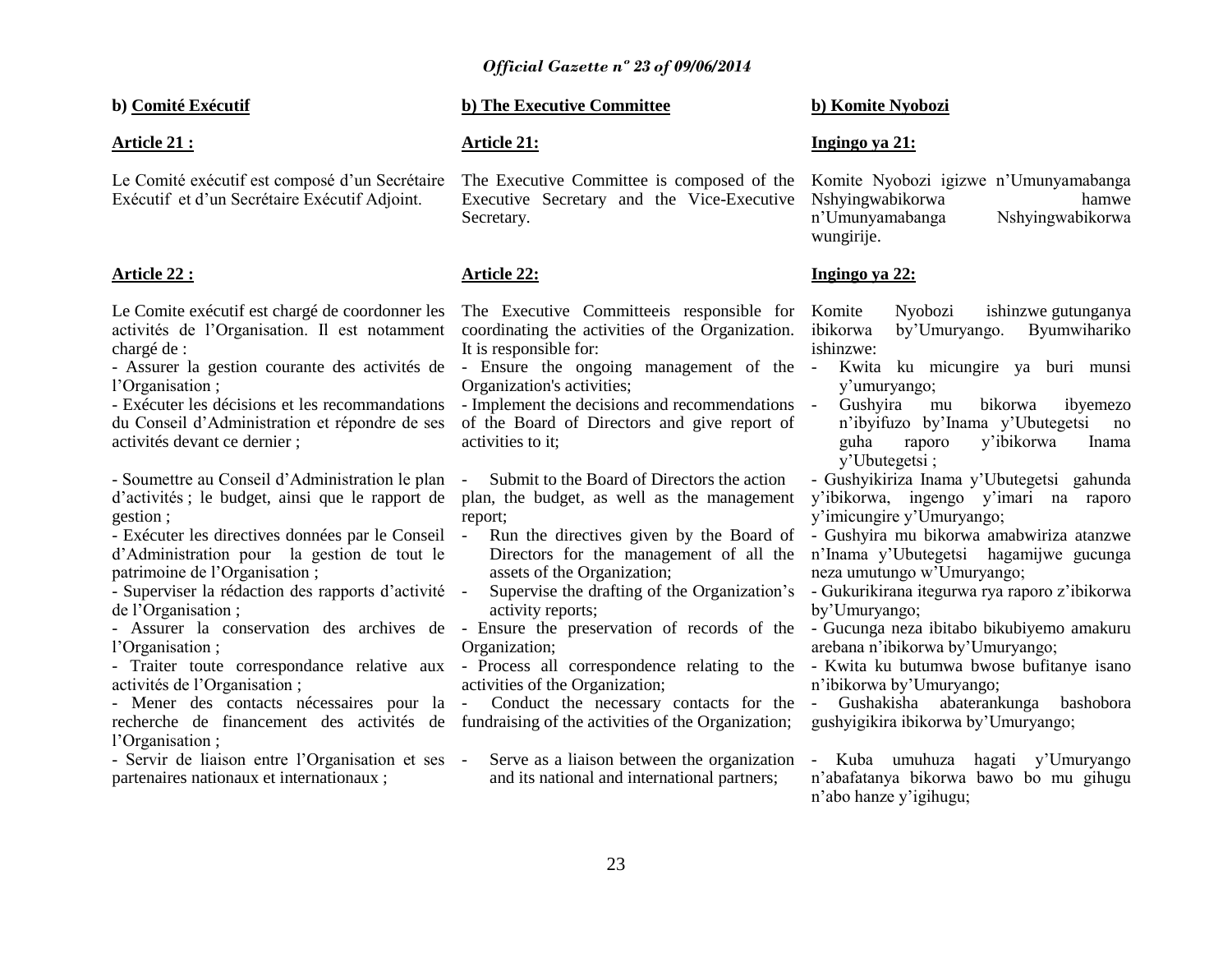**b) Comité Exécutif**

**Article 21 :**

Le Comité exécutif est composé d'un Secrétaire Exécutif et d'un Secrétaire Exécutif Adjoint.

**Article 22 :**

Le Comite exécutif est chargé de coordonner les activités de l'Organisation. Il est notamment chargé de :

- Assurer la gestion courante des activités de l'Organisation ;
- Exécuter les décisions et les recommandations du Conseil d'Administration et répondre de ses activités devant ce dernier ;
- Soumettre au Conseil d'Administration le plan d'activités ; le budget, ainsi que le rapport de gestion ;
- Exécuter les directives données par le Conseil d'Administration pour la gestion de tout le patrimoine de l'Organisation ;
- Superviser la rédaction des rapports d'activité de l'Organisation ;
- Assurer la conservation des archives de l'Organisation ;
- Traiter toute correspondance relative aux activités de l'Organisation ;
- Mener des contacts nécessaires pour la recherche de financement des activités de l'Organisation ;
- Servir de liaison entre l'Organisation et ses partenaires nationaux et internationaux ;

**b) The Executive Committee**

**Article 21:**

The Executive Committee is composed of the Executive Secretary and the Vice-Executive Secretary.

**Article 22:**

The Executive Committeeis responsible for coordinating the activities of the Organization. It is responsible for:

- Ensure the ongoing management of the Organization's activities;
- Implement the decisions and recommendations of the Board of Directors and give report of activities to it;
- Submit to the Board of Directors the action plan, the budget, as well as the management report;
- Run the directives given by the Board of Directors for the management of all the assets of the Organization;
- Supervise the drafting of the Organization's activity reports;
- Ensure the preservation of records of the Organization;
- Process all correspondence relating to the activities of the Organization;
- Conduct the necessary contacts for the fundraising of the activities of the Organization;
- Serve as a liaison between the organization and its national and international partners;

**b) Komite Nyobozi**

**Ingingo ya 21:**

Komite Nyobozi igizwe n'Umunyamabanga Nshyingwabikorwa hamwe n'Umunyamabanga Nshyingwabikorwa wungirije.

**Ingingo ya 22:**

Komite Nyobozi ishinzwe gutunganya ibikorwa by'Umuryango. Byumwihariko ishinzwe:

- Kwita ku micungire ya buri munsi y'umuryango;
- Gushyira mu bikorwa ibyemezo n'ibyifuzo by'Inama y'Ubutegetsi no guha raporo y'ibikorwa Inama y'Ubutegetsi ;
- Gushyikiriza Inama y'Ubutegetsi gahunda y'ibikorwa, ingengo y'imari na raporo y'imicungire y'Umuryango;
- Gushyira mu bikorwa amabwiriza atanzwe n'Inama y'Ubutegetsi hagamijwe gucunga neza umutungo w'Umuryango;
- Gukurikirana itegurwa rya raporo z'ibikorwa by'Umuryango;
- Gucunga neza ibitabo bikubiyemo amakuru arebana n'ibikorwa by'Umuryango;
- Kwita ku butumwa bwose bufitanye isano n'ibikorwa by'Umuryango;
- Gushakisha abaterankunga bashobora gushyigikira ibikorwa by'Umuryango;
- Kuba umuhuza hagati y'Umuryango n'abafatanya bikorwa bawo bo mu gihugu n'abo hanze y'igihugu;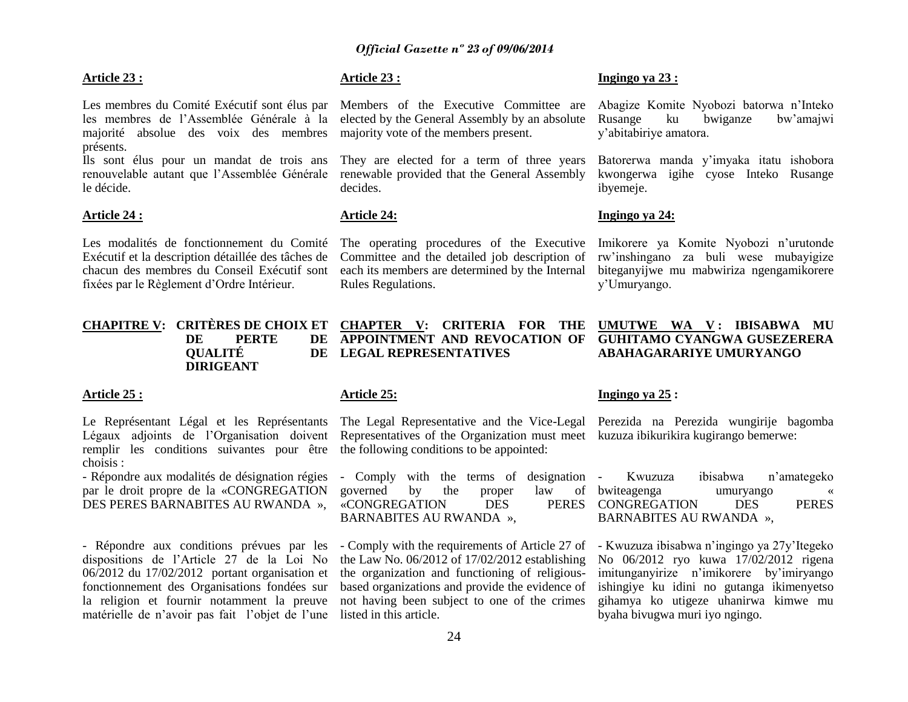**Article 23 :**

Les membres du Comité Exécutif sont élus par les membres de l'Assemblée Générale à la majorité absolue des voix des membres présents.

Ils sont élus pour un mandat de trois ans renouvelable autant que l'Assemblée Générale le décide.

**Article 24 :**

Les modalités de fonctionnement du Comité Exécutif et la description détaillée des tâches de chacun des membres du Conseil Exécutif sont fixées par le Règlement d'Ordre Intérieur.

**CHAPITRE V: CRITÈRES DE CHOIX ET DE PERTE DE QUALITÉ DE DIRIGEANT**

**Article 25 :**

Le Représentant Légal et les Représentants Légaux adjoints de l'Organisation doivent remplir les conditions suivantes pour être choisis :

- Répondre aux modalités de désignation régies par le droit propre de la «CONGREGATION DES PERES BARNABITES AU RWANDA »,

- Répondre aux conditions prévues par les dispositions de l'Article 27 de la Loi No 06/2012 du 17/02/2012 portant organisation et fonctionnement des Organisations fondées sur la religion et fournir notamment la preuve matérielle de n'avoir pas fait l'objet de l'une

**Article 23 :**

Members of the Executive Committee are elected by the General Assembly by an absolute majority vote of the members present.

They are elected for a term of three years renewable provided that the General Assembly decides.

**Article 24:**

The operating procedures of the Executive Committee and the detailed job description of each its members are determined by the Internal Rules Regulations.

**CHAPTER V: CRITERIA FOR THE APPOINTMENT AND REVOCATION OF LEGAL REPRESENTATIVES**

**Article 25:**

The Legal Representative and the Vice-Legal Representatives of the Organization must meet the following conditions to be appointed:

- Comply with the terms of designation governed by the proper law of «CONGREGATION DES PERES BARNABITES AU RWANDA »,

- Comply with the requirements of Article 27 of the Law No. 06/2012 of 17/02/2012 establishing the organization and functioning of religious-based organizations and provide the evidence of not having been subject to one of the crimes listed in this article.

**Ingingo ya 23 :**

Abagize Komite Nyobozi batorwa n'Inteko Rusange ku bwiganze bw'amajwi y'abitabiriye amatora.

Batorerwa manda y'imyaka itatu ishobora kwongerwa igihe cyose Inteko Rusange ibyemeje.

**Ingingo ya 24:**

Imikorere ya Komite Nyobozi n'urutonde rw'inshingano za buli wese mubayigize biteganyijwe mu mabwiriza ngengamikorere y'Umuryango.

**UMUTWE WA V : IBISABWA MU GUHITAMO CYANGWA GUSEZERERA ABAHAGARARIYE UMURYANGO**

**Ingingo ya 25 :**

Perezida na Perezida wungirije bagomba kuzuza ibikurikira kugirango bemerwe:

- Kwuzuza ibisabwa n'amategeko bwiteagenga umuryango « CONGREGATION DES PERES BARNABITES AU RWANDA »,

- Kwuzuza ibisabwa n'ingingo ya 27y'Itegeko No 06/2012 ryo kuwa 17/02/2012 rigena imitunganyirize n'imikorere by'imiryango ishingiye ku idini no gutanga ikimenyetso gihamya ko utigeze uhanirwa kimwe mu byaha bivugwa muri iyo ngingo.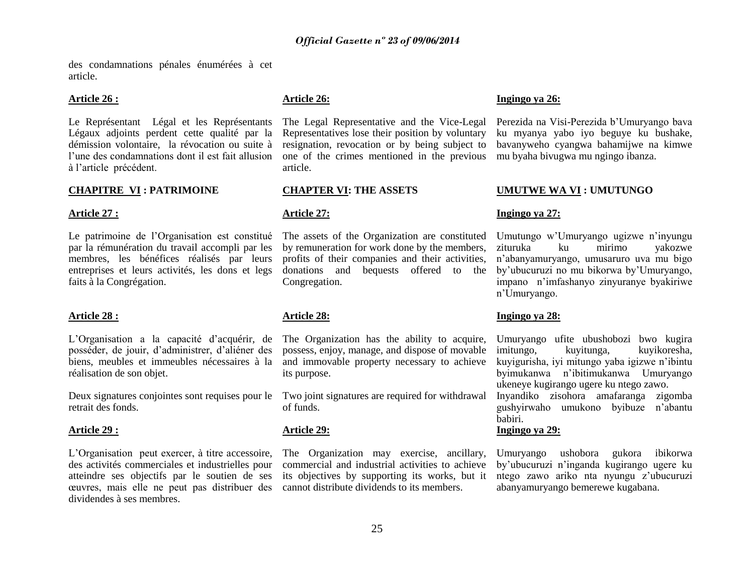des condamnations pénales énumérées à cet article.

**Article 26 :**

Le Représentant Légal et les Représentants Légaux adjoints perdent cette qualité par la démission volontaire, la révocation ou suite à l'une des condamnations dont il est fait allusion à l'article précédent.

**CHAPITRE VI : PATRIMOINE**

**Article 27 :**

Le patrimoine de l'Organisation est constitué par la rémunération du travail accompli par les membres, les bénéfices réalisés par leurs entreprises et leurs activités, les dons et legs faits à la Congrégation.

**Article 28 :**

L'Organisation a la capacité d'acquérir, de posséder, de jouir, d'administrer, d'aliéner des biens, meubles et immeubles nécessaires à la réalisation de son objet.

Deux signatures conjointes sont requises pour le retrait des fonds.

**Article 29 :**

L'Organisation peut exercer, à titre accessoire, des activités commerciales et industrielles pour atteindre ses objectifs par le soutien de ses œuvres, mais elle ne peut pas distribuer des dividendes à ses membres.

**Article 26:**

The Legal Representative and the Vice-Legal Representatives lose their position by voluntary resignation, revocation or by being subject to one of the crimes mentioned in the previous article.

**CHAPTER VI: THE ASSETS**

**Article 27:**

The assets of the Organization are constituted by remuneration for work done by the members, profits of their companies and their activities, donations and bequests offered to the Congregation.

**Article 28:**

The Organization has the ability to acquire, possess, enjoy, manage, and dispose of movable and immovable property necessary to achieve its purpose.

Two joint signatures are required for withdrawal of funds.

**Article 29:**

The Organization may exercise, ancillary, commercial and industrial activities to achieve its objectives by supporting its works, but it cannot distribute dividends to its members.

**Ingingo ya 26:**

Perezida na Visi-Perezida b'Umuryango bava ku myanya yabo iyo beguye ku bushake, bavanyweho cyangwa bahamijwe na kimwe mu byaha bivugwa mu ngingo ibanza.

**UMUTWE WA VI : UMUTUNGO**

**Ingingo ya 27:**

Umutungo w'Umuryango ugizwe n'inyungu zituruka ku mirimo yakozwe n'abanyamuryango, umusaruro uva mu bigo by'ubucuruzi no mu bikorwa by'Umuryango, impano n'imfashanyo zinyuranye byakiriwe n'Umuryango.

**Ingingo ya 28:**

Umuryango ufite ubushobozi bwo kugira imitungo, kuyitunga, kuyikoresha, kuyigurisha, iyi mitungo yaba igizwe n'ibintu byimukanwa n'ibitimukanwa Umuryango ukeneye kugirango ugere ku ntego zawo.

Inyandiko zisohora amafaranga zigomba gushyirwaho umukono byibuze n'abantu babiri.

**Ingingo ya 29:**

Umuryango ushobora gukora ibikorwa by'ubucuruzi n'inganda kugirango ugere ku ntego zawo ariko nta nyungu z'ubucuruzi abanyamuryango bemerewe kugabana.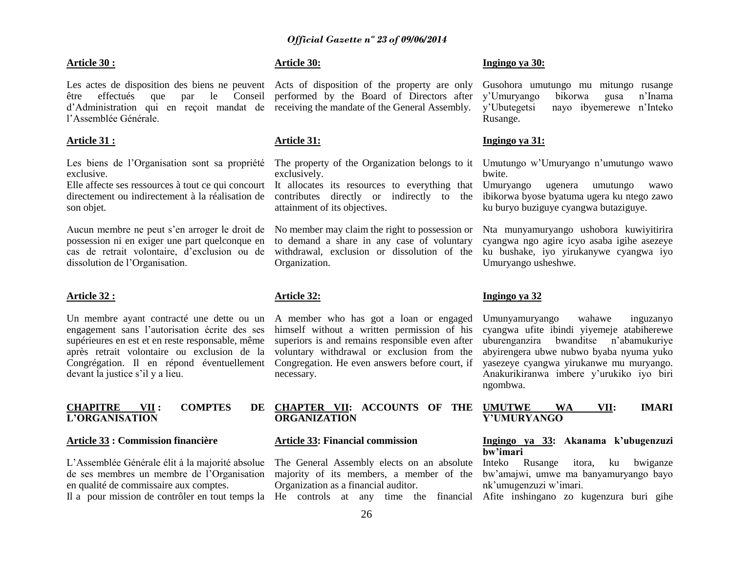**Article 30 :**

Les actes de disposition des biens ne peuvent être effectués que par le Conseil d'Administration qui en reçoit mandat de l'Assemblée Générale.

**Article 31 :**

Les biens de l'Organisation sont sa propriété exclusive.
Elle affecte ses ressources à tout ce qui concourt directement ou indirectement à la réalisation de son objet.

Aucun membre ne peut s'en arroger le droit de possession ni en exiger une part quelconque en cas de retrait volontaire, d'exclusion ou de dissolution de l'Organisation.

**Article 32 :**

Un membre ayant contracté une dette ou un engagement sans l'autorisation écrite des ses supérieures en est et en reste responsable, même après retrait volontaire ou exclusion de la Congrégation. Il en répond éventuellement devant la justice s'il y a lieu.

**CHAPITRE VII : COMPTES DE L'ORGANISATION**

**Article 33 : Commission financière**

L'Assemblée Générale élit à la majorité absolue de ses membres un membre de l'Organisation en qualité de commissaire aux comptes.
Il a pour mission de contrôler en tout temps la

**Article 30:**

Acts of disposition of the property are only performed by the Board of Directors after receiving the mandate of the General Assembly.

**Article 31:**

The property of the Organization belongs to it exclusively.
It allocates its resources to everything that contributes directly or indirectly to the attainment of its objectives.

No member may claim the right to possession or to demand a share in any case of voluntary withdrawal, exclusion or dissolution of the Organization.

**Article 32:**

A member who has got a loan or engaged himself without a written permission of his superiors is and remains responsible even after voluntary withdrawal or exclusion from the Congregation. He even answers before court, if necessary.

**CHAPTER VII: ACCOUNTS OF THE ORGANIZATION**

**Article 33: Financial commission**

The General Assembly elects on an absolute majority of its members, a member of the Organization as a financial auditor.
He controls at any time the financial

**Ingingo ya 30:**

Gusohora umutungo mu mitungo rusange y'Umuryango bikorwa gusa n'Inama y'Ubutegetsi nayo ibyemerewe n'Inteko Rusange.

**Ingingo ya 31:**

Umutungo w'Umuryango n'umutungo wawo bwite.
Umuryango ugenera umutungo wawo ibikorwa byose byatuma ugera ku ntego zawo ku buryo buziguye cyangwa butaziguye.

Nta munyamuryango ushobora kuwiyitirira cyangwa ngo agire icyo asaba igihe asezeye ku bushake, iyo yirukanywe cyangwa iyo Umuryango usheshwe.

**Ingingo ya 32**

Umunyamuryango wahawe inguzanyo cyangwa ufite ibindi yiyemeje atabiherewe uburenganzira bwanditse n'abamukuriye abyirengera ubwe nubwo byaba nyuma yuko yasezeye cyangwa yirukanwe mu muryango. Anakurikiranwa imbere y'urukiko iyo biri ngombwa.

**UMUTWE WA VII: IMARI Y'UMURYANGO**

**Ingingo ya 33: Akanama k'ubugenzuzi bw'imari**

Inteko Rusange itora, ku bwiganze bw'amajwi, umwe ma banyamuryango bayo nk'umugenzuzi w'imari.
Afite inshingano zo kugenzura buri gihe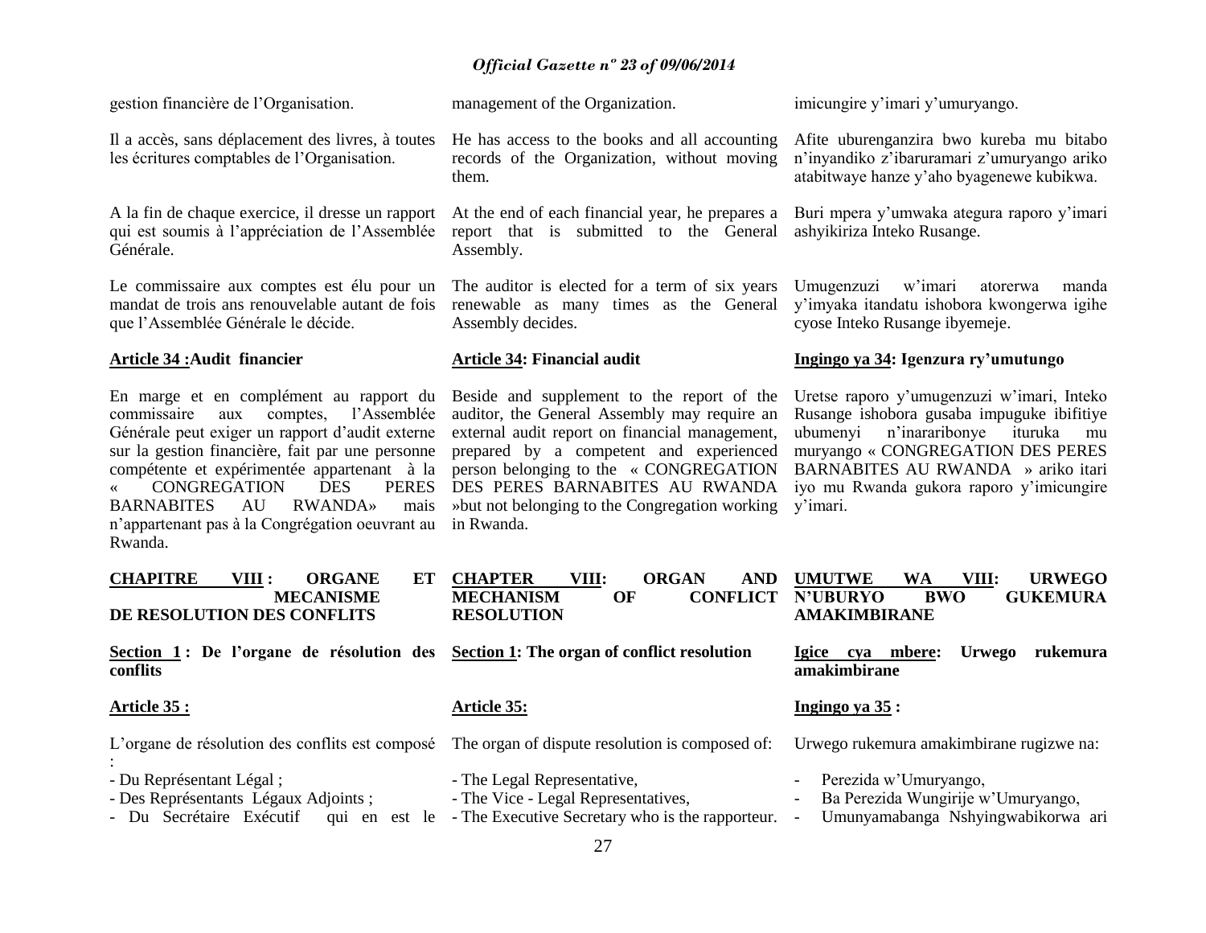gestion financière de l'Organisation.

Il a accès, sans déplacement des livres, à toutes les écritures comptables de l'Organisation.

A la fin de chaque exercice, il dresse un rapport qui est soumis à l'appréciation de l'Assemblée Générale.

Le commissaire aux comptes est élu pour un mandat de trois ans renouvelable autant de fois que l'Assemblée Générale le décide.

**Article 34 :Audit financier**

En marge et en complément au rapport du commissaire aux comptes, l'Assemblée Générale peut exiger un rapport d'audit externe sur la gestion financière, fait par une personne compétente et expérimentée appartenant à la « CONGREGATION DES PERES BARNABITES AU RWANDA» mais n'appartenant pas à la Congrégation oeuvrant au Rwanda.

**CHAPITRE VIII : ORGANE ET MECANISME DE RESOLUTION DES CONFLITS**

**Section 1 : De l'organe de résolution des conflits**

**Article 35 :**

L'organe de résolution des conflits est composé :

- Du Représentant Légal ;
- Des Représentants Légaux Adjoints ;
- Du Secrétaire Exécutif qui en est le

management of the Organization.

He has access to the books and all accounting records of the Organization, without moving them.

At the end of each financial year, he prepares a report that is submitted to the General Assembly.

The auditor is elected for a term of six years renewable as many times as the General Assembly decides.

**Article 34: Financial audit**

Beside and supplement to the report of the auditor, the General Assembly may require an external audit report on financial management, prepared by a competent and experienced person belonging to the « CONGREGATION DES PERES BARNABITES AU RWANDA »but not belonging to the Congregation working in Rwanda.

**CHAPTER VIII: ORGAN AND MECHANISM OF CONFLICT RESOLUTION**

**Section 1: The organ of conflict resolution**

**Article 35:**

The organ of dispute resolution is composed of:

- The Legal Representative,
- The Vice - Legal Representatives,
- The Executive Secretary who is the rapporteur.

imicungire y'imari y'umuryango.

Afite uburenganzira bwo kureba mu bitabo n'inyandiko z'ibaruramari z'umuryango ariko atabitwaye hanze y'aho byagenewe kubikwa.

Buri mpera y'umwaka ategura raporo y'imari ashyikiriza Inteko Rusange.

Umugenzuzi w'imari atorerwa manda y'imyaka itandatu ishobora kwongerwa igihe cyose Inteko Rusange ibyemeje.

**Ingingo ya 34: Igenzura ry'umutungo**

Uretse raporo y'umugenzuzi w'imari, Inteko Rusange ishobora gusaba impuguke ibifitiye ubumenyi n'inararibonye ituruka mu muryango « CONGREGATION DES PERES BARNABITES AU RWANDA » ariko itari iyo mu Rwanda gukora raporo y'imicungire y'imari.

**UMUTWE WA VIII: URWEGO N'UBURYO BWO GUKEMURA AMAKIMBIRANE**

**Igice cya mbere: Urwego rukemura amakimbirane**

**Ingingo ya 35 :**

Urwego rukemura amakimbirane rugizwe na:

- Perezida w'Umuryango,
- Ba Perezida Wungirije w'Umuryango,
- Umunyamabanga Nshyingwabikorwa ari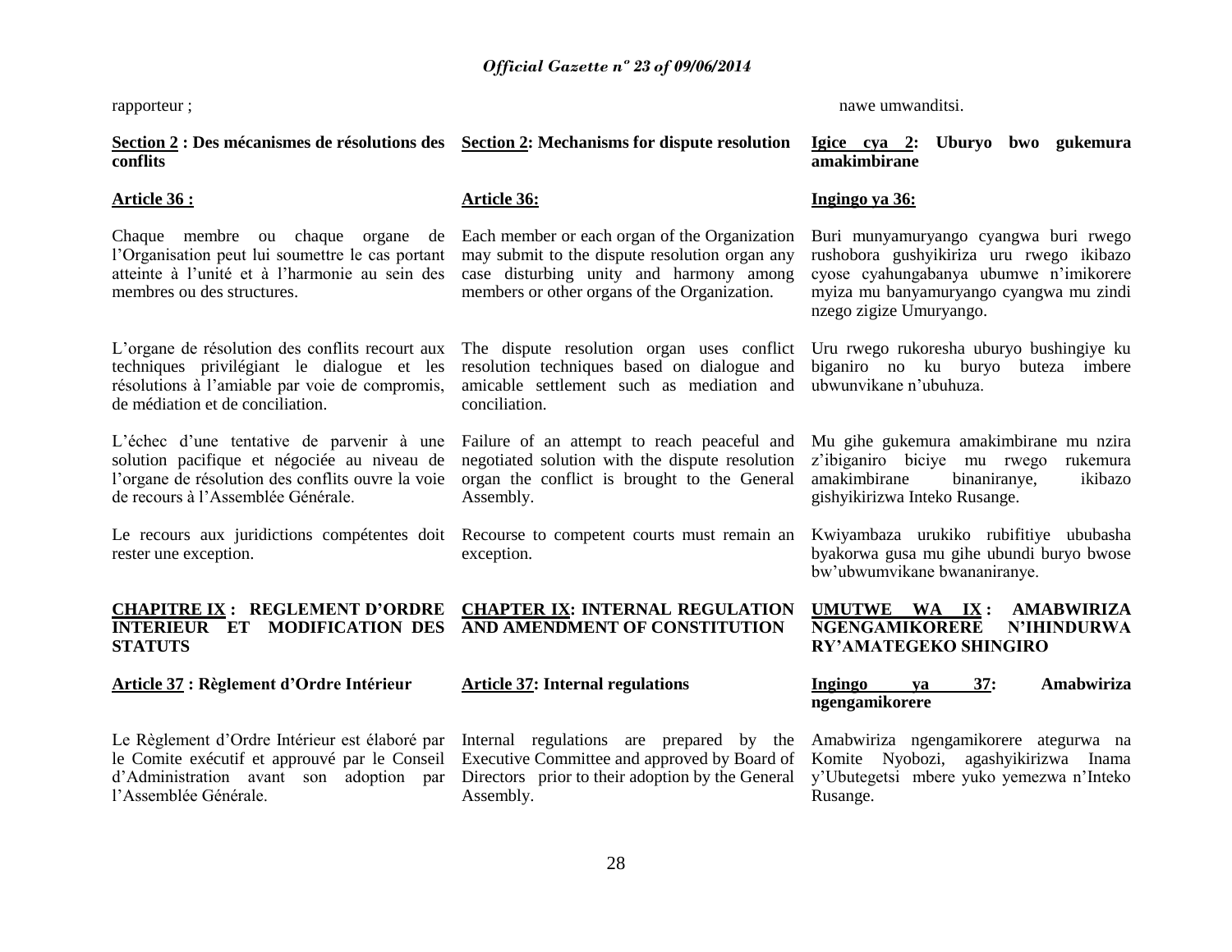rapporteur ;

nawe umwanditsi.

**Section 2 : Des mécanismes de résolutions des conflits**

**Article 36 :**

Chaque membre ou chaque organe de l'Organisation peut lui soumettre le cas portant atteinte à l'unité et à l'harmonie au sein des membres ou des structures.

L'organe de résolution des conflits recourt aux techniques privilégiant le dialogue et les résolutions à l'amiable par voie de compromis, de médiation et de conciliation.

L'échec d'une tentative de parvenir à une solution pacifique et négociée au niveau de l'organe de résolution des conflits ouvre la voie de recours à l'Assemblée Générale.

Le recours aux juridictions compétentes doit rester une exception.

**Section 2: Mechanisms for dispute resolution**

**Article 36:**

Each member or each organ of the Organization may submit to the dispute resolution organ any case disturbing unity and harmony among members or other organs of the Organization.

The dispute resolution organ uses conflict resolution techniques based on dialogue and amicable settlement such as mediation and conciliation.

Failure of an attempt to reach peaceful and negotiated solution with the dispute resolution organ the conflict is brought to the General Assembly.

Recourse to competent courts must remain an exception.

**Igice cya 2: Uburyo bwo gukemura amakimbirane**

**Ingingo ya 36:**

Buri munyamuryango cyangwa buri rwego rushobora gushyikiriza uru rwego ikibazo cyose cyahungabanya ubumwe n'imikorere myiza mu banyamuryango cyangwa mu zindi nzego zigize Umuryango.

Uru rwego rukoresha uburyo bushingiye ku biganiro no ku buryo buteza imbere ubwunvikane n'ubuhuza.

Mu gihe gukemura amakimbirane mu nzira z'ibiganiro biciye mu rwego rukemura amakimbirane binaniranye, ikibazo gishyikirizwa Inteko Rusange.

Kwiyambaza urukiko rubifitiye ububasha byakorwa gusa mu gihe ubundi buryo bwose bw'ubwumvikane bwananiranye.

## CHAPITRE IX : REGLEMENT D'ORDRE INTERIEUR ET MODIFICATION DES STATUTS

**Article 37 : Règlement d'Ordre Intérieur**

Le Règlement d'Ordre Intérieur est élaboré par le Comite exécutif et approuvé par le Conseil d'Administration avant son adoption par l'Assemblée Générale.

## CHAPTER IX: INTERNAL REGULATION AND AMENDMENT OF CONSTITUTION

**Article 37: Internal regulations**

Internal regulations are prepared by the Executive Committee and approved by Board of Directors prior to their adoption by the General Assembly.

## UMUTWE WA IX : AMABWIRIZA NGENGAMIKORERE N'IHINDURWA RY'AMATEGEKO SHINGIRO

**Ingingo ya 37: Amabwiriza ngengamikorere**

Amabwiriza ngengamikorere ategurwa na Komite Nyobozi, agashyikirizwa Inama y'Ubutegetsi mbere yuko yemezwa n'Inteko Rusange.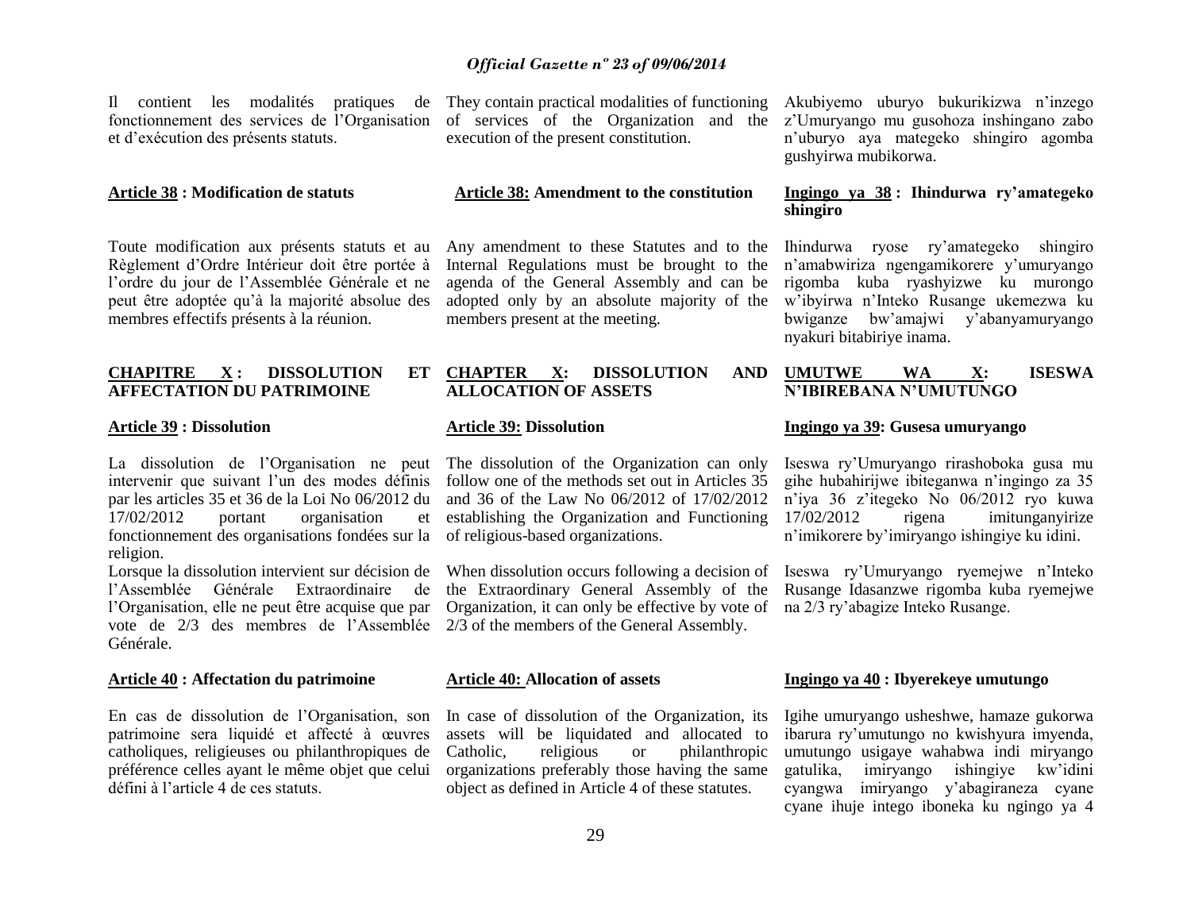Il contient les modalités pratiques de fonctionnement des services de l'Organisation et d'exécution des présents statuts.

They contain practical modalities of functioning of services of the Organization and the execution of the present constitution.

Akubiyemo uburyo bukurikizwa n'inzego z'Umuryango mu gusohoza inshingano zabo n'uburyo aya mategeko shingiro agomba gushyirwa mubikorwa.

**Article 38 : Modification de statuts**

Toute modification aux présents statuts et au Règlement d'Ordre Intérieur doit être portée à l'ordre du jour de l'Assemblée Générale et ne peut être adoptée qu'à la majorité absolue des membres effectifs présents à la réunion.

**Article 38: Amendment to the constitution**

Any amendment to these Statutes and to the Internal Regulations must be brought to the agenda of the General Assembly and can be adopted only by an absolute majority of the members present at the meeting.

**Ingingo ya 38 : Ihindurwa ry'amategeko shingiro**

Ihindurwa ryose ry'amategeko shingiro n'amabwiriza ngengamikorere y'umuryango rigomba kuba ryashyizwe ku murongo w'ibyirwa n'Inteko Rusange ukemezwa ku bwiganze bw'amajwi y'abanyamuryango nyakuri bitabiriye inama.

## CHAPITRE X : DISSOLUTION ET AFFECTATION DU PATRIMOINE

**Article 39 : Dissolution**

La dissolution de l'Organisation ne peut intervenir que suivant l'un des modes définis par les articles 35 et 36 de la Loi No 06/2012 du 17/02/2012 portant organisation et fonctionnement des organisations fondées sur la religion.

Lorsque la dissolution intervient sur décision de l'Assemblée Générale Extraordinaire de l'Organisation, elle ne peut être acquise que par vote de 2/3 des membres de l'Assemblée Générale.

**Article 40 : Affectation du patrimoine**

En cas de dissolution de l'Organisation, son patrimoine sera liquidé et affecté à œuvres catholiques, religieuses ou philanthropiques de préférence celles ayant le même objet que celui défini à l'article 4 de ces statuts.

## CHAPTER X: DISSOLUTION AND ALLOCATION OF ASSETS

**Article 39: Dissolution**

The dissolution of the Organization can only follow one of the methods set out in Articles 35 and 36 of the Law No 06/2012 of 17/02/2012 establishing the Organization and Functioning of religious-based organizations.

When dissolution occurs following a decision of the Extraordinary General Assembly of the Organization, it can only be effective by vote of 2/3 of the members of the General Assembly.

**Article 40: Allocation of assets**

In case of dissolution of the Organization, its assets will be liquidated and allocated to Catholic, religious or philanthropic organizations preferably those having the same object as defined in Article 4 of these statutes.

## UMUTWE WA X: ISESWA N'IBIREBANA N'UMUTUNGO

**Ingingo ya 39: Gusesa umuryango**

Iseswa ry'Umuryango rirashoboka gusa mu gihe hubahirijwe ibiteganwa n'ingingo za 35 n'iya 36 z'itegeko No 06/2012 ryo kuwa 17/02/2012 rigena imitunganyirize n'imikorere by'imiryango ishingiye ku idini.

Iseswa ry'Umuryango ryemejwe n'Inteko Rusange Idasanzwe rigomba kuba ryemejwe na 2/3 ry'abagize Inteko Rusange.

**Ingingo ya 40 : Ibyerekeye umutungo**

Igihe umuryango usheshwe, hamaze gukorwa ibarura ry'umutungo no kwishyura imyenda, umutungo usigaye wahabwa indi miryango gatulika, imiryango ishingiye kw'idini cyangwa imiryango y'abagiraneza cyane cyane ihuje intego iboneka ku ngingo ya 4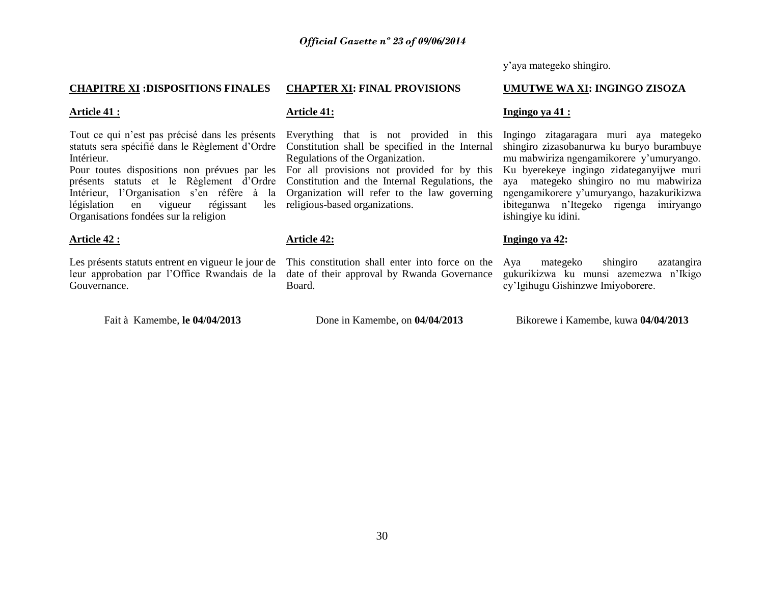y'aya mategeko shingiro.

## CHAPITRE XI :DISPOSITIONS FINALES

**Article 41 :**

Tout ce qui n'est pas précisé dans les présents statuts sera spécifié dans le Règlement d'Ordre Intérieur.
Pour toutes dispositions non prévues par les présents statuts et le Règlement d'Ordre Intérieur, l'Organisation s'en réfère à la législation en vigueur régissant les Organisations fondées sur la religion

**Article 42 :**

Les présents statuts entrent en vigueur le jour de leur approbation par l'Office Rwandais de la Gouvernance.

Fait à Kamembe, **le 04/04/2013**

## CHAPTER XI: FINAL PROVISIONS

**Article 41:**

Everything that is not provided in this Constitution shall be specified in the Internal Regulations of the Organization.
For all provisions not provided for by this Constitution and the Internal Regulations, the Organization will refer to the law governing religious-based organizations.

**Article 42:**

This constitution shall enter into force on the date of their approval by Rwanda Governance Board.

Done in Kamembe, on **04/04/2013**

## UMUTWE WA XI: INGINGO ZISOZA

**Ingingo ya 41 :**

Ingingo zitagaragara muri aya mategeko shingiro zizasobanurwa ku buryo burambuye mu mabwiriza ngengamikorere y'umuryango.
Ku byerekeye ingingo zidateganyijwe muri aya mategeko shingiro no mu mabwiriza ngengamikorere y'umuryango, hazakurikizwa ibiteganwa n'Itegeko rigenga imiryango ishingiye ku idini.

**Ingingo ya 42:**

Aya mategeko shingiro azatangira gukurikizwa ku munsi azemezwa n'Ikigo cy'Igihugu Gishinzwe Imiyoborere.

Bikorewe i Kamembe, kuwa **04/04/2013**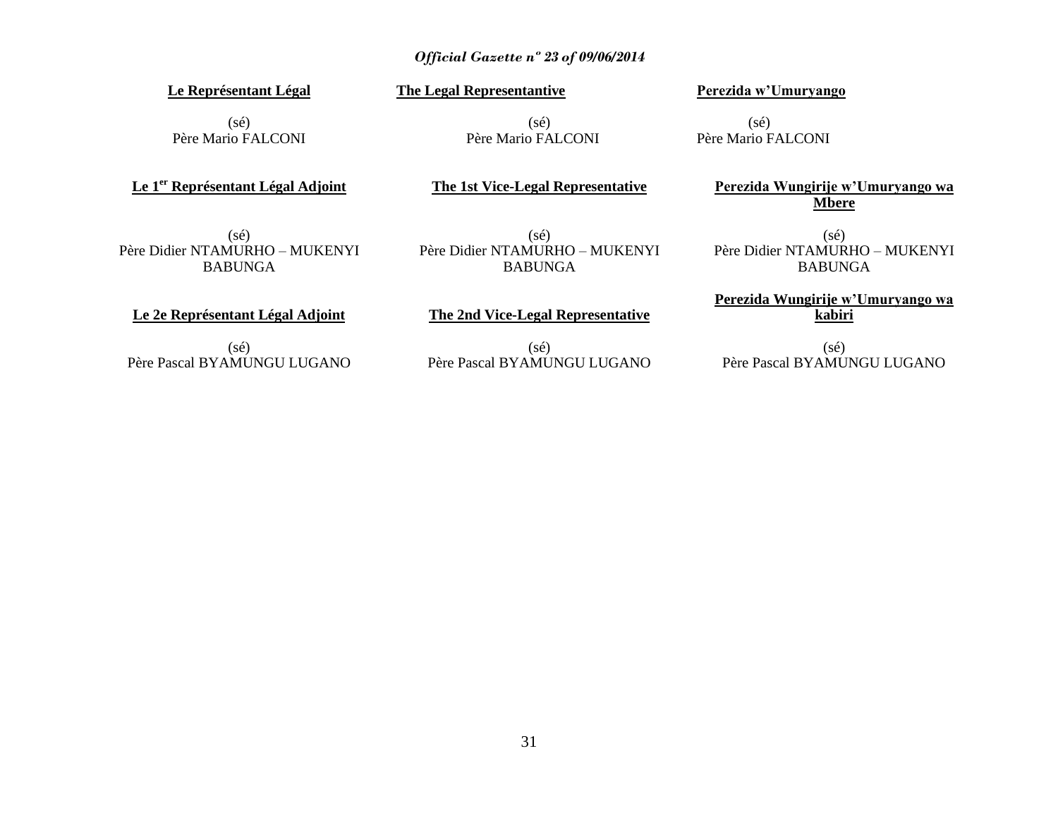**Le Représentant Légal**

(sé)
Père Mario FALCONI

**Le 1[er] Représentant Légal Adjoint**

(sé)
Père Didier NTAMURHO – MUKENYI BABUNGA

**Le 2e Représentant Légal Adjoint**

(sé)
Père Pascal BYAMUNGU LUGANO

**The Legal Representantive**

(sé)
Père Mario FALCONI

**The 1st Vice-Legal Representative**

(sé)
Père Didier NTAMURHO – MUKENYI BABUNGA

**The 2nd Vice-Legal Representative**

(sé)
Père Pascal BYAMUNGU LUGANO

**Perezida w'Umuryango**

(sé)
Père Mario FALCONI

**Perezida Wungirije w'Umuryango wa Mbere**

(sé)
Père Didier NTAMURHO – MUKENYI BABUNGA

**Perezida Wungirije w'Umuryango wa kabiri**

(sé)
Père Pascal BYAMUNGU LUGANO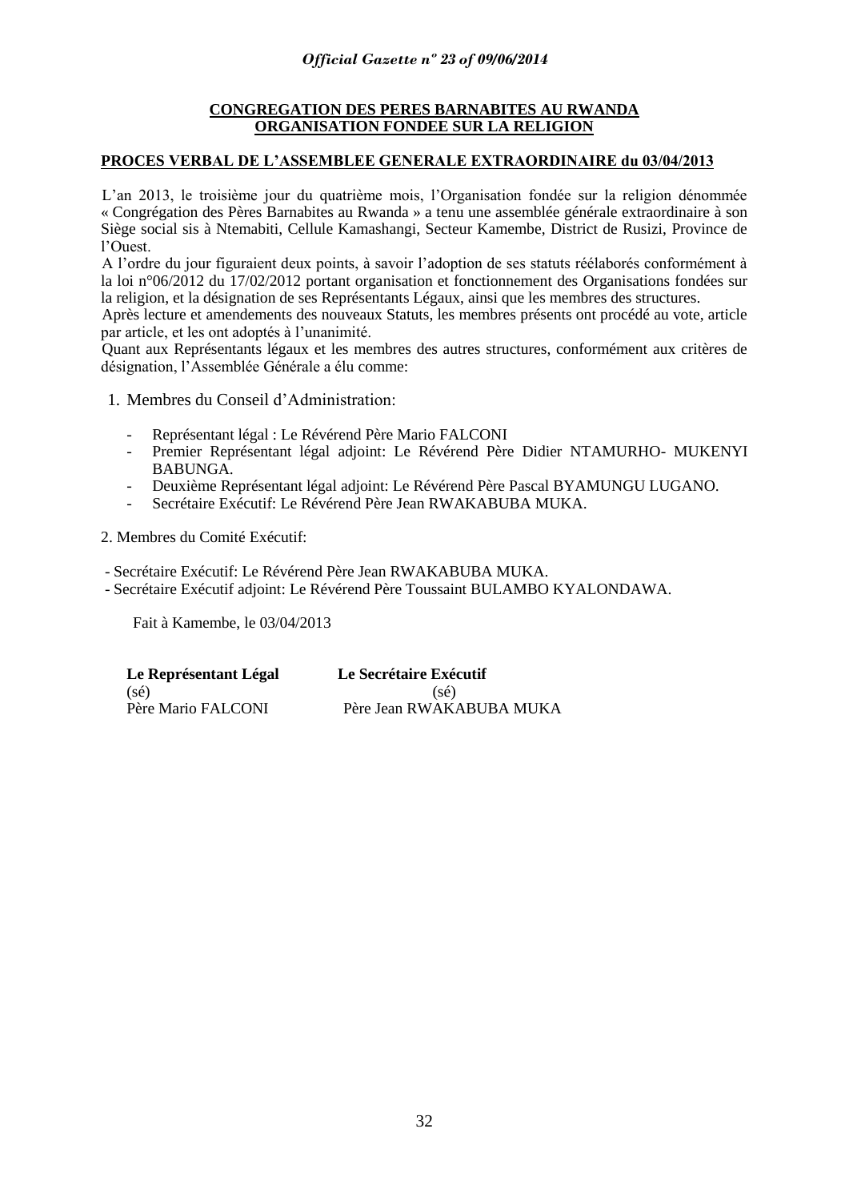**CONGREGATION DES PERES BARNABITES AU RWANDA**
**ORGANISATION FONDEE SUR LA RELIGION**

**PROCES VERBAL DE L'ASSEMBLEE GENERALE EXTRAORDINAIRE du 03/04/2013**

L'an 2013, le troisième jour du quatrième mois, l'Organisation fondée sur la religion dénommée « Congrégation des Pères Barnabites au Rwanda » a tenu une assemblée générale extraordinaire à son Siège social sis à Ntemabiti, Cellule Kamashangi, Secteur Kamembe, District de Rusizi, Province de l'Ouest.

A l'ordre du jour figuraient deux points, à savoir l'adoption de ses statuts réélaborés conformément à la loi n°06/2012 du 17/02/2012 portant organisation et fonctionnement des Organisations fondées sur la religion, et la désignation de ses Représentants Légaux, ainsi que les membres des structures.

Après lecture et amendements des nouveaux Statuts, les membres présents ont procédé au vote, article par article, et les ont adoptés à l'unanimité.

Quant aux Représentants légaux et les membres des autres structures, conformément aux critères de désignation, l'Assemblée Générale a élu comme:

1. Membres du Conseil d'Administration:

   - Représentant légal : Le Révérend Père Mario FALCONI
   - Premier Représentant légal adjoint: Le Révérend Père Didier NTAMURHO- MUKENYI BABUNGA.
   - Deuxième Représentant légal adjoint: Le Révérend Père Pascal BYAMUNGU LUGANO.
   - Secrétaire Exécutif: Le Révérend Père Jean RWAKABUBA MUKA.

2. Membres du Comité Exécutif:

- Secrétaire Exécutif: Le Révérend Père Jean RWAKABUBA MUKA.
- Secrétaire Exécutif adjoint: Le Révérend Père Toussaint BULAMBO KYALONDAWA.

Fait à Kamembe, le 03/04/2013

| **Le Représentant Légal** | **Le Secrétaire Exécutif** |
|---|---|
| (sé) | (sé) |
| Père Mario FALCONI | Père Jean RWAKABUBA MUKA |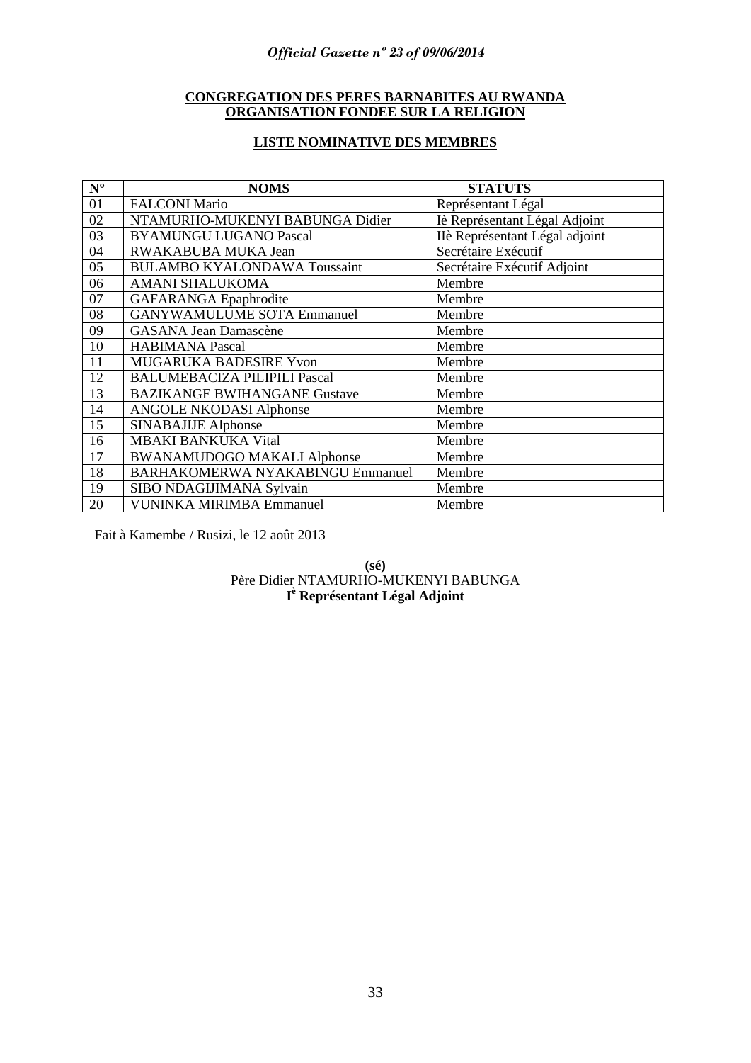**CONGREGATION DES PERES BARNABITES AU RWANDA**
**ORGANISATION FONDEE SUR LA RELIGION**

**LISTE NOMINATIVE DES MEMBRES**

| N° | NOMS | STATUTS |
|---|---|---|
| 01 | FALCONI Mario | Représentant Légal |
| 02 | NTAMURHO-MUKENYI BABUNGA Didier | Iè Représentant Légal Adjoint |
| 03 | BYAMUNGU LUGANO Pascal | IIè Représentant Légal adjoint |
| 04 | RWAKABUBA MUKA Jean | Secrétaire Exécutif |
| 05 | BULAMBO KYALONDAWA Toussaint | Secrétaire Exécutif Adjoint |
| 06 | AMANI SHALUKOMA | Membre |
| 07 | GAFARANGA Epaphrodite | Membre |
| 08 | GANYWAMULUME SOTA Emmanuel | Membre |
| 09 | GASANA Jean Damascène | Membre |
| 10 | HABIMANA Pascal | Membre |
| 11 | MUGARUKA BADESIRE Yvon | Membre |
| 12 | BALUMEBACIZA PILIPILI Pascal | Membre |
| 13 | BAZIKANGE BWIHANGANE Gustave | Membre |
| 14 | ANGOLE NKODASI Alphonse | Membre |
| 15 | SINABAJIJE Alphonse | Membre |
| 16 | MBAKI BANKUKA Vital | Membre |
| 17 | BWANAMUDOGO MAKALI Alphonse | Membre |
| 18 | BARHAKOMERWA NYAKABINGU Emmanuel | Membre |
| 19 | SIBO NDAGIJIMANA Sylvain | Membre |
| 20 | VUNINKA MIRIMBA Emmanuel | Membre |

Fait à Kamembe / Rusizi, le 12 août 2013

**(sé)**
Père Didier NTAMURHO-MUKENYI BABUNGA
**Iè Représentant Légal Adjoint**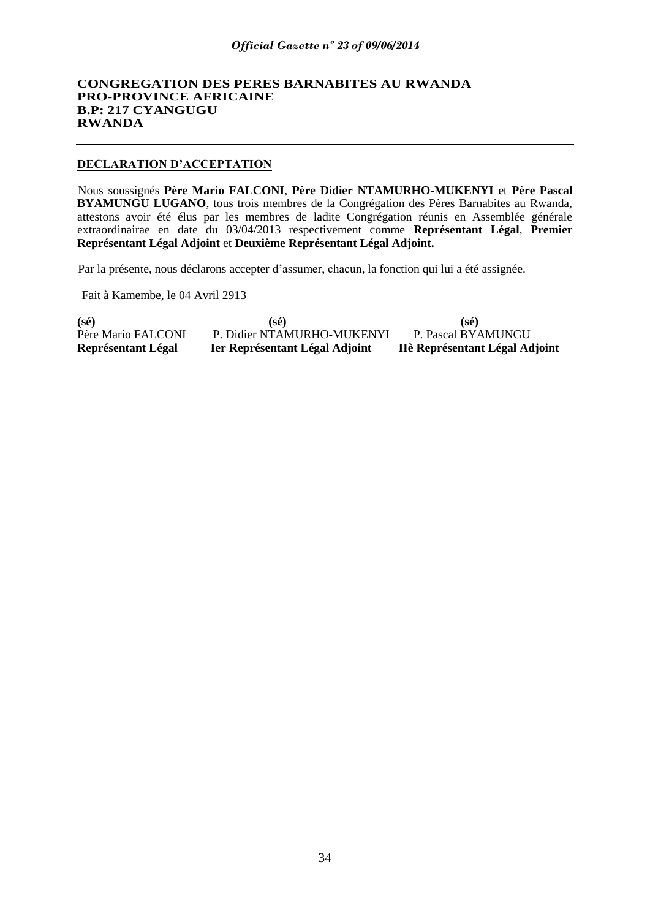**CONGREGATION DES PERES BARNABITES AU RWANDA**
**PRO-PROVINCE AFRICAINE**
**B.P: 217 CYANGUGU**
**RWANDA**

---

**DECLARATION D'ACCEPTATION**

Nous soussignés **Père Mario FALCONI**, **Père Didier NTAMURHO-MUKENYI** et **Père Pascal BYAMUNGU LUGANO**, tous trois membres de la Congrégation des Pères Barnabites au Rwanda, attestons avoir été élus par les membres de ladite Congrégation réunis en Assemblée générale extraordinairae en date du 03/04/2013 respectivement comme **Représentant Légal**, **Premier Représentant Légal Adjoint** et **Deuxième Représentant Légal Adjoint.**

Par la présente, nous déclarons accepter d'assumer, chacun, la fonction qui lui a été assignée.

Fait à Kamembe, le 04 Avril 2913

| **(sé)** | **(sé)** | **(sé)** |
|---|---|---|
| Père Mario FALCONI | P. Didier NTAMURHO-MUKENYI | P. Pascal BYAMUNGU |
| **Représentant Légal** | **Ier Représentant Légal Adjoint** | **IIè Représentant Légal Adjoint** |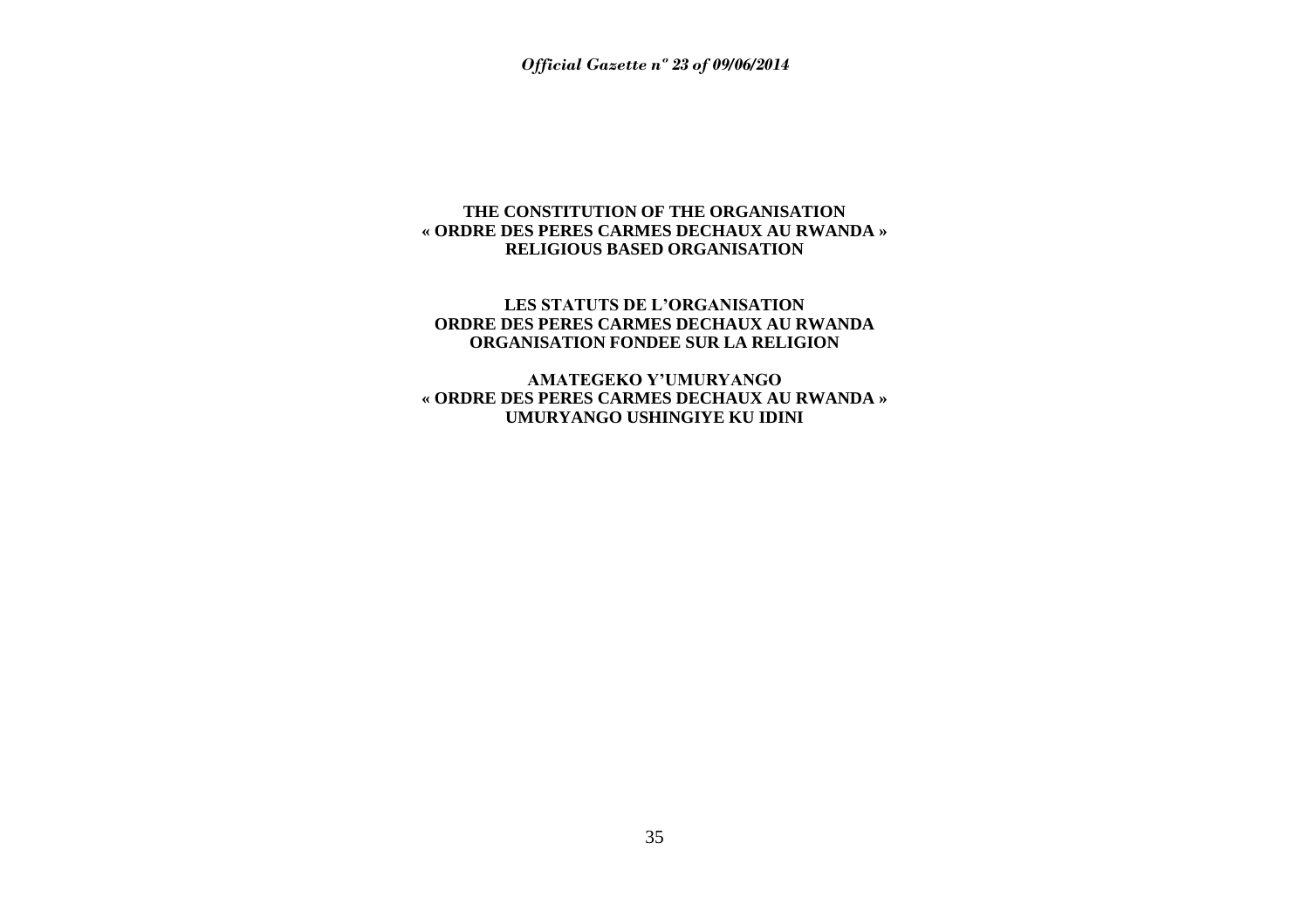**THE CONSTITUTION OF THE ORGANISATION**
**« ORDRE DES PERES CARMES DECHAUX AU RWANDA »**
**RELIGIOUS BASED ORGANISATION**

**LES STATUTS DE L'ORGANISATION**
**ORDRE DES PERES CARMES DECHAUX AU RWANDA**
**ORGANISATION FONDEE SUR LA RELIGION**

**AMATEGEKO Y'UMURYANGO**
**« ORDRE DES PERES CARMES DECHAUX AU RWANDA »**
**UMURYANGO USHINGIYE KU IDINI**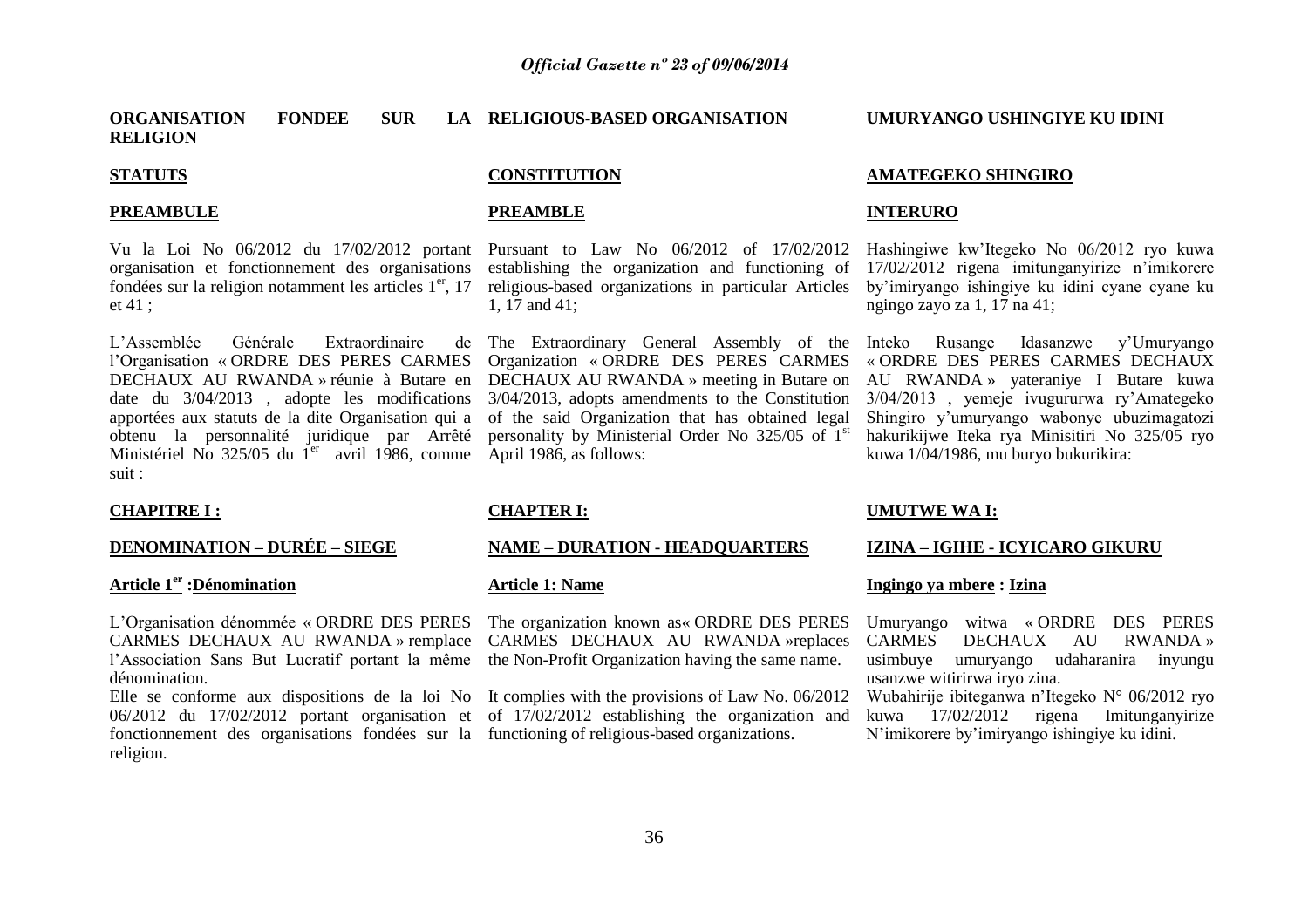**ORGANISATION FONDEE SUR LA RELIGION**

**STATUTS**

**PREAMBULE**

Vu la Loi No 06/2012 du 17/02/2012 portant organisation et fonctionnement des organisations fondées sur la religion notamment les articles 1er, 17 et 41 ;

L'Assemblée Générale Extraordinaire de l'Organisation « ORDRE DES PERES CARMES DECHAUX AU RWANDA » réunie à Butare en date du 3/04/2013 , adopte les modifications apportées aux statuts de la dite Organisation qui a obtenu la personnalité juridique par Arrêté Ministériel No 325/05 du 1er avril 1986, comme suit :

**CHAPITRE I :**

**DENOMINATION – DURÉE – SIEGE**

**Article 1er :Dénomination**

L'Organisation dénommée « ORDRE DES PERES CARMES DECHAUX AU RWANDA » remplace l'Association Sans But Lucratif portant la même dénomination.

Elle se conforme aux dispositions de la loi No 06/2012 du 17/02/2012 portant organisation et fonctionnement des organisations fondées sur la religion.

**RELIGIOUS-BASED ORGANISATION**

**CONSTITUTION**

**PREAMBLE**

Pursuant to Law No 06/2012 of 17/02/2012 establishing the organization and functioning of religious-based organizations in particular Articles 1, 17 and 41;

The Extraordinary General Assembly of the Organization « ORDRE DES PERES CARMES DECHAUX AU RWANDA » meeting in Butare on 3/04/2013, adopts amendments to the Constitution of the said Organization that has obtained legal personality by Ministerial Order No 325/05 of 1st April 1986, as follows:

**CHAPTER I:**

**NAME – DURATION - HEADQUARTERS**

**Article 1: Name**

The organization known as« ORDRE DES PERES CARMES DECHAUX AU RWANDA »replaces the Non-Profit Organization having the same name.

It complies with the provisions of Law No. 06/2012 of 17/02/2012 establishing the organization and functioning of religious-based organizations.

**UMURYANGO USHINGIYE KU IDINI**

**AMATEGEKO SHINGIRO**

**INTERURO**

Hashingiwe kw'Itegeko No 06/2012 ryo kuwa 17/02/2012 rigena imitunganyirize n'imikorere by'imiryango ishingiye ku idini cyane cyane ku ngingo zayo za 1, 17 na 41;

Inteko Rusange Idasanzwe y'Umuryango « ORDRE DES PERES CARMES DECHAUX AU RWANDA » yateraniye I Butare kuwa 3/04/2013 , yemeje ivugururwa ry'Amategeko Shingiro y'umuryango wabonye ubuzimagatozi hakurikijwe Iteka rya Minisitiri No 325/05 ryo kuwa 1/04/1986, mu buryo bukurikira:

**UMUTWE WA I:**

**IZINA – IGIHE - ICYICARO GIKURU**

**Ingingo ya mbere : Izina**

Umuryango witwa « ORDRE DES PERES CARMES DECHAUX AU RWANDA » usimbuye umuryango udaharanira inyungu usanzwe witirirwa iryo zina.

Wubahirije ibiteganwa n'Itegeko N° 06/2012 ryo kuwa 17/02/2012 rigena Imitunganyirize N'imikorere by'imiryango ishingiye ku idini.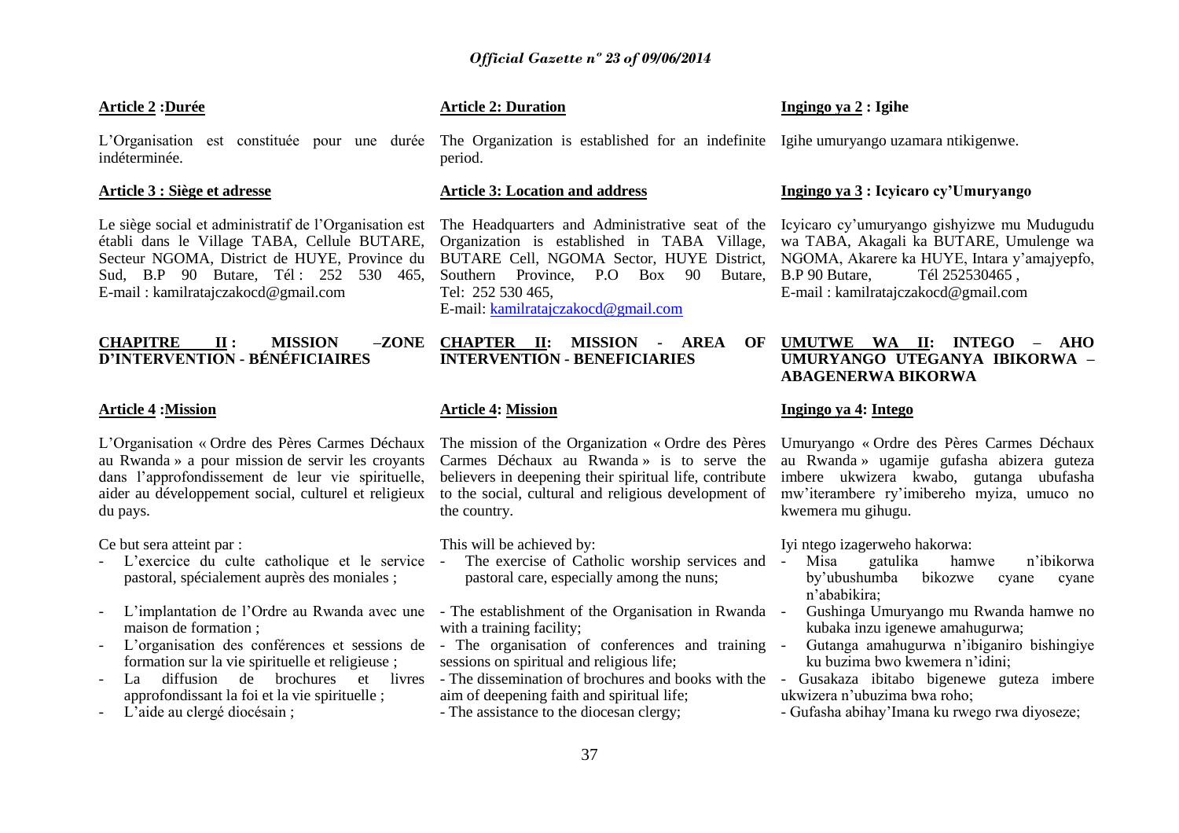**Article 2 :Durée**

L'Organisation est constituée pour une durée indéterminée.

**Article 3 : Siège et adresse**

Le siège social et administratif de l'Organisation est établi dans le Village TABA, Cellule BUTARE, Secteur NGOMA, District de HUYE, Province du Sud, B.P 90 Butare, Tél : 252 530 465, E-mail : kamilratajczakocd@gmail.com

**CHAPITRE II : MISSION –ZONE D'INTERVENTION - BÉNÉFICIAIRES**

**Article 4 :Mission**

L'Organisation « Ordre des Pères Carmes Déchaux au Rwanda » a pour mission de servir les croyants dans l'approfondissement de leur vie spirituelle, aider au développement social, culturel et religieux du pays.

Ce but sera atteint par :

- L'exercice du culte catholique et le service pastoral, spécialement auprès des moniales ;
- L'implantation de l'Ordre au Rwanda avec une maison de formation ;
- L'organisation des conférences et sessions de formation sur la vie spirituelle et religieuse ;
- La diffusion de brochures et livres approfondissant la foi et la vie spirituelle ;
- L'aide au clergé diocésain ;

**Article 2: Duration**

The Organization is established for an indefinite period.

**Article 3: Location and address**

The Headquarters and Administrative seat of the Organization is established in TABA Village, BUTARE Cell, NGOMA Sector, HUYE District, Southern Province, P.O Box 90 Butare, Tel: 252 530 465,
E-mail: kamilratajczakocd@gmail.com

**CHAPTER II: MISSION - AREA OF INTERVENTION - BENEFICIARIES**

**Article 4: Mission**

The mission of the Organization « Ordre des Pères Carmes Déchaux au Rwanda » is to serve the believers in deepening their spiritual life, contribute to the social, cultural and religious development of the country.

This will be achieved by:

- The exercise of Catholic worship services and pastoral care, especially among the nuns;
- The establishment of the Organisation in Rwanda with a training facility;
- The organisation of conferences and training sessions on spiritual and religious life;
- The dissemination of brochures and books with the aim of deepening faith and spiritual life;
- The assistance to the diocesan clergy;

**Ingingo ya 2 : Igihe**

Igihe umuryango uzamara ntikigenwe.

**Ingingo ya 3 : Icyicaro cy'Umuryango**

Icyicaro cy'umuryango gishyizwe mu Mudugudu wa TABA, Akagali ka BUTARE, Umulenge wa NGOMA, Akarere ka HUYE, Intara y'amajyepfo, B.P 90 Butare, Tél 252530465 ,
E-mail : kamilratajczakocd@gmail.com

**UMUTWE WA II: INTEGO – AHO UMURYANGO UTEGANYA IBIKORWA – ABAGENERWA BIKORWA**

**Ingingo ya 4: Intego**

Umuryango « Ordre des Pères Carmes Déchaux au Rwanda » ugamije gufasha abizera guteza imbere ukwizera kwabo, gutanga ubufasha mw'iterambere ry'imibereho myiza, umuco no kwemera mu gihugu.

Iyi ntego izagerweho hakorwa:

- Misa gatulika hamwe n'ibikorwa by'ubushumba bikozwe cyane cyane n'ababikira;
- Gushinga Umuryango mu Rwanda hamwe no kubaka inzu igenewe amahugurwa;
- Gutanga amahugurwa n'ibiganiro bishingiye ku buzima bwo kwemera n'idini;
- Gusakaza ibitabo bigenewe guteza imbere ukwizera n'ubuzima bwa roho;
- Gufasha abihay'Imana ku rwego rwa diyoseze;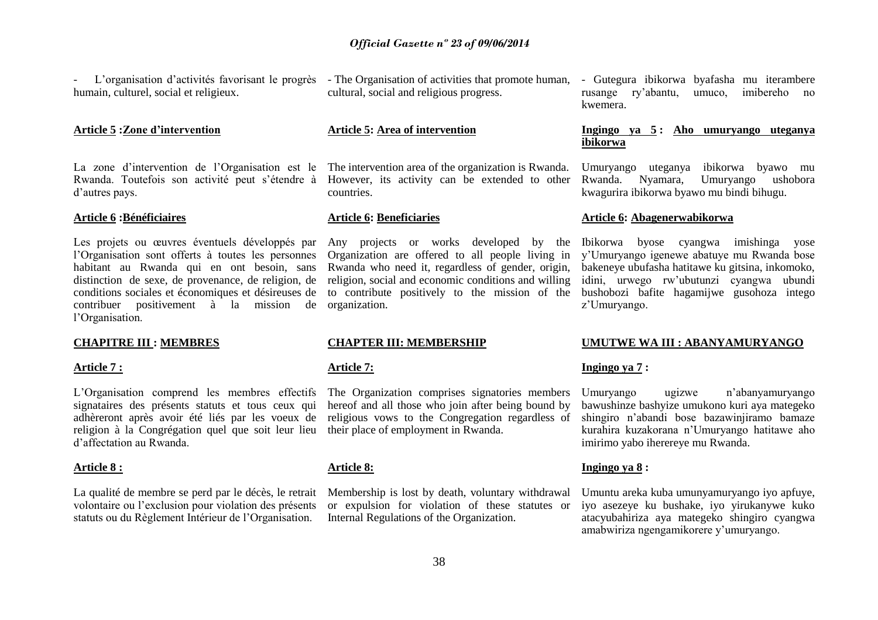- L'organisation d'activités favorisant le progrès humain, culturel, social et religieux.

**Article 5 :Zone d'intervention**

La zone d'intervention de l'Organisation est le Rwanda. Toutefois son activité peut s'étendre à d'autres pays.

**Article 6 :Bénéficiaires**

Les projets ou œuvres éventuels développés par l'Organisation sont offerts à toutes les personnes habitant au Rwanda qui en ont besoin, sans distinction de sexe, de provenance, de religion, de conditions sociales et économiques et désireuses de contribuer positivement à la mission de l'Organisation.

**CHAPITRE III : MEMBRES**

**Article 7 :**

L'Organisation comprend les membres effectifs signataires des présents statuts et tous ceux qui adhèreront après avoir été liés par les voeux de religion à la Congrégation quel que soit leur lieu d'affectation au Rwanda.

**Article 8 :**

La qualité de membre se perd par le décès, le retrait volontaire ou l'exclusion pour violation des présents statuts ou du Règlement Intérieur de l'Organisation.

- The Organisation of activities that promote human, cultural, social and religious progress.

**Article 5: Area of intervention**

The intervention area of the organization is Rwanda. However, its activity can be extended to other countries.

**Article 6: Beneficiaries**

Any projects or works developed by the Organization are offered to all people living in Rwanda who need it, regardless of gender, origin, religion, social and economic conditions and willing to contribute positively to the mission of the organization.

**CHAPTER III: MEMBERSHIP**

**Article 7:**

The Organization comprises signatories members hereof and all those who join after being bound by religious vows to the Congregation regardless of their place of employment in Rwanda.

**Article 8:**

Membership is lost by death, voluntary withdrawal or expulsion for violation of these statutes or Internal Regulations of the Organization.

- Gutegura ibikorwa byafasha mu iterambere rusange ry'abantu, umuco, imibereho no kwemera.

**Ingingo ya 5 : Aho umuryango uteganya ibikorwa**

Umuryango uteganya ibikorwa byawo mu Rwanda. Nyamara, Umuryango ushobora kwagurira ibikorwa byawo mu bindi bihugu.

**Article 6: Abagenerwabikorwa**

Ibikorwa byose cyangwa imishinga yose y'Umuryango igenewe abatuye mu Rwanda bose bakeneye ubufasha hatitawe ku gitsina, inkomoko, idini, urwego rw'ubutunzi cyangwa ubundi bushobozi bafite hagamijwe gusohoza intego z'Umuryango.

**UMUTWE WA III : ABANYAMURYANGO**

**Ingingo ya 7 :**

Umuryango ugizwe n'abanyamuryango bawushinze bashyize umukono kuri aya mategeko shingiro n'abandi bose bazawinjiramo bamaze kurahira kuzakorana n'Umuryango hatitawe aho imirimo yabo iherereye mu Rwanda.

**Ingingo ya 8 :**

Umuntu areka kuba umunyamuryango iyo apfuye, iyo asezeye ku bushake, iyo yirukanywe kuko atacyubahiriza aya mategeko shingiro cyangwa amabwiriza ngengamikorere y'umuryango.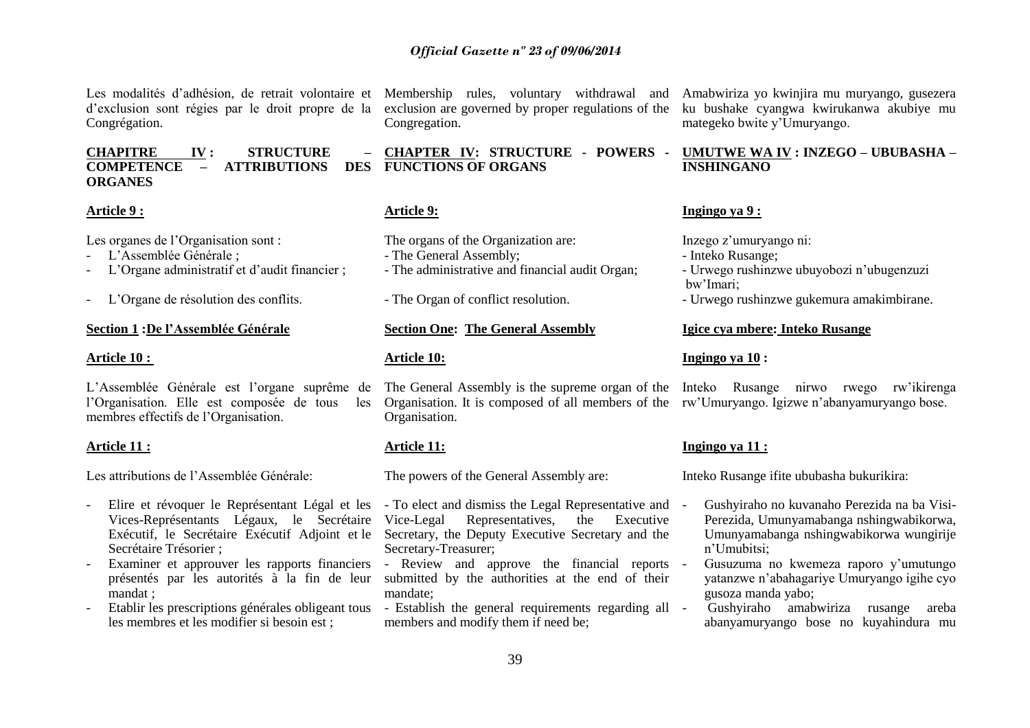Les modalités d'adhésion, de retrait volontaire et d'exclusion sont régies par le droit propre de la Congrégation.

**CHAPITRE IV : STRUCTURE – COMPETENCE – ATTRIBUTIONS DES ORGANES**

**Article 9 :**

Les organes de l'Organisation sont :

- L'Assemblée Générale ;
- L'Organe administratif et d'audit financier ;
- L'Organe de résolution des conflits.

**Section 1 : De l'Assemblée Générale**

**Article 10 :**

L'Assemblée Générale est l'organe suprême de l'Organisation. Elle est composée de tous les membres effectifs de l'Organisation.

**Article 11 :**

Les attributions de l'Assemblée Générale:

- Elire et révoquer le Représentant Légal et les Vices-Représentants Légaux, le Secrétaire Exécutif, le Secrétaire Exécutif Adjoint et le Secrétaire Trésorier ;
- Examiner et approuver les rapports financiers présentés par les autorités à la fin de leur mandat ;
- Etablir les prescriptions générales obligeant tous les membres et les modifier si besoin est ;

Membership rules, voluntary withdrawal and exclusion are governed by proper regulations of the Congregation.

**CHAPTER IV: STRUCTURE - POWERS - FUNCTIONS OF ORGANS**

**Article 9:**

The organs of the Organization are:

- The General Assembly;
- The administrative and financial audit Organ;
- The Organ of conflict resolution.

**Section One: The General Assembly**

**Article 10:**

The General Assembly is the supreme organ of the Organisation. It is composed of all members of the Organisation.

**Article 11:**

The powers of the General Assembly are:

- To elect and dismiss the Legal Representative and Vice-Legal Representatives, the Executive Secretary, the Deputy Executive Secretary and the Secretary-Treasurer;
- Review and approve the financial reports submitted by the authorities at the end of their mandate;
- Establish the general requirements regarding all members and modify them if need be;

Amabwiriza yo kwinjira mu muryango, gusezera ku bushake cyangwa kwirukanwa akubiye mu mategeko bwite y'Umuryango.

**UMUTWE WA IV : INZEGO – UBUBASHA – INSHINGANO**

**Ingingo ya 9 :**

Inzego z'umuryango ni:

- Inteko Rusange;
- Urwego rushinzwe ubuyobozi n'ubugenzuzi bw'Imari;
- Urwego rushinzwe gukemura amakimbirane.

**Igice cya mbere: Inteko Rusange**

**Ingingo ya 10 :**

Inteko Rusange nirwo rwego rw'ikirenga rw'Umuryango. Igizwe n'abanyamuryango bose.

**Ingingo ya 11 :**

Inteko Rusange ifite ububasha bukurikira:

- Gushyiraho no kuvanaho Perezida na ba Visi-Perezida, Umunyamabanga nshingwabikorwa, Umunyamabanga nshingwabikorwa wungirije n'Umubitsi;
- Gusuzuma no kwemeza raporo y'umutungo yatanzwe n'abahagariye Umuryango igihe cyo gusoza manda yabo;
- Gushyiraho amabwiriza rusange areba abanyamuryango bose no kuyahindura mu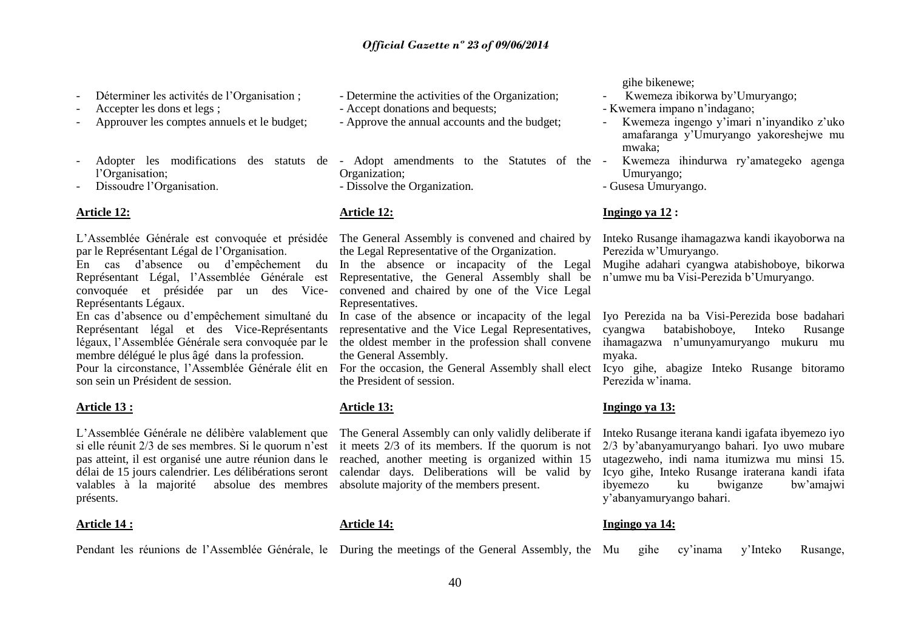- Déterminer les activités de l'Organisation ;
- Accepter les dons et legs ;
- Approuver les comptes annuels et le budget;
- Adopter les modifications des statuts de l'Organisation;
- Dissoudre l'Organisation.

**Article 12:**

L'Assemblée Générale est convoquée et présidée par le Représentant Légal de l'Organisation.
En cas d'absence ou d'empêchement du Représentant Légal, l'Assemblée Générale est convoquée et présidée par un des Vice-Représentants Légaux.
En cas d'absence ou d'empêchement simultané du Représentant légal et des Vice-Représentants légaux, l'Assemblée Générale sera convoquée par le membre délégué le plus âgé dans la profession.
Pour la circonstance, l'Assemblée Générale élit en son sein un Président de session.

**Article 13 :**

L'Assemblée Générale ne délibère valablement que si elle réunit 2/3 de ses membres. Si le quorum n'est pas atteint, il est organisé une autre réunion dans le délai de 15 jours calendrier. Les délibérations seront valables à la majorité absolue des membres présents.

**Article 14 :**

Pendant les réunions de l'Assemblée Générale, le

- Determine the activities of the Organization;
- Accept donations and bequests;
- Approve the annual accounts and the budget;
- Adopt amendments to the Statutes of the Organization;
- Dissolve the Organization.

**Article 12:**

The General Assembly is convened and chaired by the Legal Representative of the Organization.
In the absence or incapacity of the Legal Representative, the General Assembly shall be convened and chaired by one of the Vice Legal Representatives.
In case of the absence or incapacity of the legal representative and the Vice Legal Representatives, the oldest member in the profession shall convene the General Assembly.
For the occasion, the General Assembly shall elect the President of session.

**Article 13:**

The General Assembly can only validly deliberate if it meets 2/3 of its members. If the quorum is not reached, another meeting is organized within 15 calendar days. Deliberations will be valid by absolute majority of the members present.

**Article 14:**

During the meetings of the General Assembly, the

gihe bikenewe;

- Kwemeza ibikorwa by'Umuryango;
- Kwemera impano n'indagano;
- Kwemeza ingengo y'imari n'inyandiko z'uko amafaranga y'Umuryango yakoreshejwe mu mwaka;
- Kwemeza ihindurwa ry'amategeko agenga Umuryango;
- Gusesa Umuryango.

**Ingingo ya 12 :**

Inteko Rusange ihamagazwa kandi ikayoborwa na Perezida w'Umuryango.
Mugihe adahari cyangwa atabishoboye, bikorwa n'umwe mu ba Visi-Perezida b'Umuryango.

Iyo Perezida na ba Visi-Perezida bose badahari cyangwa batabishoboye, Inteko Rusange ihamagazwa n'umunyamuryango mukuru mu myaka.
Icyo gihe, abagize Inteko Rusange bitoramo Perezida w'inama.

**Ingingo ya 13:**

Inteko Rusange iterana kandi igafata ibyemezo iyo 2/3 by'abanyamuryango bahari. Iyo uwo mubare utagezweho, indi nama itumizwa mu minsi 15. Icyo gihe, Inteko Rusange iraterana kandi ifata ibyemezo ku bwiganze bw'amajwi y'abanyamuryango bahari.

**Ingingo ya 14:**

Mu gihe cy'inama y'Inteko Rusange,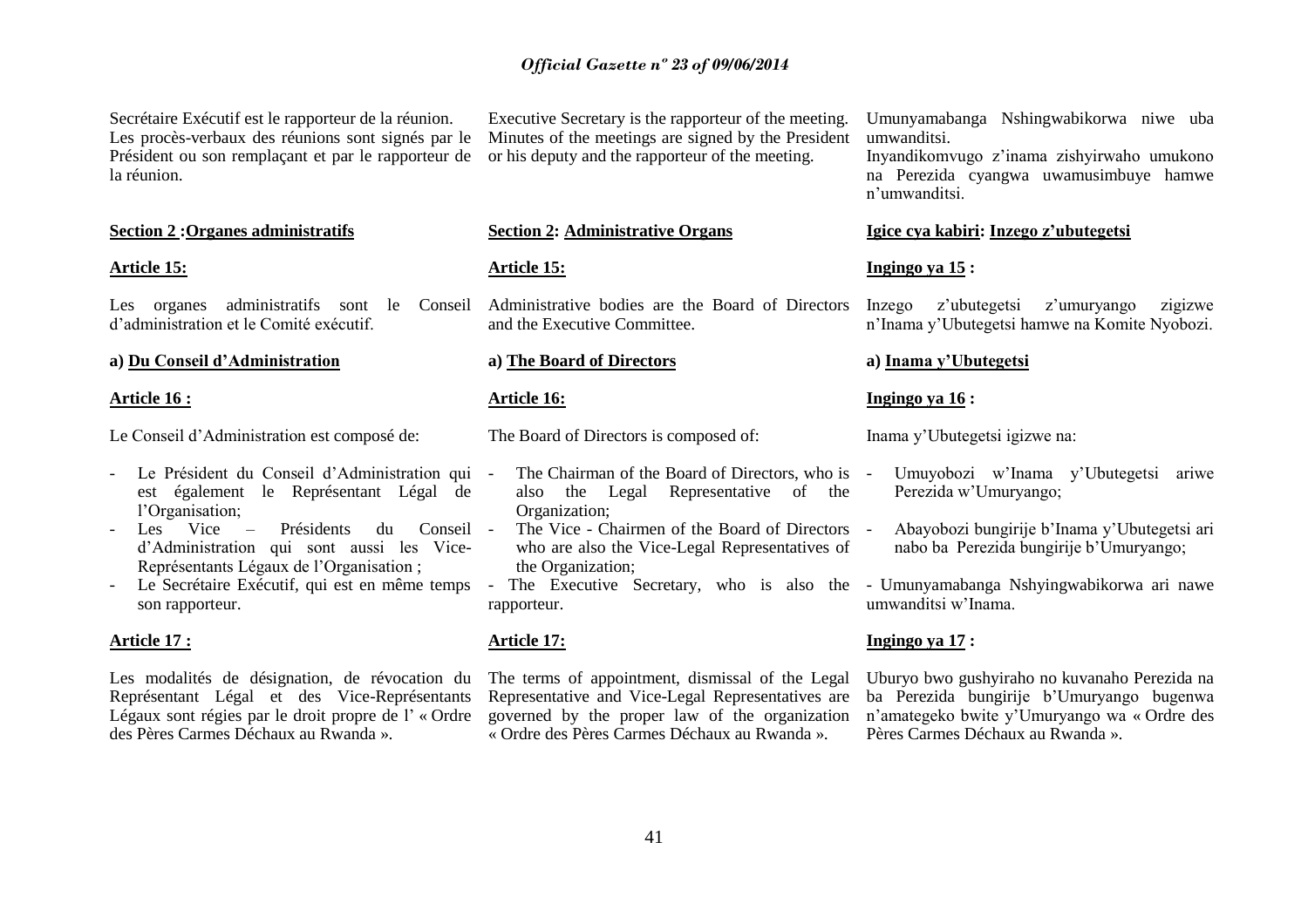Secrétaire Exécutif est le rapporteur de la réunion. Les procès-verbaux des réunions sont signés par le Président ou son remplaçant et par le rapporteur de la réunion.

**Section 2 :Organes administratifs**

**Article 15:**

Les organes administratifs sont le Conseil d'administration et le Comité exécutif.

**a) Du Conseil d'Administration**

**Article 16 :**

Le Conseil d'Administration est composé de:

- Le Président du Conseil d'Administration qui est également le Représentant Légal de l'Organisation;
- Les Vice – Présidents du Conseil d'Administration qui sont aussi les Vice-Représentants Légaux de l'Organisation ;
- Le Secrétaire Exécutif, qui est en même temps son rapporteur.

**Article 17 :**

Les modalités de désignation, de révocation du Représentant Légal et des Vice-Représentants Légaux sont régies par le droit propre de l' « Ordre des Pères Carmes Déchaux au Rwanda ».

Executive Secretary is the rapporteur of the meeting. Minutes of the meetings are signed by the President or his deputy and the rapporteur of the meeting.

**Section 2: Administrative Organs**

**Article 15:**

Administrative bodies are the Board of Directors and the Executive Committee.

**a) The Board of Directors**

**Article 16:**

The Board of Directors is composed of:

- The Chairman of the Board of Directors, who is also the Legal Representative of the Organization;
- The Vice - Chairmen of the Board of Directors who are also the Vice-Legal Representatives of the Organization;
- The Executive Secretary, who is also the rapporteur.

**Article 17:**

The terms of appointment, dismissal of the Legal Representative and Vice-Legal Representatives are governed by the proper law of the organization « Ordre des Pères Carmes Déchaux au Rwanda ».

Umunyamabanga Nshingwabikorwa niwe uba umwanditsi.
Inyandikomvugo z'inama zishyirwaho umukono na Perezida cyangwa uwamusimbuye hamwe n'umwanditsi.

**Igice cya kabiri: Inzego z'ubutegetsi**

**Ingingo ya 15 :**

Inzego z'ubutegetsi z'umuryango zigizwe n'Inama y'Ubutegetsi hamwe na Komite Nyobozi.

**a) Inama y'Ubutegetsi**

**Ingingo ya 16 :**

Inama y'Ubutegetsi igizwe na:

- Umuyobozi w'Inama y'Ubutegetsi ariwe Perezida w'Umuryango;
- Abayobozi bungirije b'Inama y'Ubutegetsi ari nabo ba Perezida bungirije b'Umuryango;
- Umunyamabanga Nshyingwabikorwa ari nawe umwanditsi w'Inama.

**Ingingo ya 17 :**

Uburyo bwo gushyiraho no kuvanaho Perezida na ba Perezida bungirije b'Umuryango bugenwa n'amategeko bwite y'Umuryango wa « Ordre des Pères Carmes Déchaux au Rwanda ».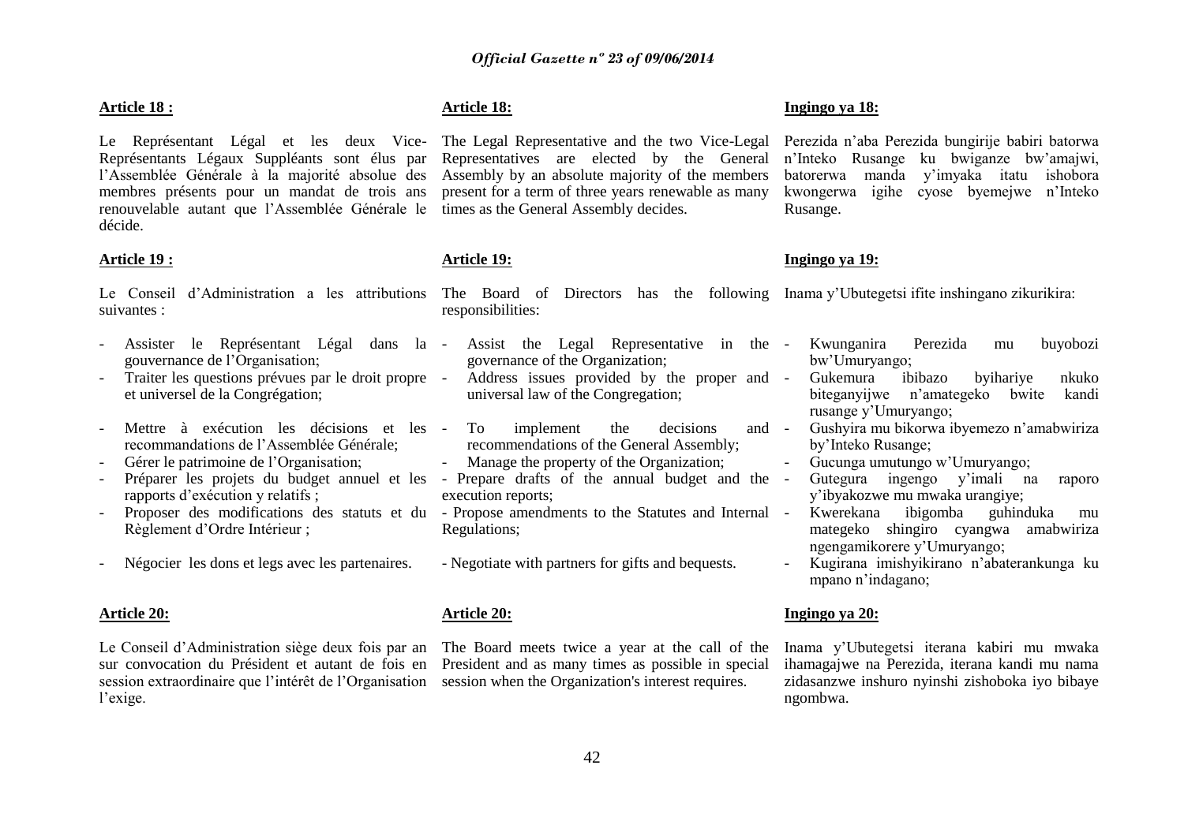**Article 18 :**

Le Représentant Légal et les deux Vice-Représentants Légaux Suppléants sont élus par l'Assemblée Générale à la majorité absolue des membres présents pour un mandat de trois ans renouvelable autant que l'Assemblée Générale le décide.

**Article 19 :**

Le Conseil d'Administration a les attributions suivantes :

- Assister le Représentant Légal dans la gouvernance de l'Organisation;
- Traiter les questions prévues par le droit propre et universel de la Congrégation;
- Mettre à exécution les décisions et les recommandations de l'Assemblée Générale;
- Gérer le patrimoine de l'Organisation;
- Préparer les projets du budget annuel et les rapports d'exécution y relatifs ;
- Proposer des modifications des statuts et du Règlement d'Ordre Intérieur ;
- Négocier les dons et legs avec les partenaires.

**Article 20:**

Le Conseil d'Administration siège deux fois par an sur convocation du Président et autant de fois en session extraordinaire que l'intérêt de l'Organisation l'exige.

**Article 18:**

The Legal Representative and the two Vice-Legal Representatives are elected by the General Assembly by an absolute majority of the members present for a term of three years renewable as many times as the General Assembly decides.

**Article 19:**

The Board of Directors has the following responsibilities:

- Assist the Legal Representative in the governance of the Organization;
- Address issues provided by the proper and universal law of the Congregation;
- To implement the decisions and recommendations of the General Assembly;
- Manage the property of the Organization;
- Prepare drafts of the annual budget and the execution reports;
- Propose amendments to the Statutes and Internal Regulations;
- Negotiate with partners for gifts and bequests.

**Article 20:**

The Board meets twice a year at the call of the President and as many times as possible in special session when the Organization's interest requires.

**Ingingo ya 18:**

Perezida n'aba Perezida bungirije babiri batorwa n'Inteko Rusange ku bwiganze bw'amajwi, batorerwa manda y'imyaka itatu ishobora kwongerwa igihe cyose byemejwe n'Inteko Rusange.

**Ingingo ya 19:**

Inama y'Ubutegetsi ifite inshingano zikurikira:

- Kwunganira Perezida mu buyobozi bw'Umuryango;
- Gukemura ibibazo byihariye nkuko biteganyijwe n'amategeko bwite kandi rusange y'Umuryango;
- Gushyira mu bikorwa ibyemezo n'amabwiriza by'Inteko Rusange;
- Gucunga umutungo w'Umuryango;
- Gutegura ingengo y'imali na raporo y'ibyakozwe mu mwaka urangiye;
- Kwerekana ibigomba guhinduka mu mategeko shingiro cyangwa amabwiriza ngengamikorere y'Umuryango;
- Kugirana imishyikirano n'abaterankunga ku mpano n'indagano;

**Ingingo ya 20:**

Inama y'Ubutegetsi iterana kabiri mu mwaka ihamagajwe na Perezida, iterana kandi mu nama zidasanzwe inshuro nyinshi zishoboka iyo bibaye ngombwa.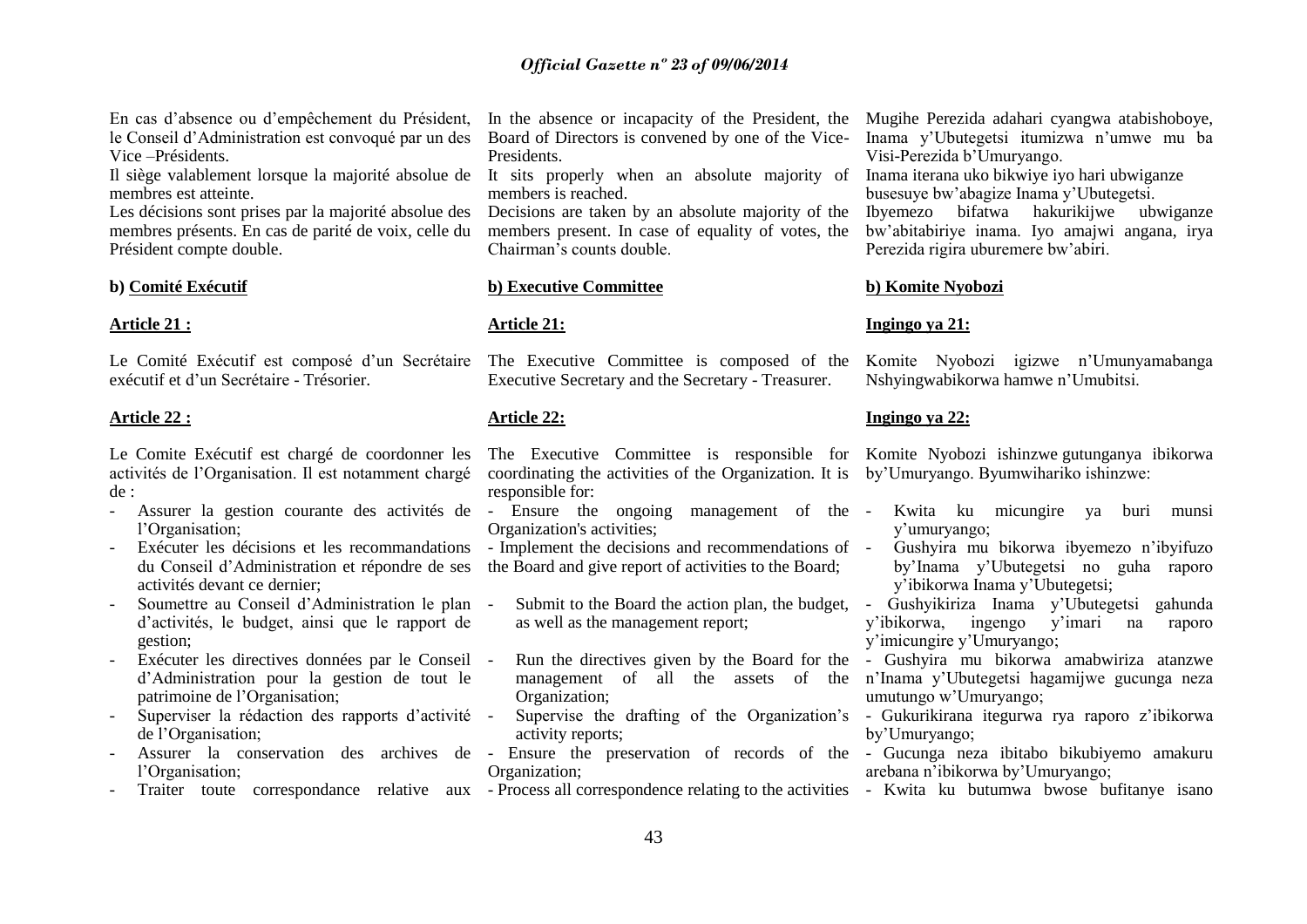En cas d'absence ou d'empêchement du Président, le Conseil d'Administration est convoqué par un des Vice –Présidents.

Il siège valablement lorsque la majorité absolue de membres est atteinte.

Les décisions sont prises par la majorité absolue des membres présents. En cas de parité de voix, celle du Président compte double.

**b) Comité Exécutif**

**Article 21 :**

Le Comité Exécutif est composé d'un Secrétaire exécutif et d'un Secrétaire - Trésorier.

**Article 22 :**

Le Comite Exécutif est chargé de coordonner les activités de l'Organisation. Il est notamment chargé de :

- Assurer la gestion courante des activités de l'Organisation;
- Exécuter les décisions et les recommandations du Conseil d'Administration et répondre de ses activités devant ce dernier;
- Soumettre au Conseil d'Administration le plan d'activités, le budget, ainsi que le rapport de gestion;
- Exécuter les directives données par le Conseil d'Administration pour la gestion de tout le patrimoine de l'Organisation;
- Superviser la rédaction des rapports d'activité de l'Organisation;
- Assurer la conservation des archives de l'Organisation;
- Traiter toute correspondance relative aux

In the absence or incapacity of the President, the Board of Directors is convened by one of the Vice-Presidents.

It sits properly when an absolute majority of members is reached.

Decisions are taken by an absolute majority of the members present. In case of equality of votes, the Chairman's counts double.

**b) Executive Committee**

**Article 21:**

The Executive Committee is composed of the Executive Secretary and the Secretary - Treasurer.

**Article 22:**

The Executive Committee is responsible for coordinating the activities of the Organization. It is responsible for:

- Ensure the ongoing management of the Organization's activities;
- Implement the decisions and recommendations of the Board and give report of activities to the Board;
- Submit to the Board the action plan, the budget, as well as the management report;
- Run the directives given by the Board for the management of all the assets of the Organization;
- Supervise the drafting of the Organization's activity reports;
- Ensure the preservation of records of the Organization;
- Process all correspondence relating to the activities

Mugihe Perezida adahari cyangwa atabishoboye, Inama y'Ubutegetsi itumizwa n'umwe mu ba Visi-Perezida b'Umuryango.

Inama iterana uko bikwiye iyo hari ubwiganze busesuye bw'abagize Inama y'Ubutegetsi.

Ibyemezo bifatwa hakurikijwe ubwiganze bw'abitabiriye inama. Iyo amajwi angana, irya Perezida rigira uburemere bw'abiri.

**b) Komite Nyobozi**

**Ingingo ya 21:**

Komite Nyobozi igizwe n'Umunyamabanga Nshyingwabikorwa hamwe n'Umubitsi.

**Ingingo ya 22:**

Komite Nyobozi ishinzwe gutunganya ibikorwa by'Umuryango. Byumwihariko ishinzwe:

- Kwita ku micungire ya buri munsi y'umuryango;
- Gushyira mu bikorwa ibyemezo n'ibyifuzo by'Inama y'Ubutegetsi no guha raporo y'ibikorwa Inama y'Ubutegetsi;
- Gushyikiriza Inama y'Ubutegetsi gahunda y'ibikorwa, ingengo y'imari na raporo y'imicungire y'Umuryango;
- Gushyira mu bikorwa amabwiriza atanzwe n'Inama y'Ubutegetsi hagamijwe gucunga neza umutungo w'Umuryango;
- Gukurikirana itegurwa rya raporo z'ibikorwa by'Umuryango;
- Gucunga neza ibitabo bikubiyemo amakuru arebana n'ibikorwa by'Umuryango;
- Kwita ku butumwa bwose bufitanye isano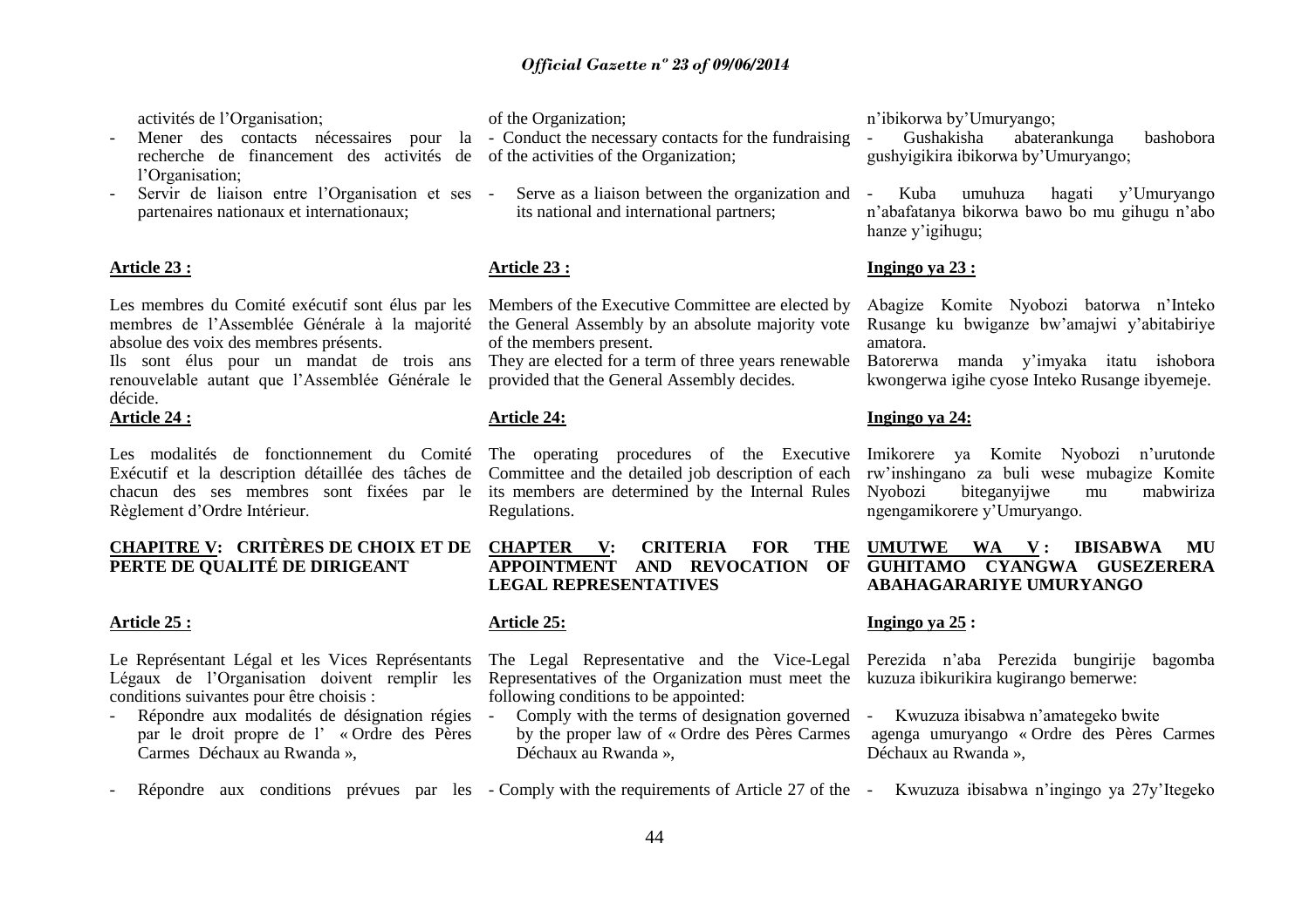activités de l'Organisation;

- Mener des contacts nécessaires pour la recherche de financement des activités de l'Organisation;
- Servir de liaison entre l'Organisation et ses partenaires nationaux et internationaux;

**Article 23 :**

Les membres du Comité exécutif sont élus par les membres de l'Assemblée Générale à la majorité absolue des voix des membres présents.

Ils sont élus pour un mandat de trois ans renouvelable autant que l'Assemblée Générale le décide.

**Article 24 :**

Les modalités de fonctionnement du Comité Exécutif et la description détaillée des tâches de chacun des ses membres sont fixées par le Règlement d'Ordre Intérieur.

**CHAPITRE V: CRITÈRES DE CHOIX ET DE PERTE DE QUALITÉ DE DIRIGEANT**

**Article 25 :**

Le Représentant Légal et les Vices Représentants Légaux de l'Organisation doivent remplir les conditions suivantes pour être choisis :

- Répondre aux modalités de désignation régies par le droit propre de l' « Ordre des Pères Carmes Déchaux au Rwanda »,
- Répondre aux conditions prévues par les

of the Organization;

- Conduct the necessary contacts for the fundraising of the activities of the Organization;
- Serve as a liaison between the organization and its national and international partners;

**Article 23 :**

Members of the Executive Committee are elected by the General Assembly by an absolute majority vote of the members present.

They are elected for a term of three years renewable provided that the General Assembly decides.

**Article 24:**

The operating procedures of the Executive Committee and the detailed job description of each its members are determined by the Internal Rules Regulations.

**CHAPTER V: CRITERIA FOR THE APPOINTMENT AND REVOCATION OF LEGAL REPRESENTATIVES**

**Article 25:**

The Legal Representative and the Vice-Legal Representatives of the Organization must meet the following conditions to be appointed:

- Comply with the terms of designation governed by the proper law of « Ordre des Pères Carmes Déchaux au Rwanda »,
- Comply with the requirements of Article 27 of the

n'ibikorwa by'Umuryango;

- Gushakisha abaterankunga bashobora gushyigikira ibikorwa by'Umuryango;
- Kuba umuhuza hagati y'Umuryango n'abafatanya bikorwa bawo bo mu gihugu n'abo hanze y'igihugu;

**Ingingo ya 23 :**

Abagize Komite Nyobozi batorwa n'Inteko Rusange ku bwiganze bw'amajwi y'abitabiriye amatora.

Batorerwa manda y'imyaka itatu ishobora kwongerwa igihe cyose Inteko Rusange ibyemeje.

**Ingingo ya 24:**

Imikorere ya Komite Nyobozi n'urutonde rw'inshingano za buli wese mubagize Komite Nyobozi biteganyijwe mu mabwiriza ngengamikorere y'Umuryango.

**UMUTWE WA V : IBISABWA MU GUHITAMO CYANGWA GUSEZERERA ABAHAGARARIYE UMURYANGO**

**Ingingo ya 25 :**

Perezida n'aba Perezida bungirije bagomba kuzuza ibikurikira kugirango bemerwe:

- Kwuzuza ibisabwa n'amategeko bwite agenga umuryango « Ordre des Pères Carmes Déchaux au Rwanda »,
- Kwuzuza ibisabwa n'ingingo ya 27y'Itegeko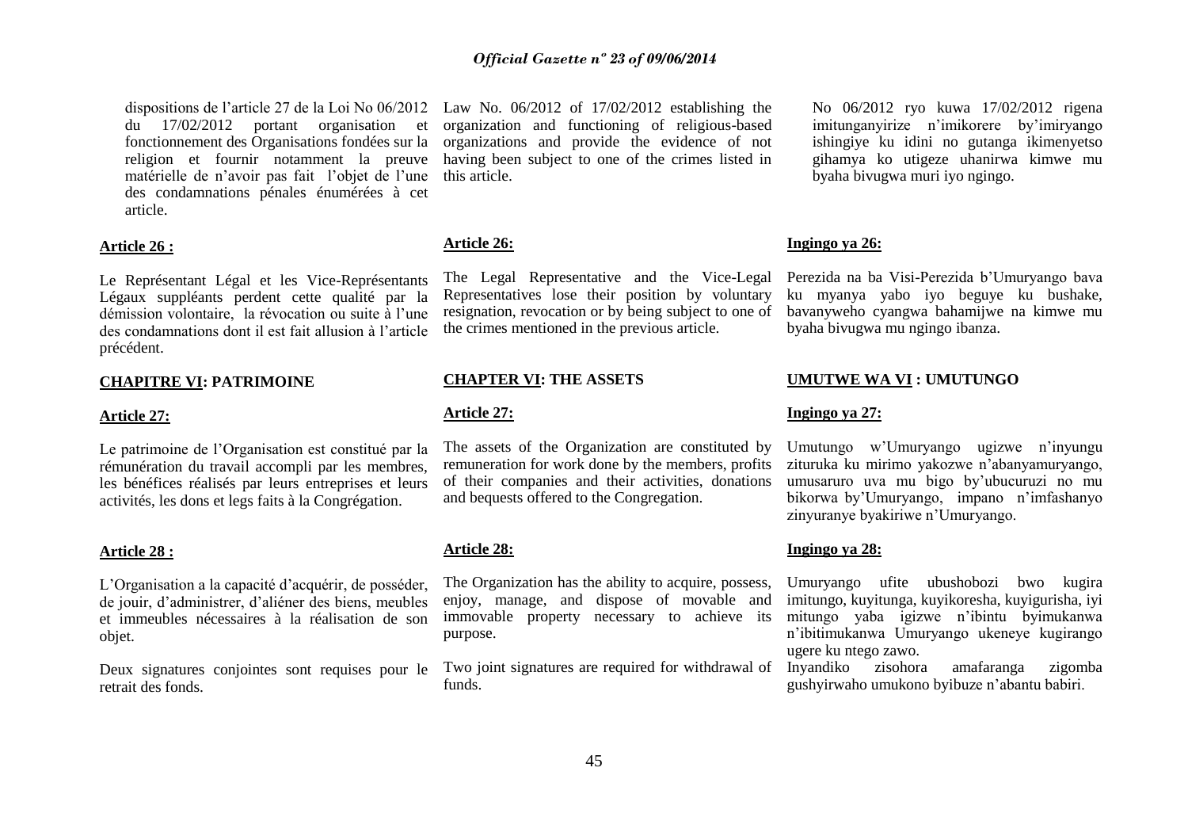dispositions de l'article 27 de la Loi No 06/2012 du 17/02/2012 portant organisation et fonctionnement des Organisations fondées sur la religion et fournir notamment la preuve matérielle de n'avoir pas fait l'objet de l'une des condamnations pénales énumérées à cet article.

**Article 26 :**

Le Représentant Légal et les Vice-Représentants Légaux suppléants perdent cette qualité par la démission volontaire, la révocation ou suite à l'une des condamnations dont il est fait allusion à l'article précédent.

**CHAPITRE VI: PATRIMOINE**

**Article 27:**

Le patrimoine de l'Organisation est constitué par la rémunération du travail accompli par les membres, les bénéfices réalisés par leurs entreprises et leurs activités, les dons et legs faits à la Congrégation.

**Article 28 :**

L'Organisation a la capacité d'acquérir, de posséder, de jouir, d'administrer, d'aliéner des biens, meubles et immeubles nécessaires à la réalisation de son objet.

Deux signatures conjointes sont requises pour le retrait des fonds.

Law No. 06/2012 of 17/02/2012 establishing the organization and functioning of religious-based organizations and provide the evidence of not having been subject to one of the crimes listed in this article.

**Article 26:**

The Legal Representative and the Vice-Legal Representatives lose their position by voluntary resignation, revocation or by being subject to one of the crimes mentioned in the previous article.

**CHAPTER VI: THE ASSETS**

**Article 27:**

The assets of the Organization are constituted by remuneration for work done by the members, profits of their companies and their activities, donations and bequests offered to the Congregation.

**Article 28:**

The Organization has the ability to acquire, possess, enjoy, manage, and dispose of movable and immovable property necessary to achieve its purpose.

Two joint signatures are required for withdrawal of funds.

No 06/2012 ryo kuwa 17/02/2012 rigena imitunganyirize n'imikorere by'imiryango ishingiye ku idini no gutanga ikimenyetso gihamya ko utigeze uhanirwa kimwe mu byaha bivugwa muri iyo ngingo.

**Ingingo ya 26:**

Perezida na ba Visi-Perezida b'Umuryango bava ku myanya yabo iyo beguye ku bushake, bavanyweho cyangwa bahamijwe na kimwe mu byaha bivugwa mu ngingo ibanza.

**UMUTWE WA VI : UMUTUNGO**

**Ingingo ya 27:**

Umutungo w'Umuryango ugizwe n'inyungu zituruka ku mirimo yakozwe n'abanyamuryango, umusaruro uva mu bigo by'ubucuruzi no mu bikorwa by'Umuryango, impano n'imfashanyo zinyuranye byakiriwe n'Umuryango.

**Ingingo ya 28:**

Umuryango ufite ubushobozi bwo kugira imitungo, kuyitunga, kuyikoresha, kuyigurisha, iyi mitungo yaba igizwe n'ibintu byimukanwa n'ibitimukanwa Umuryango ukeneye kugirango ugere ku ntego zawo.

Inyandiko zisohora amafaranga zigomba gushyirwaho umukono byibuze n'abantu babiri.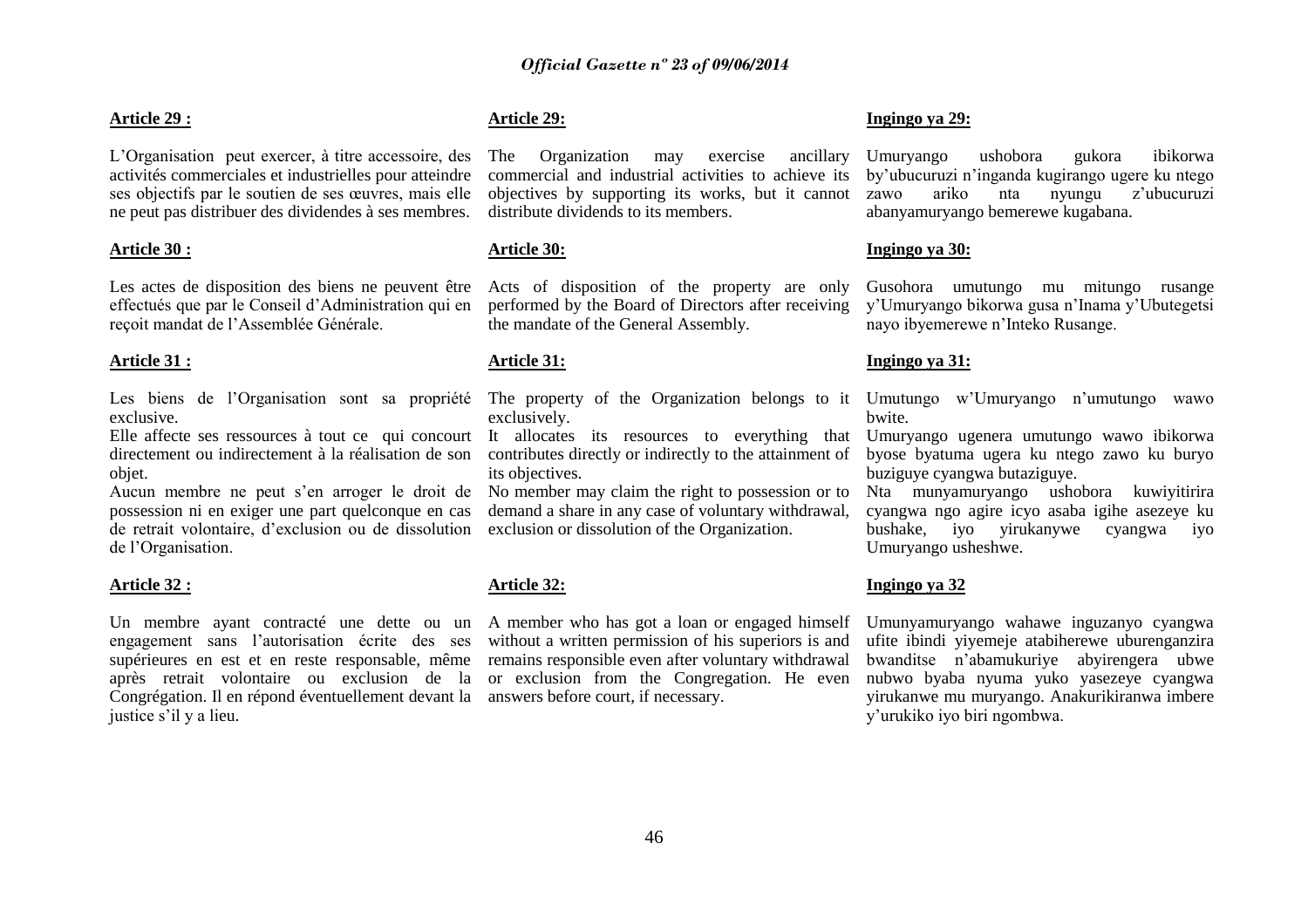**Article 29 :**

L'Organisation peut exercer, à titre accessoire, des activités commerciales et industrielles pour atteindre ses objectifs par le soutien de ses œuvres, mais elle ne peut pas distribuer des dividendes à ses membres.

**Article 30 :**

Les actes de disposition des biens ne peuvent être effectués que par le Conseil d'Administration qui en reçoit mandat de l'Assemblée Générale.

**Article 31 :**

Les biens de l'Organisation sont sa propriété exclusive.
Elle affecte ses ressources à tout ce qui concourt directement ou indirectement à la réalisation de son objet.
Aucun membre ne peut s'en arroger le droit de possession ni en exiger une part quelconque en cas de retrait volontaire, d'exclusion ou de dissolution de l'Organisation.

**Article 32 :**

Un membre ayant contracté une dette ou un engagement sans l'autorisation écrite des ses supérieures en est et en reste responsable, même après retrait volontaire ou exclusion de la Congrégation. Il en répond éventuellement devant la justice s'il y a lieu.

**Article 29:**

The Organization may exercise ancillary commercial and industrial activities to achieve its objectives by supporting its works, but it cannot distribute dividends to its members.

**Article 30:**

Acts of disposition of the property are only performed by the Board of Directors after receiving the mandate of the General Assembly.

**Article 31:**

The property of the Organization belongs to it exclusively.
It allocates its resources to everything that contributes directly or indirectly to the attainment of its objectives.
No member may claim the right to possession or to demand a share in any case of voluntary withdrawal, exclusion or dissolution of the Organization.

**Article 32:**

A member who has got a loan or engaged himself without a written permission of his superiors is and remains responsible even after voluntary withdrawal or exclusion from the Congregation. He even answers before court, if necessary.

**Ingingo ya 29:**

Umuryango ushobora gukora ibikorwa by'ubucuruzi n'inganda kugirango ugere ku ntego zawo ariko nta nyungu z'ubucuruzi abanyamuryango bemerewe kugabana.

**Ingingo ya 30:**

Gusohora umutungo mu mitungo rusange y'Umuryango bikorwa gusa n'Inama y'Ubutegetsi nayo ibyemerewe n'Inteko Rusange.

**Ingingo ya 31:**

Umutungo w'Umuryango n'umutungo wawo bwite.
Umuryango ugenera umutungo wawo ibikorwa byose byatuma ugera ku ntego zawo ku buryo buziguye cyangwa butaziguye.
Nta munyamuryango ushobora kuwiyitirira cyangwa ngo agire icyo asaba igihe asezeye ku bushake, iyo yirukanywe cyangwa iyo Umuryango usheshwe.

**Ingingo ya 32**

Umunyamuryango wahawe inguzanyo cyangwa ufite ibindi yiyemeje atabiherewe uburenganzira bwanditse n'abamukuriye abyirengera ubwe nubwo byaba nyuma yuko yasezeye cyangwa yirukanwe mu muryango. Anakurikiranwa imbere y'urukiko iyo biri ngombwa.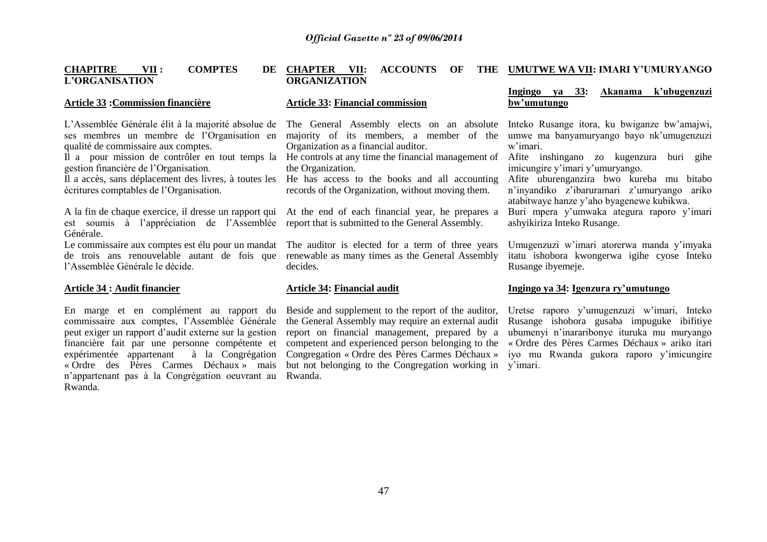## CHAPITRE VII : COMPTES DE L'ORGANISATION

### Article 33 : Commission financière

L'Assemblée Générale élit à la majorité absolue de ses membres un membre de l'Organisation en qualité de commissaire aux comptes.
Il a pour mission de contrôler en tout temps la gestion financière de l'Organisation.
Il a accès, sans déplacement des livres, à toutes les écritures comptables de l'Organisation.

A la fin de chaque exercice, il dresse un rapport qui est soumis à l'appréciation de l'Assemblée Générale.
Le commissaire aux comptes est élu pour un mandat de trois ans renouvelable autant de fois que l'Assemblée Générale le décide.

### Article 34 : Audit financier

En marge et en complément au rapport du commissaire aux comptes, l'Assemblée Générale peut exiger un rapport d'audit externe sur la gestion financière fait par une personne compétente et expérimentée appartenant à la Congrégation « Ordre des Pères Carmes Déchaux » mais n'appartenant pas à la Congrégation oeuvrant au Rwanda.

## CHAPTER VII: ACCOUNTS OF THE ORGANIZATION

### Article 33: Financial commission

The General Assembly elects on an absolute majority of its members, a member of the Organization as a financial auditor.
He controls at any time the financial management of the Organization.
He has access to the books and all accounting records of the Organization, without moving them.

At the end of each financial year, he prepares a report that is submitted to the General Assembly.

The auditor is elected for a term of three years renewable as many times as the General Assembly decides.

### Article 34: Financial audit

Beside and supplement to the report of the auditor, the General Assembly may require an external audit report on financial management, prepared by a competent and experienced person belonging to the Congregation « Ordre des Pères Carmes Déchaux » but not belonging to the Congregation working in Rwanda.

## UMUTWE WA VII: IMARI Y'UMURYANGO

### Ingingo ya 33: Akanama k'ubugenzuzi bw'umutungo

Inteko Rusange itora, ku bwiganze bw'amajwi, umwe ma banyamuryango bayo nk'umugenzuzi w'imari.
Afite inshingano zo kugenzura buri gihe imicungire y'imari y'umuryango.
Afite uburenganzira bwo kureba mu bitabo n'inyandiko z'ibaruramari z'umuryango ariko atabitwaye hanze y'aho byagenewe kubikwa.
Buri mpera y'umwaka ategura raporo y'imari ashyikiriza Inteko Rusange.

Umugenzuzi w'imari atorerwa manda y'imyaka itatu ishobora kwongerwa igihe cyose Inteko Rusange ibyemeje.

### Ingingo ya 34: Igenzura ry'umutungo

Uretse raporo y'umugenzuzi w'imari, Inteko Rusange ishobora gusaba impuguke ibifitiye ubumenyi n'inararibonye ituruka mu muryango « Ordre des Pères Carmes Déchaux » ariko itari iyo mu Rwanda gukora raporo y'imicungire y'imari.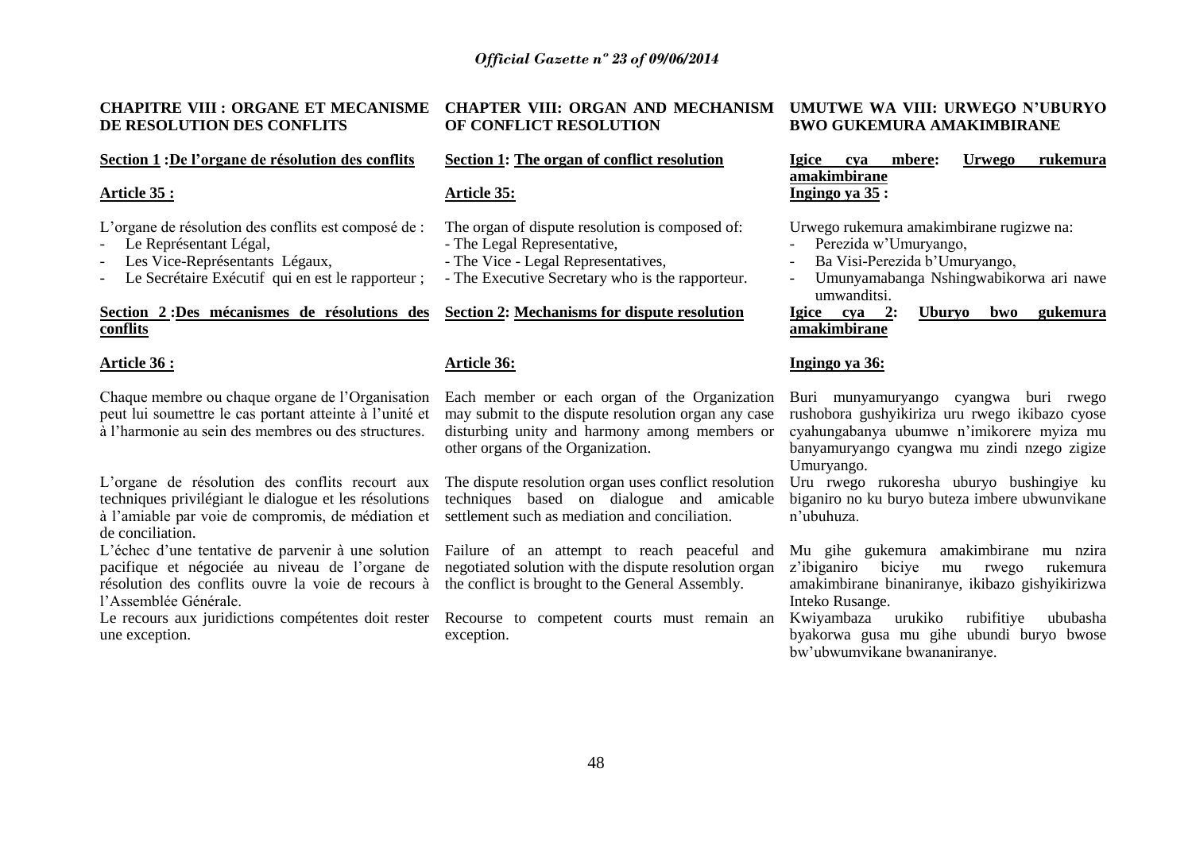## CHAPITRE VIII : ORGANE ET MECANISME DE RESOLUTION DES CONFLITS

**Section 1 :De l'organe de résolution des conflits**

**Article 35 :**

L'organe de résolution des conflits est composé de :
- Le Représentant Légal,
- Les Vice-Représentants Légaux,
- Le Secrétaire Exécutif qui en est le rapporteur ;

**Section 2 :Des mécanismes de résolutions des conflits**

**Article 36 :**

Chaque membre ou chaque organe de l'Organisation peut lui soumettre le cas portant atteinte à l'unité et à l'harmonie au sein des membres ou des structures.

L'organe de résolution des conflits recourt aux techniques privilégiant le dialogue et les résolutions à l'amiable par voie de compromis, de médiation et de conciliation.

L'échec d'une tentative de parvenir à une solution pacifique et négociée au niveau de l'organe de résolution des conflits ouvre la voie de recours à l'Assemblée Générale.

Le recours aux juridictions compétentes doit rester une exception.

## CHAPTER VIII: ORGAN AND MECHANISM OF CONFLICT RESOLUTION

**Section 1: The organ of conflict resolution**

**Article 35:**

The organ of dispute resolution is composed of:
- The Legal Representative,
- The Vice - Legal Representatives,
- The Executive Secretary who is the rapporteur.

**Section 2: Mechanisms for dispute resolution**

**Article 36:**

Each member or each organ of the Organization may submit to the dispute resolution organ any case disturbing unity and harmony among members or other organs of the Organization.

The dispute resolution organ uses conflict resolution techniques based on dialogue and amicable settlement such as mediation and conciliation.

Failure of an attempt to reach peaceful and negotiated solution with the dispute resolution organ the conflict is brought to the General Assembly.

Recourse to competent courts must remain an exception.

## UMUTWE WA VIII: URWEGO N'UBURYO BWO GUKEMURA AMAKIMBIRANE

**Igice cya mbere: Urwego rukemura amakimbirane**

**Ingingo ya 35 :**

Urwego rukemura amakimbirane rugizwe na:
- Perezida w'Umuryango,
- Ba Visi-Perezida b'Umuryango,
- Umunyamabanga Nshingwabikorwa ari nawe umwanditsi.

**Igice cya 2: Uburyo bwo gukemura amakimbirane**

**Ingingo ya 36:**

Buri munyamuryango cyangwa buri rwego rushobora gushyikiriza uru rwego ikibazo cyose cyahungabanya ubumwe n'imikorere myiza mu banyamuryango cyangwa mu zindi nzego zigize Umuryango.

Uru rwego rukoresha uburyo bushingiye ku biganiro no ku buryo buteza imbere ubwunvikane n'ubuhuza.

Mu gihe gukemura amakimbirane mu nzira z'ibiganiro biciye mu rwego rukemura amakimbirane binaniranye, ikibazo gishyikirizwa Inteko Rusange.

Kwiyambaza urukiko rubifitiye ububasha byakorwa gusa mu gihe ubundi buryo bwose bw'ubwumvikane bwananiranye.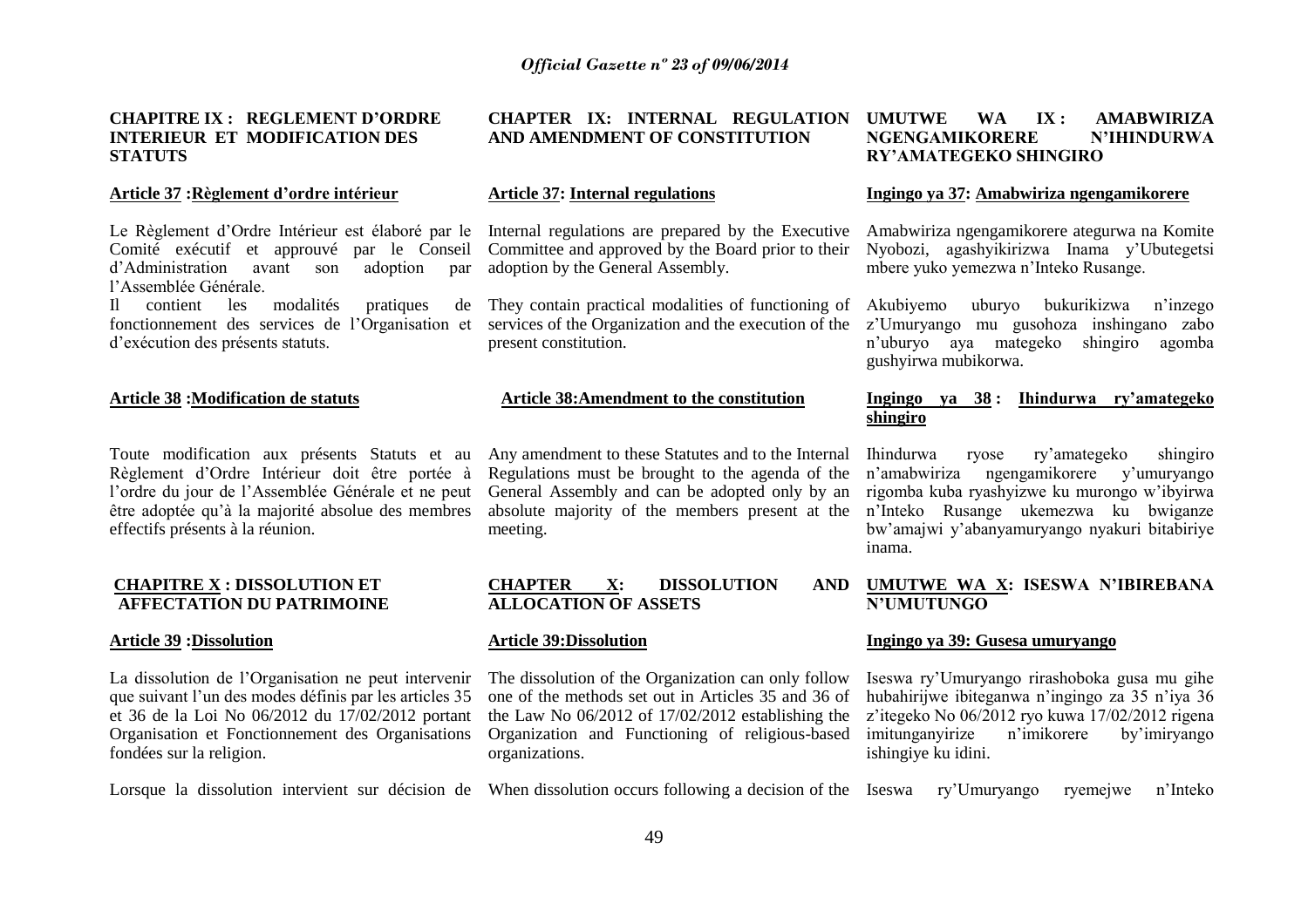**CHAPITRE IX : REGLEMENT D'ORDRE INTERIEUR ET MODIFICATION DES STATUTS**

**Article 37 :Règlement d'ordre intérieur**

Le Règlement d'Ordre Intérieur est élaboré par le Comité exécutif et approuvé par le Conseil d'Administration avant son adoption par l'Assemblée Générale.

Il contient les modalités pratiques de fonctionnement des services de l'Organisation et d'exécution des présents statuts.

**Article 38 :Modification de statuts**

Toute modification aux présents Statuts et au Règlement d'Ordre Intérieur doit être portée à l'ordre du jour de l'Assemblée Générale et ne peut être adoptée qu'à la majorité absolue des membres effectifs présents à la réunion.

**CHAPITRE X : DISSOLUTION ET AFFECTATION DU PATRIMOINE**

**Article 39 :Dissolution**

La dissolution de l'Organisation ne peut intervenir que suivant l'un des modes définis par les articles 35 et 36 de la Loi No 06/2012 du 17/02/2012 portant Organisation et Fonctionnement des Organisations fondées sur la religion.

Lorsque la dissolution intervient sur décision de

**CHAPTER IX: INTERNAL REGULATION AND AMENDMENT OF CONSTITUTION**

**Article 37: Internal regulations**

Internal regulations are prepared by the Executive Committee and approved by the Board prior to their adoption by the General Assembly.

They contain practical modalities of functioning of services of the Organization and the execution of the present constitution.

**Article 38:Amendment to the constitution**

Any amendment to these Statutes and to the Internal Regulations must be brought to the agenda of the General Assembly and can be adopted only by an absolute majority of the members present at the meeting.

**CHAPTER X: DISSOLUTION AND ALLOCATION OF ASSETS**

**Article 39:Dissolution**

The dissolution of the Organization can only follow one of the methods set out in Articles 35 and 36 of the Law No 06/2012 of 17/02/2012 establishing the Organization and Functioning of religious-based organizations.

When dissolution occurs following a decision of the

**UMUTWE WA IX : AMABWIRIZA NGENGAMIKORERE N'IHINDURWA RY'AMATEGEKO SHINGIRO**

**Ingingo ya 37: Amabwiriza ngengamikorere**

Amabwiriza ngengamikorere ategurwa na Komite Nyobozi, agashyikirizwa Inama y'Ubutegetsi mbere yuko yemezwa n'Inteko Rusange.

Akubiyemo uburyo bukurikizwa n'inzego z'Umuryango mu gusohoza inshingano zabo n'uburyo aya mategeko shingiro agomba gushyirwa mubikorwa.

**Ingingo ya 38 : Ihindurwa ry'amategeko shingiro**

Ihindurwa ryose ry'amategeko shingiro n'amabwiriza ngengamikorere y'umuryango rigomba kuba ryashyizwe ku murongo w'ibyirwa n'Inteko Rusange ukemezwa ku bwiganze bw'amajwi y'abanyamuryango nyakuri bitabiriye inama.

**UMUTWE WA X: ISESWA N'IBIREBANA N'UMUTUNGO**

**Ingingo ya 39: Gusesa umuryango**

Iseswa ry'Umuryango rirashoboka gusa mu gihe hubahirijwe ibiteganwa n'ingingo za 35 n'iya 36 z'itegeko No 06/2012 ryo kuwa 17/02/2012 rigena imitunganyirize n'imikorere by'imiryango ishingiye ku idini.

Iseswa ry'Umuryango ryemejwe n'Inteko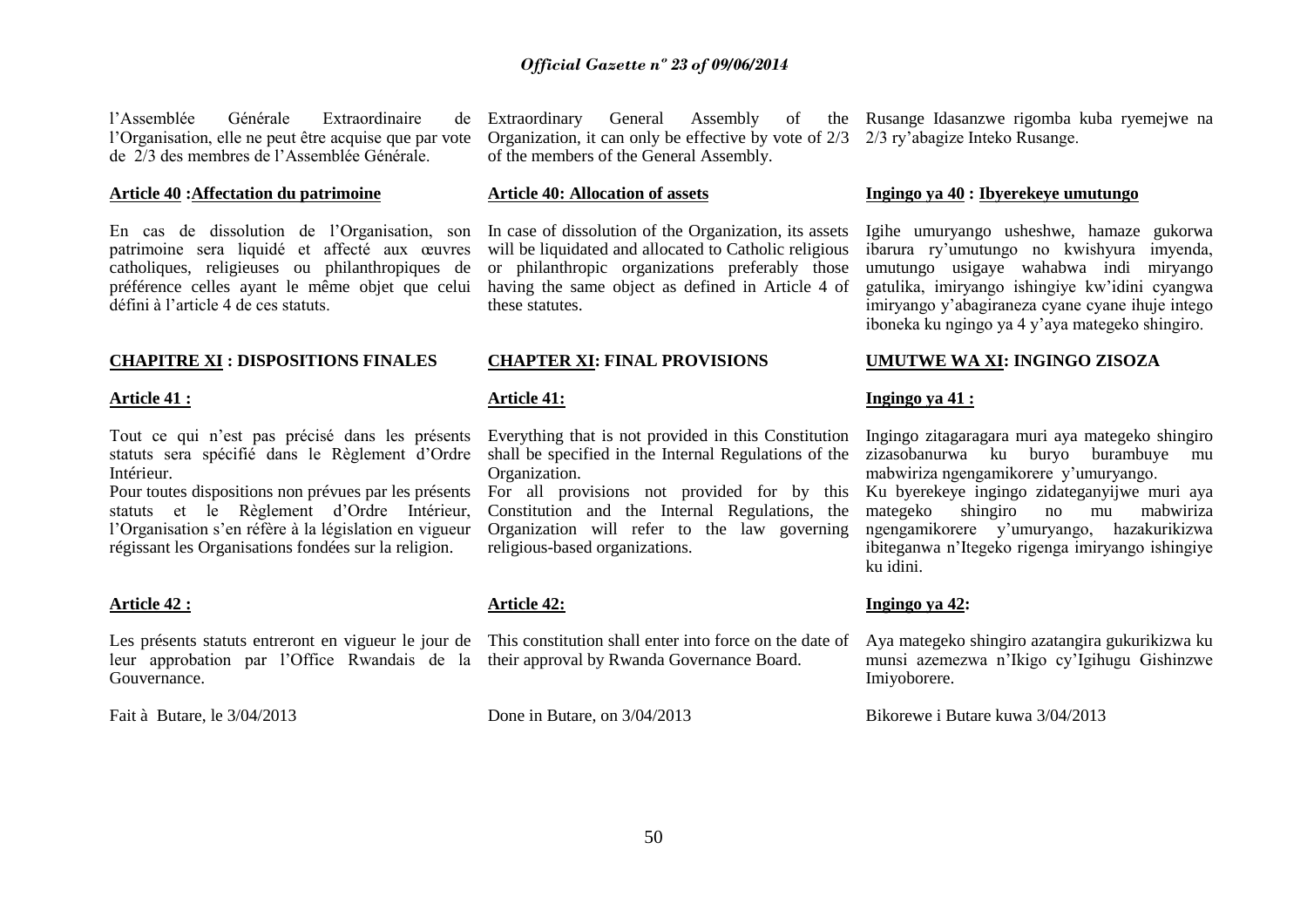l'Assemblée Générale Extraordinaire de l'Organisation, elle ne peut être acquise que par vote de 2/3 des membres de l'Assemblée Générale.

**Article 40 :Affectation du patrimoine**

En cas de dissolution de l'Organisation, son patrimoine sera liquidé et affecté aux œuvres catholiques, religieuses ou philanthropiques de préférence celles ayant le même objet que celui défini à l'article 4 de ces statuts.

**CHAPITRE XI : DISPOSITIONS FINALES**

**Article 41 :**

Tout ce qui n'est pas précisé dans les présents statuts sera spécifié dans le Règlement d'Ordre Intérieur.
Pour toutes dispositions non prévues par les présents statuts et le Règlement d'Ordre Intérieur, l'Organisation s'en réfère à la législation en vigueur régissant les Organisations fondées sur la religion.

**Article 42 :**

Les présents statuts entreront en vigueur le jour de leur approbation par l'Office Rwandais de la Gouvernance.

Fait à Butare, le 3/04/2013

Extraordinary General Assembly of the Organization, it can only be effective by vote of 2/3 of the members of the General Assembly.

**Article 40: Allocation of assets**

In case of dissolution of the Organization, its assets will be liquidated and allocated to Catholic religious or philanthropic organizations preferably those having the same object as defined in Article 4 of these statutes.

**CHAPTER XI: FINAL PROVISIONS**

**Article 41:**

Everything that is not provided in this Constitution shall be specified in the Internal Regulations of the Organization.
For all provisions not provided for by this Constitution and the Internal Regulations, the Organization will refer to the law governing religious-based organizations.

**Article 42:**

This constitution shall enter into force on the date of their approval by Rwanda Governance Board.

Done in Butare, on 3/04/2013

Rusange Idasanzwe rigomba kuba ryemejwe na 2/3 ry'abagize Inteko Rusange.

**Ingingo ya 40 : Ibyerekeye umutungo**

Igihe umuryango usheshwe, hamaze gukorwa ibarura ry'umutungo no kwishyura imyenda, umutungo usigaye wahabwa indi miryango gatulika, imiryango ishingiye kw'idini cyangwa imiryango y'abagiraneza cyane cyane ihuje intego iboneka ku ngingo ya 4 y'aya mategeko shingiro.

**UMUTWE WA XI: INGINGO ZISOZA**

**Ingingo ya 41 :**

Ingingo zitagaragara muri aya mategeko shingiro zizasobanurwa ku buryo burambuye mu mabwiriza ngengamikorere y'umuryango.
Ku byerekeye ingingo zidateganyijwe muri aya mategeko shingiro no mu mabwiriza ngengamikorere y'umuryango, hazakurikizwa ibiteganwa n'Itegeko rigenga imiryango ishingiye ku idini.

**Ingingo ya 42:**

Aya mategeko shingiro azatangira gukurikizwa ku munsi azemezwa n'Ikigo cy'Igihugu Gishinzwe Imiyoborere.

Bikorewe i Butare kuwa 3/04/2013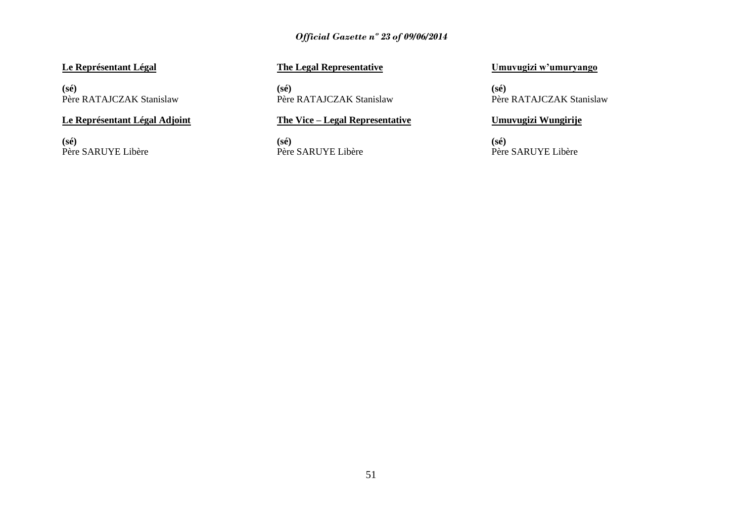**<u>Le Représentant Légal</u>**

**(sé)**
Père RATAJCZAK Stanislaw

**<u>Le Représentant Légal Adjoint</u>**

**(sé)**
Père SARUYE Libère

**<u>The Legal Representative</u>**

**(sé)**
Père RATAJCZAK Stanislaw

**<u>The Vice – Legal Representative</u>**

**(sé)**
Père SARUYE Libère

**<u>Umuvugizi w'umuryango</u>**

**(sé)**
Père RATAJCZAK Stanislaw

**<u>Umuvugizi Wungirije</u>**

**(sé)**
Père SARUYE Libère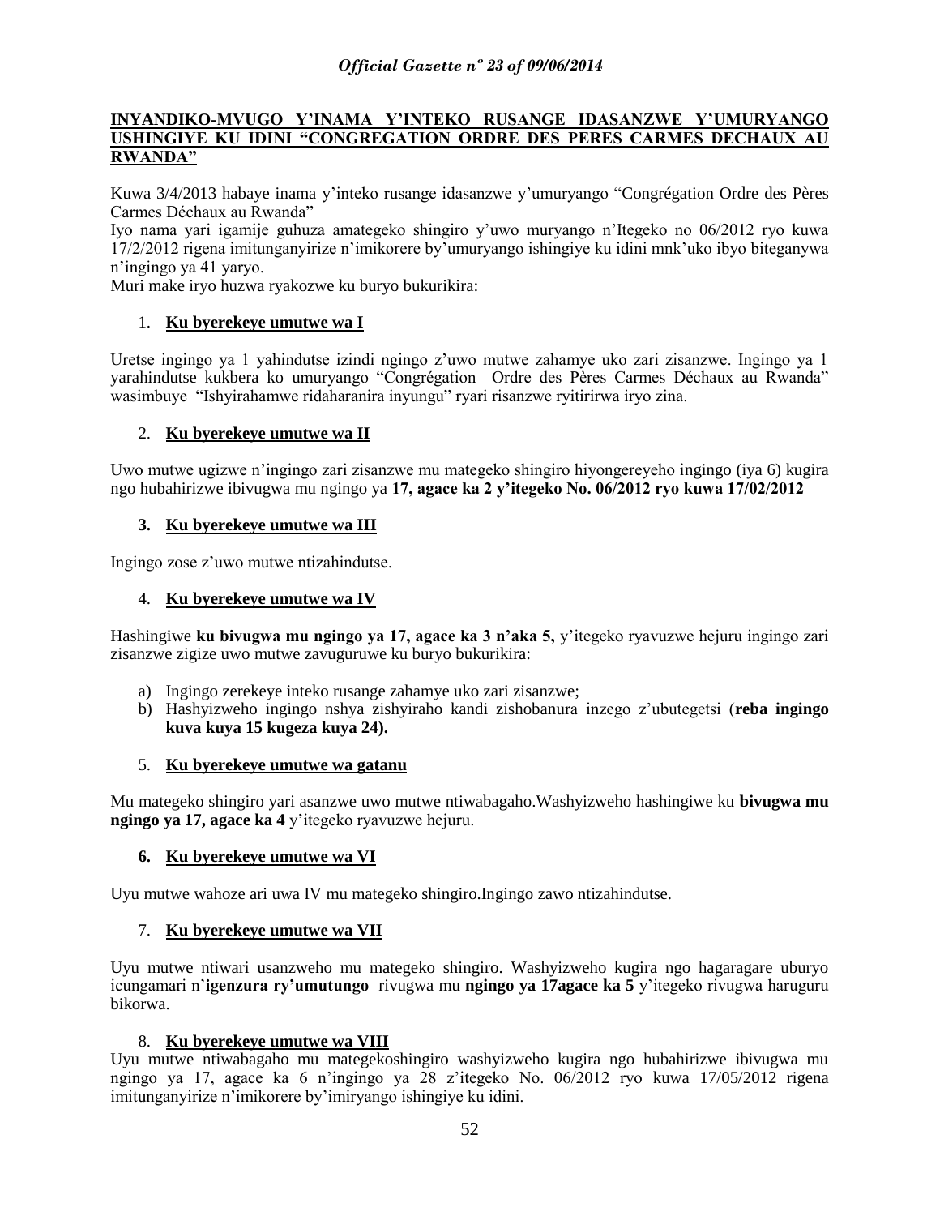**INYANDIKO-MVUGO Y'INAMA Y'INTEKO RUSANGE IDASANZWE Y'UMURYANGO USHINGIYE KU IDINI "CONGREGATION ORDRE DES PERES CARMES DECHAUX AU RWANDA"**

Kuwa 3/4/2013 habaye inama y'inteko rusange idasanzwe y'umuryango "Congrégation Ordre des Pères Carmes Déchaux au Rwanda"
Iyo nama yari igamije guhuza amategeko shingiro y'uwo muryango n'Itegeko no 06/2012 ryo kuwa 17/2/2012 rigena imitunganyirize n'imikorere by'umuryango ishingiye ku idini mnk'uko ibyo biteganywa n'ingingo ya 41 yaryo.
Muri make iryo huzwa ryakozwe ku buryo bukurikira:

1. **Ku byerekeye umutwe wa I**

Uretse ingingo ya 1 yahindutse izindi ngingo z'uwo mutwe zahamye uko zari zisanzwe. Ingingo ya 1 yarahindutse kukbera ko umuryango "Congrégation Ordre des Pères Carmes Déchaux au Rwanda" wasimbuye "Ishyirahamwe ridaharanira inyungu" ryari risanzwe ryitirirwa iryo zina.

2. **Ku byerekeye umutwe wa II**

Uwo mutwe ugizwe n'ingingo zari zisanzwe mu mategeko shingiro hiyongereyeho ingingo (iya 6) kugira ngo hubahirizwe ibivugwa mu ngingo ya **17, agace ka 2 y'itegeko No. 06/2012 ryo kuwa 17/02/2012**

3. **Ku byerekeye umutwe wa III**

Ingingo zose z'uwo mutwe ntizahindutse.

4. **Ku byerekeye umutwe wa IV**

Hashingiwe **ku bivugwa mu ngingo ya 17, agace ka 3 n'aka 5,** y'itegeko ryavuzwe hejuru ingingo zari zisanzwe zigize uwo mutwe zavuguruwe ku buryo bukurikira:

a) Ingingo zerekeye inteko rusange zahamye uko zari zisanzwe;
b) Hashyizweho ingingo nshya zishyiraho kandi zishobanura inzego z'ubutegetsi (**reba ingingo kuva kuya 15 kugeza kuya 24).**

5. **Ku byerekeye umutwe wa gatanu**

Mu mategeko shingiro yari asanzwe uwo mutwe ntiwabagaho.Washyizweho hashingiwe ku **bivugwa mu ngingo ya 17, agace ka 4** y'itegeko ryavuzwe hejuru.

6. **Ku byerekeye umutwe wa VI**

Uyu mutwe wahoze ari uwa IV mu mategeko shingiro.Ingingo zawo ntizahindutse.

7. **Ku byerekeye umutwe wa VII**

Uyu mutwe ntiwari usanzweho mu mategeko shingiro. Washyizweho kugira ngo hagaragare uburyo icungamari n'**igenzura ry'umutungo** rivugwa mu **ngingo ya 17agace ka 5** y'itegeko rivugwa haruguru bikorwa.

8. **Ku byerekeye umutwe wa VIII**

Uyu mutwe ntiwabagaho mu mategekoshingiro washyizweho kugira ngo hubahirizwe ibivugwa mu ngingo ya 17, agace ka 6 n'ingingo ya 28 z'itegeko No. 06/2012 ryo kuwa 17/05/2012 rigena imitunganyirize n'imikorere by'imiryango ishingiye ku idini.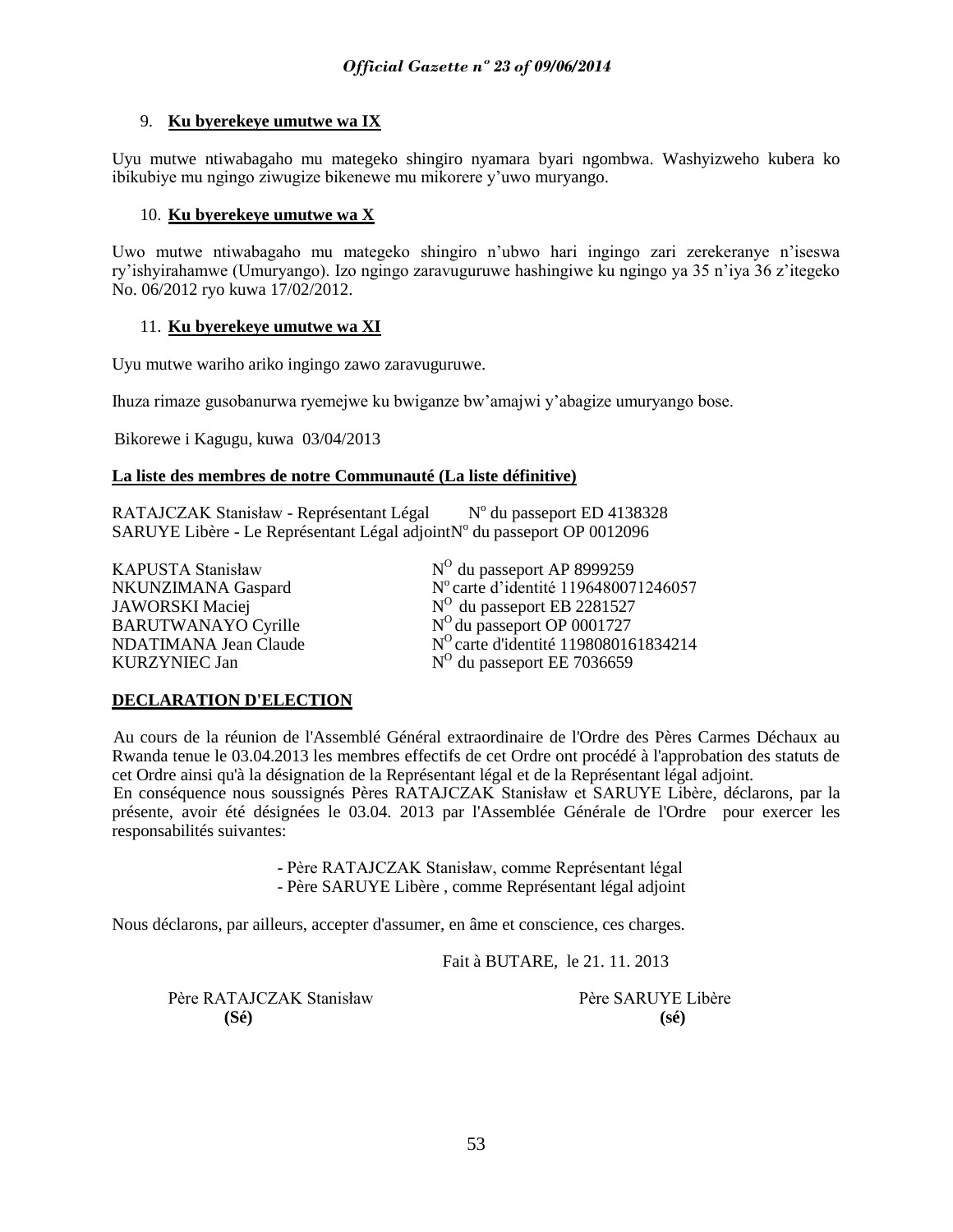9. **Ku byerekeye umutwe wa IX**

Uyu mutwe ntiwabagaho mu mategeko shingiro nyamara byari ngombwa. Washyizweho kubera ko ibikubiye mu ngingo ziwugize bikenewe mu mikorere y'uwo muryango.

10. **Ku byerekeye umutwe wa X**

Uwo mutwe ntiwabagaho mu mategeko shingiro n'ubwo hari ingingo zari zerekeranye n'iseswa ry'ishyirahamwe (Umuryango). Izo ngingo zaravuguruwe hashingiwe ku ngingo ya 35 n'iya 36 z'itegeko No. 06/2012 ryo kuwa 17/02/2012.

11. **Ku byerekeye umutwe wa XI**

Uyu mutwe wariho ariko ingingo zawo zaravuguruwe.

Ihuza rimaze gusobanurwa ryemejwe ku bwiganze bw'amajwi y'abagize umuryango bose.

Bikorewe i Kagugu, kuwa 03/04/2013

**La liste des membres de notre Communauté (La liste définitive)**

RATAJCZAK Stanisław - Représentant Légal N° du passeport ED 4138328
SARUYE Libère - Le Représentant Légal adjointN° du passeport OP 0012096

| | |
|---|---|
| KAPUSTA Stanisław | N° du passeport AP 8999259 |
| NKUNZIMANA Gaspard | N° carte d'identité 1196480071246057 |
| JAWORSKI Maciej | N° du passeport EB 2281527 |
| BARUTWANAYO Cyrille | N° du passeport OP 0001727 |
| NDATIMANA Jean Claude | N° carte d'identité 1198080161834214 |
| KURZYNIEC Jan | N° du passeport EE 7036659 |

**DECLARATION D'ELECTION**

Au cours de la réunion de l'Assemblé Général extraordinaire de l'Ordre des Pères Carmes Déchaux au Rwanda tenue le 03.04.2013 les membres effectifs de cet Ordre ont procédé à l'approbation des statuts de cet Ordre ainsi qu'à la désignation de la Représentant légal et de la Représentant légal adjoint.
En conséquence nous soussignés Pères RATAJCZAK Stanisław et SARUYE Libère, déclarons, par la présente, avoir été désignées le 03.04. 2013 par l'Assemblée Générale de l'Ordre pour exercer les responsabilités suivantes:

- Père RATAJCZAK Stanisław, comme Représentant légal
- Père SARUYE Libère , comme Représentant légal adjoint

Nous déclarons, par ailleurs, accepter d'assumer, en âme et conscience, ces charges.

Fait à BUTARE, le 21. 11. 2013

Père RATAJCZAK Stanisław
**(Sé)**

Père SARUYE Libère
**(sé)**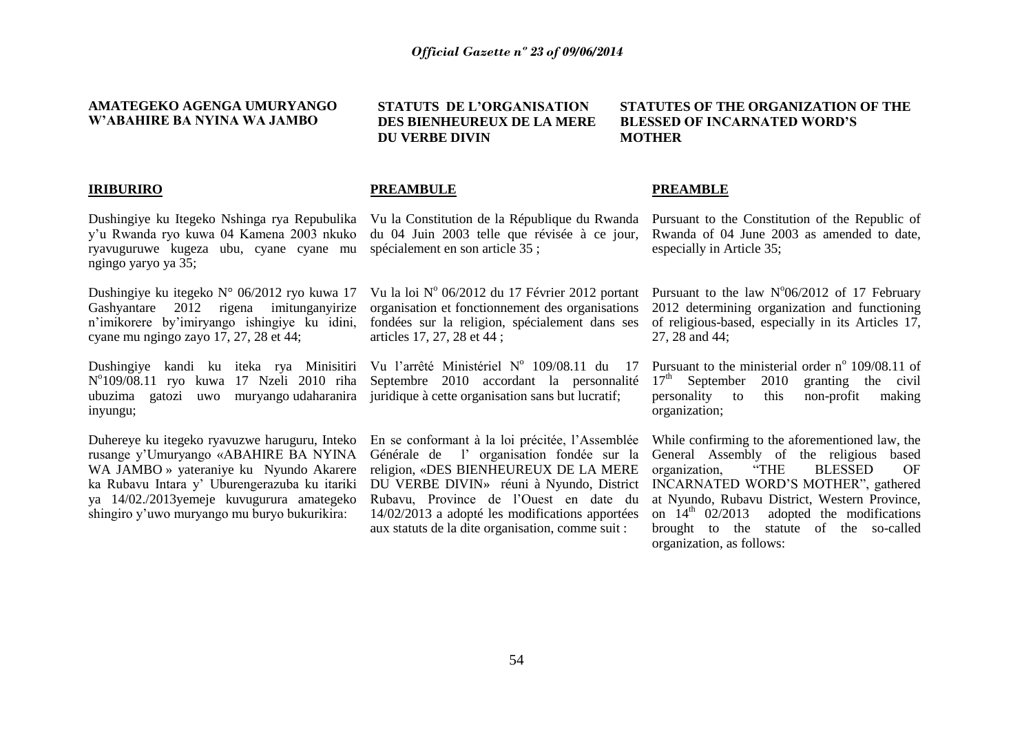**AMATEGEKO AGENGA UMURYANGO W'ABAHIRE BA NYINA WA JAMBO**

**IRIBURIRO**

Dushingiye ku Itegeko Nshinga rya Repubulika y'u Rwanda ryo kuwa 04 Kamena 2003 nkuko ryavuguruwe kugeza ubu, cyane cyane mu ngingo yaryo ya 35;

Dushingiye ku itegeko N° 06/2012 ryo kuwa 17 Gashyantare 2012 rigena imitunganyirize n'imikorere by'imiryango ishingiye ku idini, cyane mu ngingo zayo 17, 27, 28 et 44;

Dushingiye kandi ku iteka rya Minisitiri N°109/08.11 ryo kuwa 17 Nzeli 2010 riha ubuzima gatozi uwo muryango udaharanira inyungu;

Duhereye ku itegeko ryavuzwe haruguru, Inteko rusange y'Umuryango «ABAHIRE BA NYINA WA JAMBO » yateraniye ku Nyundo Akarere ka Rubavu Intara y' Uburengerazuba ku itariki ya 14/02./2013yemeje kuvugurura amategeko shingiro y'uwo muryango mu buryo bukurikira:

**STATUTS DE L'ORGANISATION DES BIENHEUREUX DE LA MERE DU VERBE DIVIN**

**PREAMBULE**

Vu la Constitution de la République du Rwanda du 04 Juin 2003 telle que révisée à ce jour, spécialement en son article 35 ;

Vu la loi N° 06/2012 du 17 Février 2012 portant organisation et fonctionnement des organisations fondées sur la religion, spécialement dans ses articles 17, 27, 28 et 44 ;

Vu l'arrêté Ministériel N° 109/08.11 du 17 Septembre 2010 accordant la personnalité juridique à cette organisation sans but lucratif;

En se conformant à la loi précitée, l'Assemblée Générale de l' organisation fondée sur la religion, «DES BIENHEUREUX DE LA MERE DU VERBE DIVIN» réuni à Nyundo, District Rubavu, Province de l'Ouest en date du 14/02/2013 a adopté les modifications apportées aux statuts de la dite organisation, comme suit :

**STATUTES OF THE ORGANIZATION OF THE BLESSED OF INCARNATED WORD'S MOTHER**

**PREAMBLE**

Pursuant to the Constitution of the Republic of Rwanda of 04 June 2003 as amended to date, especially in Article 35;

Pursuant to the law N°06/2012 of 17 February 2012 determining organization and functioning of religious-based, especially in its Articles 17, 27, 28 and 44;

Pursuant to the ministerial order n° 109/08.11 of 17th September 2010 granting the civil personality to this non-profit making organization;

While confirming to the aforementioned law, the General Assembly of the religious based organization, "THE BLESSED OF INCARNATED WORD'S MOTHER", gathered at Nyundo, Rubavu District, Western Province, on 14th 02/2013 adopted the modifications brought to the statute of the so-called organization, as follows: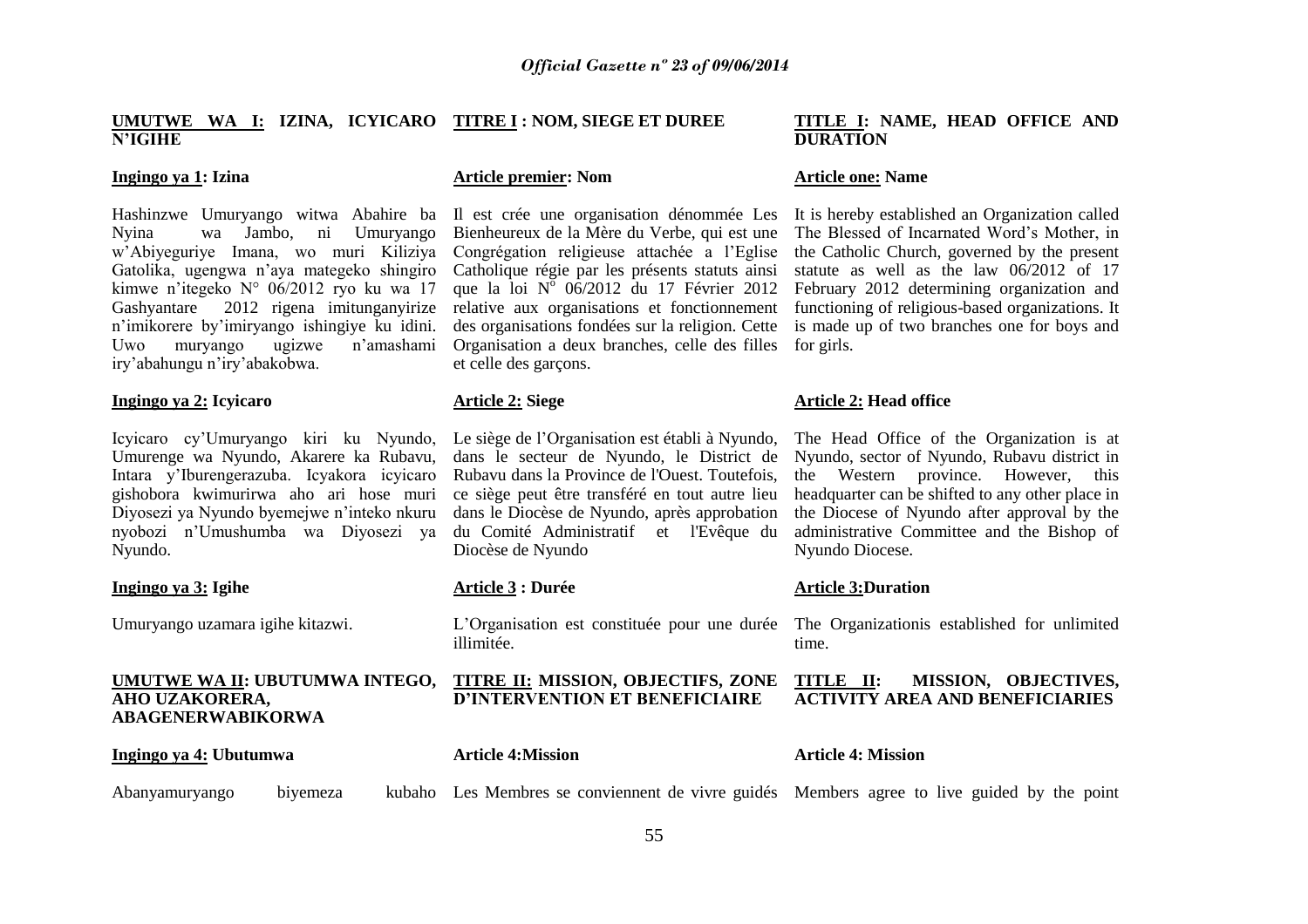**UMUTWE WA I: IZINA, ICYICARO N'IGIHE**

**Ingingo ya 1: Izina**

Hashinzwe Umuryango witwa Abahire ba Nyina wa Jambo, ni Umuryango w'Abiyeguriye Imana, wo muri Kiliziya Gatolika, ugengwa n'aya mategeko shingiro kimwe n'itegeko N° 06/2012 ryo ku wa 17 Gashyantare 2012 rigena imitunganyirize n'imikorere by'imiryango ishingiye ku idini. Uwo muryango ugizwe n'amashami iry'abahungu n'iry'abakobwa.

**Ingingo ya 2: Icyicaro**

Icyicaro cy'Umuryango kiri ku Nyundo, Umurenge wa Nyundo, Akarere ka Rubavu, Intara y'Iburengerazuba. Icyakora icyicaro gishobora kwimurirwa aho ari hose muri Diyosezi ya Nyundo byemejwe n'inteko nkuru nyobozi n'Umushumba wa Diyosezi ya Nyundo.

**Ingingo ya 3: Igihe**

Umuryango uzamara igihe kitazwi.

**UMUTWE WA II: UBUTUMWA INTEGO, AHO UZAKORERA, ABAGENERWABIKORWA**

**Ingingo ya 4: Ubutumwa**

Abanyamuryango biyemeza kubaho

**TITRE I : NOM, SIEGE ET DUREE**

**Article premier: Nom**

Il est crée une organisation dénommée Les Bienheureux de la Mère du Verbe, qui est une Congrégation religieuse attachée a l'Eglise Catholique régie par les présents statuts ainsi que la loi N° 06/2012 du 17 Février 2012 relative aux organisations et fonctionnement des organisations fondées sur la religion. Cette Organisation a deux branches, celle des filles et celle des garçons.

**Article 2: Siege**

Le siège de l'Organisation est établi à Nyundo, dans le secteur de Nyundo, le District de Rubavu dans la Province de l'Ouest. Toutefois, ce siège peut être transféré en tout autre lieu dans le Diocèse de Nyundo, après approbation du Comité Administratif et l'Evêque du Diocèse de Nyundo

**Article 3 : Durée**

L'Organisation est constituée pour une durée illimitée.

**TITRE II: MISSION, OBJECTIFS, ZONE D'INTERVENTION ET BENEFICIAIRE**

**Article 4:Mission**

Les Membres se conviennent de vivre guidés

**TITLE I: NAME, HEAD OFFICE AND DURATION**

**Article one: Name**

It is hereby established an Organization called The Blessed of Incarnated Word's Mother, in the Catholic Church, governed by the present statute as well as the law 06/2012 of 17 February 2012 determining organization and functioning of religious-based organizations. It is made up of two branches one for boys and for girls.

**Article 2: Head office**

The Head Office of the Organization is at Nyundo, sector of Nyundo, Rubavu district in the Western province. However, this headquarter can be shifted to any other place in the Diocese of Nyundo after approval by the administrative Committee and the Bishop of Nyundo Diocese.

**Article 3:Duration**

The Organizationis established for unlimited time.

**TITLE II: MISSION, OBJECTIVES, ACTIVITY AREA AND BENEFICIARIES**

**Article 4: Mission**

Members agree to live guided by the point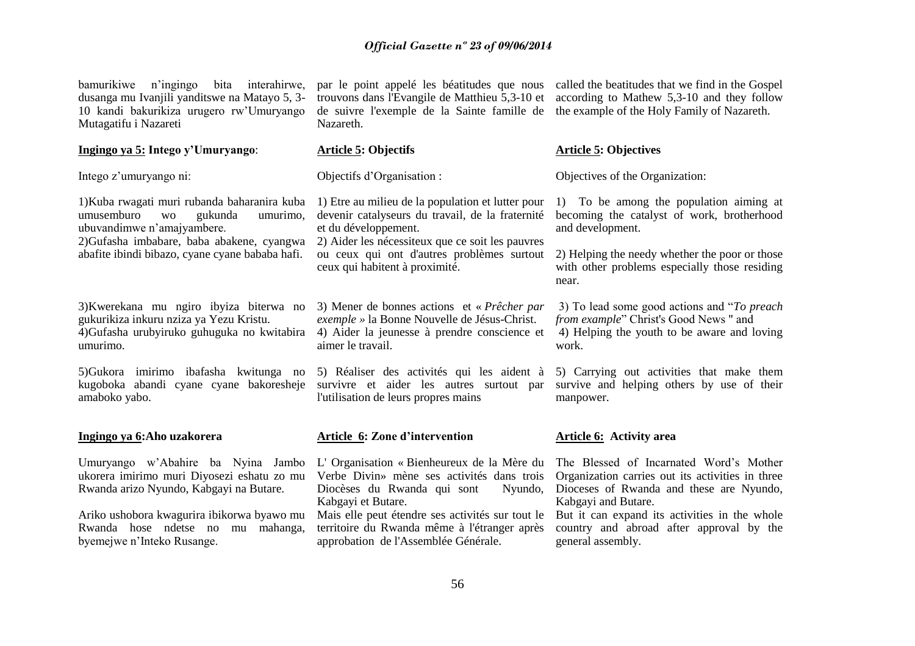bamurikiwe n'ingingo bita interahirwe, dusanga mu Ivanjili yanditswe na Matayo 5, 3-10 kandi bakurikiza urugero rw'Umuryango Mutagatifu i Nazareti

**Ingingo ya 5: Intego y'Umuryango**:

Intego z'umuryango ni:

1)Kuba rwagati muri rubanda baharanira kuba umusemburo wo gukunda umurimo, ubuvandimwe n'amajyambere.

2)Gufasha imbabare, baba abakene, cyangwa abafite ibindi bibazo, cyane cyane bababa hafi.

3)Kwerekana mu ngiro ibyiza biterwa no gukurikiza inkuru nziza ya Yezu Kristu.

4)Gufasha urubyiruko guhuguka no kwitabira umurimo.

5)Gukora imirimo ibafasha kwitunga no kugoboka abandi cyane cyane bakoresheje amaboko yabo.

**Ingingo ya 6:Aho uzakorera**

Umuryango w'Abahire ba Nyina Jambo ukorera imirimo muri Diyosezi eshatu zo mu Rwanda arizo Nyundo, Kabgayi na Butare.

Ariko ushobora kwagurira ibikorwa byawo mu Rwanda hose ndetse no mu mahanga, byemejwe n'Inteko Rusange.

par le point appelé les béatitudes que nous trouvons dans l'Evangile de Matthieu 5,3-10 et de suivre l'exemple de la Sainte famille de Nazareth.

**Article 5: Objectifs**

Objectifs d'Organisation :

1) Etre au milieu de la population et lutter pour devenir catalyseurs du travail, de la fraternité et du développement.

2) Aider les nécessiteux que ce soit les pauvres ou ceux qui ont d'autres problèmes surtout ceux qui habitent à proximité.

3) Mener de bonnes actions et « *Prêcher par exemple* » la Bonne Nouvelle de Jésus-Christ.

4) Aider la jeunesse à prendre conscience et aimer le travail.

5) Réaliser des activités qui les aident à survivre et aider les autres surtout par l'utilisation de leurs propres mains

**Article 6: Zone d'intervention**

L' Organisation « Bienheureux de la Mère du Verbe Divin» mène ses activités dans trois Diocèses du Rwanda qui sont Nyundo, Kabgayi et Butare.

Mais elle peut étendre ses activités sur tout le territoire du Rwanda même à l'étranger après approbation de l'Assemblée Générale.

called the beatitudes that we find in the Gospel according to Mathew 5,3-10 and they follow the example of the Holy Family of Nazareth.

**Article 5: Objectives**

Objectives of the Organization:

1) To be among the population aiming at becoming the catalyst of work, brotherhood and development.

2) Helping the needy whether the poor or those with other problems especially those residing near.

3) To lead some good actions and "*To preach from example*" Christ's Good News " and

4) Helping the youth to be aware and loving work.

5) Carrying out activities that make them survive and helping others by use of their manpower.

**Article 6: Activity area**

The Blessed of Incarnated Word's Mother Organization carries out its activities in three Dioceses of Rwanda and these are Nyundo, Kabgayi and Butare.

But it can expand its activities in the whole country and abroad after approval by the general assembly.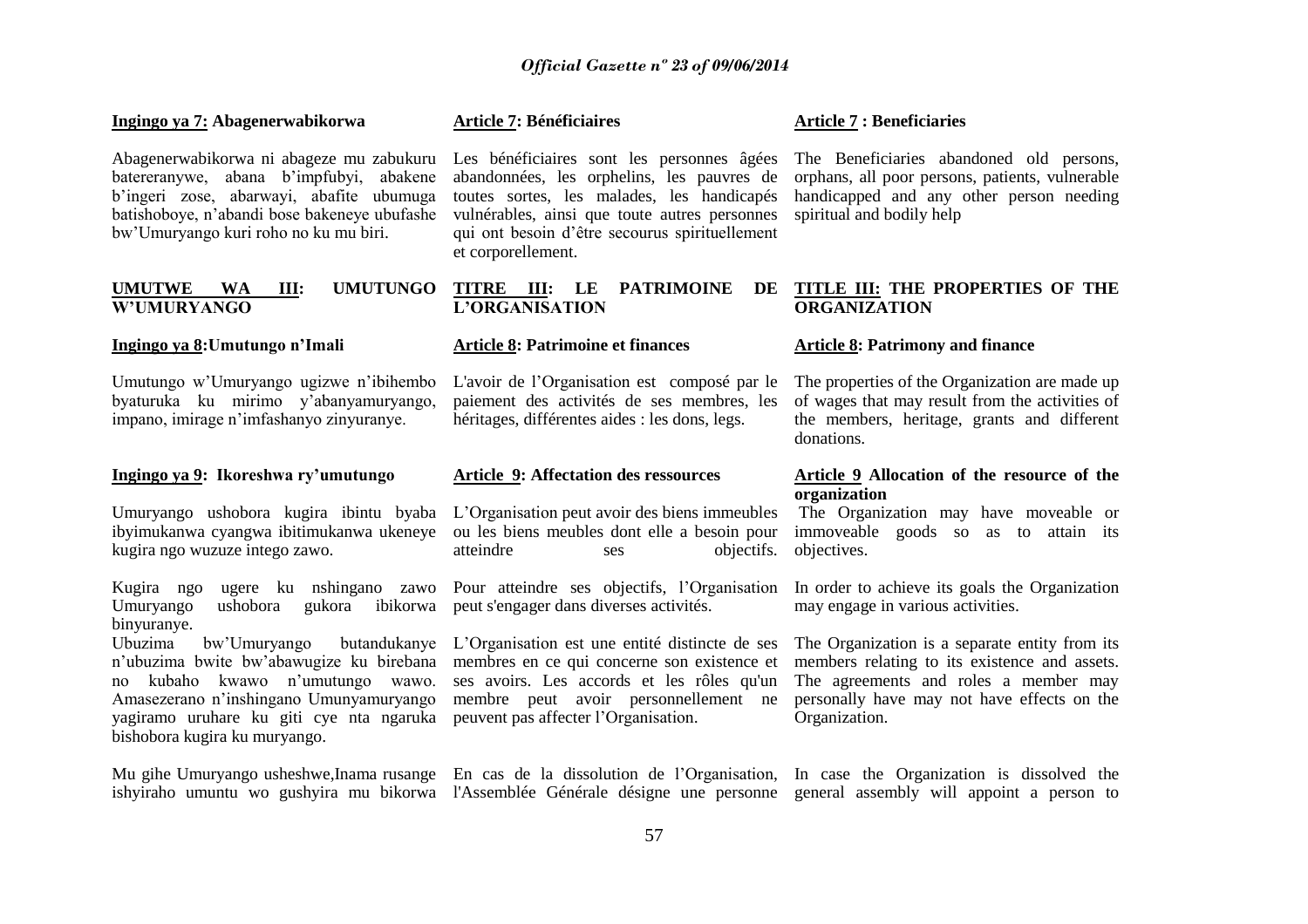**Ingingo ya 7: Abagenerwabikorwa**

Abagenerwabikorwa ni abageze mu zabukuru batereranywe, abana b'impfubyi, abakene b'ingeri zose, abarwayi, abafite ubumuga batishoboye, n'abandi bose bakeneye ubufashe bw'Umuryango kuri roho no ku mu biri.

**UMUTWE WA III: UMUTUNGO W'UMURYANGO**

**Ingingo ya 8:Umutungo n'Imali**

Umutungo w'Umuryango ugizwe n'ibihembo byaturuka ku mirimo y'abanyamuryango, impano, imirage n'imfashanyo zinyuranye.

**Ingingo ya 9: Ikoreshwa ry'umutungo**

Umuryango ushobora kugira ibintu byaba ibyimukanwa cyangwa ibitimukanwa ukeneye kugira ngo wuzuze intego zawo.

Kugira ngo ugere ku nshingano zawo Umuryango ushobora gukora ibikorwa binyuranye.

Ubuzima bw'Umuryango butandukanye n'ubuzima bwite bw'abawugize ku birebana no kubaho kwawo n'umutungo wawo. Amasezerano n'inshingano Umunyamuryango yagiramo uruhare ku giti cye nta ngaruka bishobora kugira ku muryango.

Mu gihe Umuryango usheshwe,Inama rusange ishyiraho umuntu wo gushyira mu bikorwa

**Article 7: Bénéficiaires**

Les bénéficiaires sont les personnes âgées abandonnées, les orphelins, les pauvres de toutes sortes, les malades, les handicapés vulnérables, ainsi que toute autres personnes qui ont besoin d'être secourus spirituellement et corporellement.

**TITRE III: LE PATRIMOINE DE L'ORGANISATION**

**Article 8: Patrimoine et finances**

L'avoir de l'Organisation est composé par le paiement des activités de ses membres, les héritages, différentes aides : les dons, legs.

**Article 9: Affectation des ressources**

L'Organisation peut avoir des biens immeubles ou les biens meubles dont elle a besoin pour atteindre ses objectifs.

Pour atteindre ses objectifs, l'Organisation peut s'engager dans diverses activités.

L'Organisation est une entité distincte de ses membres en ce qui concerne son existence et ses avoirs. Les accords et les rôles qu'un membre peut avoir personnellement ne peuvent pas affecter l'Organisation.

En cas de la dissolution de l'Organisation, l'Assemblée Générale désigne une personne

**Article 7 : Beneficiaries**

The Beneficiaries abandoned old persons, orphans, all poor persons, patients, vulnerable handicapped and any other person needing spiritual and bodily help

**TITLE III: THE PROPERTIES OF THE ORGANIZATION**

**Article 8: Patrimony and finance**

The properties of the Organization are made up of wages that may result from the activities of the members, heritage, grants and different donations.

**Article 9 Allocation of the resource of the organization**

The Organization may have moveable or immoveable goods so as to attain its objectives.

In order to achieve its goals the Organization may engage in various activities.

The Organization is a separate entity from its members relating to its existence and assets. The agreements and roles a member may personally have may not have effects on the Organization.

In case the Organization is dissolved the general assembly will appoint a person to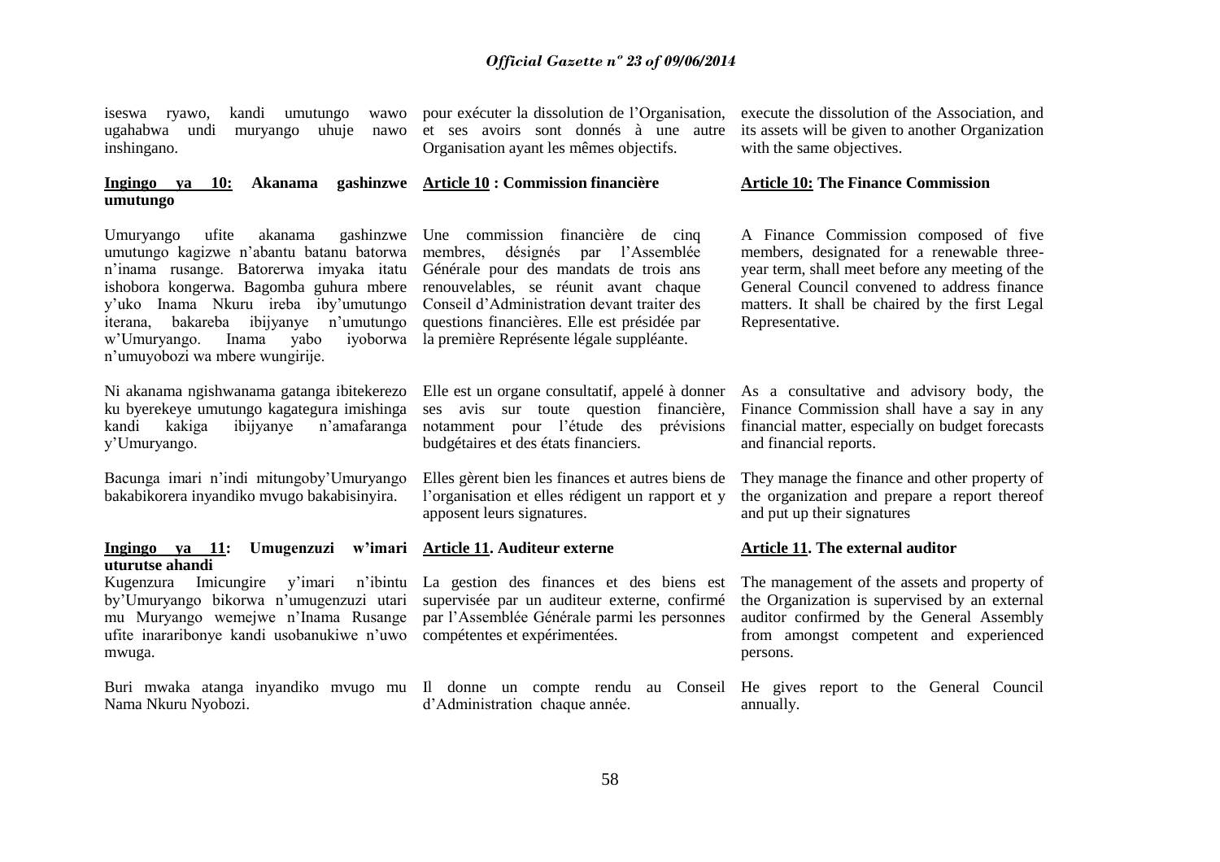iseswa ryawo, kandi umutungo wawo ugahabwa undi muryango uhuje nawo inshingano.

**Ingingo ya 10: Akanama gashinzwe umutungo**

Umuryango ufite akanama gashinzwe umutungo kagizwe n'abantu batanu batorwa n'inama rusange. Batorerwa imyaka itatu ishobora kongerwa. Bagomba guhura mbere y'uko Inama Nkuru ireba iby'umutungo iterana, bakareba ibijyanye n'umutungo w'Umuryango. Inama yabo iyoborwa n'umuyobozi wa mbere wungirije.

Ni akanama ngishwanama gatanga ibitekerezo ku byerekeye umutungo kagategura imishinga kandi kakiga ibijyanye n'amafaranga y'Umuryango.

Bacunga imari n'indi mitungoby'Umuryango bakabikorera inyandiko mvugo bakabisinyira.

**Ingingo ya 11: Umugenzuzi w'imari uturutse ahandi**

Kugenzura Imicungire y'imari n'ibintu by'Umuryango bikorwa n'umugenzuzi utari mu Muryango wemejwe n'Inama Rusange ufite inararibonye kandi usobanukiwe n'uwo mwuga.

Buri mwaka atanga inyandiko mvugo mu Nama Nkuru Nyobozi.

pour exécuter la dissolution de l'Organisation, et ses avoirs sont donnés à une autre Organisation ayant les mêmes objectifs.

**Article 10 : Commission financière**

Une commission financière de cinq membres, désignés par l'Assemblée Générale pour des mandats de trois ans renouvelables, se réunit avant chaque Conseil d'Administration devant traiter des questions financières. Elle est présidée par la première Représente légale suppléante.

Elle est un organe consultatif, appelé à donner ses avis sur toute question financière, notamment pour l'étude des prévisions budgétaires et des états financiers.

Elles gèrent bien les finances et autres biens de l'organisation et elles rédigent un rapport et y apposent leurs signatures.

**Article 11. Auditeur externe**

La gestion des finances et des biens est supervisée par un auditeur externe, confirmé par l'Assemblée Générale parmi les personnes compétentes et expérimentées.

Il donne un compte rendu au Conseil d'Administration chaque année.

execute the dissolution of the Association, and its assets will be given to another Organization with the same objectives.

**Article 10: The Finance Commission**

A Finance Commission composed of five members, designated for a renewable three-year term, shall meet before any meeting of the General Council convened to address finance matters. It shall be chaired by the first Legal Representative.

As a consultative and advisory body, the Finance Commission shall have a say in any financial matter, especially on budget forecasts and financial reports.

They manage the finance and other property of the organization and prepare a report thereof and put up their signatures

**Article 11. The external auditor**

The management of the assets and property of the Organization is supervised by an external auditor confirmed by the General Assembly from amongst competent and experienced persons.

He gives report to the General Council annually.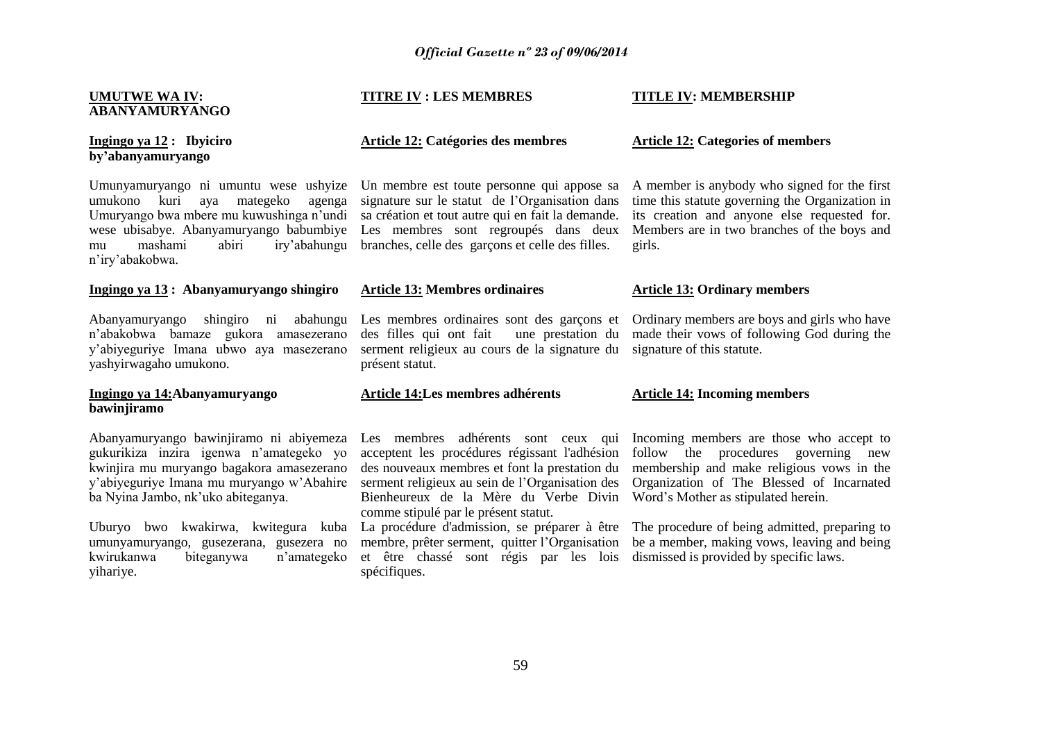**UMUTWE WA IV: ABANYAMURYANGO**

**Ingingo ya 12 : Ibyiciro by'abanyamuryango**

Umunyamuryango ni umuntu wese ushyize umukono kuri aya mategeko agenga Umuryango bwa mbere mu kuwushinga n'undi wese ubisabye. Abanyamuryango babumbiye mu mashami abiri iry'abahungu n'iry'abakobwa.

**Ingingo ya 13 : Abanyamuryango shingiro**

Abanyamuryango shingiro ni abahungu n'abakobwa bamaze gukora amasezerano y'abiyeguriye Imana ubwo aya masezerano yashyirwagaho umukono.

**Ingingo ya 14:Abanyamuryango bawinjiramo**

Abanyamuryango bawinjiramo ni abiyemeza gukurikiza inzira igenwa n'amategeko yo kwinjira mu muryango bagakora amasezerano y'abiyeguriye Imana mu muryango w'Abahire ba Nyina Jambo, nk'uko abiteganya.

Uburyo bwo kwakirwa, kwitegura kuba umunyamuryango, gusezerana, gusezera no kwirukanwa biteganywa n'amategeko yihariye.

**TITRE IV : LES MEMBRES**

**Article 12: Catégories des membres**

Un membre est toute personne qui appose sa signature sur le statut de l'Organisation dans sa création et tout autre qui en fait la demande. Les membres sont regroupés dans deux branches, celle des garçons et celle des filles.

**Article 13: Membres ordinaires**

Les membres ordinaires sont des garçons et des filles qui ont fait une prestation du serment religieux au cours de la signature du présent statut.

**Article 14:Les membres adhérents**

Les membres adhérents sont ceux qui acceptent les procédures régissant l'adhésion des nouveaux membres et font la prestation du serment religieux au sein de l'Organisation des Bienheureux de la Mère du Verbe Divin comme stipulé par le présent statut.

La procédure d'admission, se préparer à être membre, prêter serment, quitter l'Organisation et être chassé sont régis par les lois spécifiques.

**TITLE IV: MEMBERSHIP**

**Article 12: Categories of members**

A member is anybody who signed for the first time this statute governing the Organization in its creation and anyone else requested for. Members are in two branches of the boys and girls.

**Article 13: Ordinary members**

Ordinary members are boys and girls who have made their vows of following God during the signature of this statute.

**Article 14: Incoming members**

Incoming members are those who accept to follow the procedures governing new membership and make religious vows in the Organization of The Blessed of Incarnated Word's Mother as stipulated herein.

The procedure of being admitted, preparing to be a member, making vows, leaving and being dismissed is provided by specific laws.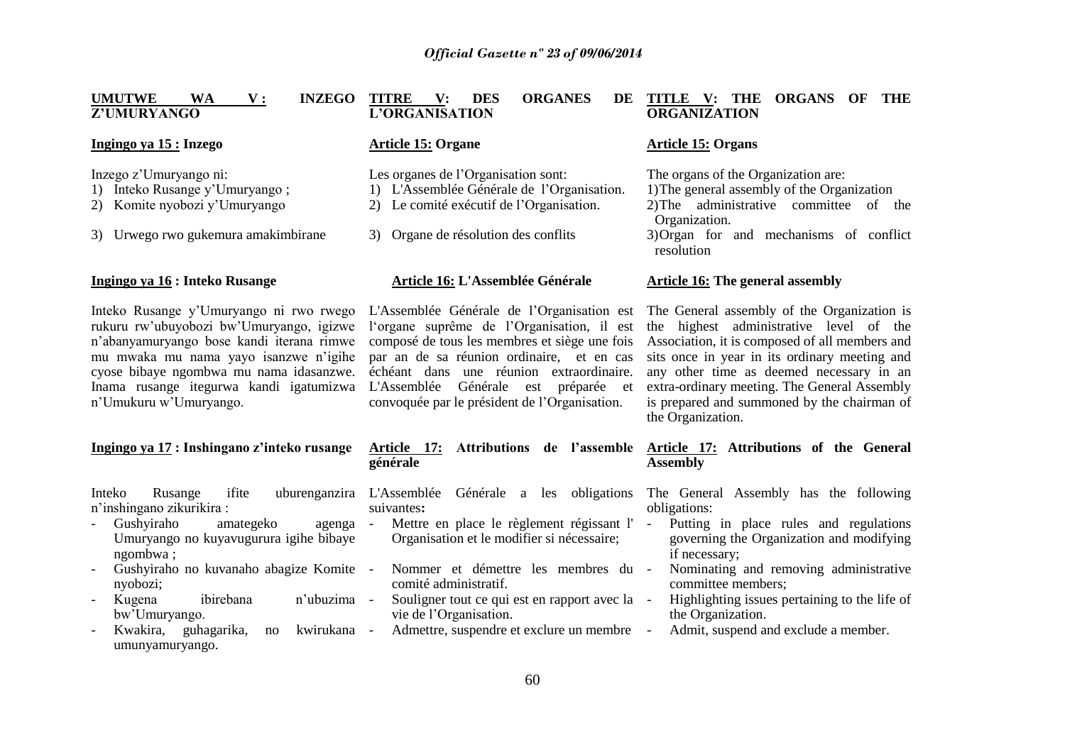**UMUTWE WA V : INZEGO Z'UMURYANGO**

**Ingingo ya 15 : Inzego**

Inzego z'Umuryango ni:

1) Inteko Rusange y'Umuryango ;
2) Komite nyobozi y'Umuryango
3) Urwego rwo gukemura amakimbirane

**Ingingo ya 16 : Inteko Rusange**

Inteko Rusange y'Umuryango ni rwo rwego rukuru rw'ubuyobozi bw'Umuryango, igizwe n'abanyamuryango bose kandi iterana rimwe mu mwaka mu nama yayo isanzwe n'igihe cyose bibaye ngombwa mu nama idasanzwe. Inama rusange itegurwa kandi igatumizwa n'Umukuru w'Umuryango.

**Ingingo ya 17 : Inshingano z'inteko rusange**

Inteko Rusange ifite uburenganzira n'inshingano zikurikira :

- Gushyiraho amategeko agenga Umuryango no kuyavugurura igihe bibaye ngombwa ;
- Gushyiraho no kuvanaho abagize Komite nyobozi;
- Kugena ibirebana n'ubuzima bw'Umuryango.
- Kwakira, guhagarika, no kwirukana umunyamuryango.

**TITRE V: DES ORGANES DE L'ORGANISATION**

**Article 15: Organe**

Les organes de l'Organisation sont:

1) L'Assemblée Générale de l'Organisation.
2) Le comité exécutif de l'Organisation.
3) Organe de résolution des conflits

**Article 16: L'Assemblée Générale**

L'Assemblée Générale de l'Organisation est l'organe suprême de l'Organisation, il est composé de tous les membres et siège une fois par an de sa réunion ordinaire, et en cas échéant dans une réunion extraordinaire. L'Assemblée Générale est préparée et convoquée par le président de l'Organisation.

**Article 17: Attributions de l'assemble générale**

L'Assemblée Générale a les obligations suivantes**:**

- Mettre en place le règlement régissant l' Organisation et le modifier si nécessaire;
- Nommer et démettre les membres du comité administratif.
- Souligner tout ce qui est en rapport avec la vie de l'Organisation.
- Admettre, suspendre et exclure un membre

**TITLE V: THE ORGANS OF THE ORGANIZATION**

**Article 15: Organs**

The organs of the Organization are:

1) The general assembly of the Organization
2) The administrative committee of the Organization.
3) Organ for and mechanisms of conflict resolution

**Article 16: The general assembly**

The General assembly of the Organization is the highest administrative level of the Association, it is composed of all members and sits once in year in its ordinary meeting and any other time as deemed necessary in an extra-ordinary meeting. The General Assembly is prepared and summoned by the chairman of the Organization.

**Article 17: Attributions of the General Assembly**

The General Assembly has the following obligations:

- Putting in place rules and regulations governing the Organization and modifying if necessary;
- Nominating and removing administrative committee members;
- Highlighting issues pertaining to the life of the Organization.
- Admit, suspend and exclude a member.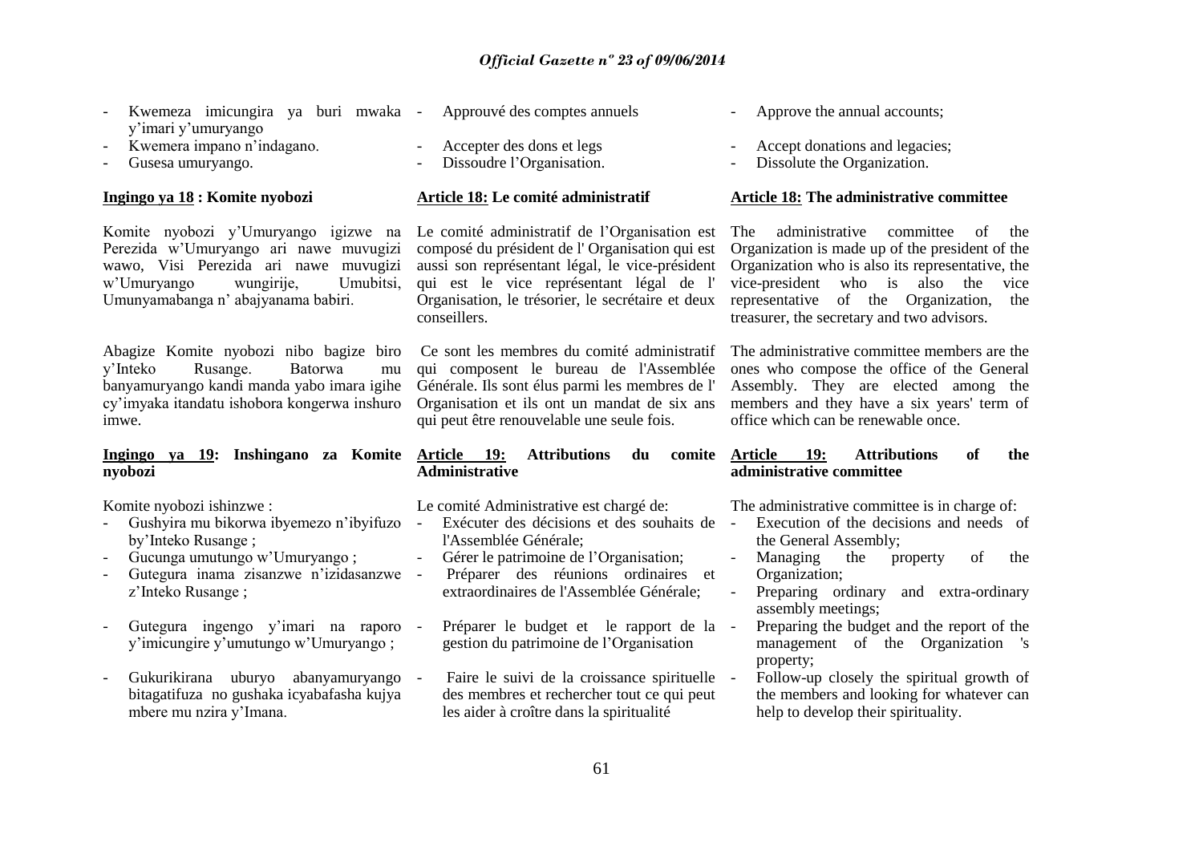- Kwemeza imicungira ya buri mwaka y'imari y'umuryango
- Kwemera impano n'indagano.
- Gusesa umuryango.

**Ingingo ya 18 : Komite nyobozi**

Komite nyobozi y'Umuryango igizwe na Perezida w'Umuryango ari nawe muvugizi wawo, Visi Perezida ari nawe muvugizi w'Umuryango wungirije, Umubitsi, Umunyamabanga n' abajyanama babiri.

Abagize Komite nyobozi nibo bagize biro y'Inteko Rusange. Batorwa mu banyamuryango kandi manda yabo imara igihe cy'imyaka itandatu ishobora kongerwa inshuro imwe.

**Ingingo ya 19: Inshingano za Komite nyobozi**

Komite nyobozi ishinzwe :

- Gushyira mu bikorwa ibyemezo n'ibyifuzo by'Inteko Rusange ;
- Gucunga umutungo w'Umuryango ;
- Gutegura inama zisanzwe n'izidasanzwe z'Inteko Rusange ;
- Gutegura ingengo y'imari na raporo y'imicungire y'umutungo w'Umuryango ;
- Gukurikirana uburyo abanyamuryango bitagatifuza no gushaka icyabafasha kujya mbere mu nzira y'Imana.

---

- Approuvé des comptes annuels
- Accepter des dons et legs
- Dissoudre l'Organisation.

**Article 18: Le comité administratif**

Le comité administratif de l'Organisation est composé du président de l' Organisation qui est aussi son représentant légal, le vice-président qui est le vice représentant légal de l' Organisation, le trésorier, le secrétaire et deux conseillers.

Ce sont les membres du comité administratif qui composent le bureau de l'Assemblée Générale. Ils sont élus parmi les membres de l' Organisation et ils ont un mandat de six ans qui peut être renouvelable une seule fois.

**Article 19: Attributions du comite Administrative**

Le comité Administrative est chargé de:

- Exécuter des décisions et des souhaits de l'Assemblée Générale;
- Gérer le patrimoine de l'Organisation;
- Préparer des réunions ordinaires et extraordinaires de l'Assemblée Générale;
- Préparer le budget et le rapport de la gestion du patrimoine de l'Organisation
- Faire le suivi de la croissance spirituelle des membres et rechercher tout ce qui peut les aider à croître dans la spiritualité

---

- Approve the annual accounts;
- Accept donations and legacies;
- Dissolute the Organization.

**Article 18: The administrative committee**

The administrative committee of the Organization is made up of the president of the Organization who is also its representative, the vice-president who is also the vice representative of the Organization, the treasurer, the secretary and two advisors.

The administrative committee members are the ones who compose the office of the General Assembly. They are elected among the members and they have a six years' term of office which can be renewable once.

**Article 19: Attributions of the administrative committee**

The administrative committee is in charge of:

- Execution of the decisions and needs of the General Assembly;
- Managing the property of the Organization;
- Preparing ordinary and extra-ordinary assembly meetings;
- Preparing the budget and the report of the management of the Organization 's property;
- Follow-up closely the spiritual growth of the members and looking for whatever can help to develop their spirituality.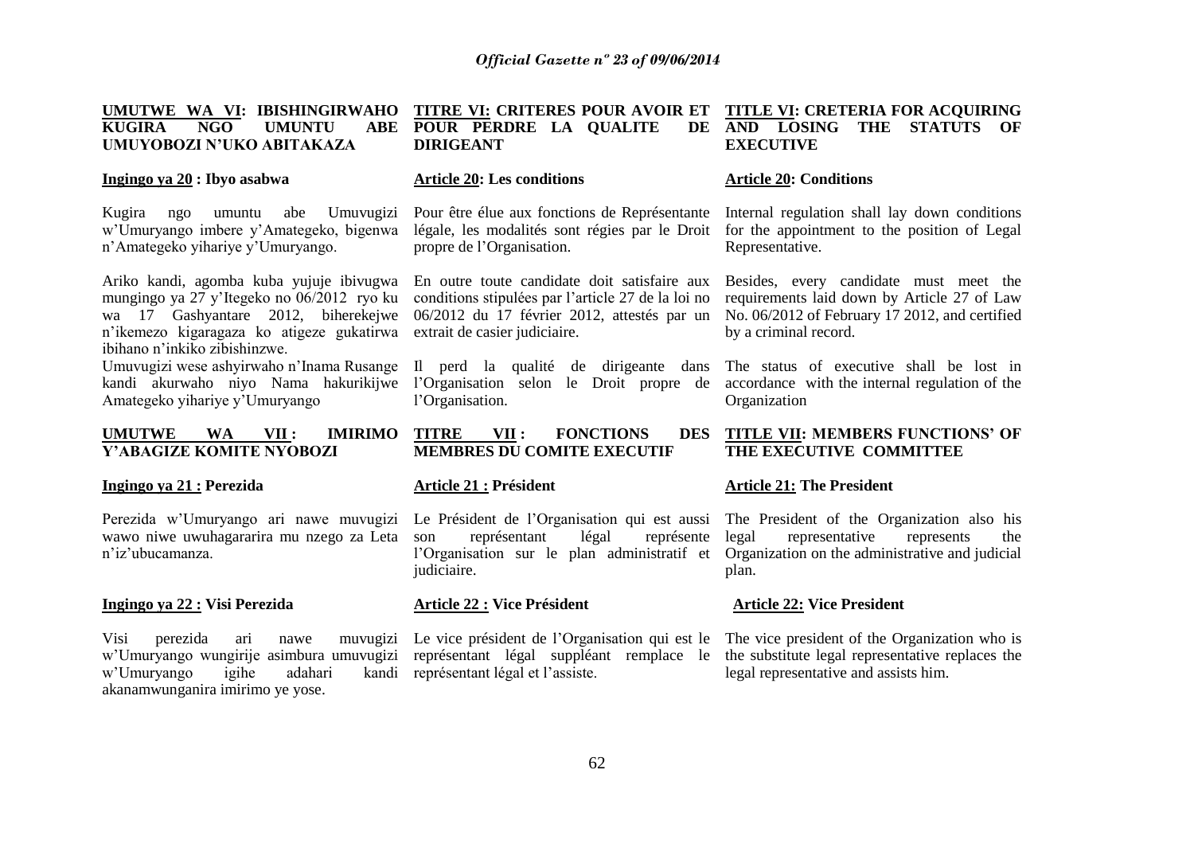## UMUTWE WA VI: IBISHINGIRWAHO KUGIRA NGO UMUNTU ABE UMUYOBOZI N'UKO ABITAKAZA

**Ingingo ya 20 : Ibyo asabwa**

Kugira ngo umuntu abe Umuvugizi w'Umuryango imbere y'Amategeko, bigenwa n'Amategeko yihariye y'Umuryango.

Ariko kandi, agomba kuba yujuje ibivugwa mungingo ya 27 y'Itegeko no 06/2012 ryo ku wa 17 Gashyantare 2012, biherekejwe n'ikemezo kigaragaza ko atigeze gukatirwa ibihano n'inkiko zibishinzwe.

Umuvugizi wese ashyirwaho n'Inama Rusange kandi akurwaho niyo Nama hakurikijwe Amategeko yihariye y'Umuryango

## UMUTWE WA VII : IMIRIMO Y'ABAGIZE KOMITE NYOBOZI

**Ingingo ya 21 : Perezida**

Perezida w'Umuryango ari nawe muvugizi wawo niwe uwuhagararira mu nzego za Leta n'iz'ubucamanza.

**Ingingo ya 22 : Visi Perezida**

Visi perezida ari nawe muvugizi w'Umuryango wungirije asimbura umuvugizi w'Umuryango igihe adahari kandi akanamwunganira imirimo ye yose.

## TITRE VI: CRITERES POUR AVOIR ET POUR PERDRE LA QUALITE DE DIRIGEANT

**Article 20: Les conditions**

Pour être élue aux fonctions de Représentante légale, les modalités sont régies par le Droit propre de l'Organisation.

En outre toute candidate doit satisfaire aux conditions stipulées par l'article 27 de la loi no 06/2012 du 17 février 2012, attestés par un extrait de casier judiciaire.

Il perd la qualité de dirigeante dans l'Organisation selon le Droit propre de l'Organisation.

## TITRE VII : FONCTIONS DES MEMBRES DU COMITE EXECUTIF

**Article 21 : Président**

Le Président de l'Organisation qui est aussi son représentant légal représente l'Organisation sur le plan administratif et judiciaire.

**Article 22 : Vice Président**

Le vice président de l'Organisation qui est le représentant légal suppléant remplace le représentant légal et l'assiste.

## TITLE VI: CRETERIA FOR ACQUIRING AND LOSING THE STATUTS OF EXECUTIVE

**Article 20: Conditions**

Internal regulation shall lay down conditions for the appointment to the position of Legal Representative.

Besides, every candidate must meet the requirements laid down by Article 27 of Law No. 06/2012 of February 17 2012, and certified by a criminal record.

The status of executive shall be lost in accordance with the internal regulation of the Organization

## TITLE VII: MEMBERS FUNCTIONS' OF THE EXECUTIVE COMMITTEE

**Article 21: The President**

The President of the Organization also his legal representative represents the Organization on the administrative and judicial plan.

**Article 22: Vice President**

The vice president of the Organization who is the substitute legal representative replaces the legal representative and assists him.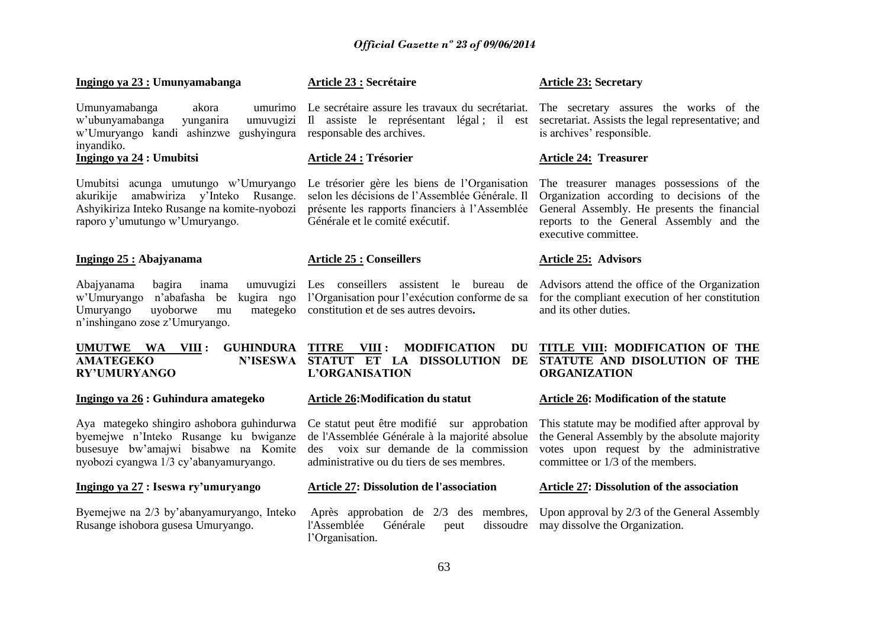#### Ingingo ya 23 : Umunyamabanga

Umunyamabanga akora umurimo w'ubunyamabanga yunganira umuvugizi w'Umuryango kandi ashinzwe gushyingura inyandiko.

#### Ingingo ya 24 : Umubitsi

Umubitsi acunga umutungo w'Umuryango akurikije amabwiriza y'Inteko Rusange. Ashyikiriza Inteko Rusange na komite-nyobozi raporo y'umutungo w'Umuryango.

#### Ingingo 25 : Abajyanama

Abajyanama bagira inama umuvugizi w'Umuryango n'abafasha be kugira ngo Umuryango uyoborwe mu mategeko n'inshingano zose z'Umuryango.

### UMUTWE WA VIII : GUHINDURA AMATEGEKO N'ISESWA RY'UMURYANGO

#### Ingingo ya 26 : Guhindura amategeko

Aya mategeko shingiro ashobora guhindurwa byemejwe n'Inteko Rusange ku bwiganze busesuye bw'amajwi bisabwe na Komite nyobozi cyangwa 1/3 cy'abanyamuryango.

#### Ingingo ya 27 : Iseswa ry'umuryango

Byemejwe na 2/3 by'abanyamuryango, Inteko Rusange ishobora gusesa Umuryango.

#### Article 23 : Secrétaire

Le secrétaire assure les travaux du secrétariat. Il assiste le représentant légal ; il est responsable des archives.

#### Article 24 : Trésorier

Le trésorier gère les biens de l'Organisation selon les décisions de l'Assemblée Générale. Il présente les rapports financiers à l'Assemblée Générale et le comité exécutif.

#### Article 25 : Conseillers

Les conseillers assistent le bureau de l'Organisation pour l'exécution conforme de sa constitution et de ses autres devoirs**.**

### TITRE VIII : MODIFICATION DU STATUT ET LA DISSOLUTION DE L'ORGANISATION

#### Article 26:Modification du statut

Ce statut peut être modifié sur approbation de l'Assemblée Générale à la majorité absolue des voix sur demande de la commission administrative ou du tiers de ses membres.

#### Article 27: Dissolution de l'association

Après approbation de 2/3 des membres, l'Assemblée Générale peut dissoudre l'Organisation.

#### Article 23: Secretary

The secretary assures the works of the secretariat. Assists the legal representative; and is archives' responsible.

#### Article 24: Treasurer

The treasurer manages possessions of the Organization according to decisions of the General Assembly. He presents the financial reports to the General Assembly and the executive committee.

#### Article 25: Advisors

Advisors attend the office of the Organization for the compliant execution of her constitution and its other duties.

### TITLE VIII: MODIFICATION OF THE STATUTE AND DISOLUTION OF THE ORGANIZATION

#### Article 26: Modification of the statute

This statute may be modified after approval by the General Assembly by the absolute majority votes upon request by the administrative committee or 1/3 of the members.

#### Article 27: Dissolution of the association

Upon approval by 2/3 of the General Assembly may dissolve the Organization.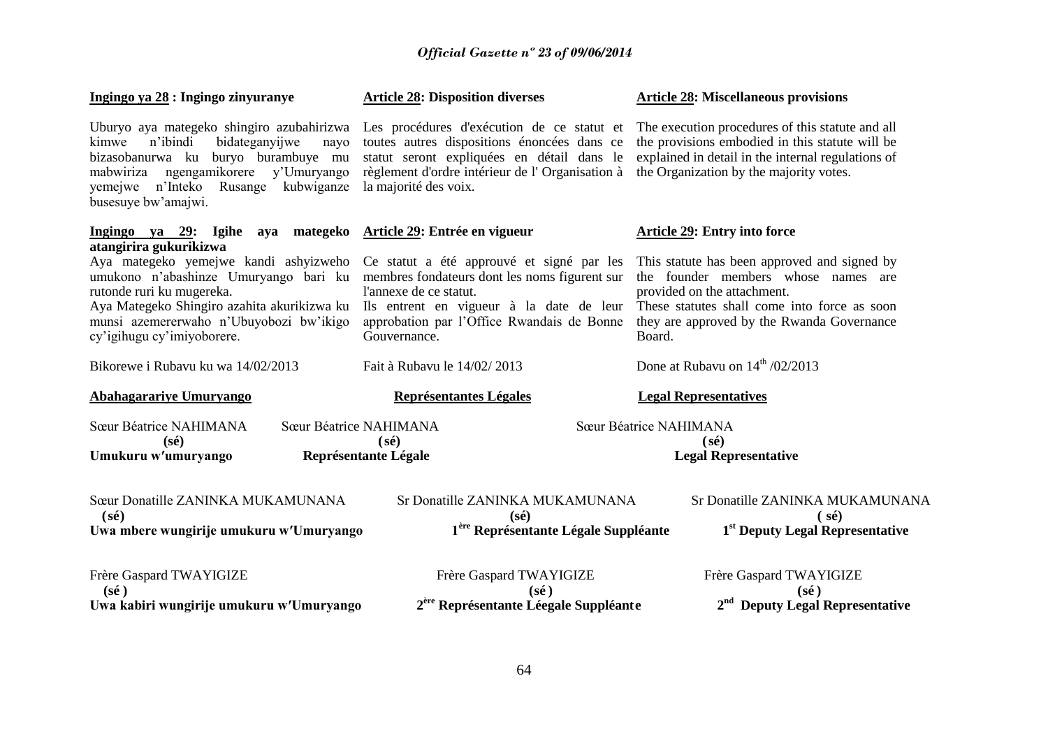**Ingingo ya 28 : Ingingo zinyuranye**

Uburyo aya mategeko shingiro azubahirizwa kimwe n'ibindi bidateganyijwe nayo bizasobanurwa ku buryo burambuye mu mabwiriza ngengamikorere y'Umuryango yemejwe n'Inteko Rusange kubwiganze busesuye bw'amajwi.

**Ingingo ya 29: Igihe aya mategeko atangirira gukurikizwa**

Aya mategeko yemejwe kandi ashyizweho umukono n'abashinze Umuryango bari ku rutonde ruri ku mugereka.

Aya Mategeko Shingiro azahita akurikizwa ku munsi azemererwaho n'Ubuyobozi bw'ikigo cy'igihugu cy'imiyoborere.

Bikorewe i Rubavu ku wa 14/02/2013

**Article 28: Disposition diverses**

Les procédures d'exécution de ce statut et toutes autres dispositions énoncées dans ce statut seront expliquées en détail dans le règlement d'ordre intérieur de l' Organisation à la majorité des voix.

**Article 29: Entrée en vigueur**

Ce statut a été approuvé et signé par les membres fondateurs dont les noms figurent sur l'annexe de ce statut.

Ils entrent en vigueur à la date de leur approbation par l'Office Rwandais de Bonne Gouvernance.

Fait à Rubavu le 14/02/ 2013

**Article 28: Miscellaneous provisions**

The execution procedures of this statute and all the provisions embodied in this statute will be explained in detail in the internal regulations of the Organization by the majority votes.

**Article 29: Entry into force**

This statute has been approved and signed by the founder members whose names are provided on the attachment.

These statutes shall come into force as soon they are approved by the Rwanda Governance Board.

Done at Rubavu on 14th /02/2013

| **Abahagarariye Umuryango** | **Représentantes Légales** | **Legal Representatives** |
|---|---|---|
| Sœur Béatrice NAHIMANA<br>**(sé)**<br>**Umukuru w′umuryango** | Sœur Béatrice NAHIMANA<br>**(sé)**<br>**Représentante Légale** | Sœur Béatrice NAHIMANA<br>**(sé)**<br>**Legal Representative** |
| Sœur Donatille ZANINKA MUKAMUNANA<br>**(sé)**<br>**Uwa mbere wungirije umukuru w′Umuryango** | Sr Donatille ZANINKA MUKAMUNANA<br>**(sé)**<br>**1ère Représentante Légale Suppléante** | Sr Donatille ZANINKA MUKAMUNANA<br>**( sé)**<br>**1st Deputy Legal Representative** |
| Frère Gaspard TWAYIGIZE<br>**(sé )**<br>**Uwa kabiri wungirije umukuru w′Umuryango** | Frère Gaspard TWAYIGIZE<br>**(sé )**<br>**2ère Représentante Léegale Suppléante** | Frère Gaspard TWAYIGIZE<br>**(sé )**<br>**2nd Deputy Legal Representative** |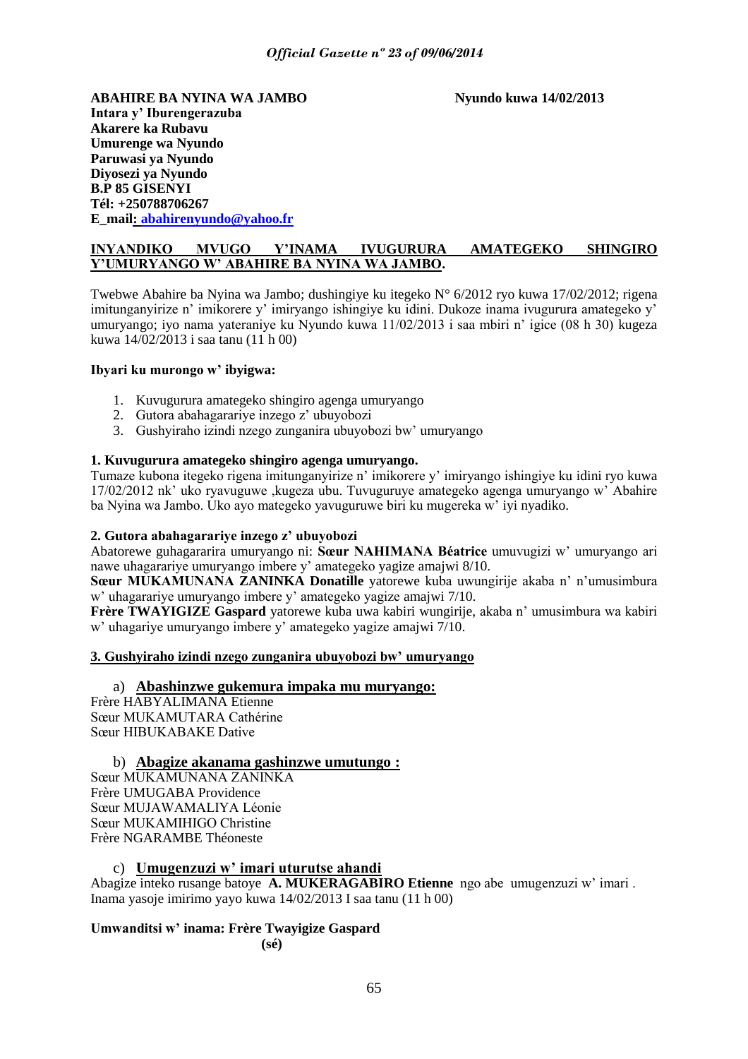**ABAHIRE BA NYINA WA JAMBO** **Nyundo kuwa 14/02/2013**
**Intara y' Iburengerazuba**
**Akarere ka Rubavu**
**Umurenge wa Nyundo**
**Paruwasi ya Nyundo**
**Diyosezi ya Nyundo**
**B.P 85 GISENYI**
**Tél: +250788706267**
**E_mail: abahirenyundo@yahoo.fr**

**INYANDIKO MVUGO Y'INAMA IVUGURURA AMATEGEKO SHINGIRO Y'UMURYANGO W' ABAHIRE BA NYINA WA JAMBO.**

Twebwe Abahire ba Nyina wa Jambo; dushingiye ku itegeko N° 6/2012 ryo kuwa 17/02/2012; rigena imitunganyirize n' imikorere y' imiryango ishingiye ku idini. Dukoze inama ivugurura amategeko y' umuryango; iyo nama yateraniye ku Nyundo kuwa 11/02/2013 i saa mbiri n' igice (08 h 30) kugeza kuwa 14/02/2013 i saa tanu (11 h 00)

**Ibyari ku murongo w' ibyigwa:**

1. Kuvugurura amategeko shingiro agenga umuryango
2. Gutora abahagarariye inzego z' ubuyobozi
3. Gushyiraho izindi nzego zunganira ubuyobozi bw' umuryango

**1. Kuvugurura amategeko shingiro agenga umuryango.**

Tumaze kubona itegeko rigena imitunganyirize n' imikorere y' imiryango ishingiye ku idini ryo kuwa 17/02/2012 nk' uko ryavuguwe ,kugeza ubu. Tuvuguruye amategeko agenga umuryango w' Abahire ba Nyina wa Jambo. Uko ayo mategeko yavuguruwe biri ku mugereka w' iyi nyadiko.

**2. Gutora abahagarariye inzego z' ubuyobozi**

Abatorewe guhagararira umuryango ni: **Sœur NAHIMANA Béatrice** umuvugizi w' umuryango ari nawe uhagarariye umuryango imbere y' amategeko yagize amajwi 8/10.

**Sœur MUKAMUNANA ZANINKA Donatille** yatorewe kuba uwungirije akaba n' n'umusimbura w' uhagarariye umuryango imbere y' amategeko yagize amajwi 7/10.

**Frère TWAYIGIZE Gaspard** yatorewe kuba uwa kabiri wungirije, akaba n' umusimbura wa kabiri w' uhagariye umuryango imbere y' amategeko yagize amajwi 7/10.

**3. Gushyiraho izindi nzego zunganira ubuyobozi bw' umuryango**

a) **Abashinzwe gukemura impaka mu muryango:**

Frère HABYALIMANA Etienne
Sœur MUKAMUTARA Cathérine
Sœur HIBUKABAKE Dative

b) **Abagize akanama gashinzwe umutungo :**

Sœur MUKAMUNANA ZANINKA
Frère UMUGABA Providence
Sœur MUJAWAMALIYA Léonie
Sœur MUKAMIHIGO Christine
Frère NGARAMBE Théoneste

c) **Umugenzuzi w' imari uturutse ahandi**

Abagize inteko rusange batoye **A. MUKERAGABIRO Etienne** ngo abe umugenzuzi w' imari .
Inama yasoje imirimo yayo kuwa 14/02/2013 I saa tanu (11 h 00)

**Umwanditsi w' inama: Frère Twayigize Gaspard**
**(sé)**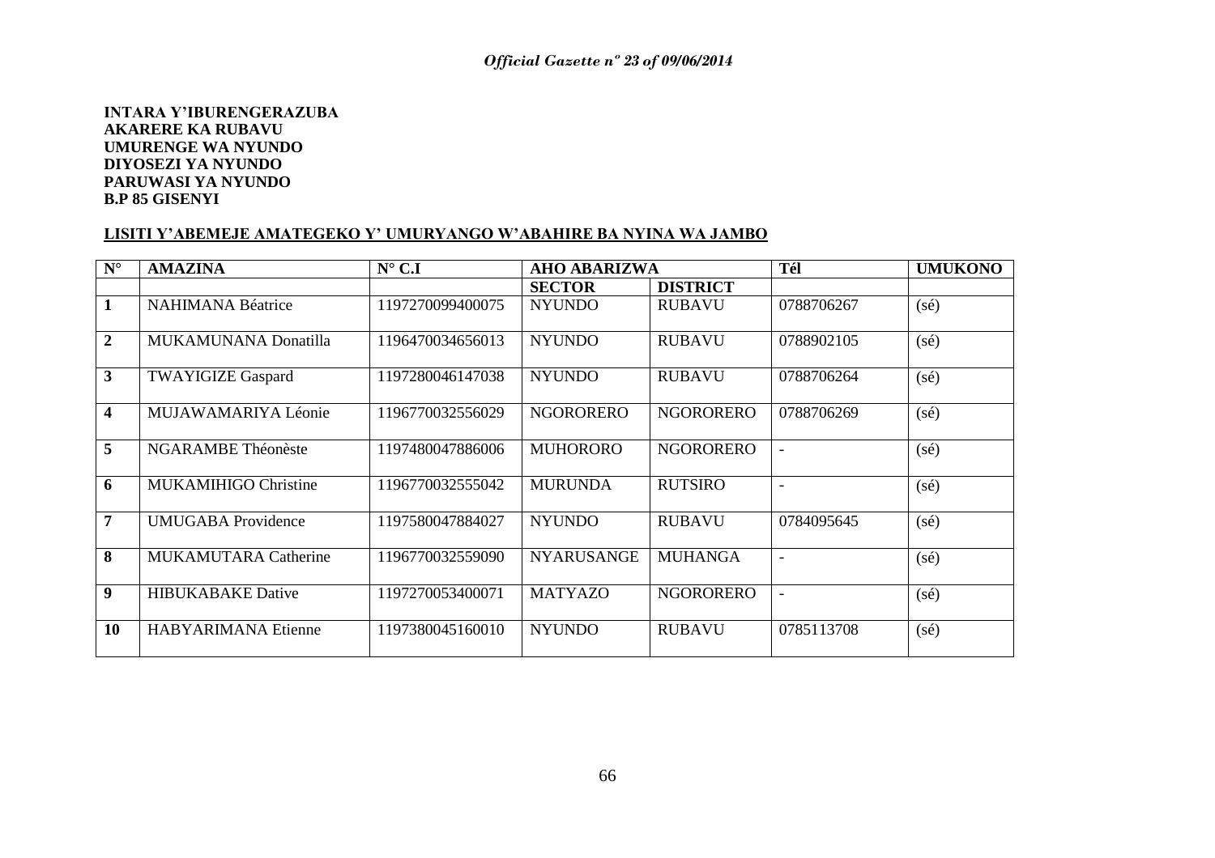**INTARA Y'IBURENGERAZUBA**
**AKARERE KA RUBAVU**
**UMURENGE WA NYUNDO**
**DIYOSEZI YA NYUNDO**
**PARUWASI YA NYUNDO**
**B.P 85 GISENYI**

**LISITI Y'ABEMEJE AMATEGEKO Y' UMURYANGO W'ABAHIRE BA NYINA WA JAMBO**

| N° | AMAZINA | N° C.I | AHO ABARIZWA | | Tél | UMUKONO |
|---|---|---|---|---|---|---|
| | | | SECTOR | DISTRICT | | |
| 1 | NAHIMANA Béatrice | 1197270099400075 | NYUNDO | RUBAVU | 0788706267 | (sé) |
| 2 | MUKAMUNANA Donatilla | 1196470034656013 | NYUNDO | RUBAVU | 0788902105 | (sé) |
| 3 | TWAYIGIZE Gaspard | 1197280046147038 | NYUNDO | RUBAVU | 0788706264 | (sé) |
| 4 | MUJAWAMARIYA Léonie | 1196770032556029 | NGORORERO | NGORORERO | 0788706269 | (sé) |
| 5 | NGARAMBE Théonèste | 1197480047886006 | MUHORORO | NGORORERO | - | (sé) |
| 6 | MUKAMIHIGO Christine | 1196770032555042 | MURUNDA | RUTSIRO | - | (sé) |
| 7 | UMUGABA Providence | 1197580047884027 | NYUNDO | RUBAVU | 0784095645 | (sé) |
| 8 | MUKAMUTARA Catherine | 1196770032559090 | NYARUSANGE | MUHANGA | - | (sé) |
| 9 | HIBUKABAKE Dative | 1197270053400071 | MATYAZO | NGORORERO | - | (sé) |
| 10 | HABYARIMANA Etienne | 1197380045160010 | NYUNDO | RUBAVU | 0785113708 | (sé) |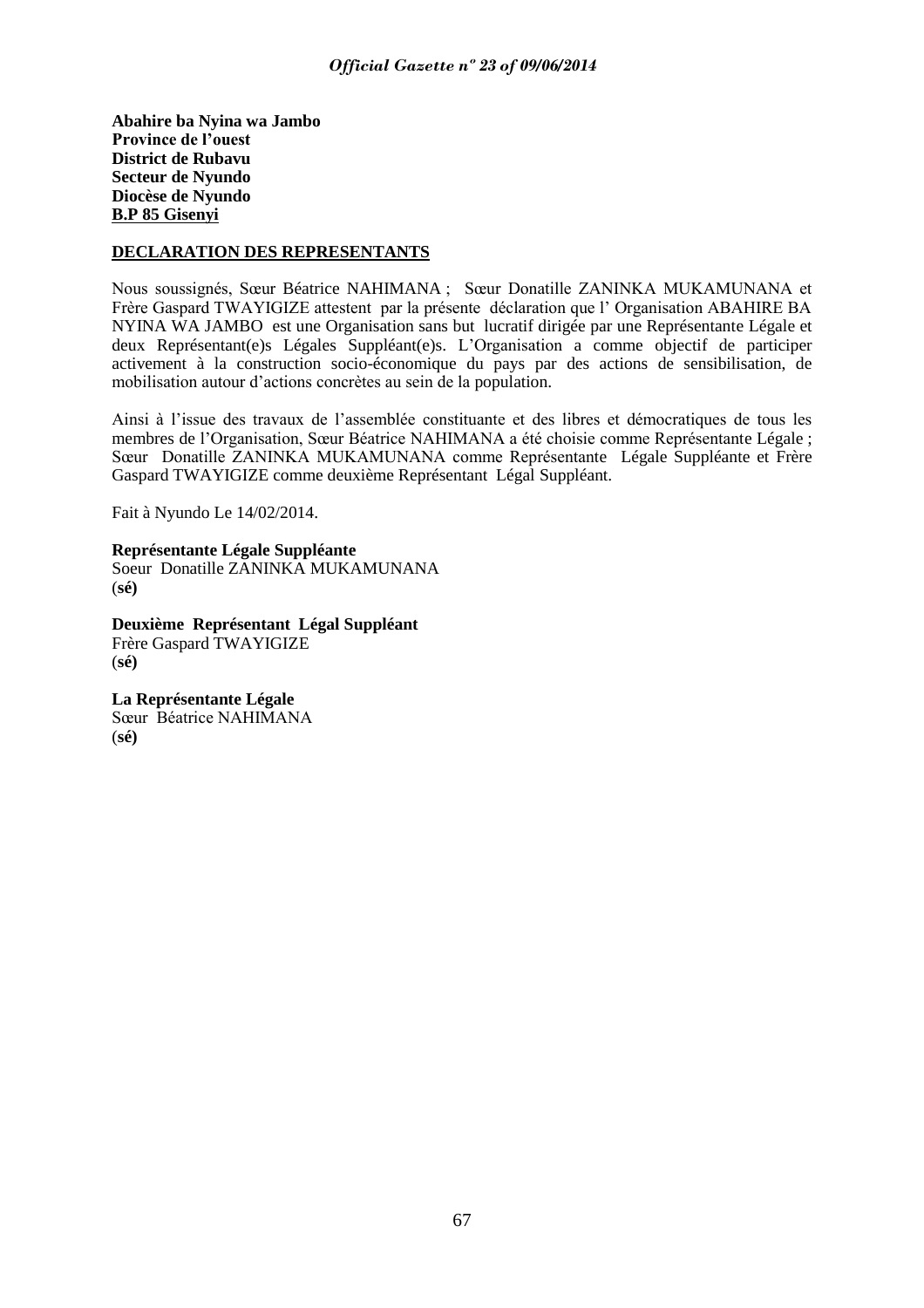**Abahire ba Nyina wa Jambo**
**Province de l'ouest**
**District de Rubavu**
**Secteur de Nyundo**
**Diocèse de Nyundo**
**B.P 85 Gisenyi**

**DECLARATION DES REPRESENTANTS**

Nous soussignés, Sœur Béatrice NAHIMANA ; Sœur Donatille ZANINKA MUKAMUNANA et Frère Gaspard TWAYIGIZE attestent par la présente déclaration que l' Organisation ABAHIRE BA NYINA WA JAMBO est une Organisation sans but lucratif dirigée par une Représentante Légale et deux Représentant(e)s Légales Suppléant(e)s. L'Organisation a comme objectif de participer activement à la construction socio-économique du pays par des actions de sensibilisation, de mobilisation autour d'actions concrètes au sein de la population.

Ainsi à l'issue des travaux de l'assemblée constituante et des libres et démocratiques de tous les membres de l'Organisation, Sœur Béatrice NAHIMANA a été choisie comme Représentante Légale ; Sœur Donatille ZANINKA MUKAMUNANA comme Représentante Légale Suppléante et Frère Gaspard TWAYIGIZE comme deuxième Représentant Légal Suppléant.

Fait à Nyundo Le 14/02/2014.

**Représentante Légale Suppléante**
Soeur Donatille ZANINKA MUKAMUNANA
(**sé)**

**Deuxième Représentant Légal Suppléant**
Frère Gaspard TWAYIGIZE
(**sé)**

**La Représentante Légale**
Sœur Béatrice NAHIMANA
(**sé)**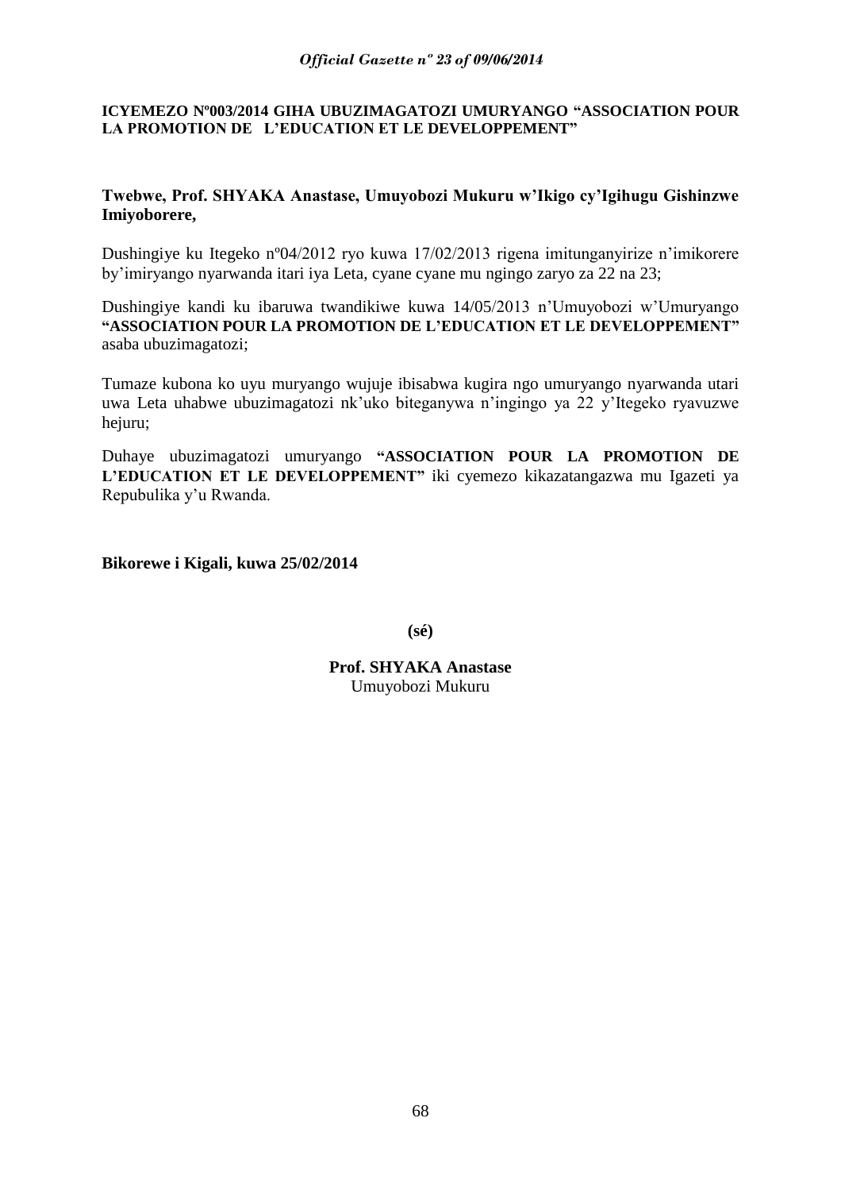**ICYEMEZO Nº003/2014 GIHA UBUZIMAGATOZI UMURYANGO "ASSOCIATION POUR LA PROMOTION DE L'EDUCATION ET LE DEVELOPPEMENT"**

**Twebwe, Prof. SHYAKA Anastase, Umuyobozi Mukuru w'Ikigo cy'Igihugu Gishinzwe Imiyoborere,**

Dushingiye ku Itegeko nº04/2012 ryo kuwa 17/02/2013 rigena imitunganyirize n'imikorere by'imiryango nyarwanda itari iya Leta, cyane cyane mu ngingo zaryo za 22 na 23;

Dushingiye kandi ku ibaruwa twandikiwe kuwa 14/05/2013 n'Umuyobozi w'Umuryango **"ASSOCIATION POUR LA PROMOTION DE L'EDUCATION ET LE DEVELOPPEMENT"** asaba ubuzimagatozi;

Tumaze kubona ko uyu muryango wujuje ibisabwa kugira ngo umuryango nyarwanda utari uwa Leta uhabwe ubuzimagatozi nk'uko biteganywa n'ingingo ya 22 y'Itegeko ryavuzwe hejuru;

Duhaye ubuzimagatozi umuryango **"ASSOCIATION POUR LA PROMOTION DE L'EDUCATION ET LE DEVELOPPEMENT"** iki cyemezo kikazatangazwa mu Igazeti ya Repubulika y'u Rwanda.

**Bikorewe i Kigali, kuwa 25/02/2014**

**(sé)**

**Prof. SHYAKA Anastase**
Umuyobozi Mukuru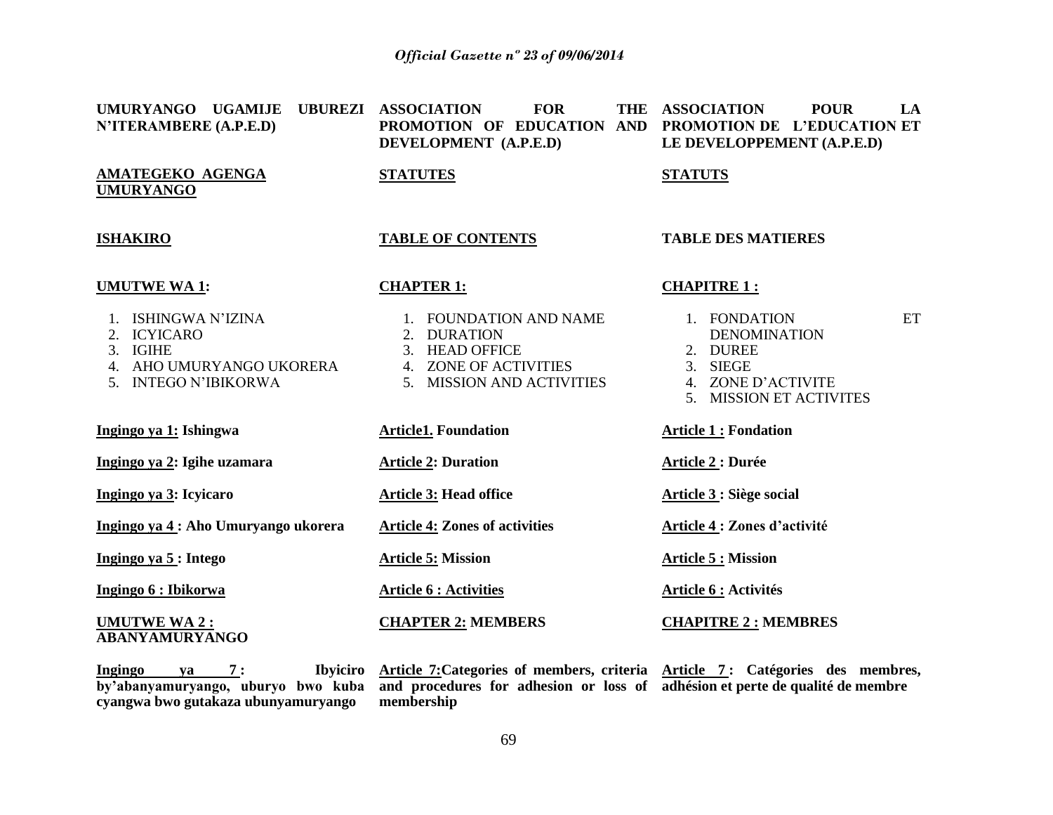**UMURYANGO UGAMIJE UBUREZI N'ITERAMBERE (A.P.E.D)**

**AMATEGEKO AGENGA UMURYANGO**

**ISHAKIRO**

**UMUTWE WA 1:**

1. ISHINGWA N'IZINA
2. ICYICARO
3. IGIHE
4. AHO UMURYANGO UKORERA
5. INTEGO N'IBIKORWA

**Ingingo ya 1: Ishingwa**

**Ingingo ya 2: Igihe uzamara**

**Ingingo ya 3: Icyicaro**

**Ingingo ya 4 : Aho Umuryango ukorera**

**Ingingo ya 5 : Intego**

**Ingingo 6 : Ibikorwa**

**UMUTWE WA 2 : ABANYAMURYANGO**

**Ingingo ya 7 : Ibyiciro by'abanyamuryango, uburyo bwo kuba cyangwa bwo gutakaza ubunyamuryango**

**ASSOCIATION FOR THE PROMOTION OF EDUCATION AND DEVELOPMENT (A.P.E.D)**

**STATUTES**

**TABLE OF CONTENTS**

**CHAPTER 1:**

1. FOUNDATION AND NAME
2. DURATION
3. HEAD OFFICE
4. ZONE OF ACTIVITIES
5. MISSION AND ACTIVITIES

**Article1. Foundation**

**Article 2: Duration**

**Article 3: Head office**

**Article 4: Zones of activities**

**Article 5: Mission**

**Article 6 : Activities**

**CHAPTER 2: MEMBERS**

**Article 7:Categories of members, criteria and procedures for adhesion or loss of membership**

**ASSOCIATION POUR LA PROMOTION DE L'EDUCATION ET LE DEVELOPPEMENT (A.P.E.D)**

**STATUTS**

**TABLE DES MATIERES**

**CHAPITRE 1 :**

1. FONDATION ET DENOMINATION
2. DUREE
3. SIEGE
4. ZONE D'ACTIVITE
5. MISSION ET ACTIVITES

**Article 1 : Fondation**

**Article 2 : Durée**

**Article 3 : Siège social**

**Article 4 : Zones d'activité**

**Article 5 : Mission**

**Article 6 : Activités**

**CHAPITRE 2 : MEMBRES**

**Article 7 : Catégories des membres, adhésion et perte de qualité de membre**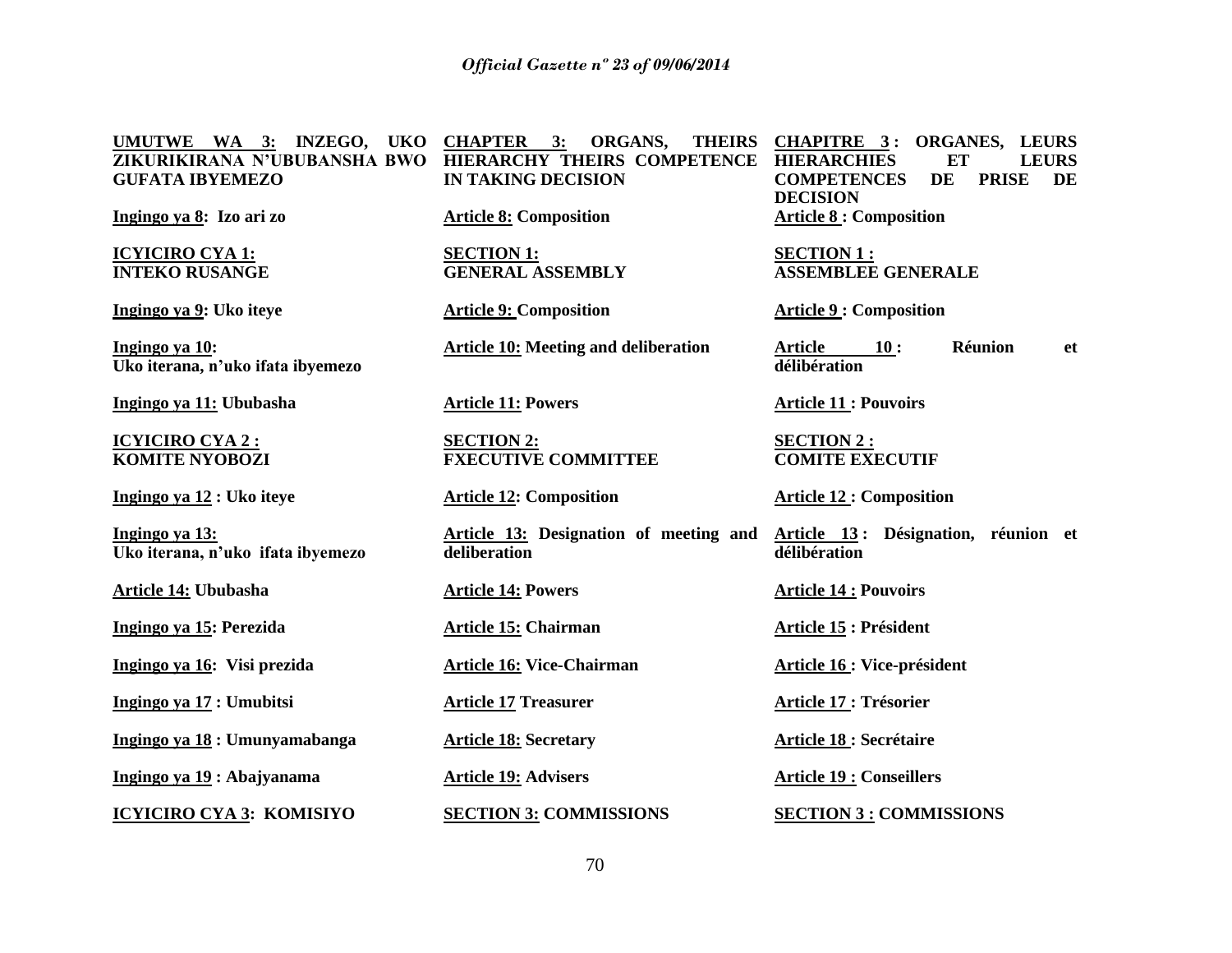**UMUTWE WA 3: INZEGO, UKO ZIKURIKIRANA N'UBUBANSHA BWO GUFATA IBYEMEZO**

**Ingingo ya 8: Izo ari zo**

**ICYICIRO CYA 1: INTEKO RUSANGE**

**Ingingo ya 9: Uko iteye**

**Ingingo ya 10: Uko iterana, n'uko ifata ibyemezo**

**Ingingo ya 11: Ububasha**

**ICYICIRO CYA 2 : KOMITE NYOBOZI**

**Ingingo ya 12 : Uko iteye**

**Ingingo ya 13: Uko iterana, n'uko ifata ibyemezo**

**Article 14: Ububasha**

**Ingingo ya 15: Perezida**

**Ingingo ya 16: Visi prezida**

**Ingingo ya 17 : Umubitsi**

**Ingingo ya 18 : Umunyamabanga**

**Ingingo ya 19 : Abajyanama**

**ICYICIRO CYA 3: KOMISIYO**

**CHAPTER 3: ORGANS, THEIRS HIERARCHY THEIRS COMPETENCE IN TAKING DECISION**

**Article 8: Composition**

**SECTION 1: GENERAL ASSEMBLY**

**Article 9: Composition**

**Article 10: Meeting and deliberation**

**Article 11: Powers**

**SECTION 2: FXECUTIVE COMMITTEE**

**Article 12: Composition**

**Article 13: Designation of meeting and deliberation**

**Article 14: Powers**

**Article 15: Chairman**

**Article 16: Vice-Chairman**

**Article 17 Treasurer**

**Article 18: Secretary**

**Article 19: Advisers**

**SECTION 3: COMMISSIONS**

**CHAPITRE 3 : ORGANES, LEURS HIERARCHIES ET LEURS COMPETENCES DE PRISE DE DECISION**

**Article 8 : Composition**

**SECTION 1 : ASSEMBLEE GENERALE**

**Article 9 : Composition**

**Article 10 : Réunion et délibération**

**Article 11 : Pouvoirs**

**SECTION 2 : COMITE EXECUTIF**

**Article 12 : Composition**

**Article 13 : Désignation, réunion et délibération**

**Article 14 : Pouvoirs**

**Article 15 : Président**

**Article 16 : Vice-président**

**Article 17 : Trésorier**

**Article 18 : Secrétaire**

**Article 19 : Conseillers**

**SECTION 3 : COMMISSIONS**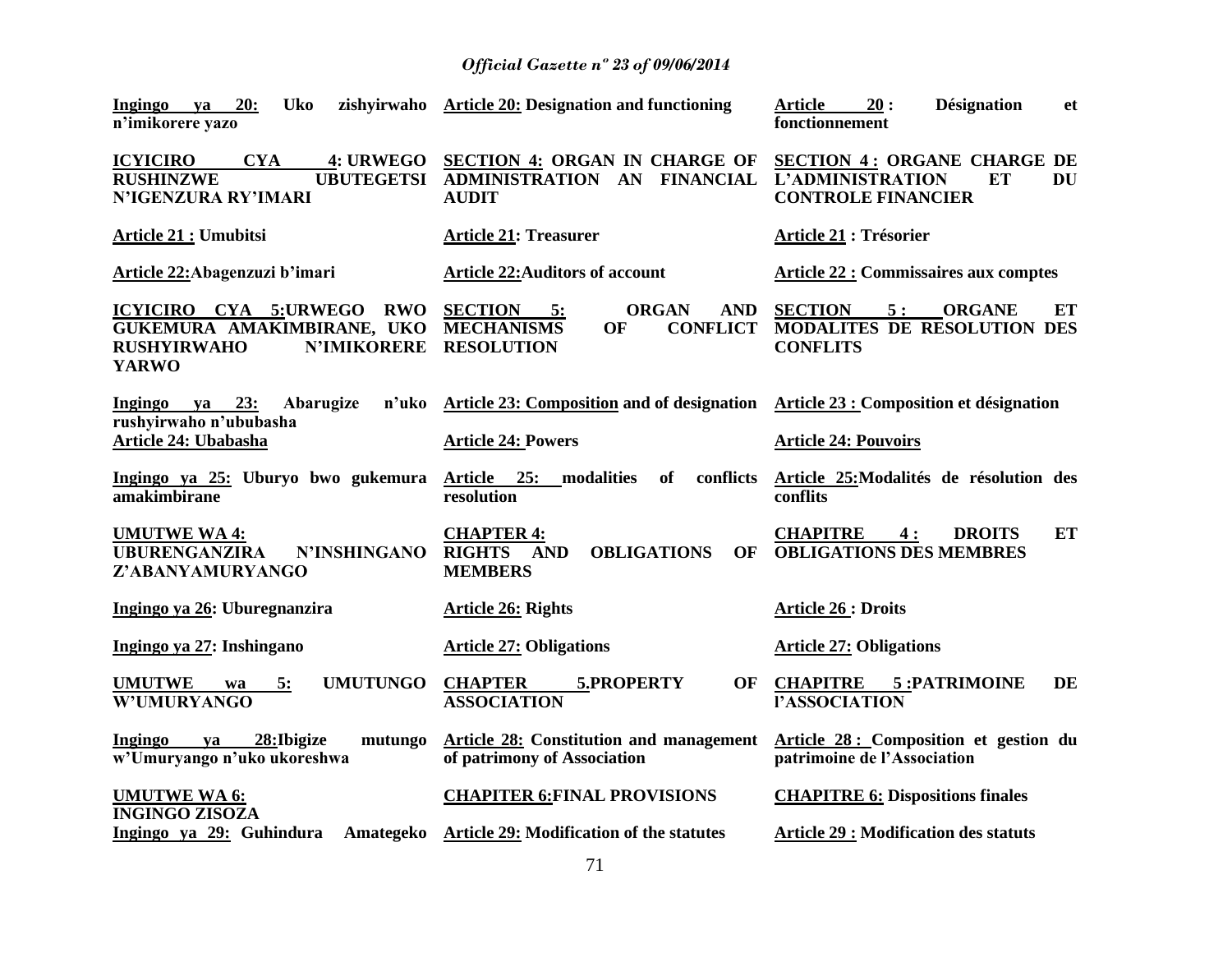| | | |
|---|---|---|
| **Ingingo ya 20: Uko zishyirwaho n'imikorere yazo** | **Article 20: Designation and functioning** | **Article 20 : Désignation et fonctionnement** |
| **ICYICIRO CYA 4: URWEGO RUSHINZWE UBUTEGETSI N'IGENZURA RY'IMARI** | **SECTION 4: ORGAN IN CHARGE OF ADMINISTRATION AN FINANCIAL AUDIT** | **SECTION 4 : ORGANE CHARGE DE L'ADMINISTRATION ET DU CONTROLE FINANCIER** |
| **Article 21 : Umubitsi** | **Article 21: Treasurer** | **Article 21 : Trésorier** |
| **Article 22:Abagenzuzi b'imari** | **Article 22:Auditors of account** | **Article 22 : Commissaires aux comptes** |
| **ICYICIRO CYA 5:URWEGO RWO GUKEMURA AMAKIMBIRANE, UKO RUSHYIRWAHO N'IMIKORERE YARWO** | **SECTION 5: ORGAN AND MECHANISMS OF CONFLICT RESOLUTION** | **SECTION 5 : ORGANE ET MODALITES DE RESOLUTION DES CONFLITS** |
| **Ingingo ya 23: Abarugize n'uko rushyirwaho n'ububasha** | **Article 23: Composition and of designation** | **Article 23 : Composition et désignation** |
| **Article 24: Ububasha** | **Article 24: Powers** | **Article 24: Pouvoirs** |
| **Ingingo ya 25: Uburyo bwo gukemura amakimbirane** | **Article 25: modalities of conflicts resolution** | **Article 25:Modalités de résolution des conflits** |
| **UMUTWE WA 4: UBURENGANZIRA N'INSHINGANO Z'ABANYAMURYANGO** | **CHAPTER 4: RIGHTS AND OBLIGATIONS OF MEMBERS** | **CHAPITRE 4 : DROITS ET OBLIGATIONS DES MEMBRES** |
| **Ingingo ya 26: Uburegnanzira** | **Article 26: Rights** | **Article 26 : Droits** |
| **Ingingo ya 27: Inshingano** | **Article 27: Obligations** | **Article 27: Obligations** |
| **UMUTWE wa 5: UMUTUNGO W'UMURYANGO** | **CHAPTER 5.PROPERTY OF ASSOCIATION** | **CHAPITRE 5 :PATRIMOINE DE l'ASSOCIATION** |
| **Ingingo ya 28:Ibigize mutungo w'Umuryango n'uko ukoreshwa** | **Article 28: Constitution and management of patrimony of Association** | **Article 28 : Composition et gestion du patrimoine de l'Association** |
| **UMUTWE WA 6: INGINGO ZISOZA** | **CHAPITER 6:FINAL PROVISIONS** | **CHAPITRE 6: Dispositions finales** |
| **Ingingo ya 29: Guhindura Amategeko** | **Article 29: Modification of the statutes** | **Article 29 : Modification des statuts** |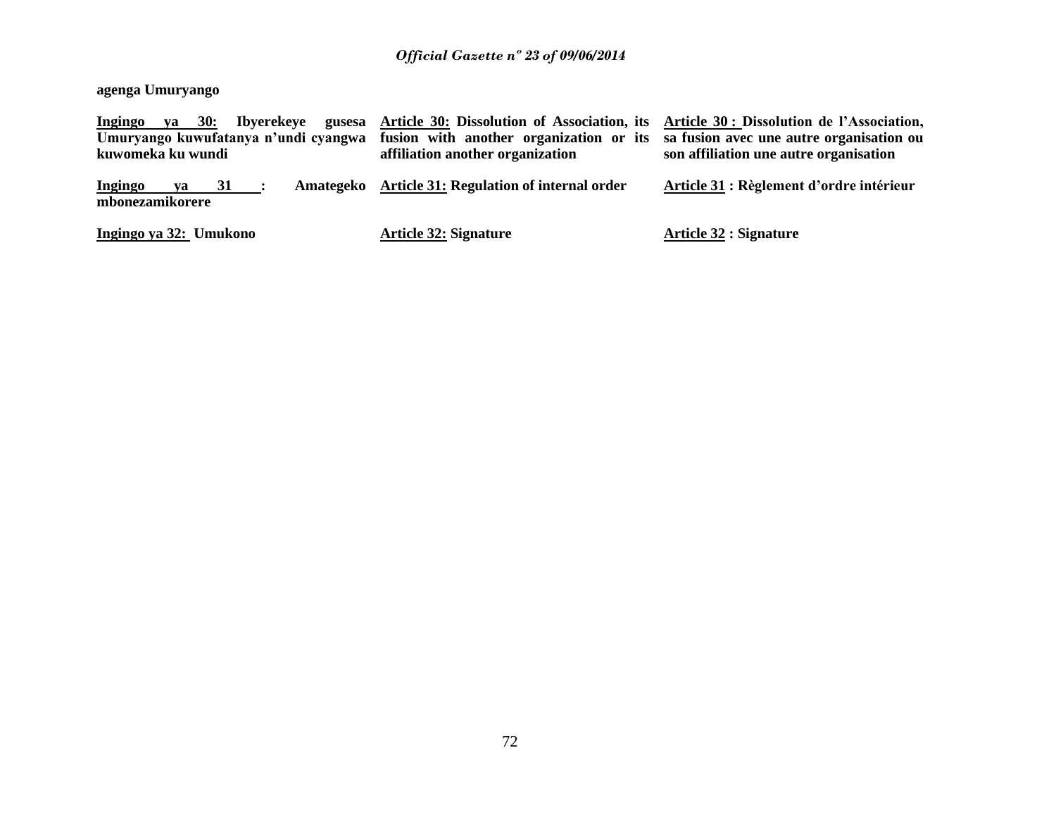**agenga Umuryango**

| | | |
|---|---|---|
| **<u>Ingingo ya 30:</u> Ibyerekeye gusesa Umuryango kuwufatanya n'undi cyangwa kuwomeka ku wundi** | **<u>Article 30:</u> Dissolution of Association, its fusion with another organization or its affiliation another organization** | **<u>Article 30 :</u> Dissolution de l'Association, sa fusion avec une autre organisation ou son affiliation une autre organisation** |
| **<u>Ingingo ya 31 :</u> Amategeko mbonezamikorere** | **<u>Article 31:</u> Regulation of internal order** | **<u>Article 31</u> : Règlement d'ordre intérieur** |
| **<u>Ingingo ya 32:</u> Umukono** | **<u>Article 32:</u> Signature** | **<u>Article 32</u> : Signature** |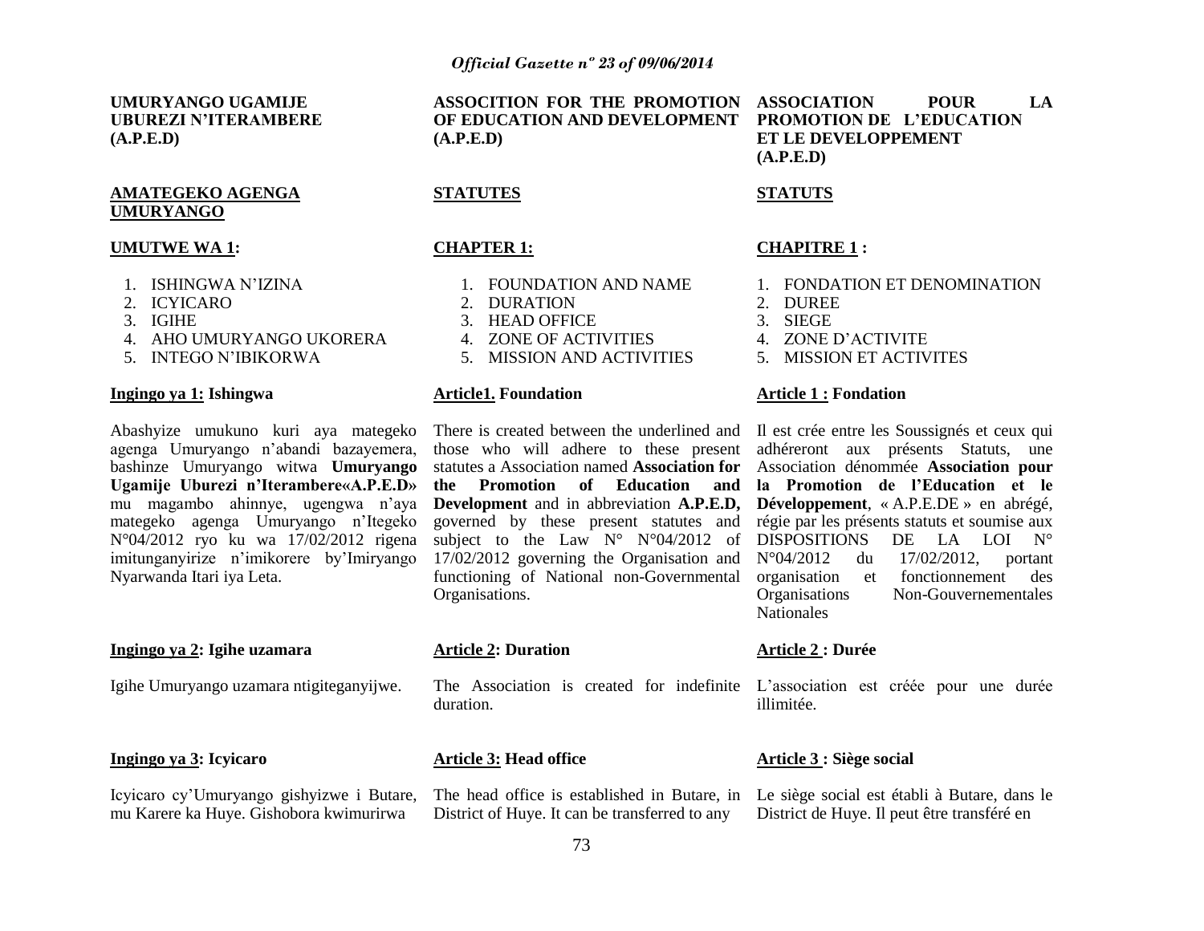**UMURYANGO UGAMIJE UBUREZI N'ITERAMBERE (A.P.E.D)**

**AMATEGEKO AGENGA UMURYANGO**

**UMUTWE WA 1:**

1. ISHINGWA N'IZINA
2. ICYICARO
3. IGIHE
4. AHO UMURYANGO UKORERA
5. INTEGO N'IBIKORWA

**Ingingo ya 1: Ishingwa**

Abashyize umukuno kuri aya mategeko agenga Umuryango n'abandi bazayemera, bashinze Umuryango witwa **Umuryango Ugamije Uburezi n'Iterambere«A.P.E.D»** mu magambo ahinnye, ugengwa n'aya mategeko agenga Umuryango n'Itegeko N°04/2012 ryo ku wa 17/02/2012 rigena imitunganyirize n'imikorere by'Imiryango Nyarwanda Itari iya Leta.

**Ingingo ya 2: Igihe uzamara**

Igihe Umuryango uzamara ntigiteganyijwe.

**Ingingo ya 3: Icyicaro**

Icyicaro cy'Umuryango gishyizwe i Butare, mu Karere ka Huye. Gishobora kwimurirwa

**ASSOCITION FOR THE PROMOTION OF EDUCATION AND DEVELOPMENT (A.P.E.D)**

**STATUTES**

**CHAPTER 1:**

1. FOUNDATION AND NAME
2. DURATION
3. HEAD OFFICE
4. ZONE OF ACTIVITIES
5. MISSION AND ACTIVITIES

**Article1. Foundation**

There is created between the underlined and those who will adhere to these present statutes a Association named **Association for the Promotion of Education and Development** and in abbreviation **A.P.E.D,** governed by these present statutes and subject to the Law N° N°04/2012 of 17/02/2012 governing the Organisation and functioning of National non-Governmental Organisations.

**Article 2: Duration**

The Association is created for indefinite duration.

**Article 3: Head office**

The head office is established in Butare, in District of Huye. It can be transferred to any

**ASSOCIATION POUR LA PROMOTION DE L'EDUCATION ET LE DEVELOPPEMENT (A.P.E.D)**

**STATUTS**

**CHAPITRE 1 :**

1. FONDATION ET DENOMINATION
2. DUREE
3. SIEGE
4. ZONE D'ACTIVITE
5. MISSION ET ACTIVITES

**Article 1 : Fondation**

Il est crée entre les Soussignés et ceux qui adhéreront aux présents Statuts, une Association dénommée **Association pour la Promotion de l'Education et le Développement**, « A.P.E.DE » en abrégé, régie par les présents statuts et soumise aux DISPOSITIONS DE LA LOI N° N°04/2012 du 17/02/2012, portant organisation et fonctionnement des Organisations Non-Gouvernementales Nationales

**Article 2 : Durée**

L'association est créée pour une durée illimitée.

**Article 3 : Siège social**

Le siège social est établi à Butare, dans le District de Huye. Il peut être transféré en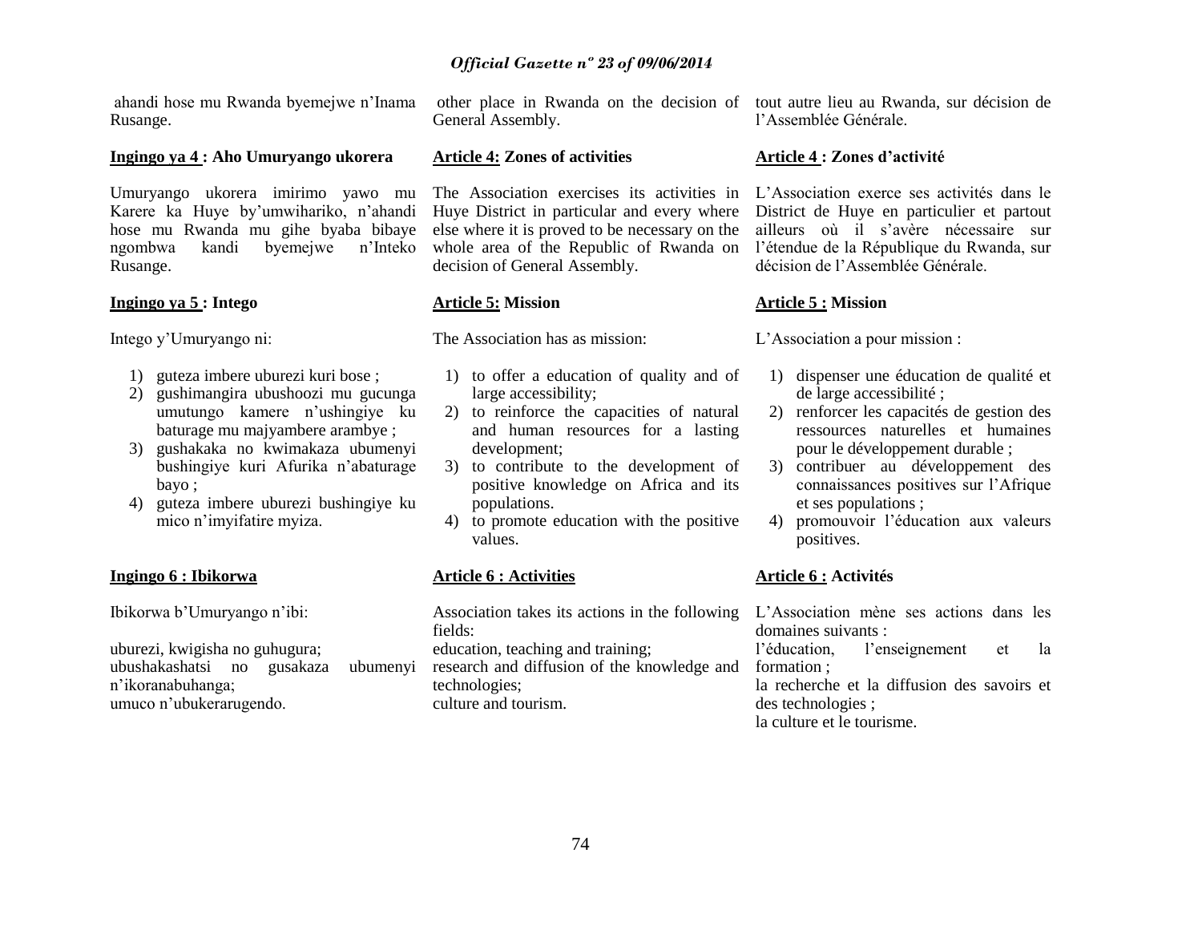ahandi hose mu Rwanda byemejwe n'Inama Rusange.

**Ingingo ya 4 : Aho Umuryango ukorera**

Umuryango ukorera imirimo yawo mu Karere ka Huye by'umwihariko, n'ahandi hose mu Rwanda mu gihe byaba bibaye ngombwa kandi byemejwe n'Inteko Rusange.

**Ingingo ya 5 : Intego**

Intego y'Umuryango ni:

1) guteza imbere uburezi kuri bose ;
2) gushimangira ubushoozi mu gucunga umutungo kamere n'ushingiye ku baturage mu majyambere arambye ;
3) gushakaka no kwimakaza ubumenyi bushingiye kuri Afurika n'abaturage bayo ;
4) guteza imbere uburezi bushingiye ku mico n'imyifatire myiza.

**Ingingo 6 : Ibikorwa**

Ibikorwa b'Umuryango n'ibi:

uburezi, kwigisha no guhugura;
ubushakashatsi no gusakaza ubumenyi n'ikoranabuhanga;
umuco n'ubukerarugendo.

other place in Rwanda on the decision of General Assembly.

**Article 4: Zones of activities**

The Association exercises its activities in Huye District in particular and every where else where it is proved to be necessary on the whole area of the Republic of Rwanda on decision of General Assembly.

**Article 5: Mission**

The Association has as mission:

1) to offer a education of quality and of large accessibility;
2) to reinforce the capacities of natural and human resources for a lasting development;
3) to contribute to the development of positive knowledge on Africa and its populations.
4) to promote education with the positive values.

**Article 6 : Activities**

Association takes its actions in the following fields:
education, teaching and training;
research and diffusion of the knowledge and technologies;
culture and tourism.

tout autre lieu au Rwanda, sur décision de l'Assemblée Générale.

**Article 4 : Zones d'activité**

L'Association exerce ses activités dans le District de Huye en particulier et partout ailleurs où il s'avère nécessaire sur l'étendue de la République du Rwanda, sur décision de l'Assemblée Générale.

**Article 5 : Mission**

L'Association a pour mission :

1) dispenser une éducation de qualité et de large accessibilité ;
2) renforcer les capacités de gestion des ressources naturelles et humaines pour le développement durable ;
3) contribuer au développement des connaissances positives sur l'Afrique et ses populations ;
4) promouvoir l'éducation aux valeurs positives.

**Article 6 : Activités**

L'Association mène ses actions dans les domaines suivants :
l'éducation, l'enseignement et la formation ;
la recherche et la diffusion des savoirs et des technologies ;
la culture et le tourisme.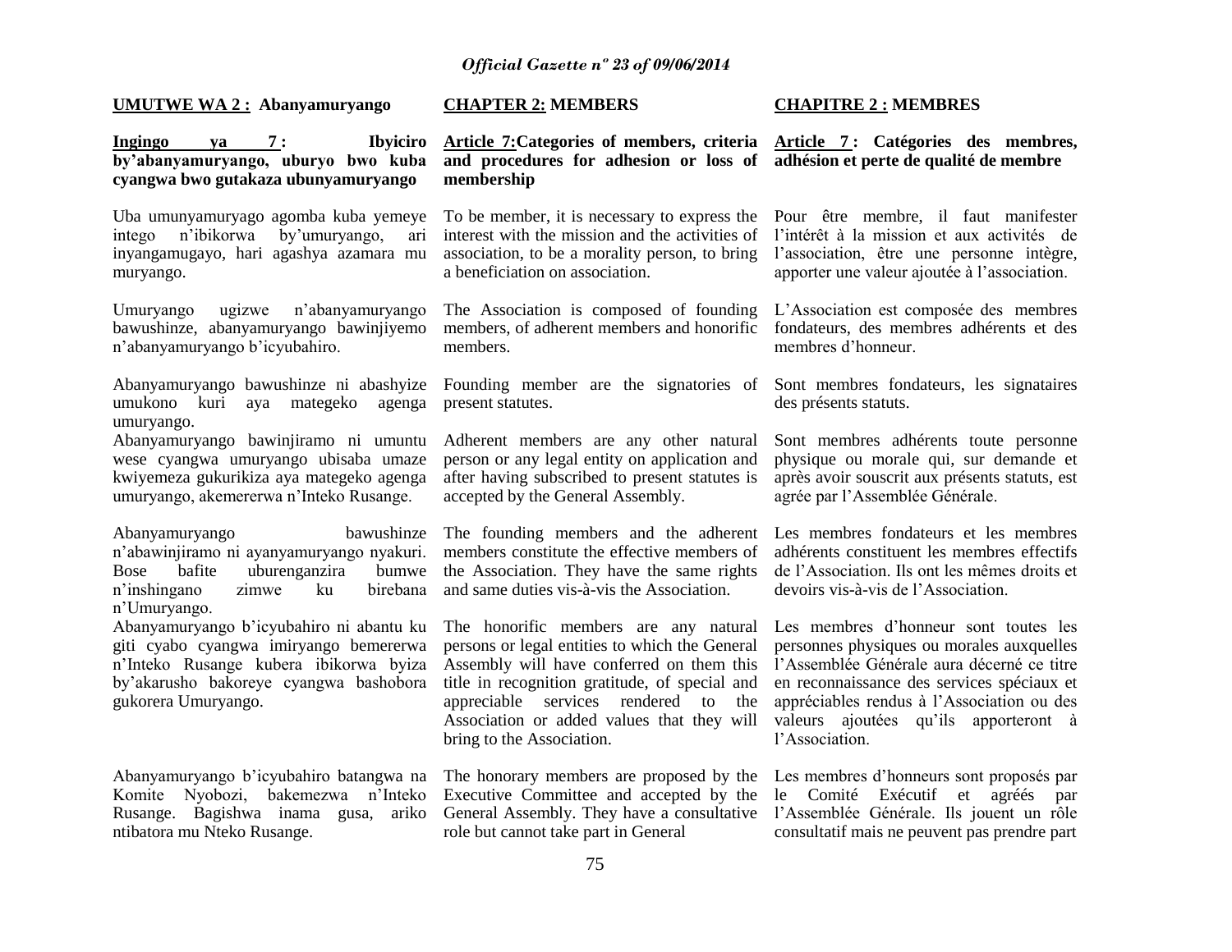**UMUTWE WA 2 : Abanyamuryango**

**Ingingo ya 7 : Ibyiciro by'abanyamuryango, uburyo bwo kuba cyangwa bwo gutakaza ubunyamuryango**

Uba umunyamuryago agomba kuba yemeye intego n'ibikorwa by'umuryango, ari inyangamugayo, hari agashya azamara mu muryango.

Umuryango ugizwe n'abanyamuryango bawushinze, abanyamuryango bawinjiyemo n'abanyamuryango b'icyubahiro.

Abanyamuryango bawushinze ni abashyize umukono kuri aya mategeko agenga umuryango.

Abanyamuryango bawinjiramo ni umuntu wese cyangwa umuryango ubisaba umaze kwiyemeza gukurikiza aya mategeko agenga umuryango, akemererwa n'Inteko Rusange.

Abanyamuryango bawushinze n'abawinjiramo ni ayanyamuryango nyakuri. Bose bafite uburenganzira bumwe n'inshingano zimwe ku birebana n'Umuryango.

Abanyamuryango b'icyubahiro ni abantu ku giti cyabo cyangwa imiryango bemererwa n'Inteko Rusange kubera ibikorwa byiza by'akarusho bakoreye cyangwa bashobora gukorera Umuryango.

Abanyamuryango b'icyubahiro batangwa na Komite Nyobozi, bakemezwa n'Inteko Rusange. Bagishwa inama gusa, ariko ntibatora mu Nteko Rusange.

**CHAPTER 2: MEMBERS**

**Article 7:Categories of members, criteria and procedures for adhesion or loss of membership**

To be member, it is necessary to express the interest with the mission and the activities of association, to be a morality person, to bring a beneficiation on association.

The Association is composed of founding members, of adherent members and honorific members.

Founding member are the signatories of present statutes.

Adherent members are any other natural person or any legal entity on application and after having subscribed to present statutes is accepted by the General Assembly.

The founding members and the adherent members constitute the effective members of the Association. They have the same rights and same duties vis-à-vis the Association.

The honorific members are any natural persons or legal entities to which the General Assembly will have conferred on them this title in recognition gratitude, of special and appreciable services rendered to the Association or added values that they will bring to the Association.

The honorary members are proposed by the Executive Committee and accepted by the General Assembly. They have a consultative role but cannot take part in General

**CHAPITRE 2 : MEMBRES**

**Article 7 : Catégories des membres, adhésion et perte de qualité de membre**

Pour être membre, il faut manifester l'intérêt à la mission et aux activités de l'association, être une personne intègre, apporter une valeur ajoutée à l'association.

L'Association est composée des membres fondateurs, des membres adhérents et des membres d'honneur.

Sont membres fondateurs, les signataires des présents statuts.

Sont membres adhérents toute personne physique ou morale qui, sur demande et après avoir souscrit aux présents statuts, est agrée par l'Assemblée Générale.

Les membres fondateurs et les membres adhérents constituent les membres effectifs de l'Association. Ils ont les mêmes droits et devoirs vis-à-vis de l'Association.

Les membres d'honneur sont toutes les personnes physiques ou morales auxquelles l'Assemblée Générale aura décerné ce titre en reconnaissance des services spéciaux et appréciables rendus à l'Association ou des valeurs ajoutées qu'ils apporteront à l'Association.

Les membres d'honneurs sont proposés par le Comité Exécutif et agréés par l'Assemblée Générale. Ils jouent un rôle consultatif mais ne peuvent pas prendre part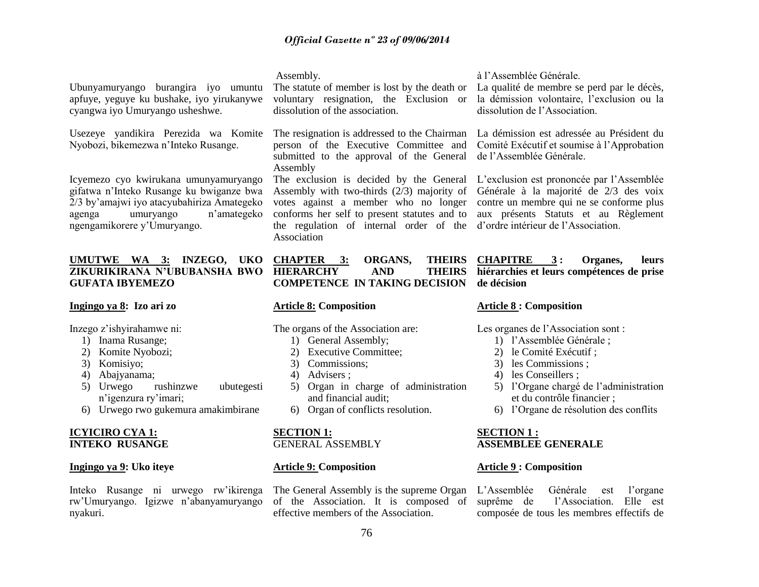Ubunyamuryango burangira iyo umuntu apfuye, yeguye ku bushake, iyo yirukanywe cyangwa iyo Umuryango usheshwe.

Usezeye yandikira Perezida wa Komite Nyobozi, bikemezwa n'Inteko Rusange.

Icyemezo cyo kwirukana umunyamuryango gifatwa n'Inteko Rusange ku bwiganze bwa 2/3 by'amajwi iyo atacyubahiriza Amategeko agenga umuryango n'amategeko ngengamikorere y'Umuryango.

## UMUTWE WA 3: INZEGO, UKO ZIKURIKIRANA N'UBUBANSHA BWO GUFATA IBYEMEZO

### Ingingo ya 8: Izo ari zo

Inzego z'ishyirahamwe ni:

1) Inama Rusange;
2) Komite Nyobozi;
3) Komisiyo;
4) Abajyanama;
5) Urwego rushinzwe ubutegesti n'igenzura ry'imari;
6) Urwego rwo gukemura amakimbirane

### ICYICIRO CYA 1: INTEKO RUSANGE

### Ingingo ya 9: Uko iteye

Inteko Rusange ni urwego rw'ikirenga rw'Umuryango. Igizwe n'abanyamuryango nyakuri.

Assembly.

The statute of member is lost by the death or voluntary resignation, the Exclusion or dissolution of the association.

The resignation is addressed to the Chairman person of the Executive Committee and submitted to the approval of the General Assembly

The exclusion is decided by the General Assembly with two-thirds (2/3) majority of votes against a member who no longer conforms her self to present statutes and to the regulation of internal order of the Association

## CHAPTER 3: ORGANS, THEIRS HIERARCHY AND THEIRS COMPETENCE IN TAKING DECISION

### Article 8: Composition

The organs of the Association are:

1) General Assembly;
2) Executive Committee;
3) Commissions;
4) Advisers ;
5) Organ in charge of administration and financial audit;
6) Organ of conflicts resolution.

### SECTION 1: GENERAL ASSEMBLY

### Article 9: Composition

The General Assembly is the supreme Organ of the Association. It is composed of effective members of the Association.

à l'Assemblée Générale.

La qualité de membre se perd par le décès, la démission volontaire, l'exclusion ou la dissolution de l'Association.

La démission est adressée au Président du Comité Exécutif et soumise à l'Approbation de l'Assemblée Générale.

L'exclusion est prononcée par l'Assemblée Générale à la majorité de 2/3 des voix contre un membre qui ne se conforme plus aux présents Statuts et au Règlement d'ordre intérieur de l'Association.

## CHAPITRE 3 : Organes, leurs hiérarchies et leurs compétences de prise de décision

### Article 8 : Composition

Les organes de l'Association sont :

1) l'Assemblée Générale ;
2) le Comité Exécutif ;
3) les Commissions ;
4) les Conseillers ;
5) l'Organe chargé de l'administration et du contrôle financier ;
6) l'Organe de résolution des conflits

### SECTION 1 : ASSEMBLEE GENERALE

### Article 9 : Composition

L'Assemblée Générale est l'organe suprême de l'Association. Elle est composée de tous les membres effectifs de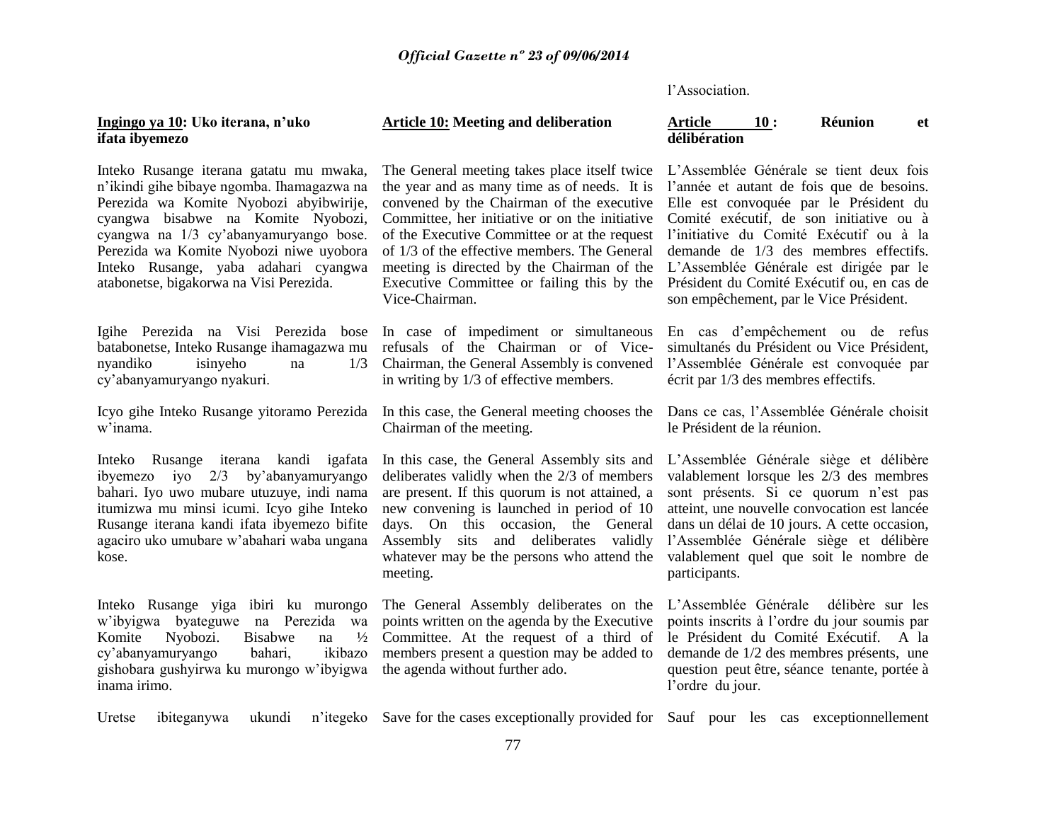l'Association.

**Ingingo ya 10: Uko iterana, n'uko ifata ibyemezo**

Inteko Rusange iterana gatatu mu mwaka, n'ikindi gihe bibaye ngombа. Ihamagazwa na Perezida wa Komite Nyobozi abyibwirije, cyangwa bisabwe na Komite Nyobozi, cyangwa na 1/3 cy'abanyamuryango bose. Perezida wa Komite Nyobozi niwe uyobora Inteko Rusange, yaba adahari cyangwa atabonetse, bigakorwa na Visi Perezida.

Igihe Perezida na Visi Perezida bose batabonetse, Inteko Rusange ihamagazwa mu nyandiko isinyeho na 1/3 cy'abanyamuryango nyakuri.

Icyo gihe Inteko Rusange yitoramo Perezida w'inama.

Inteko Rusange iterana kandi igafata ibyemezo iyo 2/3 by'abanyamuryango bahari. Iyo uwo mubare utuzuye, indi nama itumizwa mu minsi icumi. Icyo gihe Inteko Rusange iterana kandi ifata ibyemezo bifite agaciro uko umubare w'abahari waba ungana kose.

Inteko Rusange yiga ibiri ku murongo w'ibyigwa byateguwe na Perezida wa Komite Nyobozi. Bisabwe na ½ cy'abanyamuryango bahari, ikibazo gishobora gushyirwa ku murongo w'ibyigwa inama irimo.

Uretse ibiteganywa ukundi n'itegeko

**Article 10: Meeting and deliberation**

The General meeting takes place itself twice the year and as many time as of needs. It is convened by the Chairman of the executive Committee, her initiative or on the initiative of the Executive Committee or at the request of 1/3 of the effective members. The General meeting is directed by the Chairman of the Executive Committee or failing this by the Vice-Chairman.

In case of impediment or simultaneous refusals of the Chairman or of Vice-Chairman, the General Assembly is convened in writing by 1/3 of effective members.

In this case, the General meeting chooses the Chairman of the meeting.

In this case, the General Assembly sits and deliberates validly when the 2/3 of members are present. If this quorum is not attained, a new convening is launched in period of 10 days. On this occasion, the General Assembly sits and deliberates validly whatever may be the persons who attend the meeting.

The General Assembly deliberates on the points written on the agenda by the Executive Committee. At the request of a third of members present a question may be added to the agenda without further ado.

Save for the cases exceptionally provided for

**Article 10 : Réunion et délibération**

L'Assemblée Générale se tient deux fois l'année et autant de fois que de besoins. Elle est convoquée par le Président du Comité exécutif, de son initiative ou à l'initiative du Comité Exécutif ou à la demande de 1/3 des membres effectifs. L'Assemblée Générale est dirigée par le Président du Comité Exécutif ou, en cas de son empêchement, par le Vice Président.

En cas d'empêchement ou de refus simultanés du Président ou Vice Président, l'Assemblée Générale est convoquée par écrit par 1/3 des membres effectifs.

Dans ce cas, l'Assemblée Générale choisit le Président de la réunion.

L'Assemblée Générale siège et délibère valablement lorsque les 2/3 des membres sont présents. Si ce quorum n'est pas atteint, une nouvelle convocation est lancée dans un délai de 10 jours. A cette occasion, l'Assemblée Générale siège et délibère valablement quel que soit le nombre de participants.

L'Assemblée Générale délibère sur les points inscrits à l'ordre du jour soumis par le Président du Comité Exécutif. A la demande de 1/2 des membres présents, une question peut être, séance tenante, portée à l'ordre du jour.

Sauf pour les cas exceptionnellement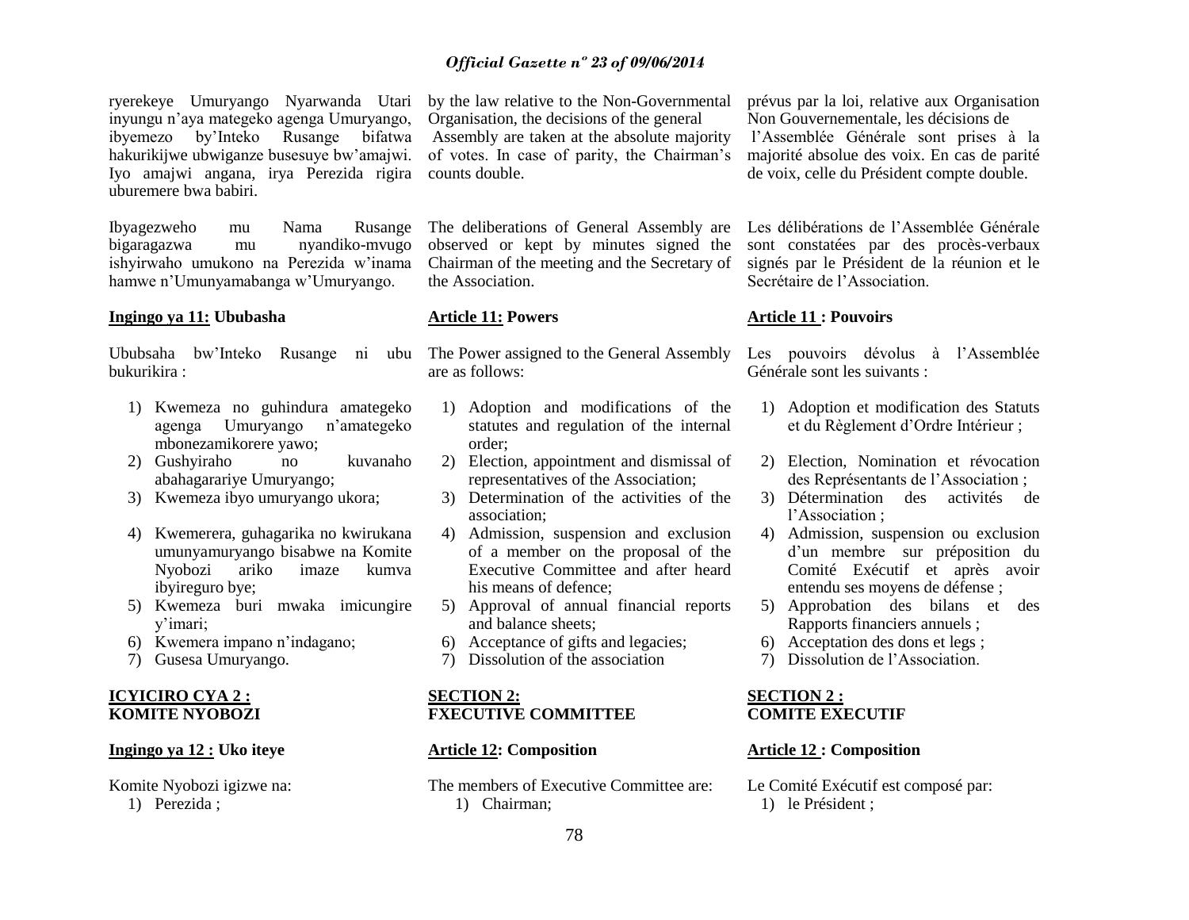ryerekeye Umuryango Nyarwanda Utari inyungu n'aya mategeko agenga Umuryango, ibyemezo by'Inteko Rusange bifatwa hakurikijwe ubwiganze busesuye bw'amajwi. Iyo amajwi angana, irya Perezida rigira uburemere bwa babiri.

Ibyagezweho mu Nama Rusange bigaragazwa mu nyandiko-mvugo ishyirwaho umukono na Perezida w'inama hamwe n'Umunyamabanga w'Umuryango.

**Ingingo ya 11: Ububasha**

Ububsaha bw'Inteko Rusange ni ubu bukurikira :

1) Kwemeza no guhindura amategeko agenga Umuryango n'amategeko mbonezamikorere yawo;
2) Gushyiraho no kuvanaho abahagarariye Umuryango;
3) Kwemeza ibyo umuryango ukora;
4) Kwemerera, guhagarika no kwirukana umunyamuryango bisabwe na Komite Nyobozi ariko imaze kumva ibyireguro bye;
5) Kwemeza buri mwaka imicungire y'imari;
6) Kwemera impano n'indagano;
7) Gusesa Umuryango.

**ICYICIRO CYA 2 : KOMITE NYOBOZI**

**Ingingo ya 12 : Uko iteye**

Komite Nyobozi igizwe na:

1) Perezida ;

by the law relative to the Non-Governmental Organisation, the decisions of the general Assembly are taken at the absolute majority of votes. In case of parity, the Chairman's counts double.

The deliberations of General Assembly are observed or kept by minutes signed the Chairman of the meeting and the Secretary of the Association.

**Article 11: Powers**

The Power assigned to the General Assembly are as follows:

1) Adoption and modifications of the statutes and regulation of the internal order;
2) Election, appointment and dismissal of representatives of the Association;
3) Determination of the activities of the association;
4) Admission, suspension and exclusion of a member on the proposal of the Executive Committee and after heard his means of defence;
5) Approval of annual financial reports and balance sheets;
6) Acceptance of gifts and legacies;
7) Dissolution of the association

**SECTION 2: FXECUTIVE COMMITTEE**

**Article 12: Composition**

The members of Executive Committee are:

1) Chairman;

prévus par la loi, relative aux Organisation Non Gouvernementale, les décisions de l'Assemblée Générale sont prises à la majorité absolue des voix. En cas de parité de voix, celle du Président compte double.

Les délibérations de l'Assemblée Générale sont constatées par des procès-verbaux signés par le Président de la réunion et le Secrétaire de l'Association.

**Article 11 : Pouvoirs**

Les pouvoirs dévolus à l'Assemblée Générale sont les suivants :

1) Adoption et modification des Statuts et du Règlement d'Ordre Intérieur ;
2) Election, Nomination et révocation des Représentants de l'Association ;
3) Détermination des activités de l'Association ;
4) Admission, suspension ou exclusion d'un membre sur préposition du Comité Exécutif et après avoir entendu ses moyens de défense ;
5) Approbation des bilans et des Rapports financiers annuels ;
6) Acceptation des dons et legs ;
7) Dissolution de l'Association.

**SECTION 2 : COMITE EXECUTIF**

**Article 12 : Composition**

Le Comité Exécutif est composé par:

1) le Président ;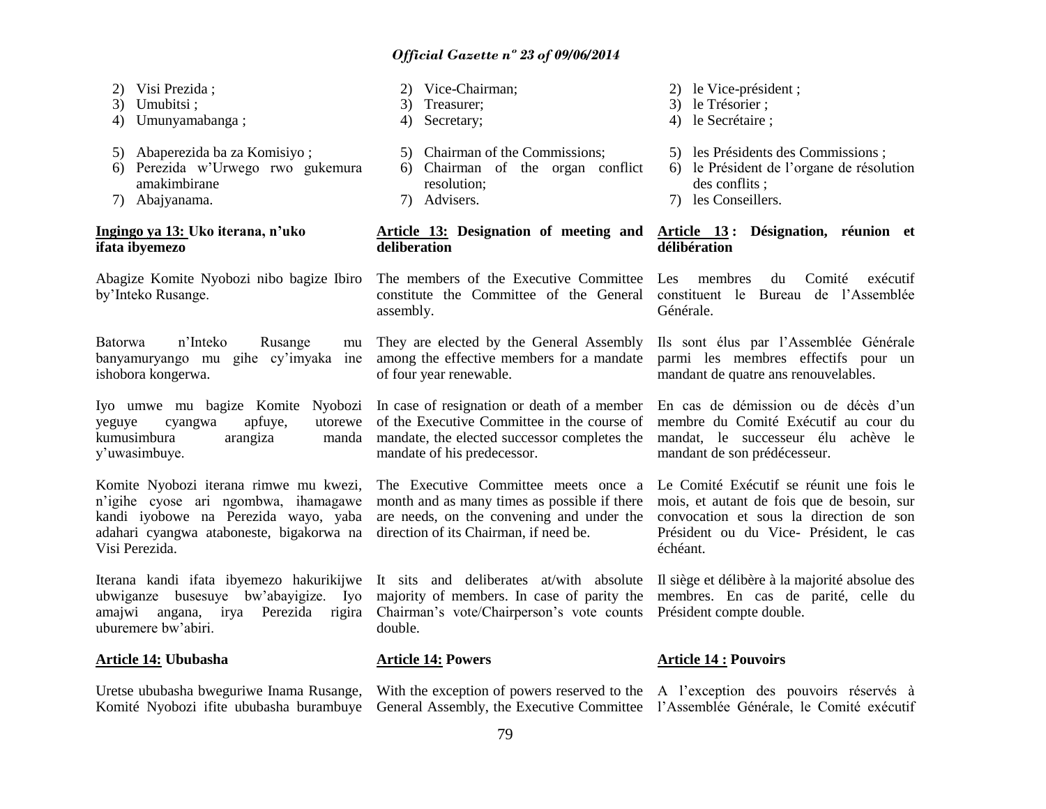2) Visi Prezida ;
3) Umubitsi ;
4) Umunyamabanga ;
5) Abaperezida ba za Komisiyo ;
6) Perezida w'Urwego rwo gukemura amakimbirane
7) Abajyanama.

**Ingingo ya 13: Uko iterana, n'uko ifata ibyemezo**

Abagize Komite Nyobozi nibo bagize Ibiro by'Inteko Rusange.

Batorwa n'Inteko Rusange mu banyamuryango mu gihe cy'imyaka ine ishobora kongerwa.

Iyo umwe mu bagize Komite Nyobozi yeguye cyangwa apfuye, utorewe kumusimbura arangiza manda y'uwasimbuye.

Komite Nyobozi iterana rimwe mu kwezi, n'igihe cyose ari ngombwa, ihamagawe kandi iyobowe na Perezida wayo, yaba adahari cyangwa ataboneste, bigakorwa na Visi Perezida.

Iterana kandi ifata ibyemezo hakurikijwe ubwiganze busesuye bw'abayigize. Iyo amajwi angana, irya Perezida rigira uburemere bw'abiri.

**Article 14: Ububasha**

Uretse ububasha bweguriwe Inama Rusange, Komité Nyobozi ifite ububasha burambuye

2) Vice-Chairman;
3) Treasurer;
4) Secretary;
5) Chairman of the Commissions;
6) Chairman of the organ conflict resolution;
7) Advisers.

**Article 13: Designation of meeting and deliberation**

The members of the Executive Committee constitute the Committee of the General assembly.

They are elected by the General Assembly among the effective members for a mandate of four year renewable.

In case of resignation or death of a member of the Executive Committee in the course of mandate, the elected successor completes the mandate of his predecessor.

The Executive Committee meets once a month and as many times as possible if there are needs, on the convening and under the direction of its Chairman, if need be.

It sits and deliberates at/with absolute majority of members. In case of parity the Chairman's vote/Chairperson's vote counts double.

**Article 14: Powers**

With the exception of powers reserved to the General Assembly, the Executive Committee

2) le Vice-président ;
3) le Trésorier ;
4) le Secrétaire ;
5) les Présidents des Commissions ;
6) le Président de l'organe de résolution des conflits ;
7) les Conseillers.

**Article 13 : Désignation, réunion et délibération**

Les membres du Comité exécutif constituent le Bureau de l'Assemblée Générale.

Ils sont élus par l'Assemblée Générale parmi les membres effectifs pour un mandant de quatre ans renouvelables.

En cas de démission ou de décès d'un membre du Comité Exécutif au cour du mandat, le successeur élu achève le mandant de son prédécesseur.

Le Comité Exécutif se réunit une fois le mois, et autant de fois que de besoin, sur convocation et sous la direction de son Président ou du Vice- Président, le cas échéant.

Il siège et délibère à la majorité absolue des membres. En cas de parité, celle du Président compte double.

**Article 14 : Pouvoirs**

A l'exception des pouvoirs réservés à l'Assemblée Générale, le Comité exécutif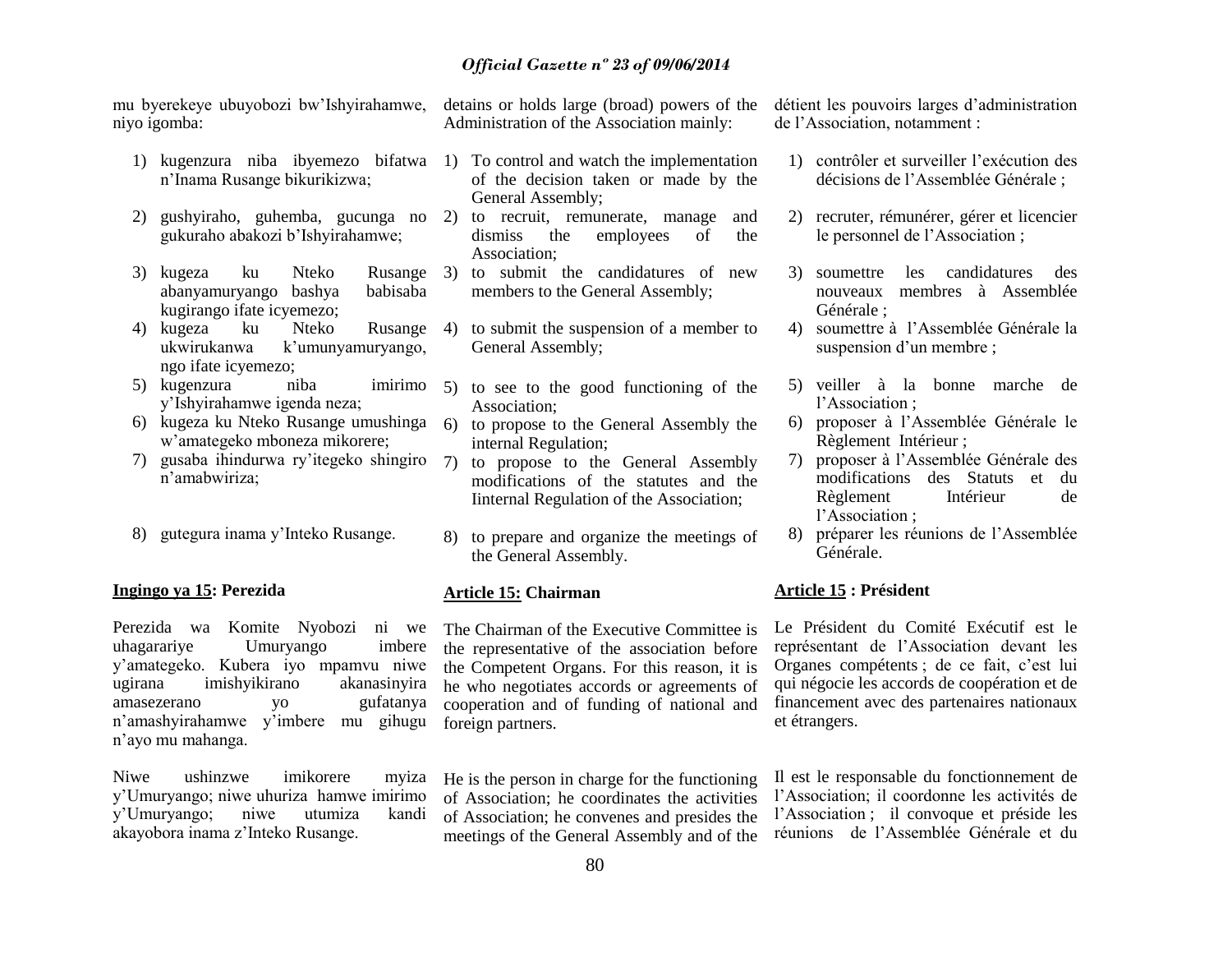mu byerekeye ubuyobozi bw'Ishyirahamwe, niyo igomba:

1) kugenzura niba ibyemezo bifatwa n'Inama Rusange bikurikizwa;
2) gushyiraho, guhemba, gucunga no gukuraho abakozi b'Ishyirahamwe;
3) kugeza ku Nteko Rusange abanyamuryango bashya babisaba kugirango ifate icyemezo;
4) kugeza ku Nteko Rusange ukwirukanwa k'umunyamuryango, ngo ifate icyemezo;
5) kugenzura niba imirimo y'Ishyirahamwe igenda neza;
6) kugeza ku Nteko Rusange umushinga w'amategeko mboneza mikorere;
7) gusaba ihindurwa ry'itegeko shingiro n'amabwiriza;
8) gutegura inama y'Inteko Rusange.

**Ingingo ya 15: Perezida**

Perezida wa Komite Nyobozi ni we uhagarariye Umuryango imbere y'amategeko. Kubera iyo mpamvu niwe ugirana imishyikirano akanasinyira amasezerano yo gufatanya n'amashyirahamwe y'imbere mu gihugu n'ayo mu mahanga.

Niwe ushinzwe imikorere myiza y'Umuryango; niwe uhuriza hamwe imirimo y'Umuryango; niwe utumiza kandi akayobora inama z'Inteko Rusange.

detains or holds large (broad) powers of the Administration of the Association mainly:

1) To control and watch the implementation of the decision taken or made by the General Assembly;
2) to recruit, remunerate, manage and dismiss the employees of the Association;
3) to submit the candidatures of new members to the General Assembly;
4) to submit the suspension of a member to General Assembly;
5) to see to the good functioning of the Association;
6) to propose to the General Assembly the internal Regulation;
7) to propose to the General Assembly modifications of the statutes and the Iinternal Regulation of the Association;
8) to prepare and organize the meetings of the General Assembly.

**Article 15: Chairman**

The Chairman of the Executive Committee is the representative of the association before the Competent Organs. For this reason, it is he who negotiates accords or agreements of cooperation and of funding of national and foreign partners.

He is the person in charge for the functioning of Association; he coordinates the activities of Association; he convenes and presides the meetings of the General Assembly and of the

détient les pouvoirs larges d'administration de l'Association, notamment :

1) contrôler et surveiller l'exécution des décisions de l'Assemblée Générale ;
2) recruter, rémunérer, gérer et licencier le personnel de l'Association ;
3) soumettre les candidatures des nouveaux membres à Assemblée Générale ;
4) soumettre à l'Assemblée Générale la suspension d'un membre ;
5) veiller à la bonne marche de l'Association ;
6) proposer à l'Assemblée Générale le Règlement Intérieur ;
7) proposer à l'Assemblée Générale des modifications des Statuts et du Règlement Intérieur de l'Association ;
8) préparer les réunions de l'Assemblée Générale.

**Article 15 : Président**

Le Président du Comité Exécutif est le représentant de l'Association devant les Organes compétents ; de ce fait, c'est lui qui négocie les accords de coopération et de financement avec des partenaires nationaux et étrangers.

Il est le responsable du fonctionnement de l'Association; il coordonne les activités de l'Association ; il convoque et préside les réunions de l'Assemblée Générale et du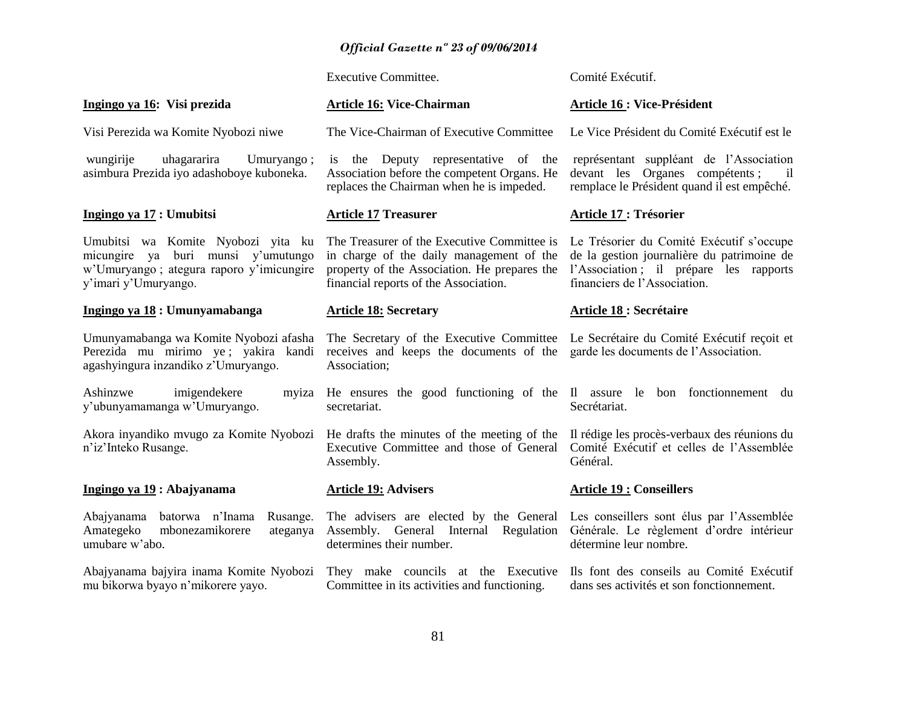Executive Committee.

Comité Exécutif.

**Ingingo ya 16: Visi prezida**

Visi Perezida wa Komite Nyobozi niwe wungirije uhagararira Umuryango ; asimbura Prezida iyo adashoboye kuboneka.

**Article 16: Vice-Chairman**

The Vice-Chairman of Executive Committee is the Deputy representative of the Association before the competent Organs. He replaces the Chairman when he is impeded.

**Article 16 : Vice-Président**

Le Vice Président du Comité Exécutif est le représentant suppléant de l'Association devant les Organes compétents ; il remplace le Président quand il est empêché.

**Ingingo ya 17 : Umubitsi**

Umubitsi wa Komite Nyobozi yita ku micungire ya buri munsi y'umutungo w'Umuryango ; ategura raporo y'imicungire y'imari y'Umuryango.

**Article 17 Treasurer**

The Treasurer of the Executive Committee is in charge of the daily management of the property of the Association. He prepares the financial reports of the Association.

**Article 17 : Trésorier**

Le Trésorier du Comité Exécutif s'occupe de la gestion journalière du patrimoine de l'Association ; il prépare les rapports financiers de l'Association.

**Ingingo ya 18 : Umunyamabanga**

Umunyamabanga wa Komite Nyobozi afasha Perezida mu mirimo ye ; yakira kandi agashyingura inzandiko z'Umuryango.

Ashinzwe imigendekere myiza y'ubunyamamanga w'Umuryango.

Akora inyandiko mvugo za Komite Nyobozi n'iz'Inteko Rusange.

**Article 18: Secretary**

The Secretary of the Executive Committee receives and keeps the documents of the Association;

He ensures the good functioning of the secretariat.

He drafts the minutes of the meeting of the Executive Committee and those of General Assembly.

**Article 18 : Secrétaire**

Le Secrétaire du Comité Exécutif reçoit et garde les documents de l'Association.

Il assure le bon fonctionnement du Secrétariat.

Il rédige les procès-verbaux des réunions du Comité Exécutif et celles de l'Assemblée Général.

**Ingingo ya 19 : Abajyanama**

Abajyanama batorwa n'Inama Rusange. Amategeko mbonezamikorere ateganya umubare w'abo.

Abajyanama bajyira inama Komite Nyobozi mu bikorwa byayo n'mikorere yayo.

**Article 19: Advisers**

The advisers are elected by the General Assembly. General Internal Regulation determines their number.

They make councils at the Executive Committee in its activities and functioning.

**Article 19 : Conseillers**

Les conseillers sont élus par l'Assemblée Générale. Le règlement d'ordre intérieur détermine leur nombre.

Ils font des conseils au Comité Exécutif dans ses activités et son fonctionnement.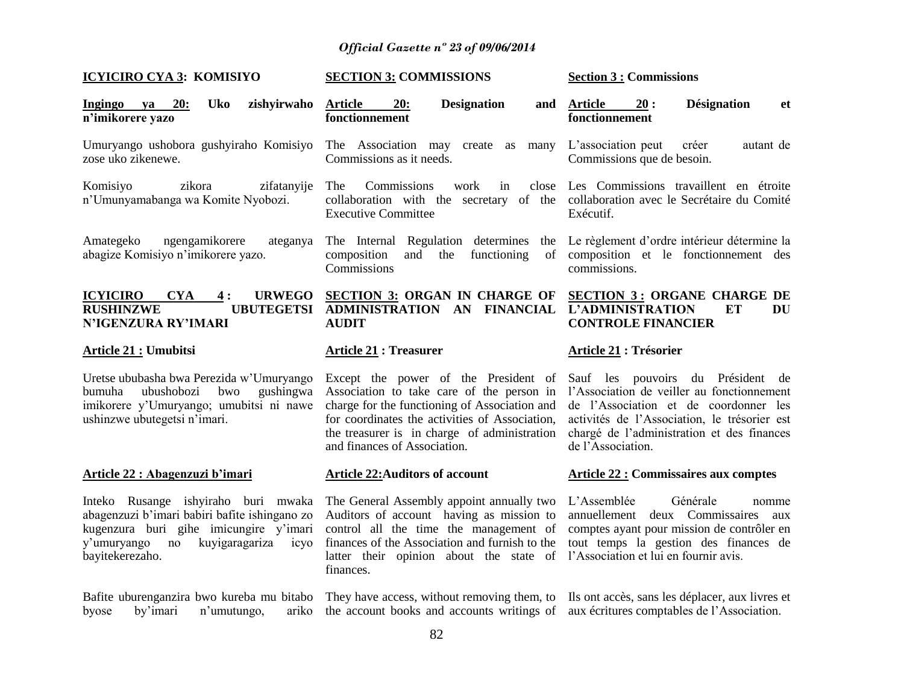**ICYICIRO CYA 3: KOMISIYO**

**Ingingo ya 20: Uko zishyirwaho n'imikorere yazo**

Umuryango ushobora gushyiraho Komisiyo zose uko zikenewe.

Komisiyo zikora zifatanyije n'Umunyamabanga wa Komite Nyobozi.

Amategeko ngengamikorere ateganya abagize Komisiyo n'imikorere yazo.

**ICYICIRO CYA 4 : URWEGO RUSHINZWE UBUTEGETSI N'IGENZURA RY'IMARI**

**Article 21 : Umubitsi**

Uretse ububasha bwa Perezida w'Umuryango bumuha ubushobozi bwo gushingwa imikorere y'Umuryango; umubitsi ni nawe ushinzwe ubutegetsi n'imari.

**Article 22 : Abagenzuzi b'imari**

Inteko Rusange ishyiraho buri mwaka abagenzuzi b'imari babiri bafite ishingano zo kugenzura buri gihe imicungire y'imari y'umuryango no kuyigaragariza icyo bayitekerezaho.

Bafite uburenganzira bwo kureba mu bitabo byose by'imari n'umutungo, ariko

**SECTION 3: COMMISSIONS**

**Article 20: Designation and fonctionnement**

The Association may create as many Commissions as it needs.

The Commissions work in close collaboration with the secretary of the Executive Committee

The Internal Regulation determines the composition and the functioning of Commissions

**SECTION 3: ORGAN IN CHARGE OF ADMINISTRATION AN FINANCIAL AUDIT**

**Article 21 : Treasurer**

Except the power of the President of Association to take care of the person in charge for the functioning of Association and for coordinates the activities of Association, the treasurer is in charge of administration and finances of Association.

**Article 22:Auditors of account**

The General Assembly appoint annually two Auditors of account having as mission to control all the time the management of finances of the Association and furnish to the latter their opinion about the state of finances.

They have access, without removing them, to the account books and accounts writings of

**Section 3 : Commissions**

**Article 20 : Désignation et fonctionnement**

L'association peut créer autant de Commissions que de besoin.

Les Commissions travaillent en étroite collaboration avec le Secrétaire du Comité Exécutif.

Le règlement d'ordre intérieur détermine la composition et le fonctionnement des commissions.

**SECTION 3 : ORGANE CHARGE DE L'ADMINISTRATION ET DU CONTROLE FINANCIER**

**Article 21 : Trésorier**

Sauf les pouvoirs du Président de l'Association de veiller au fonctionnement de l'Association et de coordonner les activités de l'Association, le trésorier est chargé de l'administration et des finances de l'Association.

**Article 22 : Commissaires aux comptes**

L'Assemblée Générale nomme annuellement deux Commissaires aux comptes ayant pour mission de contrôler en tout temps la gestion des finances de l'Association et lui en fournir avis.

Ils ont accès, sans les déplacer, aux livres et aux écritures comptables de l'Association.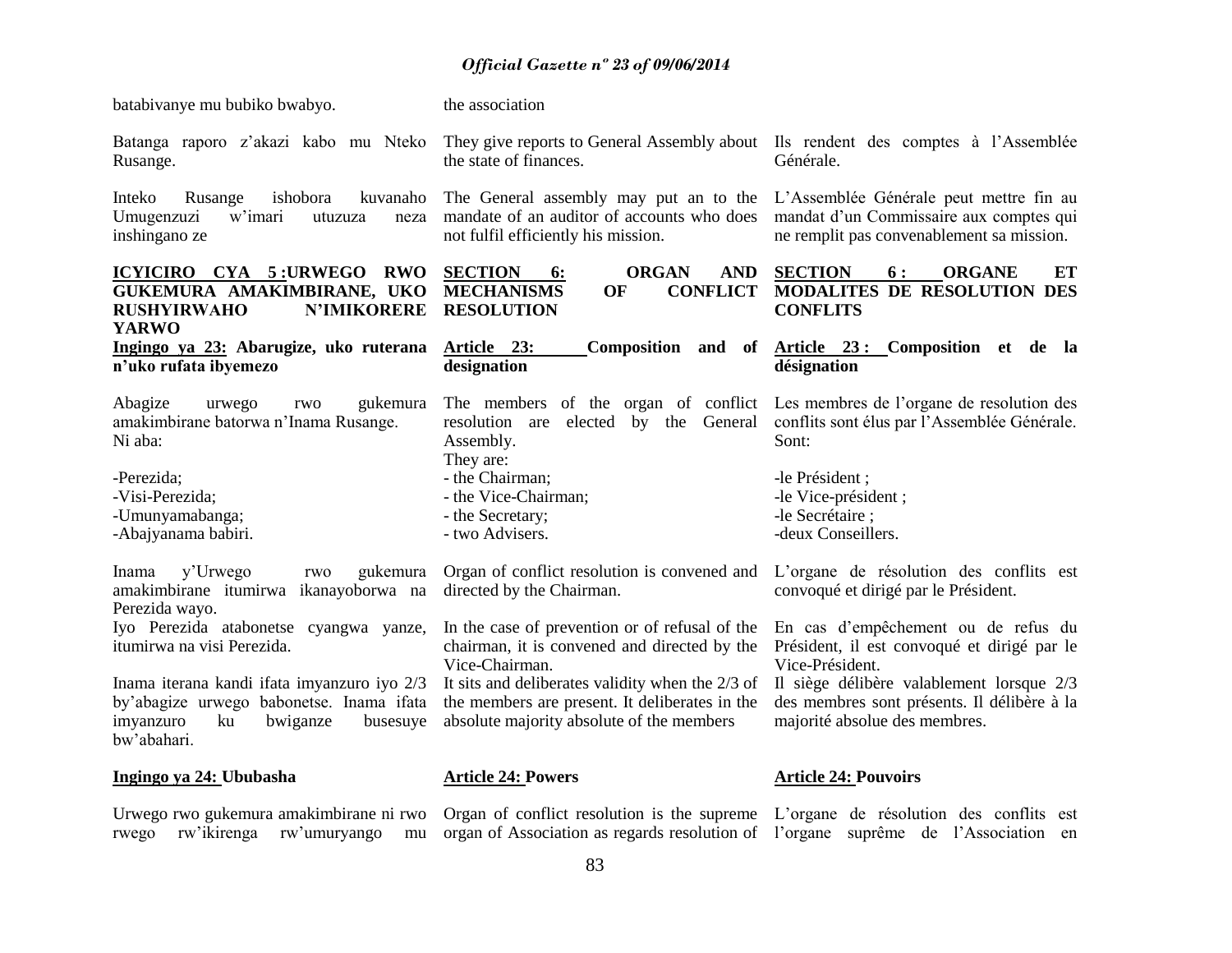batabivanye mu bubiko bwabyo.

Batanga raporo z'akazi kabo mu Nteko Rusange.

Inteko Rusange ishobora kuvanaho Umugenzuzi w'imari utuzuza neza inshingano ze

**ICYICIRO CYA 5 :URWEGO RWO GUKEMURA AMAKIMBIRANE, UKO RUSHYIRWAHO N'IMIKORERE YARWO**

**Ingingo ya 23: Abarugize, uko ruterana n'uko rufata ibyemezo**

Abagize urwego rwo gukemura amakimbirane batorwa n'Inama Rusange. Ni aba:

-Perezida;
-Visi-Perezida;
-Umunyamabanga;
-Abajyanama babiri.

Inama y'Urwego rwo gukemura amakimbirane itumirwa ikanayoborwa na Perezida wayo.
Iyo Perezida atabonetse cyangwa yanze, itumirwa na visi Perezida.

Inama iterana kandi ifata imyanzuro iyo 2/3 by'abagize urwego babonetse. Inama ifata imyanzuro ku bwiganze busesuye bw'abahari.

**Ingingo ya 24: Ububasha**

Urwego rwo gukemura amakimbirane ni rwo rwego rw'ikirenga rw'umuryango mu

the association

They give reports to General Assembly about the state of finances.

The General assembly may put an to the mandate of an auditor of accounts who does not fulfil efficiently his mission.

**SECTION 6: ORGAN AND MECHANISMS OF CONFLICT RESOLUTION**

**Article 23: Composition and of designation**

The members of the organ of conflict resolution are elected by the General Assembly.
They are:
- the Chairman;
- the Vice-Chairman;
- the Secretary;
- two Advisers.

Organ of conflict resolution is convened and directed by the Chairman.

In the case of prevention or of refusal of the chairman, it is convened and directed by the Vice-Chairman.

It sits and deliberates validity when the 2/3 of the members are present. It deliberates in the absolute majority absolute of the members

**Article 24: Powers**

Organ of conflict resolution is the supreme organ of Association as regards resolution of

Ils rendent des comptes à l'Assemblée Générale.

L'Assemblée Générale peut mettre fin au mandat d'un Commissaire aux comptes qui ne remplit pas convenablement sa mission.

**SECTION 6 : ORGANE ET MODALITES DE RESOLUTION DES CONFLITS**

**Article 23 : Composition et de la désignation**

Les membres de l'organe de resolution des conflits sont élus par l'Assemblée Générale. Sont:

-le Président ;
-le Vice-président ;
-le Secrétaire ;
-deux Conseillers.

L'organe de résolution des conflits est convoqué et dirigé par le Président.

En cas d'empêchement ou de refus du Président, il est convoqué et dirigé par le Vice-Président.

Il siège délibère valablement lorsque 2/3 des membres sont présents. Il délibère à la majorité absolue des membres.

**Article 24: Pouvoirs**

L'organe de résolution des conflits est l'organe suprême de l'Association en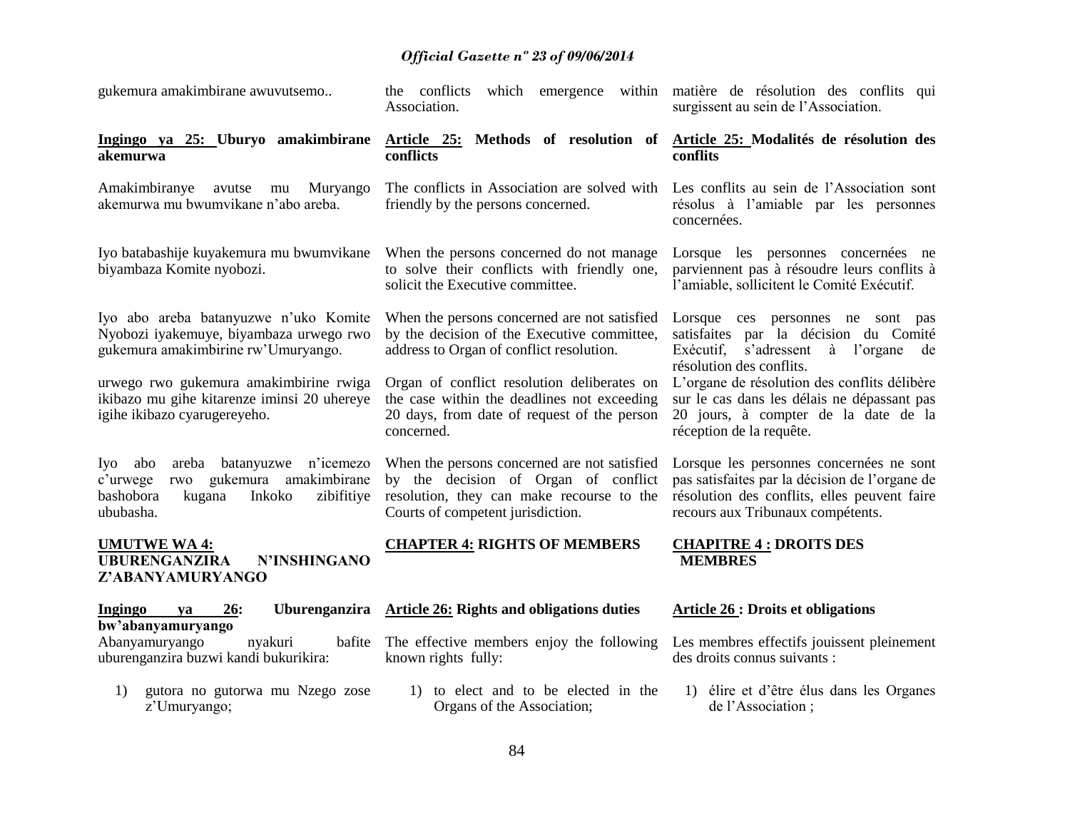gukemura amakimbirane awuvutsemo..

the conflicts which emergence within Association.

matière de résolution des conflits qui surgissent au sein de l'Association.

**Ingingo ya 25: Uburyo amakimbirane akemurwa**

Amakimbiranye avutse mu Muryango akemurwa mu bwumvikane n'abo areba.

Iyo batabashije kuyakemura mu bwumvikane biyambaza Komite nyobozi.

Iyo abo areba batanyuzwe n'uko Komite Nyobozi iyakemuye, biyambaza urwego rwo gukemura amakimbirine rw'Umuryango.

urwego rwo gukemura amakimbirine rwiga ikibazo mu gihe kitarenze iminsi 20 uhereye igihe ikibazo cyarugereyeho.

Iyo abo areba batanyuzwe n'icemezo c'urwege rwo gukemura amakimbirane bashobora kugana Inkoko zibifitiye ububasha.

**Article 25: Methods of resolution of conflicts**

The conflicts in Association are solved with friendly by the persons concerned.

When the persons concerned do not manage to solve their conflicts with friendly one, solicit the Executive committee.

When the persons concerned are not satisfied by the decision of the Executive committee, address to Organ of conflict resolution.

Organ of conflict resolution deliberates on the case within the deadlines not exceeding 20 days, from date of request of the person concerned.

When the persons concerned are not satisfied by the decision of Organ of conflict resolution, they can make recourse to the Courts of competent jurisdiction.

**Article 25: Modalités de résolution des conflits**

Les conflits au sein de l'Association sont résolus à l'amiable par les personnes concernées.

Lorsque les personnes concernées ne parviennent pas à résoudre leurs conflits à l'amiable, sollicitent le Comité Exécutif.

Lorsque ces personnes ne sont pas satisfaites par la décision du Comité Exécutif, s'adressent à l'organe de résolution des conflits.

L'organe de résolution des conflits délibère sur le cas dans les délais ne dépassant pas 20 jours, à compter de la date de la réception de la requête.

Lorsque les personnes concernées ne sont pas satisfaites par la décision de l'organe de résolution des conflits, elles peuvent faire recours aux Tribunaux compétents.

## UMUTWE WA 4: UBURENGANZIRA N'INSHINGANO Z'ABANYAMURYANGO

## CHAPTER 4: RIGHTS OF MEMBERS

## CHAPITRE 4 : DROITS DES MEMBRES

**Ingingo ya 26: Uburenganzira bw'abanyamuryango**

Abanyamuryango nyakuri bafite uburenganzira buzwi kandi bukurikira:

1) gutora no gutorwa mu Nzego zose z'Umuryango;

**Article 26: Rights and obligations duties**

The effective members enjoy the following known rights fully:

1) to elect and to be elected in the Organs of the Association;

**Article 26 : Droits et obligations**

Les membres effectifs jouissent pleinement des droits connus suivants :

1) élire et d'être élus dans les Organes de l'Association ;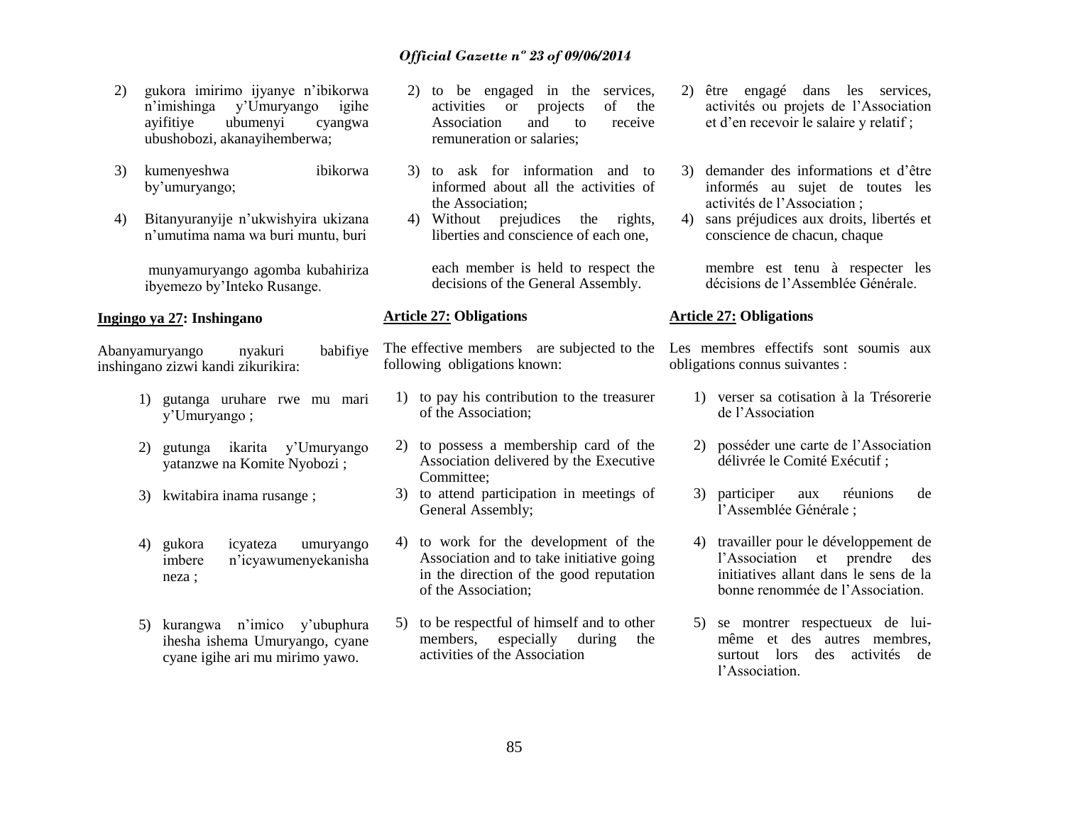2) gukora imirimo ijyanye n'ibikorwa n'imishinga y'Umuryango igihe ayifitiye ubumenyi cyangwa ubushobozi, akanayihemberwa;

3) kumenyeshwa ibikorwa by'umuryango;

4) Bitanyuranyije n'ukwishyira ukizana n'umutima nama wa buri muntu, buri munyamuryango agomba kubahiriza ibyemezo by'Inteko Rusange.

**Ingingo ya 27: Inshingano**

Abanyamuryango nyakuri babifiye inshingano zizwi kandi zikurikira:

1) gutanga uruhare rwe mu mari y'Umuryango ;
2) gutunga ikarita y'Umuryango yatanzwe na Komite Nyobozi ;
3) kwitabira inama rusange ;
4) gukora icyateza umuryango imbere n'icyawumenyekanisha neza ;
5) kurangwa n'imico y'ubuphura ihesha ishema Umuryango, cyane cyane igihe ari mu mirimo yawo.

2) to be engaged in the services, activities or projects of the Association and to receive remuneration or salaries;

3) to ask for information and to informed about all the activities of the Association;

4) Without prejudices the rights, liberties and conscience of each one, each member is held to respect the decisions of the General Assembly.

**Article 27: Obligations**

The effective members are subjected to the following obligations known:

1) to pay his contribution to the treasurer of the Association;
2) to possess a membership card of the Association delivered by the Executive Committee;
3) to attend participation in meetings of General Assembly;
4) to work for the development of the Association and to take initiative going in the direction of the good reputation of the Association;
5) to be respectful of himself and to other members, especially during the activities of the Association

2) être engagé dans les services, activités ou projets de l'Association et d'en recevoir le salaire y relatif ;

3) demander des informations et d'être informés au sujet de toutes les activités de l'Association ;

4) sans préjudices aux droits, libertés et conscience de chacun, chaque membre est tenu à respecter les décisions de l'Assemblée Générale.

**Article 27: Obligations**

Les membres effectifs sont soumis aux obligations connus suivantes :

1) verser sa cotisation à la Trésorerie de l'Association
2) posséder une carte de l'Association délivrée le Comité Exécutif ;
3) participer aux réunions de l'Assemblée Générale ;
4) travailler pour le développement de l'Association et prendre des initiatives allant dans le sens de la bonne renommée de l'Association.
5) se montrer respectueux de lui-même et des autres membres, surtout lors des activités de l'Association.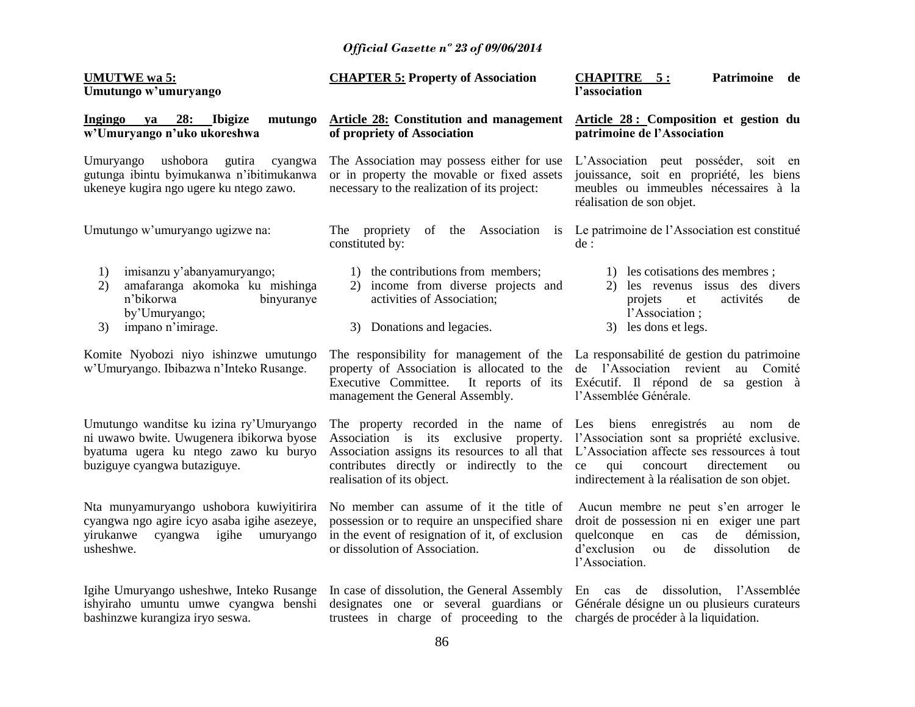**UMUTWE wa 5: Umutungo w'umuryango**

**Ingingo ya 28: Ibigize mutungo w'Umuryango n'uko ukoreshwa**

Umuryango ushobora gutira cyangwa gutunga ibintu byimukanwa n'ibitimukanwa ukeneye kugira ngo ugere ku ntego zawo.

Umutungo w'umuryango ugizwe na:

1) imisanzu y'abanyamuryango;
2) amafaranga akomoka ku mishinga n'bikorwa binyuranye by'Umuryango;
3) impano n'imirage.

Komite Nyobozi niyo ishinzwe umutungo w'Umuryango. Ibibazwa n'Inteko Rusange.

Umutungo wanditse ku izina ry'Umuryango ni uwawo bwite. Uwugenera ibikorwa byose byatuma ugera ku ntego zawo ku buryo buziguye cyangwa butaziguye.

Nta munyamuryango ushobora kuwiyitirira cyangwa ngo agire icyo asaba igihe asezeye, yirukanwe cyangwa igihe umuryango usheshwe.

Igihe Umuryango usheshwe, Inteko Rusange ishyiraho umuntu umwe cyangwa benshi bashinzwe kurangiza iryo seswa.

**CHAPTER 5: Property of Association**

**Article 28: Constitution and management of propriety of Association**

The Association may possess either for use or in property the movable or fixed assets necessary to the realization of its project:

The propriety of the Association is constituted by:

1) the contributions from members;
2) income from diverse projects and activities of Association;
3) Donations and legacies.

The responsibility for management of the property of Association is allocated to the Executive Committee. It reports of its management the General Assembly.

The property recorded in the name of Association is its exclusive property. Association assigns its resources to all that contributes directly or indirectly to the realisation of its object.

No member can assume of it the title of possession or to require an unspecified share in the event of resignation of it, of exclusion or dissolution of Association.

In case of dissolution, the General Assembly designates one or several guardians or trustees in charge of proceeding to the

**CHAPITRE 5 : Patrimoine de l'association**

**Article 28 : Composition et gestion du patrimoine de l'Association**

L'Association peut posséder, soit en jouissance, soit en propriété, les biens meubles ou immeubles nécessaires à la réalisation de son objet.

Le patrimoine de l'Association est constitué de :

1) les cotisations des membres ;
2) les revenus issus des divers projets et activités de l'Association ;
3) les dons et legs.

La responsabilité de gestion du patrimoine de l'Association revient au Comité Exécutif. Il répond de sa gestion à l'Assemblée Générale.

Les biens enregistrés au nom de l'Association sont sa propriété exclusive. L'Association affecte ses ressources à tout ce qui concourt directement ou indirectement à la réalisation de son objet.

Aucun membre ne peut s'en arroger le droit de possession ni en exiger une part quelconque en cas de démission, d'exclusion ou de dissolution de l'Association.

En cas de dissolution, l'Assemblée Générale désigne un ou plusieurs curateurs chargés de procéder à la liquidation.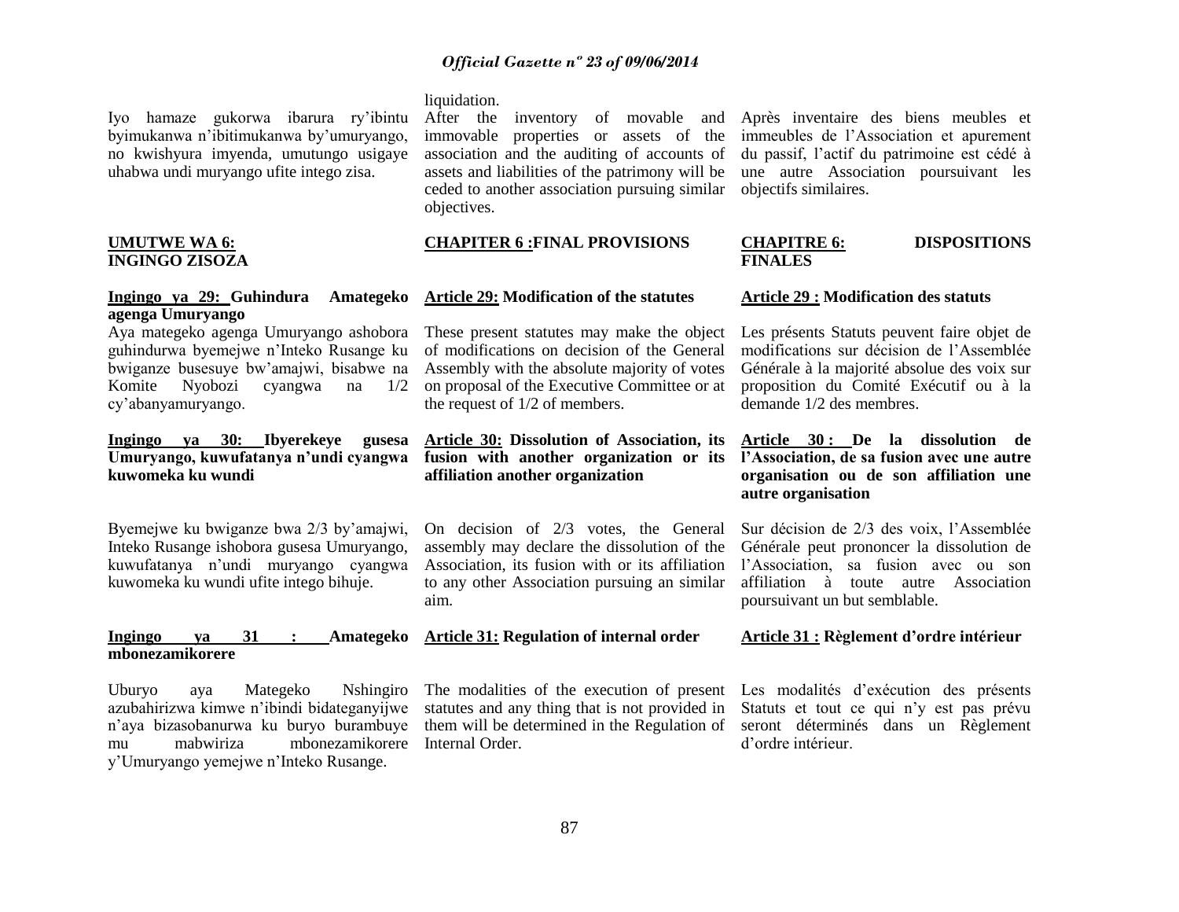Iyo hamaze gukorwa ibarura ry'ibintu byimukanwa n'ibitimukanwa by'umuryango, no kwishyura imyenda, umutungo usigaye uhabwa undi muryango ufite intego zisa.

## UMUTWE WA 6: INGINGO ZISOZA

**Ingingo ya 29: Guhindura Amategeko agenga Umuryango**

Aya mategeko agenga Umuryango ashobora guhindurwa byemejwe n'Inteko Rusange ku bwiganze busesuye bw'amajwi, bisabwe na Komite Nyobozi cyangwa na 1/2 cy'abanyamuryango.

**Ingingo ya 30: Ibyerekeye gusesa Umuryango, kuwufatanya n'undi cyangwa kuwomeka ku wundi**

Byemejwe ku bwiganze bwa 2/3 by'amajwi, Inteko Rusange ishobora gusesa Umuryango, kuwufatanya n'undi muryango cyangwa kuwomeka ku wundi ufite intego bihuje.

**Ingingo ya 31 : Amategeko mbonezamikorere**

Uburyo aya Mategeko Nshingiro azubahirizwa kimwe n'ibindi bidateganyijwe n'aya bizasobanurwa ku buryo burambuye mu mabwiriza mbonezamikorere y'Umuryango yemejwe n'Inteko Rusange.

liquidation.

After the inventory of movable and immovable properties or assets of the association and the auditing of accounts of assets and liabilities of the patrimony will be ceded to another association pursuing similar objectives.

## CHAPITER 6 :FINAL PROVISIONS

**Article 29: Modification of the statutes**

These present statutes may make the object of modifications on decision of the General Assembly with the absolute majority of votes on proposal of the Executive Committee or at the request of 1/2 of members.

**Article 30: Dissolution of Association, its fusion with another organization or its affiliation another organization**

On decision of 2/3 votes, the General assembly may declare the dissolution of the Association, its fusion with or its affiliation to any other Association pursuing an similar aim.

**Article 31: Regulation of internal order**

The modalities of the execution of present statutes and any thing that is not provided in them will be determined in the Regulation of Internal Order.

Après inventaire des biens meubles et immeubles de l'Association et apurement du passif, l'actif du patrimoine est cédé à une autre Association poursuivant les objectifs similaires.

## CHAPITRE 6: DISPOSITIONS FINALES

**Article 29 : Modification des statuts**

Les présents Statuts peuvent faire objet de modifications sur décision de l'Assemblée Générale à la majorité absolue des voix sur proposition du Comité Exécutif ou à la demande 1/2 des membres.

**Article 30 : De la dissolution de l'Association, de sa fusion avec une autre organisation ou de son affiliation une autre organisation**

Sur décision de 2/3 des voix, l'Assemblée Générale peut prononcer la dissolution de l'Association, sa fusion avec ou son affiliation à toute autre Association poursuivant un but semblable.

**Article 31 : Règlement d'ordre intérieur**

Les modalités d'exécution des présents Statuts et tout ce qui n'y est pas prévu seront déterminés dans un Règlement d'ordre intérieur.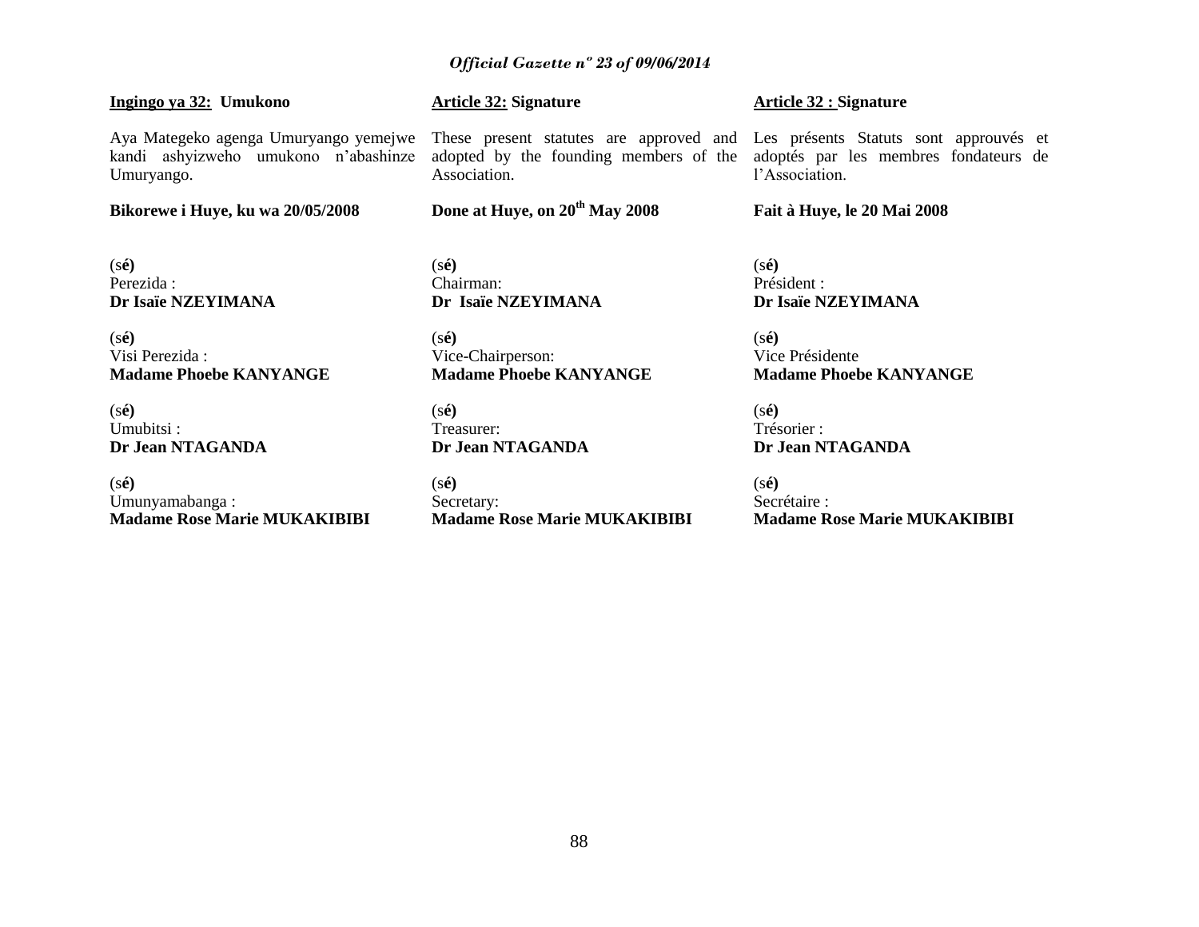**Ingingo ya 32: Umukono**

Aya Mategeko agenga Umuryango yemejwe kandi ashyizweho umukono n'abashinze Umuryango.

**Bikorewe i Huye, ku wa 20/05/2008**

(s**é)**
Perezida :
**Dr Isaïe NZEYIMANA**

(s**é)**
Visi Perezida :
**Madame Phoebe KANYANGE**

(s**é)**
Umubitsi :
**Dr Jean NTAGANDA**

(s**é)**
Umunyamabanga :
**Madame Rose Marie MUKAKIBIBI**

**Article 32: Signature**

These present statutes are approved and adopted by the founding members of the Association.

**Done at Huye, on 20th May 2008**

(s**é)**
Chairman:
**Dr Isaïe NZEYIMANA**

(s**é)**
Vice-Chairperson:
**Madame Phoebe KANYANGE**

(s**é)**
Treasurer:
**Dr Jean NTAGANDA**

(s**é)**
Secretary:
**Madame Rose Marie MUKAKIBIBI**

**Article 32 : Signature**

Les présents Statuts sont approuvés et adoptés par les membres fondateurs de l'Association.

**Fait à Huye, le 20 Mai 2008**

(s**é)**
Président :
**Dr Isaïe NZEYIMANA**

(s**é)**
Vice Présidente
**Madame Phoebe KANYANGE**

(s**é)**
Trésorier :
**Dr Jean NTAGANDA**

(s**é)**
Secrétaire :
**Madame Rose Marie MUKAKIBIBI**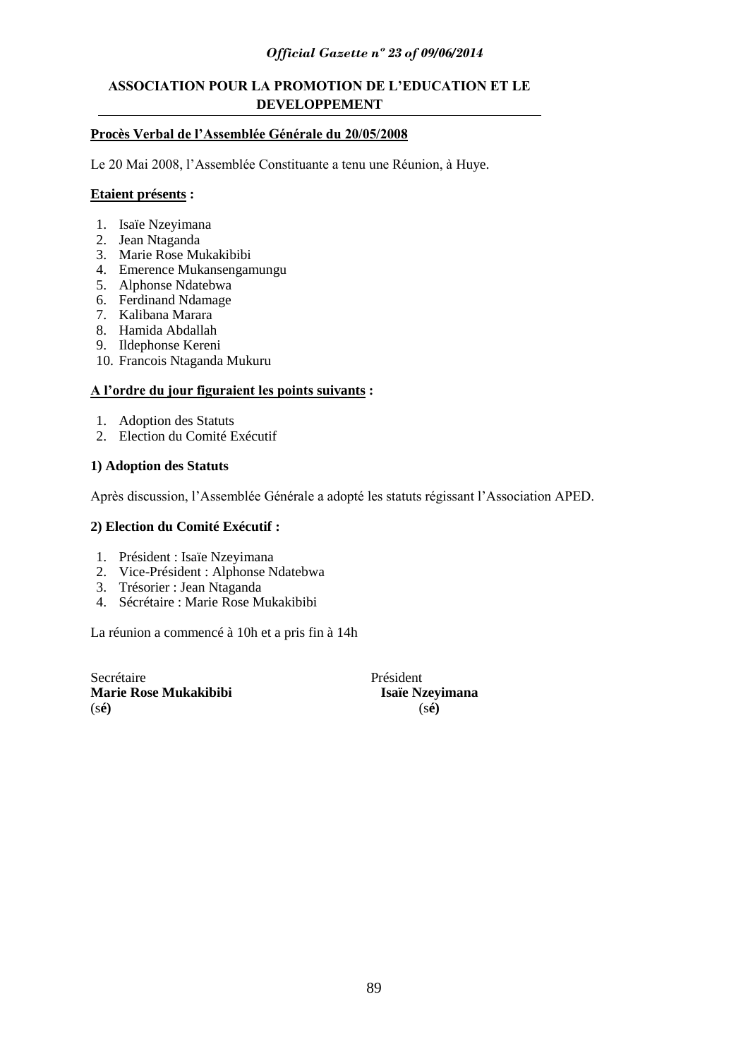**ASSOCIATION POUR LA PROMOTION DE L'EDUCATION ET LE DEVELOPPEMENT**

**Procès Verbal de l'Assemblée Générale du 20/05/2008**

Le 20 Mai 2008, l'Assemblée Constituante a tenu une Réunion, à Huye.

**Etaient présents :**

1. Isaïe Nzeyimana
2. Jean Ntaganda
3. Marie Rose Mukakibibi
4. Emerence Mukansengamungu
5. Alphonse Ndatebwa
6. Ferdinand Ndamage
7. Kalibana Marara
8. Hamida Abdallah
9. Ildephonse Kereni
10. Francois Ntaganda Mukuru

**A l'ordre du jour figuraient les points suivants :**

1. Adoption des Statuts
2. Election du Comité Exécutif

**1) Adoption des Statuts**

Après discussion, l'Assemblée Générale a adopté les statuts régissant l'Association APED.

**2) Election du Comité Exécutif :**

1. Président : Isaïe Nzeyimana
2. Vice-Président : Alphonse Ndatebwa
3. Trésorier : Jean Ntaganda
4. Sécrétaire : Marie Rose Mukakibibi

La réunion a commencé à 10h et a pris fin à 14h

Secrétaire
**Marie Rose Mukakibibi**
(s**é)**

Président
**Isaïe Nzeyimana**
(s**é)**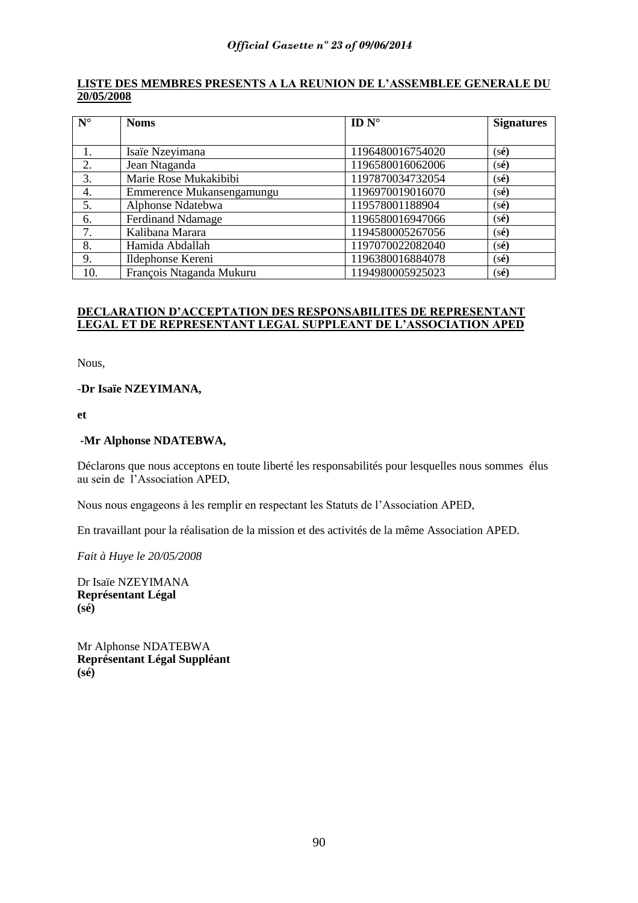**LISTE DES MEMBRES PRESENTS A LA REUNION DE L'ASSEMBLEE GENERALE DU 20/05/2008**

| N° | Noms | ID N° | Signatures |
|---|---|---|---|
| 1. | Isaïe Nzeyimana | 1196480016754020 | (sé) |
| 2. | Jean Ntaganda | 1196580016062006 | (sé) |
| 3. | Marie Rose Mukakibibi | 1197870034732054 | (sé) |
| 4. | Emmerence Mukansengamungu | 1196970019016070 | (sé) |
| 5. | Alphonse Ndatebwa | 119578001188904 | (sé) |
| 6. | Ferdinand Ndamage | 1196580016947066 | (sé) |
| 7. | Kalibana Marara | 1194580005267056 | (sé) |
| 8. | Hamida Abdallah | 1197070022082040 | (sé) |
| 9. | Ildephonse Kereni | 1196380016884078 | (sé) |
| 10. | François Ntaganda Mukuru | 1194980005925023 | (sé) |

**DECLARATION D'ACCEPTATION DES RESPONSABILITES DE REPRESENTANT LEGAL ET DE REPRESENTANT LEGAL SUPPLEANT DE L'ASSOCIATION APED**

Nous,

-**Dr Isaïe NZEYIMANA,**

**et**

**-Mr Alphonse NDATEBWA,**

Déclarons que nous acceptons en toute liberté les responsabilités pour lesquelles nous sommes élus au sein de l'Association APED,

Nous nous engageons à les remplir en respectant les Statuts de l'Association APED,

En travaillant pour la réalisation de la mission et des activités de la même Association APED.

*Fait à Huye le 20/05/2008*

Dr Isaïe NZEYIMANA
**Représentant Légal**
**(sé)**

Mr Alphonse NDATEBWA
**Représentant Légal Suppléant**
**(sé)**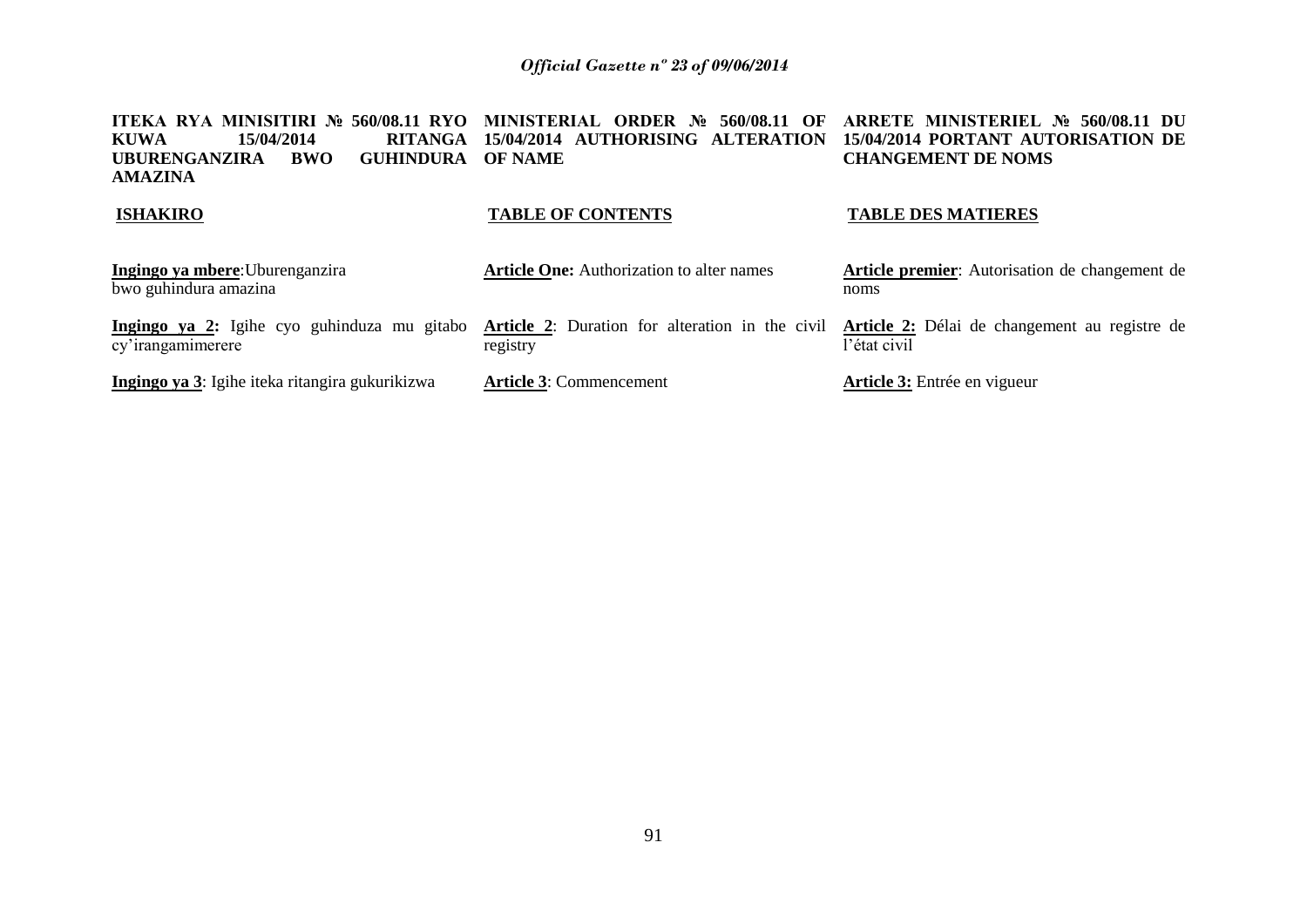**ITEKA RYA MINISITIRI № 560/08.11 RYO KUWA 15/04/2014 RITANGA UBURENGANZIRA BWO GUHINDURA AMAZINA**

**ISHAKIRO**

**Ingingo ya mbere**: Uburenganzira bwo guhindura amazina

**Ingingo ya 2:** Igihe cyo guhinduza mu gitabo cy'irangamimerere

**Ingingo ya 3**: Igihe iteka ritangira gukurikizwa

**MINISTERIAL ORDER № 560/08.11 OF 15/04/2014 AUTHORISING ALTERATION OF NAME**

**TABLE OF CONTENTS**

**Article One:** Authorization to alter names

**Article 2**: Duration for alteration in the civil registry

**Article 3**: Commencement

**ARRETE MINISTERIEL № 560/08.11 DU 15/04/2014 PORTANT AUTORISATION DE CHANGEMENT DE NOMS**

**TABLE DES MATIERES**

**Article premier**: Autorisation de changement de noms

**Article 2:** Délai de changement au registre de l'état civil

**Article 3:** Entrée en vigueur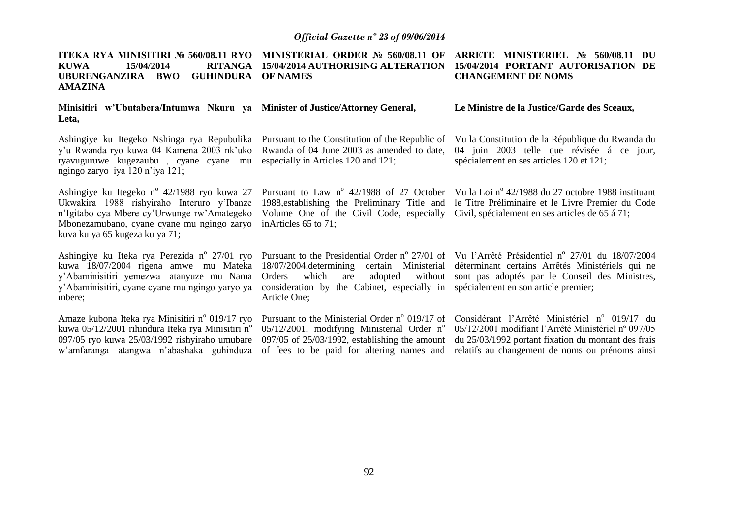**ITEKA RYA MINISITIRI № 560/08.11 RYO KUWA 15/04/2014 RITANGA UBURENGANZIRA BWO GUHINDURA AMAZINA**

**Minisitiri w'Ubutabera/Intumwa Nkuru ya Leta,**

Ashingiye ku Itegeko Nshinga rya Repubulika y'u Rwanda ryo kuwa 04 Kamena 2003 nk'uko ryavuguruwe kugezaubu , cyane cyane mu ngingo zaryo iya 120 n'iya 121;

Ashingiye ku Itegeko n° 42/1988 ryo kuwa 27 Ukwakira 1988 rishyiraho Interuro y'Ibanze n'Igitabo cya Mbere cy'Urwunge rw'Amategeko Mbonezamubano, cyane cyane mu ngingo zaryo kuva ku ya 65 kugeza ku ya 71;

Ashingiye ku Iteka rya Perezida n° 27/01 ryo kuwa 18/07/2004 rigena amwe mu Mateka y'Abaminisitiri yemezwa atanyuze mu Nama y'Abaminisitiri, cyane cyane mu ngingo yaryo ya mbere;

Amaze kubona Iteka rya Minisitiri n° 019/17 ryo kuwa 05/12/2001 rihindura Iteka rya Minisitiri n° 097/05 ryo kuwa 25/03/1992 rishyiraho umubare w'amfaranga atangwa n'abashaka guhinduza

**MINISTERIAL ORDER № 560/08.11 OF 15/04/2014 AUTHORISING ALTERATION OF NAMES**

**Minister of Justice/Attorney General,**

Pursuant to the Constitution of the Republic of Rwanda of 04 June 2003 as amended to date, especially in Articles 120 and 121;

Pursuant to Law n° 42/1988 of 27 October 1988,establishing the Preliminary Title and Volume One of the Civil Code, especially inArticles 65 to 71;

Pursuant to the Presidential Order n° 27/01 of 18/07/2004,determining certain Ministerial Orders which are adopted without consideration by the Cabinet, especially in Article One;

Pursuant to the Ministerial Order n° 019/17 of 05/12/2001, modifying Ministerial Order n° 097/05 of 25/03/1992, establishing the amount of fees to be paid for altering names and

**ARRETE MINISTERIEL № 560/08.11 DU 15/04/2014 PORTANT AUTORISATION DE CHANGEMENT DE NOMS**

**Le Ministre de la Justice/Garde des Sceaux,**

Vu la Constitution de la République du Rwanda du 04 juin 2003 telle que révisée á ce jour, spécialement en ses articles 120 et 121;

Vu la Loi n° 42/1988 du 27 octobre 1988 instituant le Titre Préliminaire et le Livre Premier du Code Civil, spécialement en ses articles de 65 á 71;

Vu l'Arrêté Présidentiel n° 27/01 du 18/07/2004 déterminant certains Arrêtés Ministériels qui ne sont pas adoptés par le Conseil des Ministres, spécialement en son article premier;

Considérant l'Arrêté Ministériel n° 019/17 du 05/12/2001 modifiant l'Arrêté Ministériel nº 097/05 du 25/03/1992 portant fixation du montant des frais relatifs au changement de noms ou prénoms ainsi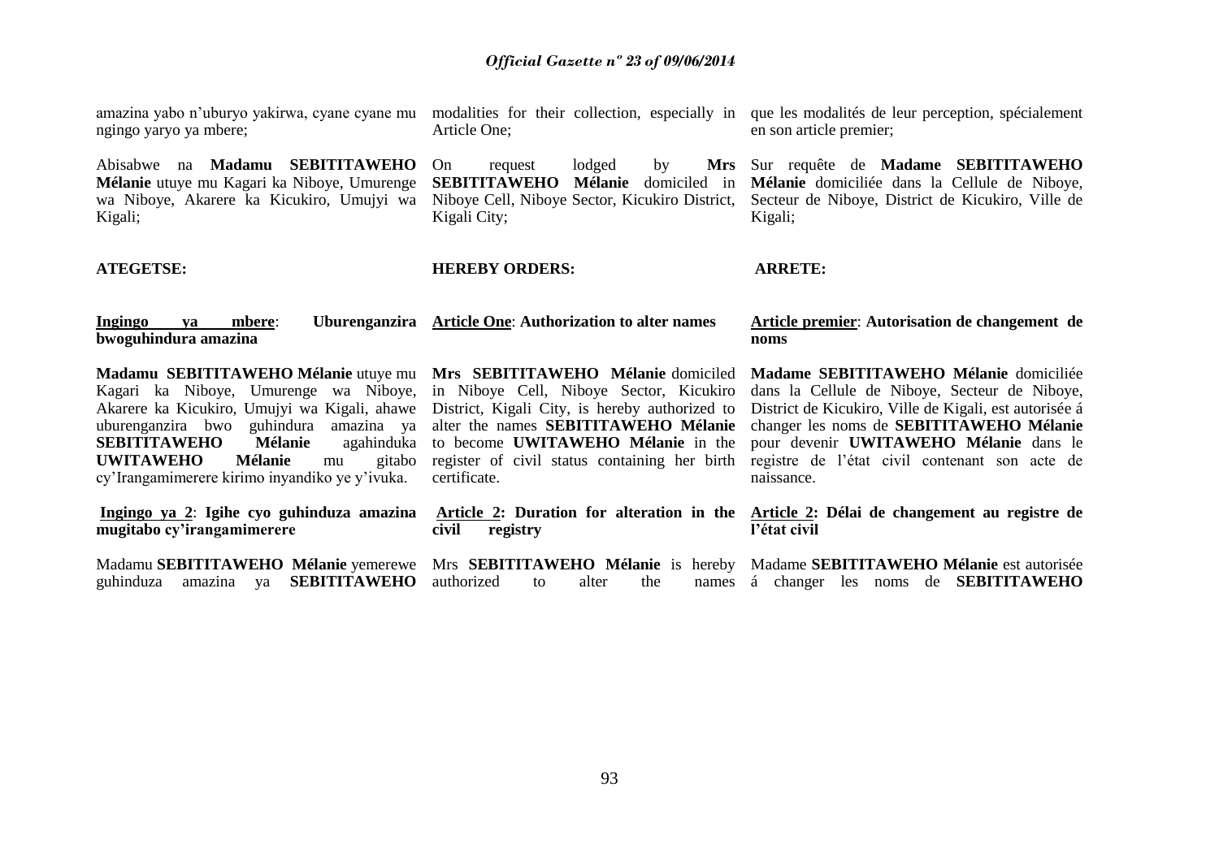amazina yabo n'uburyo yakirwa, cyane cyane mu ngingo yaryo ya mbere;

Abisabwe na **Madamu SEBITITAWEHO Mélanie** utuye mu Kagari ka Niboye, Umurenge wa Niboye, Akarere ka Kicukiro, Umujyi wa Kigali;

**ATEGETSE:**

**Ingingo ya mbere: Uburenganzira bwoguhindura amazina**

**Madamu SEBITITAWEHO Mélanie** utuye mu Kagari ka Niboye, Umurenge wa Niboye, Akarere ka Kicukiro, Umujyi wa Kigali, ahawe uburenganzira bwo guhindura amazina ya **SEBITITAWEHO Mélanie** agahinduka **UWITAWEHO Mélanie** mu gitabo cy'Irangamimerere kirimo inyandiko ye y'ivuka.

**Ingingo ya 2: Igihe cyo guhinduza amazina mugitabo cy'irangamimerere**

Madamu **SEBITITAWEHO Mélanie** yemerewe guhinduza amazina ya **SEBITITAWEHO**

modalities for their collection, especially in Article One;

On request lodged by **Mrs SEBITITAWEHO Mélanie** domiciled in Niboye Cell, Niboye Sector, Kicukiro District, Kigali City;

**HEREBY ORDERS:**

**Article One: Authorization to alter names**

**Mrs SEBITITAWEHO Mélanie** domiciled in Niboye Cell, Niboye Sector, Kicukiro District, Kigali City, is hereby authorized to alter the names **SEBITITAWEHO Mélanie** to become **UWITAWEHO Mélanie** in the register of civil status containing her birth certificate.

**Article 2: Duration for alteration in the civil registry**

Mrs **SEBITITAWEHO Mélanie** is hereby authorized to alter the names

que les modalités de leur perception, spécialement en son article premier;

Sur requête de **Madame SEBITITAWEHO Mélanie** domiciliée dans la Cellule de Niboye, Secteur de Niboye, District de Kicukiro, Ville de Kigali;

**ARRETE:**

**Article premier: Autorisation de changement de noms**

**Madame SEBITITAWEHO Mélanie** domiciliée dans la Cellule de Niboye, Secteur de Niboye, District de Kicukiro, Ville de Kigali, est autorisée á changer les noms de **SEBITITAWEHO Mélanie** pour devenir **UWITAWEHO Mélanie** dans le registre de l'état civil contenant son acte de naissance.

**Article 2: Délai de changement au registre de l'état civil**

Madame **SEBITITAWEHO Mélanie** est autorisée á changer les noms de **SEBITITAWEHO**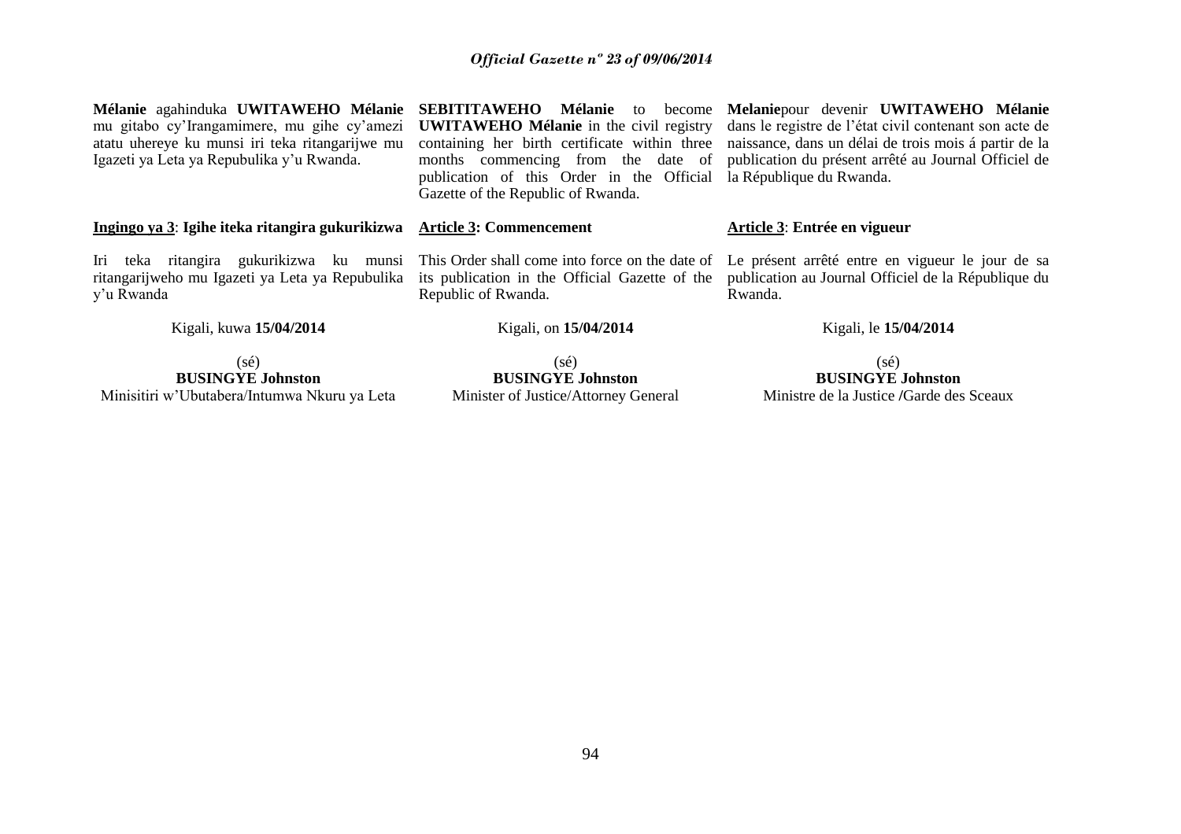**Mélanie** agahinduka **UWITAWEHO Mélanie** mu gitabo cy'Irangamimere, mu gihe cy'amezi atatu uhereye ku munsi iri teka ritangarijwe mu Igazeti ya Leta ya Repubulika y'u Rwanda.

**Ingingo ya 3**: **Igihe iteka ritangira gukurikizwa**

Iri teka ritangira gukurikizwa ku munsi ritangarijweho mu Igazeti ya Leta ya Repubulika y'u Rwanda

Kigali, kuwa **15/04/2014**

(sé)
**BUSINGYE Johnston**
Minisitiri w'Ubutabera/Intumwa Nkuru ya Leta

**SEBITITAWEHO Mélanie** to become **UWITAWEHO Mélanie** in the civil registry containing her birth certificate within three months commencing from the date of publication of this Order in the Official Gazette of the Republic of Rwanda.

**Article 3: Commencement**

This Order shall come into force on the date of its publication in the Official Gazette of the Republic of Rwanda.

Kigali, on **15/04/2014**

(sé)
**BUSINGYE Johnston**
Minister of Justice/Attorney General

**Melanie**pour devenir **UWITAWEHO Mélanie** dans le registre de l'état civil contenant son acte de naissance, dans un délai de trois mois á partir de la publication du présent arrêté au Journal Officiel de la République du Rwanda.

**Article 3**: **Entrée en vigueur**

Le présent arrêté entre en vigueur le jour de sa publication au Journal Officiel de la République du Rwanda.

Kigali, le **15/04/2014**

(sé)
**BUSINGYE Johnston**
Ministre de la Justice /Garde des Sceaux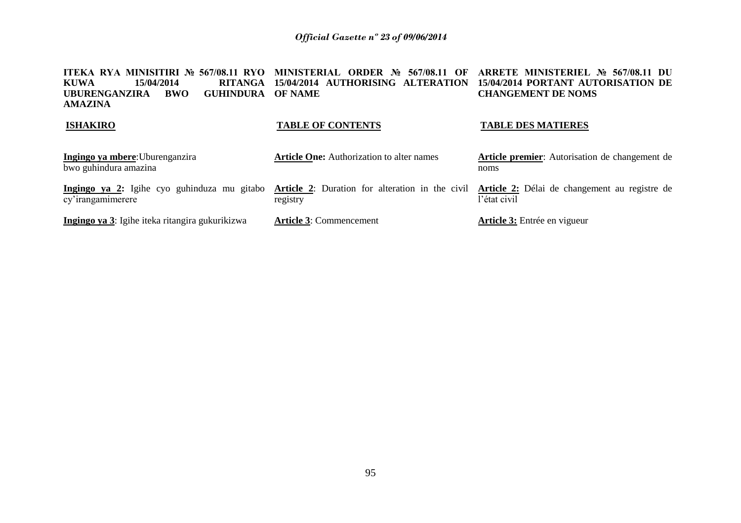**ITEKA RYA MINISITIRI № 567/08.11 RYO KUWA 15/04/2014 RITANGA UBURENGANZIRA BWO GUHINDURA AMAZINA**

**ISHAKIRO**

**Ingingo ya mbere**: Uburenganzira bwo guhindura amazina

**Ingingo ya 2:** Igihe cyo guhinduza mu gitabo cy'irangamimerere

**Ingingo ya 3**: Igihe iteka ritangira gukurikizwa

**MINISTERIAL ORDER № 567/08.11 OF 15/04/2014 AUTHORISING ALTERATION OF NAME**

**TABLE OF CONTENTS**

**Article One:** Authorization to alter names

**Article 2**: Duration for alteration in the civil registry

**Article 3**: Commencement

**ARRETE MINISTERIEL № 567/08.11 DU 15/04/2014 PORTANT AUTORISATION DE CHANGEMENT DE NOMS**

**TABLE DES MATIERES**

**Article premier**: Autorisation de changement de noms

**Article 2:** Délai de changement au registre de l'état civil

**Article 3:** Entrée en vigueur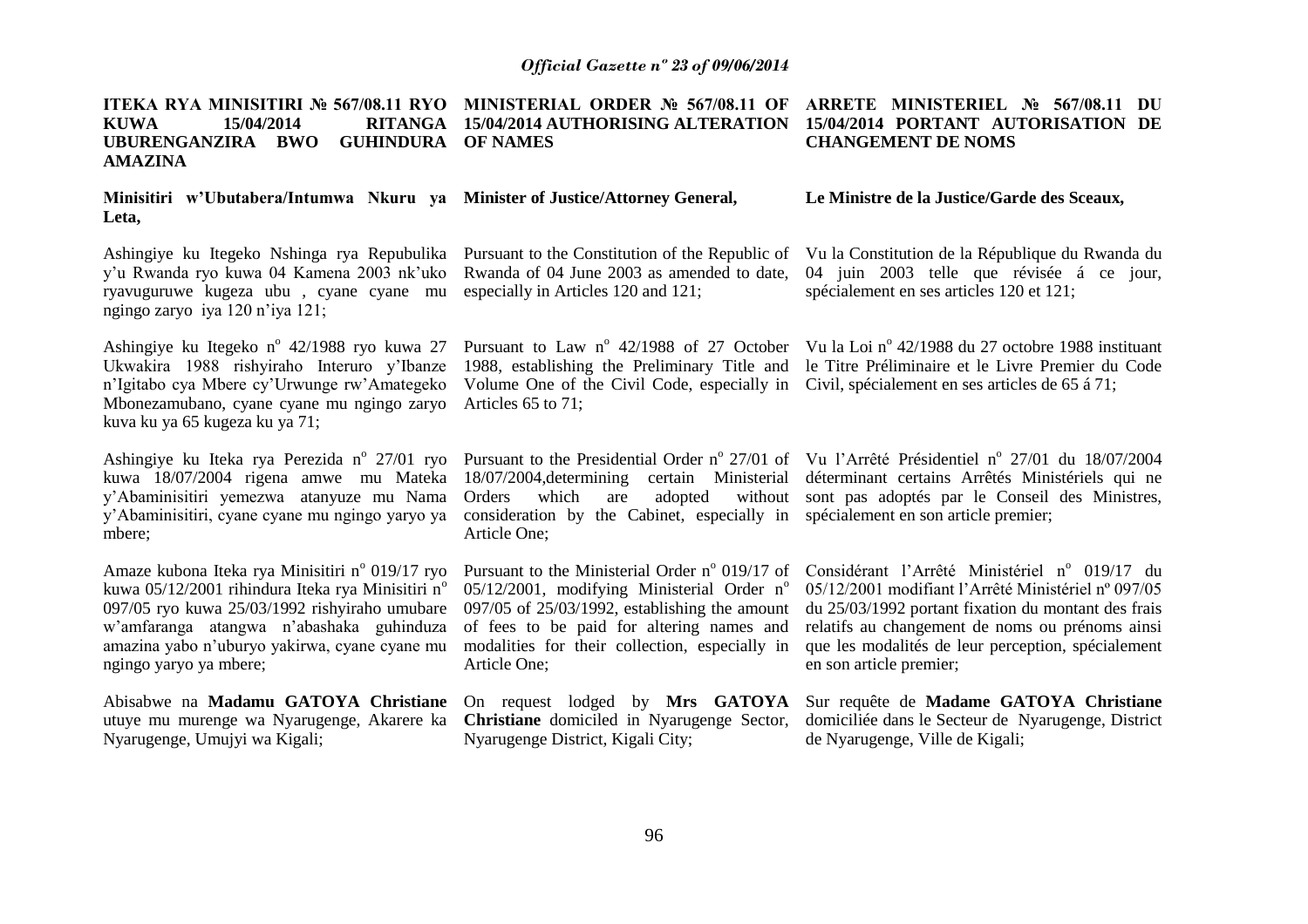**ITEKA RYA MINISITIRI № 567/08.11 RYO KUWA 15/04/2014 RITANGA UBURENGANZIRA BWO GUHINDURA AMAZINA**

**Minisitiri w'Ubutabera/Intumwa Nkuru ya Leta,**

Ashingiye ku Itegeko Nshinga rya Repubulika y'u Rwanda ryo kuwa 04 Kamena 2003 nk'uko ryavuguruwe kugeza ubu , cyane cyane mu ngingo zaryo iya 120 n'iya 121;

Ashingiye ku Itegeko n° 42/1988 ryo kuwa 27 Ukwakira 1988 rishyiraho Interuro y'Ibanze n'Igitabo cya Mbere cy'Urwunge rw'Amategeko Mbonezamubano, cyane cyane mu ngingo zaryo kuva ku ya 65 kugeza ku ya 71;

Ashingiye ku Iteka rya Perezida n° 27/01 ryo kuwa 18/07/2004 rigena amwe mu Mateka y'Abaminisitiri yemezwa atanyuze mu Nama y'Abaminisitiri, cyane cyane mu ngingo yaryo ya mbere;

Amaze kubona Iteka rya Minisitiri n° 019/17 ryo kuwa 05/12/2001 rihindura Iteka rya Minisitiri n° 097/05 ryo kuwa 25/03/1992 rishyiraho umubare w'amafaranga atangwa n'abashaka guhinduza amazina yabo n'uburyo yakirwa, cyane cyane mu ngingo yaryo ya mbere;

Abisabwe na **Madamu GATOYA Christiane** utuye mu murenge wa Nyarugenge, Akarere ka Nyarugenge, Umujyi wa Kigali;

**MINISTERIAL ORDER № 567/08.11 OF 15/04/2014 AUTHORISING ALTERATION OF NAMES**

**Minister of Justice/Attorney General,**

Pursuant to the Constitution of the Republic of Rwanda of 04 June 2003 as amended to date, especially in Articles 120 and 121;

Pursuant to Law n° 42/1988 of 27 October 1988, establishing the Preliminary Title and Volume One of the Civil Code, especially in Articles 65 to 71;

Pursuant to the Presidential Order n° 27/01 of 18/07/2004,determining certain Ministerial Orders which are adopted without consideration by the Cabinet, especially in Article One;

Pursuant to the Ministerial Order n° 019/17 of 05/12/2001, modifying Ministerial Order n° 097/05 of 25/03/1992, establishing the amount of fees to be paid for altering names and modalities for their collection, especially in Article One;

On request lodged by **Mrs GATOYA Christiane** domiciled in Nyarugenge Sector, Nyarugenge District, Kigali City;

**ARRETE MINISTERIEL № 567/08.11 DU 15/04/2014 PORTANT AUTORISATION DE CHANGEMENT DE NOMS**

**Le Ministre de la Justice/Garde des Sceaux,**

Vu la Constitution de la République du Rwanda du 04 juin 2003 telle que révisée á ce jour, spécialement en ses articles 120 et 121;

Vu la Loi n° 42/1988 du 27 octobre 1988 instituant le Titre Préliminaire et le Livre Premier du Code Civil, spécialement en ses articles de 65 á 71;

Vu l'Arrêté Présidentiel n° 27/01 du 18/07/2004 déterminant certains Arrêtés Ministériels qui ne sont pas adoptés par le Conseil des Ministres, spécialement en son article premier;

Considérant l'Arrêté Ministériel n° 019/17 du 05/12/2001 modifiant l'Arrêté Ministériel nº 097/05 du 25/03/1992 portant fixation du montant des frais relatifs au changement de noms ou prénoms ainsi que les modalités de leur perception, spécialement en son article premier;

Sur requête de **Madame GATOYA Christiane** domiciliée dans le Secteur de Nyarugenge, District de Nyarugenge, Ville de Kigali;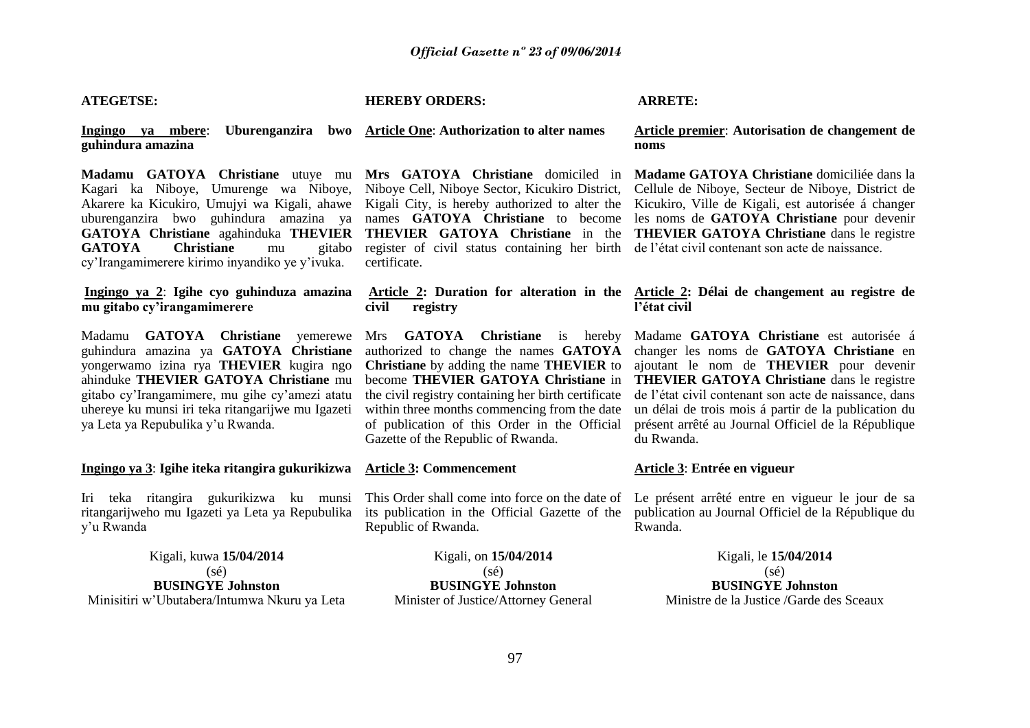**ATEGETSE:**

**Ingingo ya mbere**: **Uburenganzira bwo guhindura amazina**

**Madamu GATOYA Christiane** utuye mu Kagari ka Niboye, Umurenge wa Niboye, Akarere ka Kicukiro, Umujyi wa Kigali, ahawe uburenganzira bwo guhindura amazina ya **GATOYA Christiane** agahinduka **THEVIER GATOYA Christiane** mu gitabo cy'Irangamimerere kirimo inyandiko ye y'ivuka.

**Ingingo ya 2**: **Igihe cyo guhinduza amazina mu gitabo cy'irangamimerere**

Madamu **GATOYA Christiane** yemerewe guhindura amazina ya **GATOYA Christiane** yongerwamo izina rya **THEVIER** kugira ngo ahinduke **THEVIER GATOYA Christiane** mu gitabo cy'Irangamimere, mu gihe cy'amezi atatu uhereye ku munsi iri teka ritangarijwe mu Igazeti ya Leta ya Repubulika y'u Rwanda.

**Ingingo ya 3**: **Igihe iteka ritangira gukurikizwa**

Iri teka ritangira gukurikizwa ku munsi ritangarijweho mu Igazeti ya Leta ya Repubulika y'u Rwanda

Kigali, kuwa **15/04/2014**
(sé)
**BUSINGYE Johnston**
Minisitiri w'Ubutabera/Intumwa Nkuru ya Leta

**HEREBY ORDERS:**

**Article One**: **Authorization to alter names**

**Mrs GATOYA Christiane** domiciled in Niboye Cell, Niboye Sector, Kicukiro District, Kigali City, is hereby authorized to alter the names **GATOYA Christiane** to become **THEVIER GATOYA Christiane** in the register of civil status containing her birth certificate.

**Article 2: Duration for alteration in the civil registry**

Mrs **GATOYA Christiane** is hereby authorized to change the names **GATOYA Christiane** by adding the name **THEVIER** to become **THEVIER GATOYA Christiane** in the civil registry containing her birth certificate within three months commencing from the date of publication of this Order in the Official Gazette of the Republic of Rwanda.

**Article 3: Commencement**

This Order shall come into force on the date of its publication in the Official Gazette of the Republic of Rwanda.

Kigali, on **15/04/2014**
(sé)
**BUSINGYE Johnston**
Minister of Justice/Attorney General

**ARRETE:**

**Article premier**: **Autorisation de changement de noms**

**Madame GATOYA Christiane** domiciliée dans la Cellule de Niboye, Secteur de Niboye, District de Kicukiro, Ville de Kigali, est autorisée á changer les noms de **GATOYA Christiane** pour devenir **THEVIER GATOYA Christiane** dans le registre de l'état civil contenant son acte de naissance.

**Article 2: Délai de changement au registre de l'état civil**

Madame **GATOYA Christiane** est autorisée á changer les noms de **GATOYA Christiane** en ajoutant le nom de **THEVIER** pour devenir **THEVIER GATOYA Christiane** dans le registre de l'état civil contenant son acte de naissance, dans un délai de trois mois á partir de la publication du présent arrêté au Journal Officiel de la République du Rwanda.

**Article 3**: **Entrée en vigueur**

Le présent arrêté entre en vigueur le jour de sa publication au Journal Officiel de la République du Rwanda.

Kigali, le **15/04/2014**
(sé)
**BUSINGYE Johnston**
Ministre de la Justice /Garde des Sceaux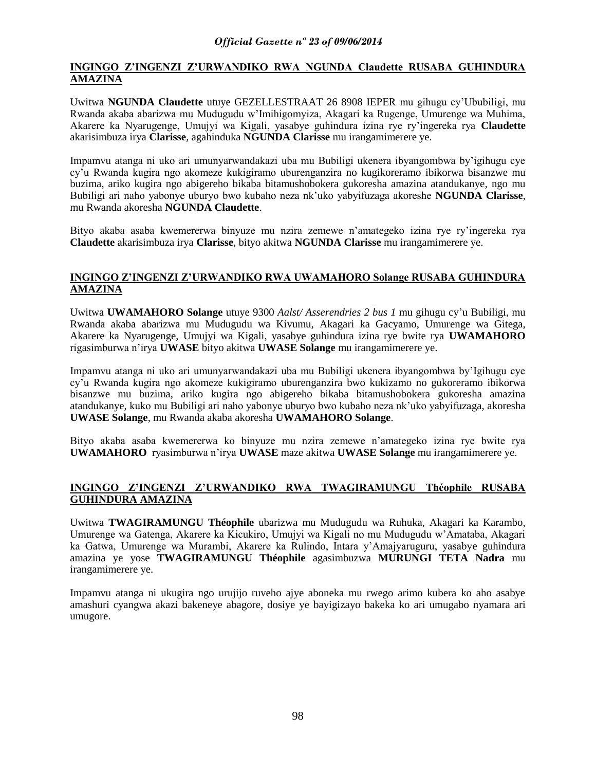**INGINGO Z'INGENZI Z'URWANDIKO RWA NGUNDA Claudette RUSABA GUHINDURA AMAZINA**

Uwitwa **NGUNDA Claudette** utuye GEZELLESTRAAT 26 8908 IEPER mu gihugu cy'Ububiligi, mu Rwanda akaba abarizwa mu Mudugudu w'Imihigomyiza, Akagari ka Rugenge, Umurenge wa Muhima, Akarere ka Nyarugenge, Umujyi wa Kigali, yasabye guhindura izina rye ry'ingereka rya **Claudette** akarisimbuza irya **Clarisse**, agahinduka **NGUNDA Clarisse** mu irangamimerere ye.

Impamvu atanga ni uko ari umunyarwandakazi uba mu Bubiligi ukenera ibyangombwa by'igihugu cye cy'u Rwanda kugira ngo akomeze kukigiramo uburenganzira no kugikoreramo ibikorwa bisanzwe mu buzima, ariko kugira ngo abigereho bikaba bitamushobokera gukoresha amazina atandukanye, ngo mu Bubiligi ari naho yabonye uburyo bwo kubaho neza nk'uko yabyifuzaga akoreshe **NGUNDA Clarisse**, mu Rwanda akoresha **NGUNDA Claudette**.

Bityo akaba asaba kwemererwa binyuze mu nzira zemewe n'amategeko izina rye ry'ingereka rya **Claudette** akarisimbuza irya **Clarisse**, bityo akitwa **NGUNDA Clarisse** mu irangamimerere ye.

**INGINGO Z'INGENZI Z'URWANDIKO RWA UWAMAHORO Solange RUSABA GUHINDURA AMAZINA**

Uwitwa **UWAMAHORO Solange** utuye 9300 *Aalst/ Asserendries 2 bus 1* mu gihugu cy'u Bubiligi, mu Rwanda akaba abarizwa mu Mudugudu wa Kivumu, Akagari ka Gacyamo, Umurenge wa Gitega, Akarere ka Nyarugenge, Umujyi wa Kigali, yasabye guhindura izina rye bwite rya **UWAMAHORO** rigasimburwa n'irya **UWASE** bityo akitwa **UWASE Solange** mu irangamimerere ye.

Impamvu atanga ni uko ari umunyarwandakazi uba mu Bubiligi ukenera ibyangombwa by'Igihugu cye cy'u Rwanda kugira ngo akomeze kukigiramo uburenganzira bwo kukizamo no gukoreramo ibikorwa bisanzwe mu buzima, ariko kugira ngo abigereho bikaba bitamushobokera gukoresha amazina atandukanye, kuko mu Bubiligi ari naho yabonye uburyo bwo kubaho neza nk'uko yabyifuzaga, akoresha **UWASE Solange**, mu Rwanda akaba akoresha **UWAMAHORO Solange**.

Bityo akaba asaba kwemererwa ko binyuze mu nzira zemewe n'amategeko izina rye bwite rya **UWAMAHORO** ryasimburwa n'irya **UWASE** maze akitwa **UWASE Solange** mu irangamimerere ye.

**INGINGO Z'INGENZI Z'URWANDIKO RWA TWAGIRAMUNGU Théophile RUSABA GUHINDURA AMAZINA**

Uwitwa **TWAGIRAMUNGU Théophile** ubarizwa mu Mudugudu wa Ruhuka, Akagari ka Karambo, Umurenge wa Gatenga, Akarere ka Kicukiro, Umujyi wa Kigali no mu Mudugudu w'Amataba, Akagari ka Gatwa, Umurenge wa Murambi, Akarere ka Rulindo, Intara y'Amajyaruguru, yasabye guhindura amazina ye yose **TWAGIRAMUNGU Théophile** agasimbuzwa **MURUNGI TETA Nadra** mu irangamimerere ye.

Impamvu atanga ni ukugira ngo urujijo ruveho ajye aboneka mu rwego arimo kubera ko aho asabye amashuri cyangwa akazi bakeneye abagore, dosiye ye bayigizayo bakeka ko ari umugabo nyamara ari umugore.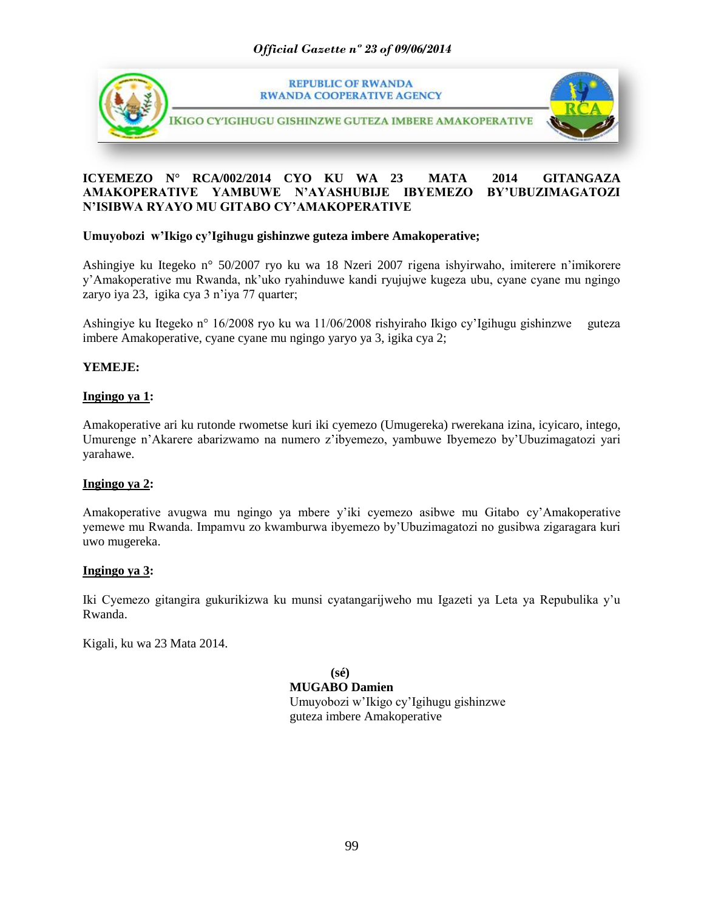REPUBLIC OF RWANDA
RWANDA COOPERATIVE AGENCY

IKIGO CY'IGIHUGU GISHINZWE GUTEZA IMBERE AMAKOPERATIVE

**ICYEMEZO N° RCA/002/2014 CYO KU WA 23 MATA 2014 GITANGAZA AMAKOPERATIVE YAMBUWE N'AYASHUBIJE IBYEMEZO BY'UBUZIMAGATOZI N'ISIBWA RYAYO MU GITABO CY'AMAKOPERATIVE**

**Umuyobozi w'Ikigo cy'Igihugu gishinzwe guteza imbere Amakoperative;**

Ashingiye ku Itegeko n° 50/2007 ryo ku wa 18 Nzeri 2007 rigena ishyirwaho, imiterere n'imikorere y'Amakoperative mu Rwanda, nk'uko ryahinduwe kandi ryujujwe kugeza ubu, cyane cyane mu ngingo zaryo iya 23, igika cya 3 n'iya 77 quarter;

Ashingiye ku Itegeko n° 16/2008 ryo ku wa 11/06/2008 rishyiraho Ikigo cy'Igihugu gishinzwe guteza imbere Amakoperative, cyane cyane mu ngingo yaryo ya 3, igika cya 2;

**YEMEJE:**

**Ingingo ya 1:**

Amakoperative ari ku rutonde rwometse kuri iki cyemezo (Umugereka) rwerekana izina, icyicaro, intego, Umurenge n'Akarere abarizwamo na numero z'ibyemezo, yambuwe Ibyemezo by'Ubuzimagatozi yari yarahawe.

**Ingingo ya 2:**

Amakoperative avugwa mu ngingo ya mbere y'iki cyemezo asibwe mu Gitabo cy'Amakoperative yemewe mu Rwanda. Impamvu zo kwamburwa ibyemezo by'Ubuzimagatozi no gusibwa zigaragara kuri uwo mugereka.

**Ingingo ya 3:**

Iki Cyemezo gitangira gukurikizwa ku munsi cyatangarijweho mu Igazeti ya Leta ya Repubulika y'u Rwanda.

Kigali, ku wa 23 Mata 2014.

**(sé)**
**MUGABO Damien**
Umuyobozi w'Ikigo cy'Igihugu gishinzwe guteza imbere Amakoperative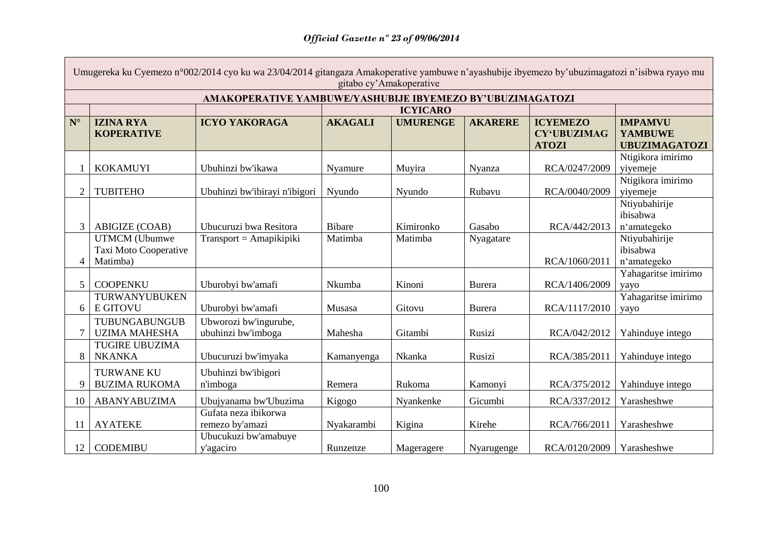| Umugereka ku Cyemezo n°002/2014 cyo ku wa 23/04/2014 gitangaza Amakoperative yambuwe n'ayashubije ibyemezo by'ubuzimagatozi n'isibwa ryayo mu gitabo cy'Amakoperative | | | | | | | |
|---|---|---|---|---|---|---|---|
| **AMAKOPERATIVE YAMBUWE/YASHUBIJE IBYEMEZO BY'UBUZIMAGATOZI** | | | | | | | |
| | | | **ICYICARO** | | | | |
| **N°** | **IZINA RYA KOPERATIVE** | **ICYO YAKORAGA** | **AKAGALI** | **UMURENGE** | **AKARERE** | **ICYEMEZO CY'UBUZIMAGATOZI** | **IMPAMVU YAMBUWE UBUZIMAGATOZI** |
| 1 | KOKAMUYI | Ubuhinzi bw'ikawa | Nyamure | Muyira | Nyanza | RCA/0247/2009 | Ntigikora imirimo yiyemeje |
| 2 | TUBITEHO | Ubuhinzi bw'ibirayi n'ibigori | Nyundo | Nyundo | Rubavu | RCA/0040/2009 | Ntigikora imirimo yiyemeje |
| 3 | ABIGIZE (COAB) | Ubucuruzi bwa Resitora | Bibare | Kimironko | Gasabo | RCA/442/2013 | Ntiyubahirije ibisabwa n'amategeko |
| 4 | UTMCM (Ubumwe Taxi Moto Cooperative Matimba) | Transport = Amapikipiki | Matimba | Matimba | Nyagatare | RCA/1060/2011 | Ntiyubahirije ibisabwa n'amategeko |
| 5 | COOPENKU | Uburobyi bw'amafi | Nkumba | Kinoni | Burera | RCA/1406/2009 | Yahagaritse imirimo yayo |
| 6 | TURWANYUBUKENE GITOVU | Uburobyi bw'amafi | Musasa | Gitovu | Burera | RCA/1117/2010 | Yahagaritse imirimo yayo |
| 7 | TUBUNGABUNGUBUZIMA MAHESHA | Ubworozi bw'ingurube, ubuhinzi bw'imboga | Mahesha | Gitambi | Rusizi | RCA/042/2012 | Yahinduye intego |
| 8 | TUGIRE UBUZIMA NKANKA | Ubucuruzi bw'imyaka | Kamanyenga | Nkanka | Rusizi | RCA/385/2011 | Yahinduye intego |
| 9 | TURWANE KU BUZIMA RUKOMA | Ubuhinzi bw'ibigori n'imboga | Remera | Rukoma | Kamonyi | RCA/375/2012 | Yahinduye intego |
| 10 | ABANYABUZIMA | Ubujyanama bw'Ubuzima | Kigogo | Nyankenke | Gicumbi | RCA/337/2012 | Yarasheshwe |
| 11 | AYATEKE | Gufata neza ibikorwa remezo by'amazi | Nyakarambi | Kigina | Kirehe | RCA/766/2011 | Yarasheshwe |
| 12 | CODEMIBU | Ubucukuzi bw'amabuye y'agaciro | Runzenze | Mageragere | Nyarugenge | RCA/0120/2009 | Yarasheshwe |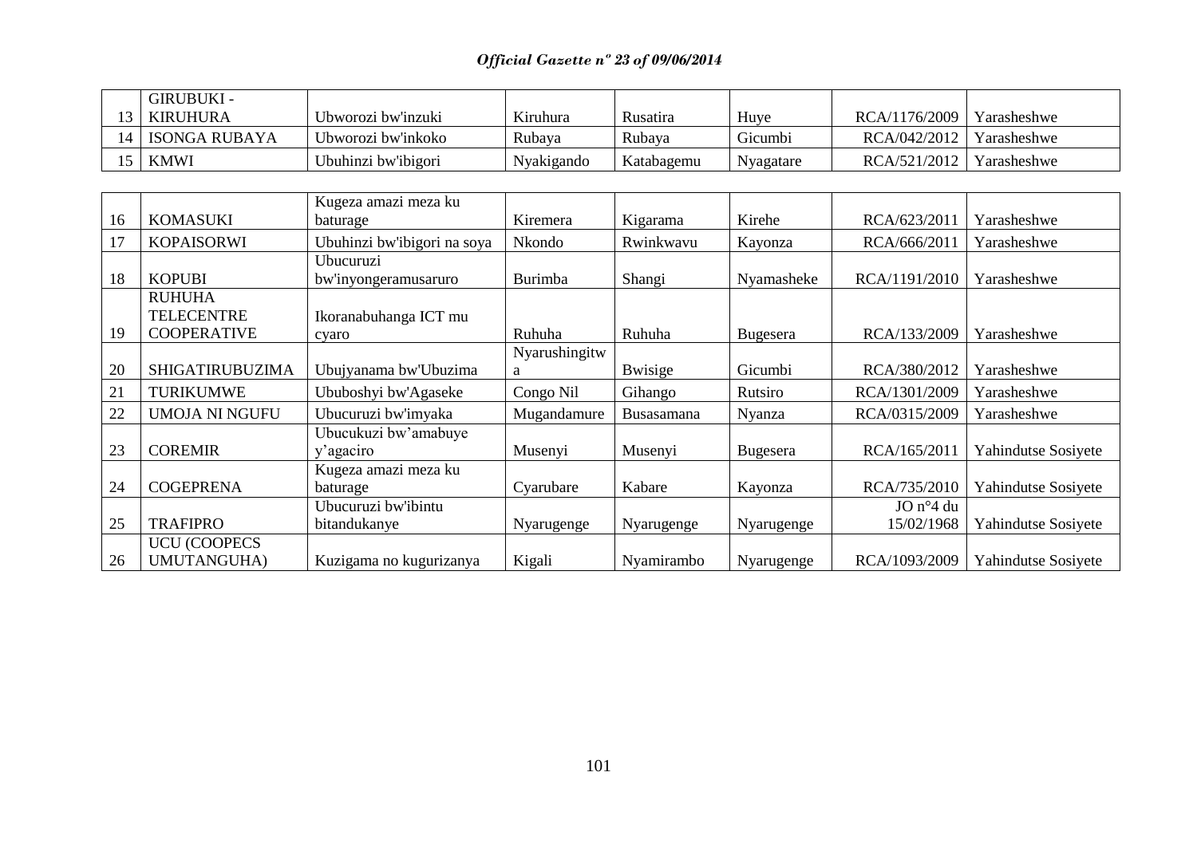| | | | | | | | |
|---|---|---|---|---|---|---|---|
| 13 | GIRUBUKI - KIRUHURA | Ubworozi bw'inzuki | Kiruhura | Rusatira | Huye | RCA/1176/2009 | Yarasheshwe |
| 14 | ISONGA RUBAYA | Ubworozi bw'inkoko | Rubaya | Rubaya | Gicumbi | RCA/042/2012 | Yarasheshwe |
| 15 | KMWI | Ubuhinzi bw'ibigori | Nyakigando | Katabagemu | Nyagatare | RCA/521/2012 | Yarasheshwe |

| | | | | | | | |
|---|---|---|---|---|---|---|---|
| 16 | KOMASUKI | Kugeza amazi meza ku baturage | Kiremera | Kigarama | Kirehe | RCA/623/2011 | Yarasheshwe |
| 17 | KOPAISORWI | Ubuhinzi bw'ibigori na soya | Nkondo | Rwinkwavu | Kayonza | RCA/666/2011 | Yarasheshwe |
| 18 | KOPUBI | Ubucuruzi bw'inyongeramusaruro | Burimba | Shangi | Nyamasheke | RCA/1191/2010 | Yarasheshwe |
| 19 | RUHUHA TELECENTRE COOPERATIVE | Ikoranabuhanga ICT mu cyaro | Ruhuha | Ruhuha | Bugesera | RCA/133/2009 | Yarasheshwe |
| 20 | SHIGATIRUBUZIMA | Ubujyanama bw'Ubuzima | Nyarushingitwa | Bwisige | Gicumbi | RCA/380/2012 | Yarasheshwe |
| 21 | TURIKUMWE | Ububoshyi bw'Agaseke | Congo Nil | Gihango | Rutsiro | RCA/1301/2009 | Yarasheshwe |
| 22 | UMOJA NI NGUFU | Ubucuruzi bw'imyaka | Mugandamure | Busasamana | Nyanza | RCA/0315/2009 | Yarasheshwe |
| 23 | COREMIR | Ubucukuzi bw'amabuye y'agaciro | Musenyi | Musenyi | Bugesera | RCA/165/2011 | Yahindutse Sosiyete |
| 24 | COGEPRENA | Kugeza amazi meza ku baturage | Cyarubare | Kabare | Kayonza | RCA/735/2010 | Yahindutse Sosiyete |
| 25 | TRAFIPRO | Ubucuruzi bw'ibintu bitandukanye | Nyarugenge | Nyarugenge | Nyarugenge | JO n°4 du 15/02/1968 | Yahindutse Sosiyete |
| 26 | UCU (COOPECS UMUTANGUHA) | Kuzigama no kugurizanya | Kigali | Nyamirambo | Nyarugenge | RCA/1093/2009 | Yahindutse Sosiyete |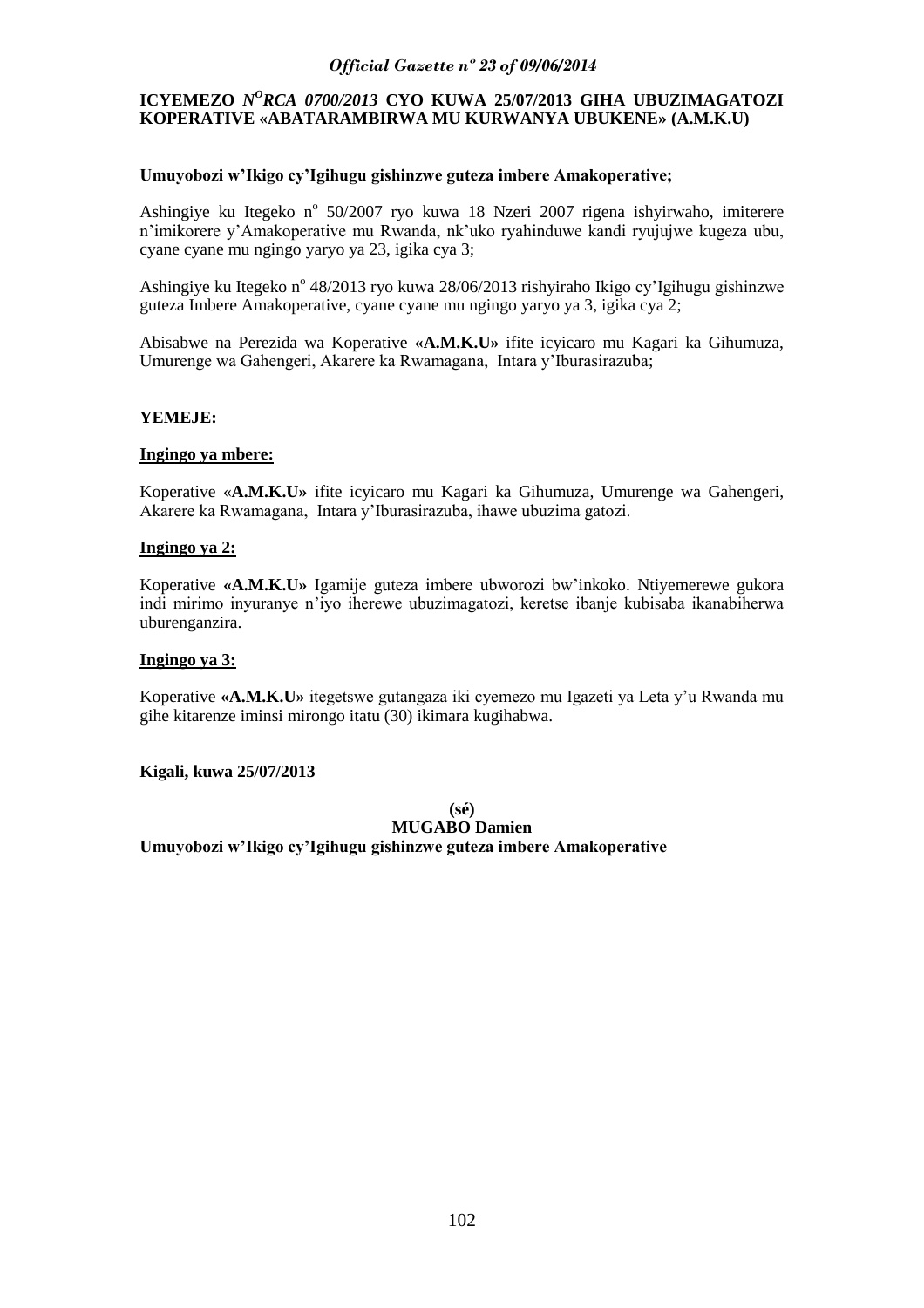**ICYEMEZO *N^O^RCA 0700/2013* CYO KUWA 25/07/2013 GIHA UBUZIMAGATOZI KOPERATIVE «ABATARAMBIRWA MU KURWANYA UBUKENE» (A.M.K.U)**

**Umuyobozi w'Ikigo cy'Igihugu gishinzwe guteza imbere Amakoperative;**

Ashingiye ku Itegeko n° 50/2007 ryo kuwa 18 Nzeri 2007 rigena ishyirwaho, imiterere n'imikorere y'Amakoperative mu Rwanda, nk'uko ryahinduwe kandi ryujujwe kugeza ubu, cyane cyane mu ngingo yaryo ya 23, igika cya 3;

Ashingiye ku Itegeko n° 48/2013 ryo kuwa 28/06/2013 rishyiraho Ikigo cy'Igihugu gishinzwe guteza Imbere Amakoperative, cyane cyane mu ngingo yaryo ya 3, igika cya 2;

Abisabwe na Perezida wa Koperative **«A.M.K.U»** ifite icyicaro mu Kagari ka Gihumuza, Umurenge wa Gahengeri, Akarere ka Rwamagana, Intara y'Iburasirazuba;

**YEMEJE:**

**Ingingo ya mbere:**

Koperative «**A.M.K.U»** ifite icyicaro mu Kagari ka Gihumuza, Umurenge wa Gahengeri, Akarere ka Rwamagana, Intara y'Iburasirazuba, ihawe ubuzima gatozi.

**Ingingo ya 2:**

Koperative **«A.M.K.U»** Igamije guteza imbere ubworozi bw'inkoko. Ntiyemerewe gukora indi mirimo inyuranye n'iyo iherewe ubuzimagatozi, keretse ibanje kubisaba ikanabiherwa uburenganzira.

**Ingingo ya 3:**

Koperative **«A.M.K.U»** itegetswe gutangaza iki cyemezo mu Igazeti ya Leta y'u Rwanda mu gihe kitarenze iminsi mirongo itatu (30) ikimara kugihabwa.

**Kigali, kuwa 25/07/2013**

**(sé)**

**MUGABO Damien**

**Umuyobozi w'Ikigo cy'Igihugu gishinzwe guteza imbere Amakoperative**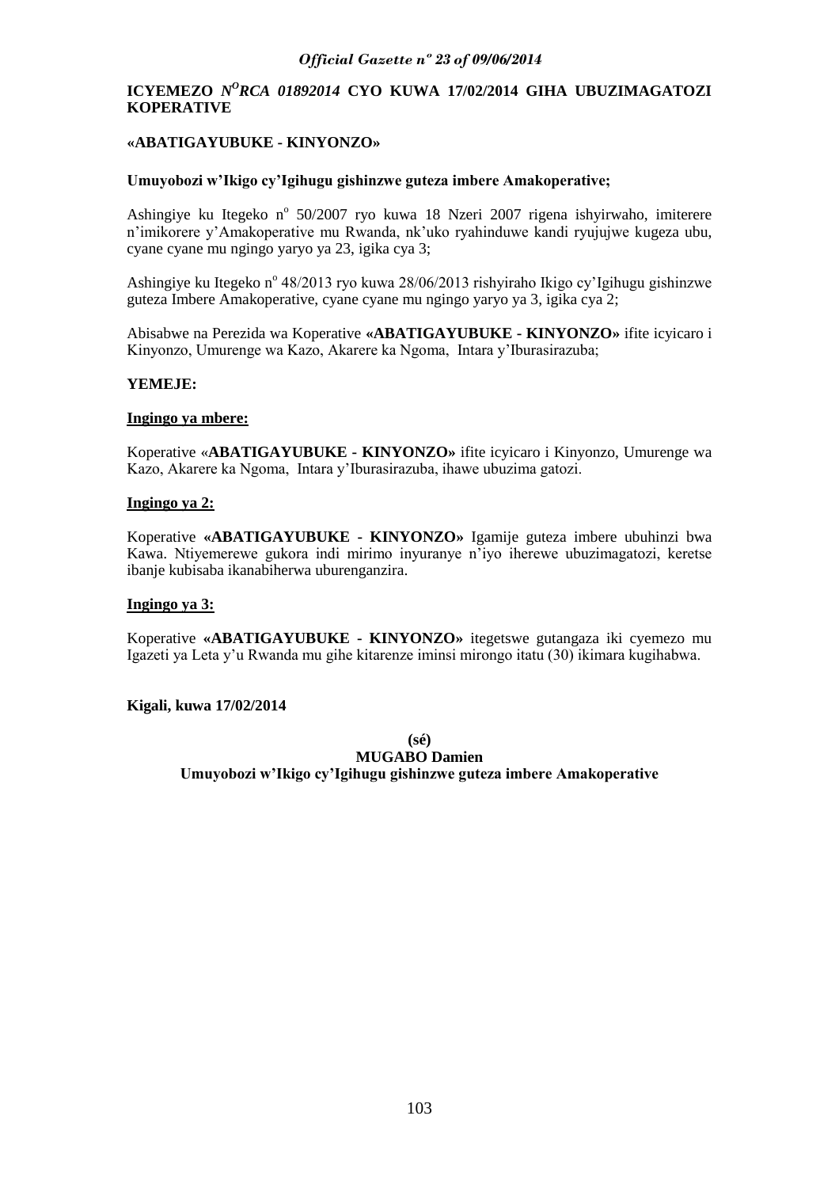**ICYEMEZO *N^O RCA 01892014* CYO KUWA 17/02/2014 GIHA UBUZIMAGATOZI KOPERATIVE**

**«ABATIGAYUBUKE - KINYONZO»**

**Umuyobozi w'Ikigo cy'Igihugu gishinzwe guteza imbere Amakoperative;**

Ashingiye ku Itegeko n° 50/2007 ryo kuwa 18 Nzeri 2007 rigena ishyirwaho, imiterere n'imikorere y'Amakoperative mu Rwanda, nk'uko ryahinduwe kandi ryujujwe kugeza ubu, cyane cyane mu ngingo yaryo ya 23, igika cya 3;

Ashingiye ku Itegeko n° 48/2013 ryo kuwa 28/06/2013 rishyiraho Ikigo cy'Igihugu gishinzwe guteza Imbere Amakoperative, cyane cyane mu ngingo yaryo ya 3, igika cya 2;

Abisabwe na Perezida wa Koperative **«ABATIGAYUBUKE - KINYONZO»** ifite icyicaro i Kinyonzo, Umurenge wa Kazo, Akarere ka Ngoma, Intara y'Iburasirazuba;

**YEMEJE:**

**Ingingo ya mbere:**

Koperative «**ABATIGAYUBUKE - KINYONZO»** ifite icyicaro i Kinyonzo, Umurenge wa Kazo, Akarere ka Ngoma, Intara y'Iburasirazuba, ihawe ubuzima gatozi.

**Ingingo ya 2:**

Koperative **«ABATIGAYUBUKE - KINYONZO»** Igamije guteza imbere ubuhinzi bwa Kawa. Ntiyemerewe gukora indi mirimo inyuranye n'iyo iherewe ubuzimagatozi, keretse ibanje kubisaba ikanabiherwa uburenganzira.

**Ingingo ya 3:**

Koperative **«ABATIGAYUBUKE - KINYONZO»** itegetswe gutangaza iki cyemezo mu Igazeti ya Leta y'u Rwanda mu gihe kitarenze iminsi mirongo itatu (30) ikimara kugihabwa.

**Kigali, kuwa 17/02/2014**

**(sé)**
**MUGABO Damien**
**Umuyobozi w'Ikigo cy'Igihugu gishinzwe guteza imbere Amakoperative**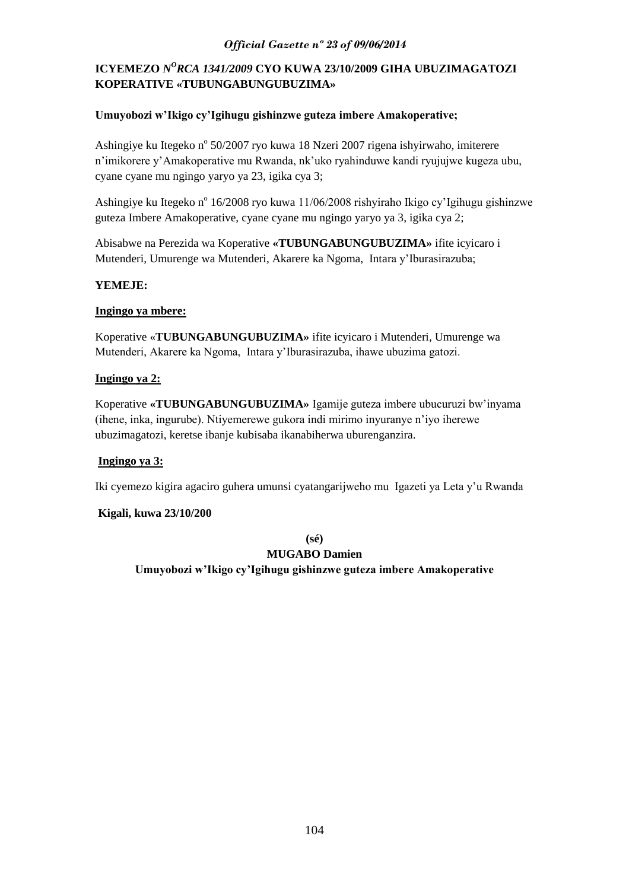**ICYEMEZO** ***N<sup>O</sup>RCA 1341/2009*** **CYO KUWA 23/10/2009 GIHA UBUZIMAGATOZI KOPERATIVE «TUBUNGABUNGUBUZIMA»**

**Umuyobozi w'Ikigo cy'Igihugu gishinzwe guteza imbere Amakoperative;**

Ashingiye ku Itegeko n° 50/2007 ryo kuwa 18 Nzeri 2007 rigena ishyirwaho, imiterere n'imikorere y'Amakoperative mu Rwanda, nk'uko ryahinduwe kandi ryujujwe kugeza ubu, cyane cyane mu ngingo yaryo ya 23, igika cya 3;

Ashingiye ku Itegeko n° 16/2008 ryo kuwa 11/06/2008 rishyiraho Ikigo cy'Igihugu gishinzwe guteza Imbere Amakoperative, cyane cyane mu ngingo yaryo ya 3, igika cya 2;

Abisabwe na Perezida wa Koperative **«TUBUNGABUNGUBUZIMA»** ifite icyicaro i Mutenderi, Umurenge wa Mutenderi, Akarere ka Ngoma, Intara y'Iburasirazuba;

**YEMEJE:**

**Ingingo ya mbere:**

Koperative «**TUBUNGABUNGUBUZIMA»** ifite icyicaro i Mutenderi, Umurenge wa Mutenderi, Akarere ka Ngoma, Intara y'Iburasirazuba, ihawe ubuzima gatozi.

**Ingingo ya 2:**

Koperative **«TUBUNGABUNGUBUZIMA»** Igamije guteza imbere ubucuruzi bw'inyama (ihene, inka, ingurube). Ntiyemerewe gukora indi mirimo inyuranye n'iyo iherewe ubuzimagatozi, keretse ibanje kubisaba ikanabiherwa uburenganzira.

**Ingingo ya 3:**

Iki cyemezo kigira agaciro guhera umunsi cyatangarijweho mu Igazeti ya Leta y'u Rwanda

**Kigali, kuwa 23/10/200**

**(sé)**

**MUGABO Damien**

**Umuyobozi w'Ikigo cy'Igihugu gishinzwe guteza imbere Amakoperative**